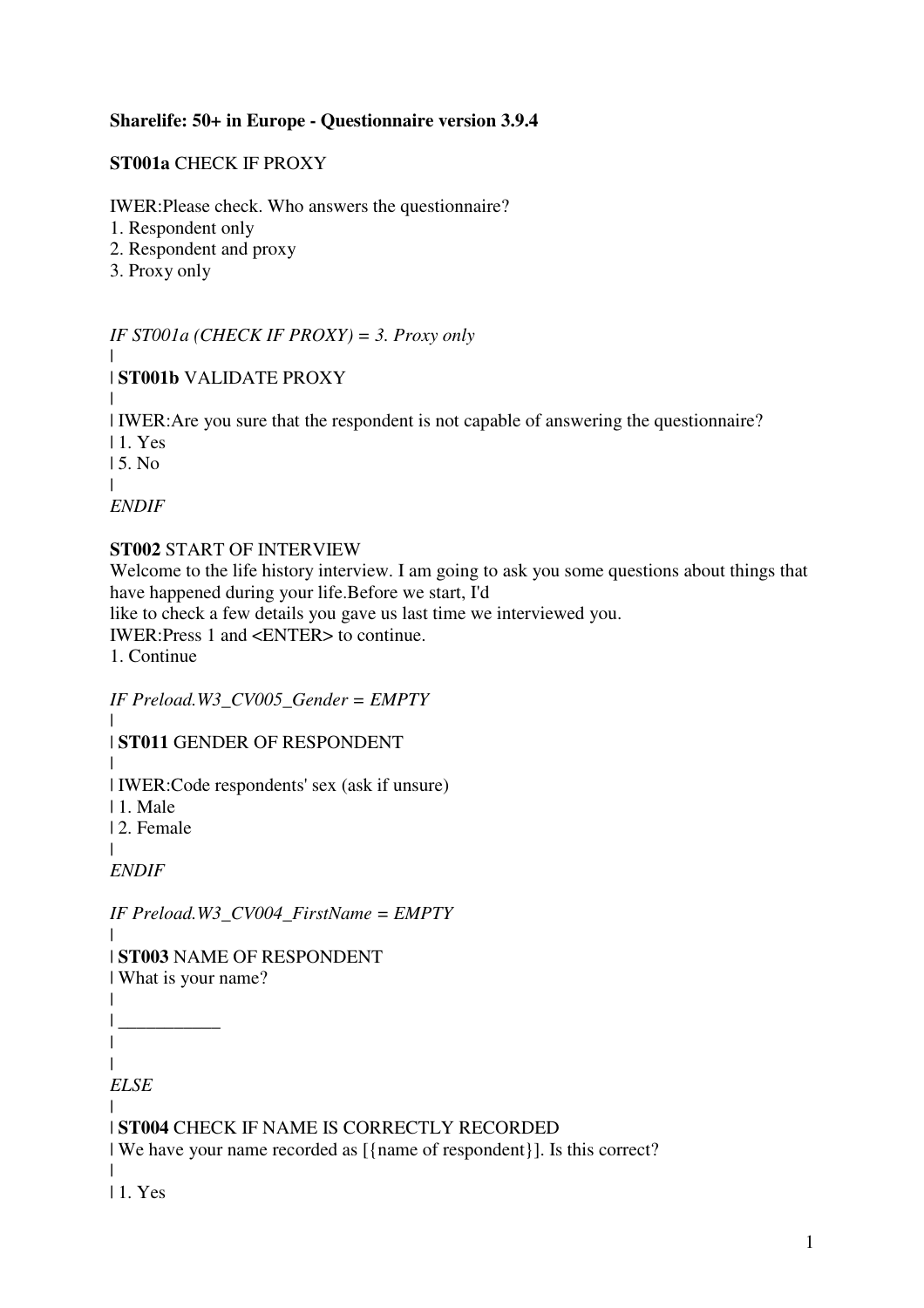**Sharelife: 50+ in Europe - Questionnaire version 3.9.4**

**ST001a** CHECK IF PROXY

IWER:Please check. Who answers the questionnaire?
1. Respondent only
2. Respondent and proxy
3. Proxy only

*IF ST001a (CHECK IF PROXY) = 3. Proxy only*
|
| **ST001b** VALIDATE PROXY
|
| IWER:Are you sure that the respondent is not capable of answering the questionnaire?
| 1. Yes
| 5. No
|
*ENDIF*

**ST002** START OF INTERVIEW
Welcome to the life history interview. I am going to ask you some questions about things that have happened during your life.Before we start, I'd
like to check a few details you gave us last time we interviewed you.
IWER:Press 1 and <ENTER> to continue.
1. Continue

*IF Preload.W3_CV005_Gender = EMPTY*
|
| **ST011** GENDER OF RESPONDENT
|
| IWER:Code respondents' sex (ask if unsure)
| 1. Male
| 2. Female
|
*ENDIF*

*IF Preload.W3_CV004_FirstName = EMPTY*
|
| **ST003** NAME OF RESPONDENT
| What is your name?
|
| ___________
|
|
*ELSE*
|
| **ST004** CHECK IF NAME IS CORRECTLY RECORDED
| We have your name recorded as [{name of respondent}]. Is this correct?
|
| 1. Yes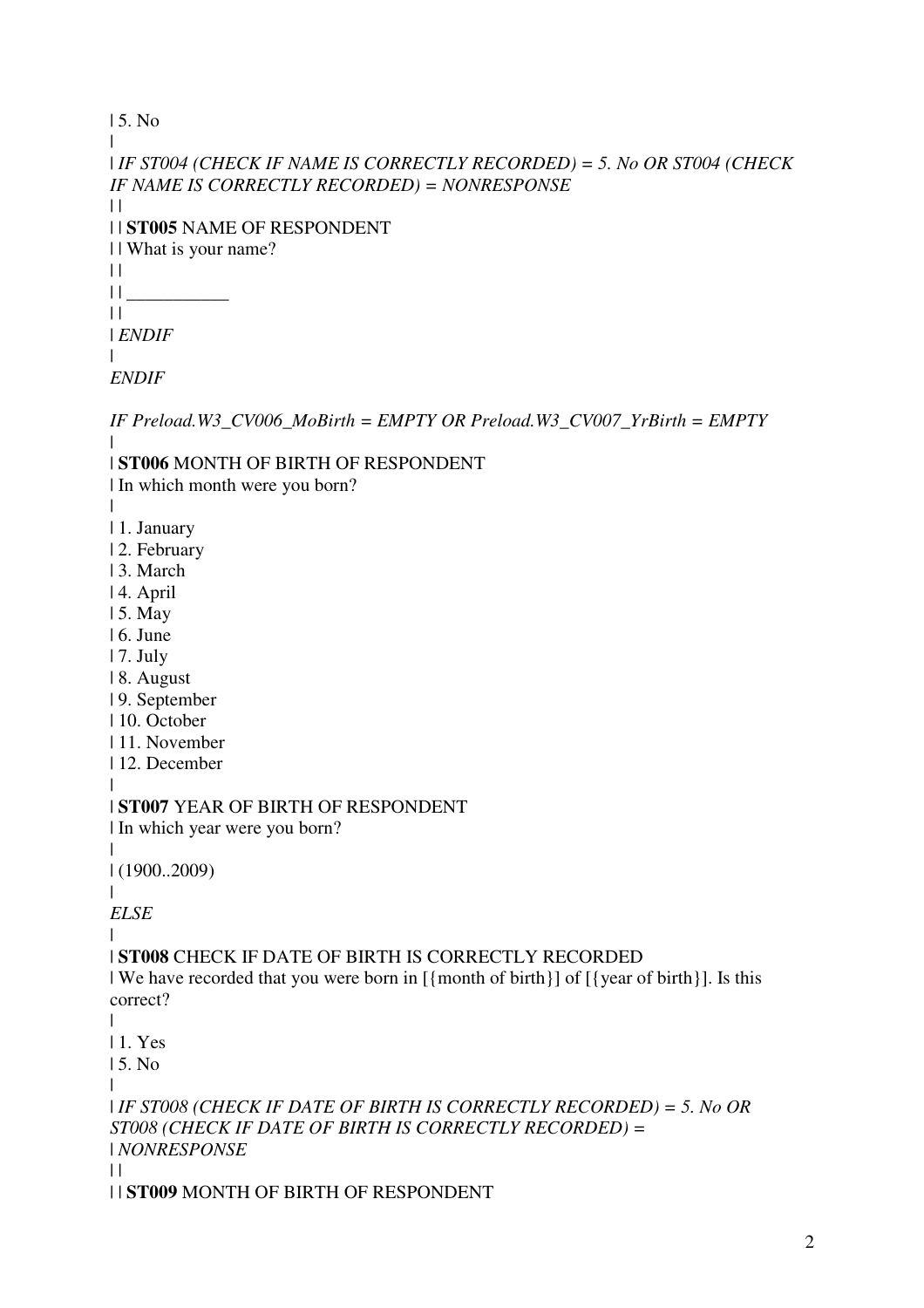| 5. No
|
| *IF ST004 (CHECK IF NAME IS CORRECTLY RECORDED) = 5. No OR ST004 (CHECK IF NAME IS CORRECTLY RECORDED) = NONRESPONSE*
| |
| | **ST005** NAME OF RESPONDENT
| | What is your name?
| |
| | ___________
| |
| *ENDIF*
|
*ENDIF*

*IF Preload.W3_CV006_MoBirth = EMPTY OR Preload.W3_CV007_YrBirth = EMPTY*
|
| **ST006** MONTH OF BIRTH OF RESPONDENT
| In which month were you born?
|
| 1. January
| 2. February
| 3. March
| 4. April
| 5. May
| 6. June
| 7. July
| 8. August
| 9. September
| 10. October
| 11. November
| 12. December
|
| **ST007** YEAR OF BIRTH OF RESPONDENT
| In which year were you born?
|
| (1900..2009)
|
*ELSE*
|
| **ST008** CHECK IF DATE OF BIRTH IS CORRECTLY RECORDED
| We have recorded that you were born in [{month of birth}] of [{year of birth}]. Is this correct?
|
| 1. Yes
| 5. No
|
| *IF ST008 (CHECK IF DATE OF BIRTH IS CORRECTLY RECORDED) = 5. No OR ST008 (CHECK IF DATE OF BIRTH IS CORRECTLY RECORDED) =*
| *NONRESPONSE*
| |
| | **ST009** MONTH OF BIRTH OF RESPONDENT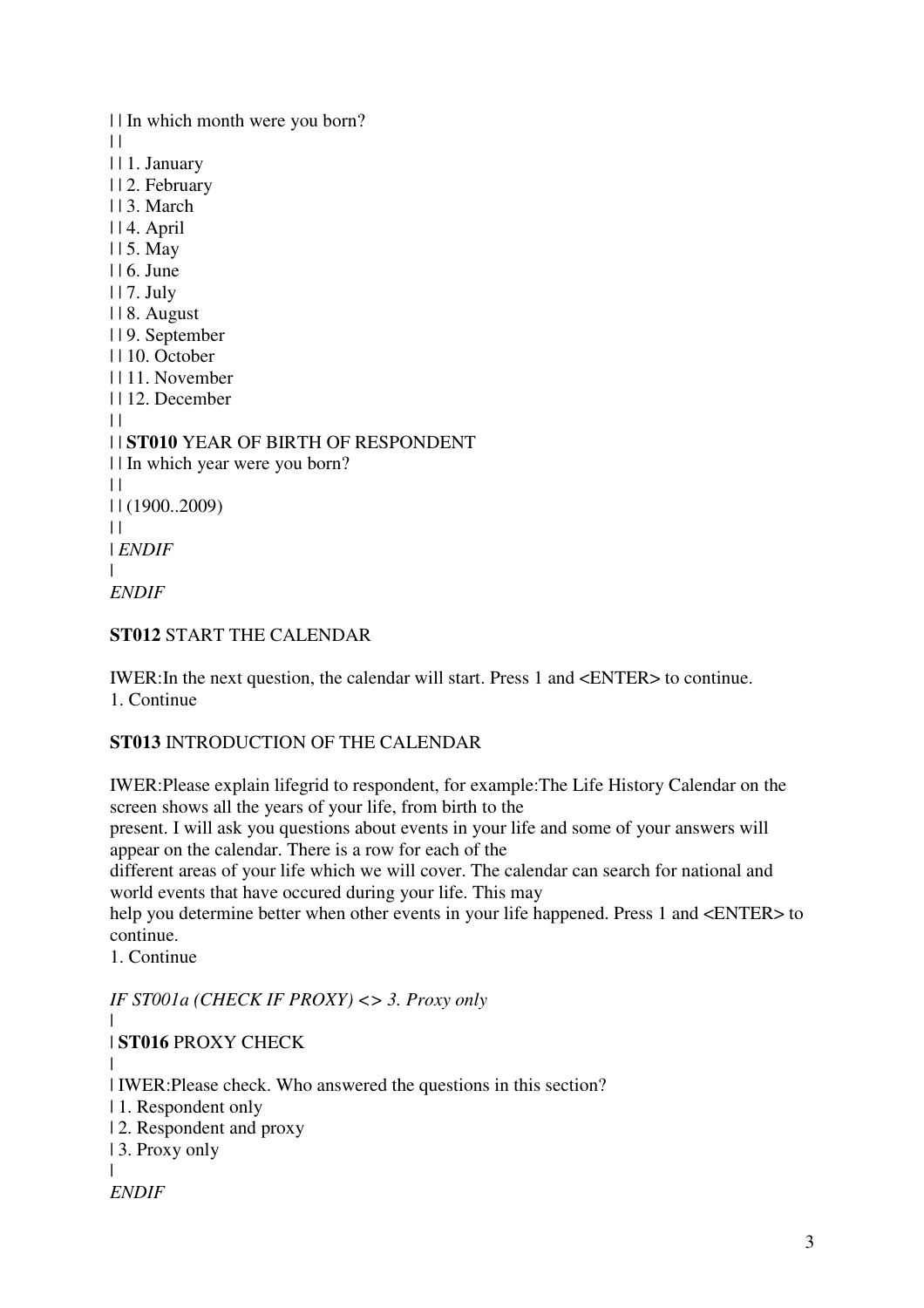| | In which month were you born?
| |
| | 1. January
| | 2. February
| | 3. March
| | 4. April
| | 5. May
| | 6. June
| | 7. July
| | 8. August
| | 9. September
| | 10. October
| | 11. November
| | 12. December
| |
| | **ST010** YEAR OF BIRTH OF RESPONDENT
| | In which year were you born?
| |
| | (1900..2009)
| |
| *ENDIF*
|
*ENDIF*

**ST012** START THE CALENDAR

IWER:In the next question, the calendar will start. Press 1 and <ENTER> to continue.
1. Continue

**ST013** INTRODUCTION OF THE CALENDAR

IWER:Please explain lifegrid to respondent, for example:The Life History Calendar on the screen shows all the years of your life, from birth to the
present. I will ask you questions about events in your life and some of your answers will appear on the calendar. There is a row for each of the
different areas of your life which we will cover. The calendar can search for national and world events that have occured during your life. This may
help you determine better when other events in your life happened. Press 1 and <ENTER> to continue.
1. Continue

*IF ST001a (CHECK IF PROXY) <> 3. Proxy only*
|
| **ST016** PROXY CHECK
|
| IWER:Please check. Who answered the questions in this section?
| 1. Respondent only
| 2. Respondent and proxy
| 3. Proxy only
|
*ENDIF*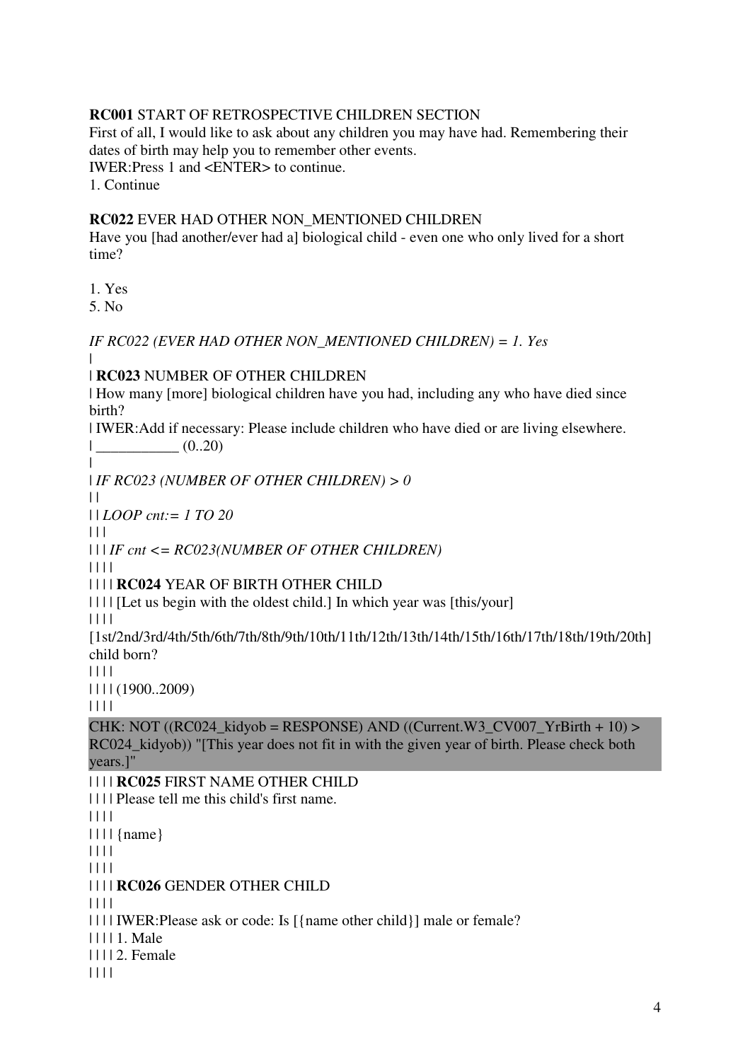**RC001** START OF RETROSPECTIVE CHILDREN SECTION
First of all, I would like to ask about any children you may have had. Remembering their dates of birth may help you to remember other events.
IWER:Press 1 and <ENTER> to continue.
1. Continue

**RC022** EVER HAD OTHER NON_MENTIONED CHILDREN
Have you [had another/ever had a] biological child - even one who only lived for a short time?

1. Yes
5. No

*IF RC022 (EVER HAD OTHER NON_MENTIONED CHILDREN) = 1. Yes*
|
| **RC023** NUMBER OF OTHER CHILDREN
| How many [more] biological children have you had, including any who have died since birth?
| IWER:Add if necessary: Please include children who have died or are living elsewhere.
| ___________ (0..20)
|
| *IF RC023 (NUMBER OF OTHER CHILDREN) > 0*
| |
| | *LOOP cnt:= 1 TO 20*
| | |
| | | *IF cnt <= RC023(NUMBER OF OTHER CHILDREN)*
| | | |
| | | | **RC024** YEAR OF BIRTH OTHER CHILD
| | | | [Let us begin with the oldest child.] In which year was [this/your]
| | | |
[1st/2nd/3rd/4th/5th/6th/7th/8th/9th/10th/11th/12th/13th/14th/15th/16th/17th/18th/19th/20th] child born?
| | | |
| | | | (1900..2009)
| | | |

CHK: NOT ((RC024_kidyob = RESPONSE) AND ((Current.W3_CV007_YrBirth + 10) > RC024_kidyob)) "[This year does not fit in with the given year of birth. Please check both years.]"

| | | | **RC025** FIRST NAME OTHER CHILD
| | | | Please tell me this child's first name.
| | | |
| | | | {name}
| | | |
| | | |
| | | | **RC026** GENDER OTHER CHILD
| | | |
| | | | IWER:Please ask or code: Is [{name other child}] male or female?
| | | | 1. Male
| | | | 2. Female
| | | |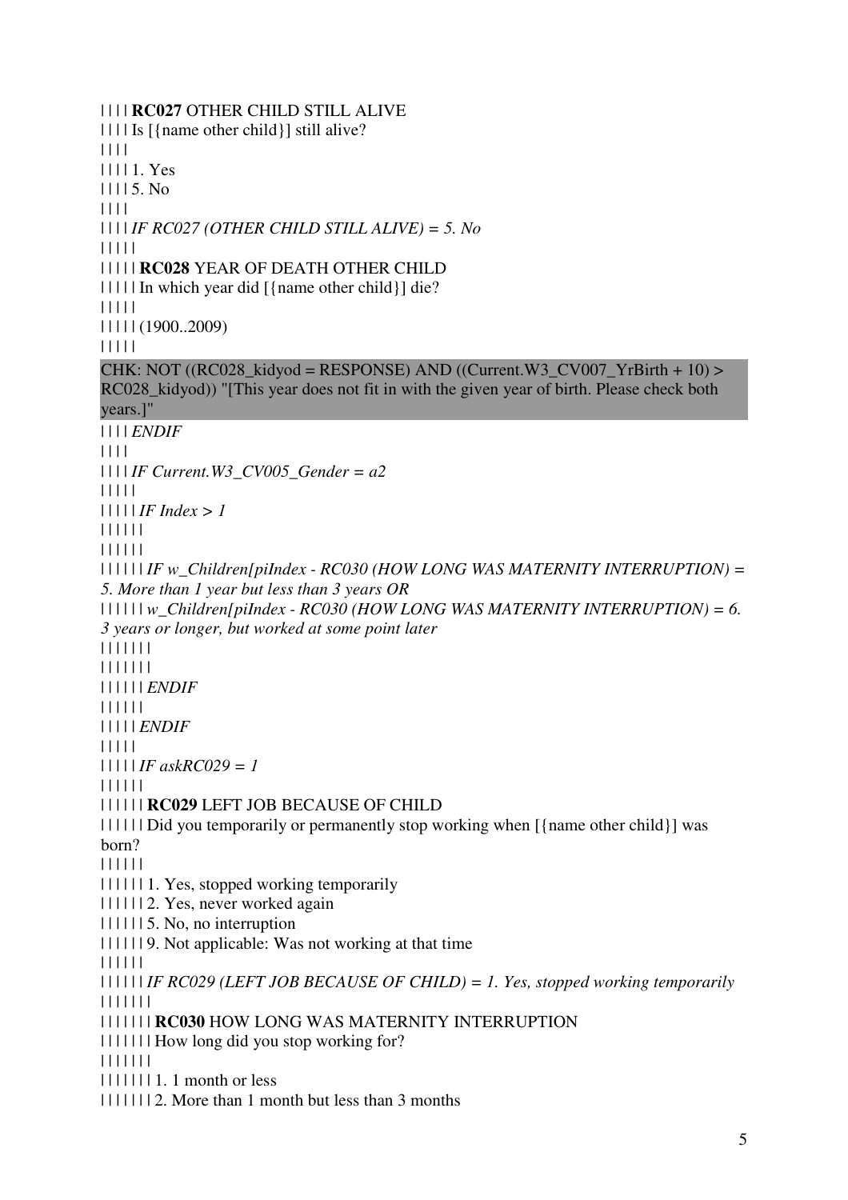| | | | **RC027** OTHER CHILD STILL ALIVE
| | | | Is [{name other child}] still alive?
| | | |
| | | | 1. Yes
| | | | 5. No
| | | |
| | | | *IF RC027 (OTHER CHILD STILL ALIVE) = 5. No*
| | | | |
| | | | | **RC028** YEAR OF DEATH OTHER CHILD
| | | | | In which year did [{name other child}] die?
| | | | |
| | | | | (1900..2009)
| | | | |

CHK: NOT ((RC028_kidyod = RESPONSE) AND ((Current.W3_CV007_YrBirth + 10) > RC028_kidyod)) "[This year does not fit in with the given year of birth. Please check both years.]"

| | | | *ENDIF*
| | | |
| | | | *IF Current.W3_CV005_Gender = a2*
| | | | |
| | | | | *IF Index > 1*
| | | | | |
| | | | | |
| | | | | | *IF w_Children[piIndex - RC030 (HOW LONG WAS MATERNITY INTERRUPTION) = 5. More than 1 year but less than 3 years OR*
| | | | | | *w_Children[piIndex - RC030 (HOW LONG WAS MATERNITY INTERRUPTION) = 6. 3 years or longer, but worked at some point later*
| | | | | | |
| | | | | | |
| | | | | | *ENDIF*
| | | | | |
| | | | | *ENDIF*
| | | | |
| | | | | *IF askRC029 = 1*
| | | | | |
| | | | | | **RC029** LEFT JOB BECAUSE OF CHILD
| | | | | | Did you temporarily or permanently stop working when [{name other child}] was born?
| | | | | |
| | | | | | 1. Yes, stopped working temporarily
| | | | | | 2. Yes, never worked again
| | | | | | 5. No, no interruption
| | | | | | 9. Not applicable: Was not working at that time
| | | | | |
| | | | | | *IF RC029 (LEFT JOB BECAUSE OF CHILD) = 1. Yes, stopped working temporarily*
| | | | | | |
| | | | | | | **RC030** HOW LONG WAS MATERNITY INTERRUPTION
| | | | | | | How long did you stop working for?
| | | | | | |
| | | | | | | 1. 1 month or less
| | | | | | | 2. More than 1 month but less than 3 months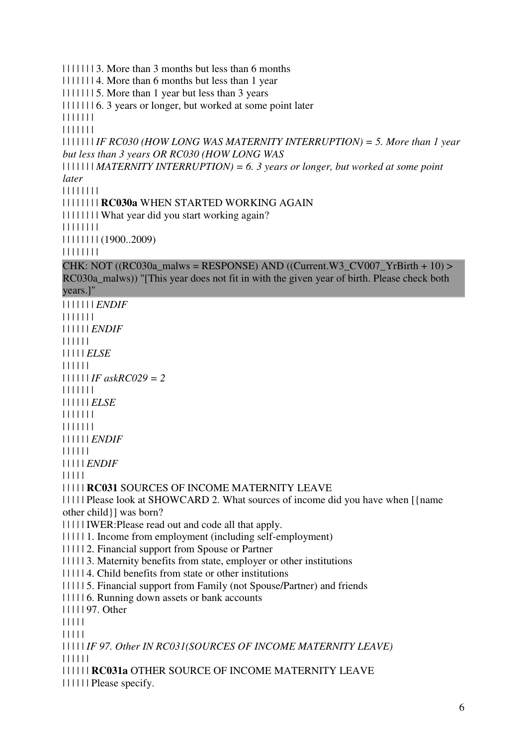| | | | | | | 3. More than 3 months but less than 6 months
| | | | | | | 4. More than 6 months but less than 1 year
| | | | | | | 5. More than 1 year but less than 3 years
| | | | | | | 6. 3 years or longer, but worked at some point later
| | | | | | |
| | | | | | |
| | | | | | | *IF RC030 (HOW LONG WAS MATERNITY INTERRUPTION) = 5. More than 1 year but less than 3 years OR RC030 (HOW LONG WAS*
| | | | | | | *MATERNITY INTERRUPTION) = 6. 3 years or longer, but worked at some point later*
| | | | | | | |
| | | | | | | | **RC030a** WHEN STARTED WORKING AGAIN
| | | | | | | | What year did you start working again?
| | | | | | | |
| | | | | | | | (1900..2009)
| | | | | | | |

CHK: NOT ((RC030a_malws = RESPONSE) AND ((Current.W3_CV007_YrBirth + 10) > RC030a_malws)) "[This year does not fit in with the given year of birth. Please check both years.]"

| | | | | | | *ENDIF*
| | | | | | |
| | | | | | *ENDIF*
| | | | | |
| | | | | *ELSE*
| | | | | |
| | | | | | *IF askRC029 = 2*
| | | | | | |
| | | | | | *ELSE*
| | | | | | |
| | | | | | |
| | | | | | *ENDIF*
| | | | | |
| | | | | *ENDIF*
| | | | |
| | | | | **RC031** SOURCES OF INCOME MATERNITY LEAVE
| | | | | Please look at SHOWCARD 2. What sources of income did you have when [{name other child}] was born?
| | | | | IWER:Please read out and code all that apply.
| | | | | 1. Income from employment (including self-employment)
| | | | | 2. Financial support from Spouse or Partner
| | | | | 3. Maternity benefits from state, employer or other institutions
| | | | | 4. Child benefits from state or other institutions
| | | | | 5. Financial support from Family (not Spouse/Partner) and friends
| | | | | 6. Running down assets or bank accounts
| | | | | 97. Other
| | | | |
| | | | |
| | | | | *IF 97. Other IN RC031(SOURCES OF INCOME MATERNITY LEAVE)*
| | | | | |
| | | | | | **RC031a** OTHER SOURCE OF INCOME MATERNITY LEAVE
| | | | | | Please specify.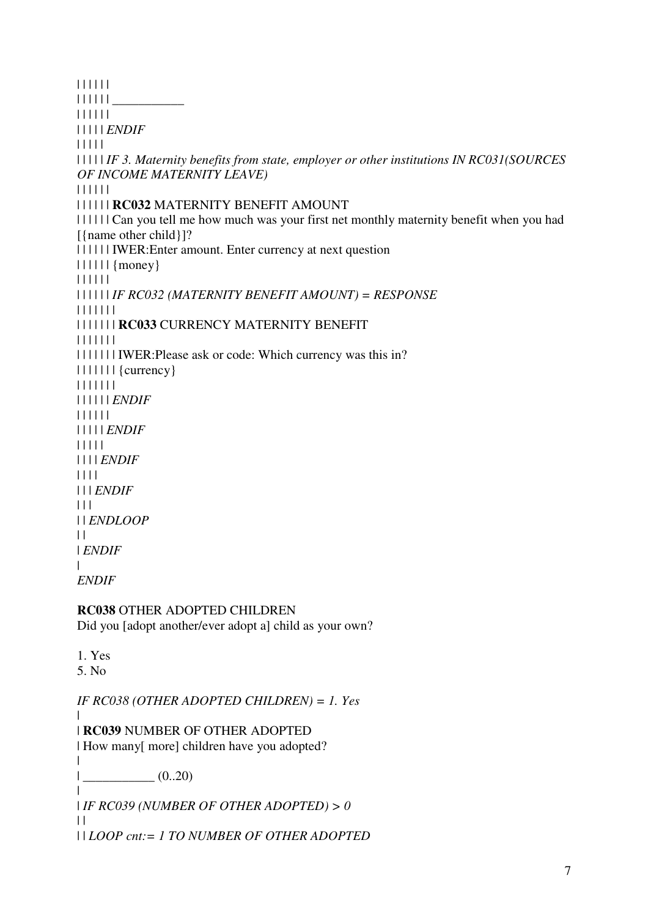| | | | | |
| | | | | | ___________
| | | | | |
| | | | | *ENDIF*
| | | | |
| | | | | *IF 3. Maternity benefits from state, employer or other institutions IN RC031(SOURCES OF INCOME MATERNITY LEAVE)*
| | | | | |
| | | | | | **RC032** MATERNITY BENEFIT AMOUNT
| | | | | | Can you tell me how much was your first net monthly maternity benefit when you had [{name other child}]?
| | | | | | IWER:Enter amount. Enter currency at next question
| | | | | | {money}
| | | | | |
| | | | | | *IF RC032 (MATERNITY BENEFIT AMOUNT) = RESPONSE*
| | | | | | |
| | | | | | | **RC033** CURRENCY MATERNITY BENEFIT
| | | | | | |
| | | | | | | IWER:Please ask or code: Which currency was this in?
| | | | | | | {currency}
| | | | | | |
| | | | | | *ENDIF*
| | | | | |
| | | | | *ENDIF*
| | | | |
| | | | *ENDIF*
| | | |
| | | *ENDIF*
| | |
| | *ENDLOOP*
| |
| *ENDIF*
|
*ENDIF*

**RC038** OTHER ADOPTED CHILDREN
Did you [adopt another/ever adopt a] child as your own?

1. Yes
5. No

*IF RC038 (OTHER ADOPTED CHILDREN) = 1. Yes*
|
| **RC039** NUMBER OF OTHER ADOPTED
| How many[ more] children have you adopted?
|
| ___________ (0..20)
|
| *IF RC039 (NUMBER OF OTHER ADOPTED) > 0*
| |
| | *LOOP cnt:= 1 TO NUMBER OF OTHER ADOPTED*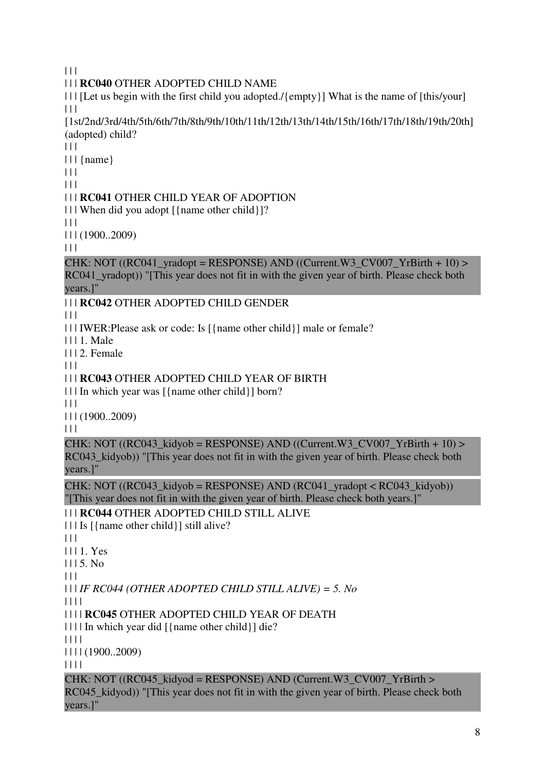| | |

| | | **RC040** OTHER ADOPTED CHILD NAME

| | | [Let us begin with the first child you adopted./{empty}] What is the name of [this/your]

| | |

[1st/2nd/3rd/4th/5th/6th/7th/8th/9th/10th/11th/12th/13th/14th/15th/16th/17th/18th/19th/20th] (adopted) child?

| | |

| | | {name}

| | |

| | |

| | | **RC041** OTHER CHILD YEAR OF ADOPTION

| | | When did you adopt [{name other child}]?

| | |

| | | (1900..2009)

| | |

CHK: NOT ((RC041_yradopt = RESPONSE) AND ((Current.W3_CV007_YrBirth + 10) > RC041_yradopt)) "[This year does not fit in with the given year of birth. Please check both years.]"

| | | **RC042** OTHER ADOPTED CHILD GENDER

| | |

| | | IWER:Please ask or code: Is [{name other child}] male or female?

| | | 1. Male

| | | 2. Female

| | |

| | | **RC043** OTHER ADOPTED CHILD YEAR OF BIRTH

| | | In which year was [{name other child}] born?

| | |

| | | (1900..2009)

| | |

CHK: NOT ((RC043_kidyob = RESPONSE) AND ((Current.W3_CV007_YrBirth + 10) > RC043_kidyob)) "[This year does not fit in with the given year of birth. Please check both years.]"

CHK: NOT ((RC043_kidyob = RESPONSE) AND (RC041_yradopt < RC043_kidyob)) "[This year does not fit in with the given year of birth. Please check both years.]"

| | | **RC044** OTHER ADOPTED CHILD STILL ALIVE

| | | Is [{name other child}] still alive?

| | |

| | | 1. Yes

| | | 5. No

| | |

| | | *IF RC044 (OTHER ADOPTED CHILD STILL ALIVE) = 5. No*

| | | |

| | | | **RC045** OTHER ADOPTED CHILD YEAR OF DEATH

| | | | In which year did [{name other child}] die?

| | | |

| | | | (1900..2009)

| | | |

CHK: NOT ((RC045_kidyod = RESPONSE) AND (Current.W3_CV007_YrBirth > RC045_kidyod)) "[This year does not fit in with the given year of birth. Please check both years.]"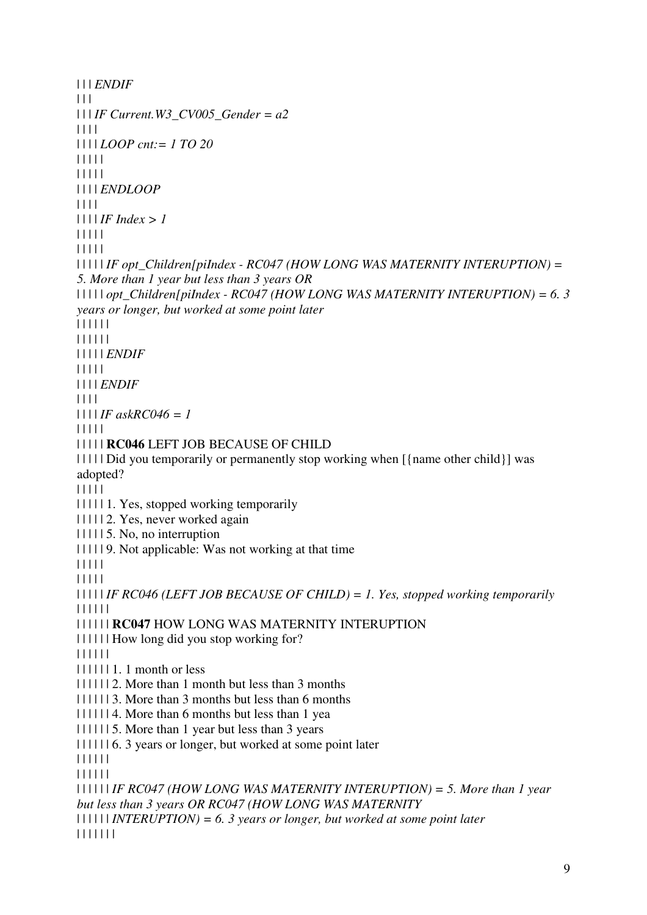| | | *ENDIF*
| | |
| | | *IF Current.W3_CV005_Gender = a2*
| | | |
| | | | *LOOP cnt:= 1 TO 20*
| | | | |
| | | | |
| | | | *ENDLOOP*
| | | |
| | | | *IF Index > 1*
| | | | |
| | | | |
| | | | | *IF opt_Children[piIndex - RC047 (HOW LONG WAS MATERNITY INTERUPTION) = 5. More than 1 year but less than 3 years OR*
| | | | | *opt_Children[piIndex - RC047 (HOW LONG WAS MATERNITY INTERUPTION) = 6. 3 years or longer, but worked at some point later*
| | | | | |
| | | | | |
| | | | | *ENDIF*
| | | | |
| | | | *ENDIF*
| | | |
| | | | *IF askRC046 = 1*
| | | | |
| | | | | **RC046** LEFT JOB BECAUSE OF CHILD
| | | | | Did you temporarily or permanently stop working when [{name other child}] was adopted?
| | | | |
| | | | | 1. Yes, stopped working temporarily
| | | | | 2. Yes, never worked again
| | | | | 5. No, no interruption
| | | | | 9. Not applicable: Was not working at that time
| | | | |
| | | | |
| | | | | *IF RC046 (LEFT JOB BECAUSE OF CHILD) = 1. Yes, stopped working temporarily*
| | | | | |
| | | | | | **RC047** HOW LONG WAS MATERNITY INTERUPTION
| | | | | | How long did you stop working for?
| | | | | |
| | | | | | 1. 1 month or less
| | | | | | 2. More than 1 month but less than 3 months
| | | | | | 3. More than 3 months but less than 6 months
| | | | | | 4. More than 6 months but less than 1 yea
| | | | | | 5. More than 1 year but less than 3 years
| | | | | | 6. 3 years or longer, but worked at some point later
| | | | | |
| | | | | |
| | | | | | *IF RC047 (HOW LONG WAS MATERNITY INTERUPTION) = 5. More than 1 year but less than 3 years OR RC047 (HOW LONG WAS MATERNITY*
| | | | | | *INTERUPTION) = 6. 3 years or longer, but worked at some point later*
| | | | | | |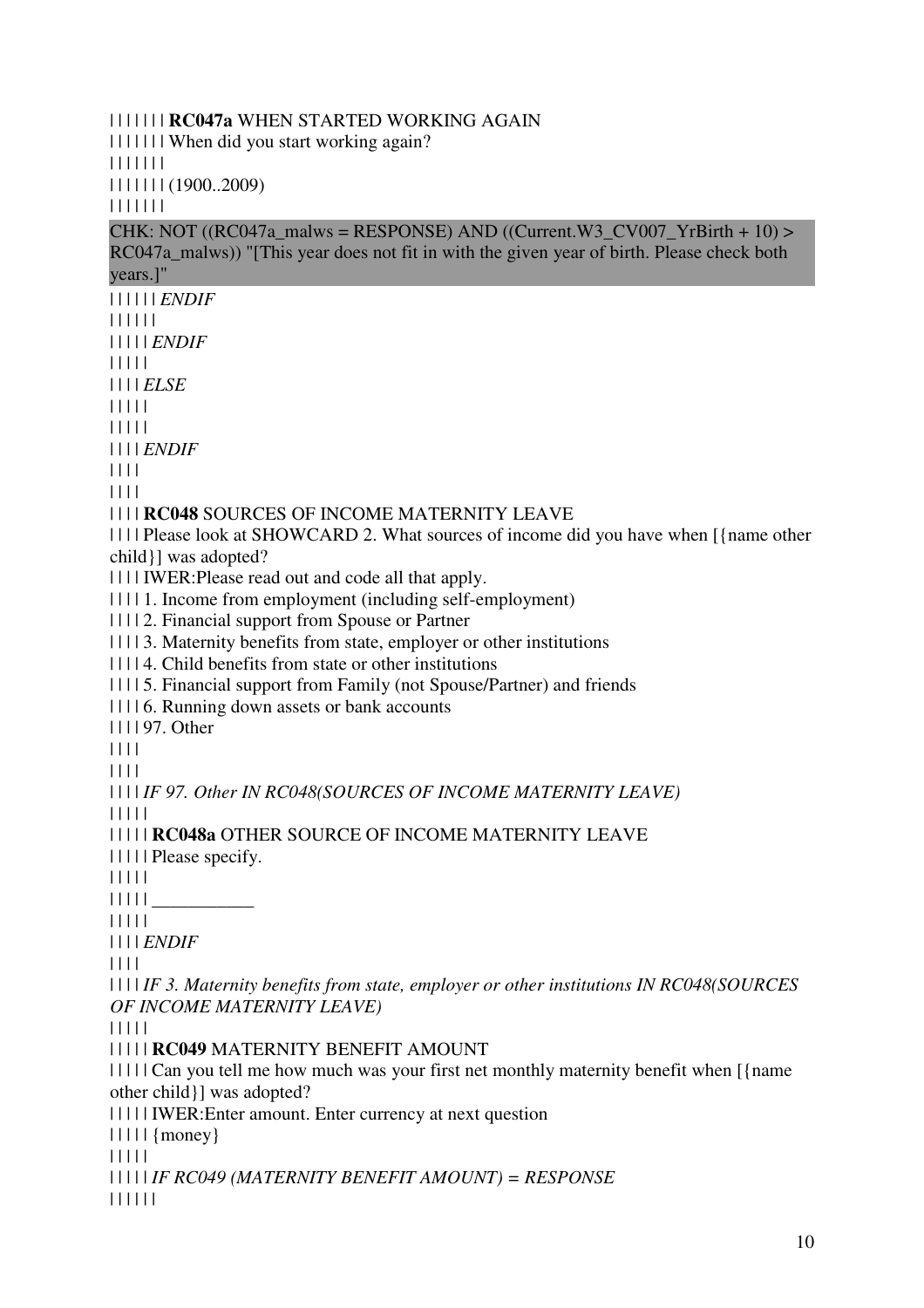| | | | | | **RC047a** WHEN STARTED WORKING AGAIN
| | | | | | When did you start working again?
| | | | | |
| | | | | | (1900..2009)
| | | | | |

CHK: NOT ((RC047a_malws = RESPONSE) AND ((Current.W3_CV007_YrBirth + 10) > RC047a_malws)) "[This year does not fit in with the given year of birth. Please check both years.]"

| | | | | *ENDIF*
| | | | |
| | | | *ENDIF*
| | | |
| | | *ELSE*
| | | |
| | | |
| | | *ENDIF*
| | |
| | |
| | | **RC048** SOURCES OF INCOME MATERNITY LEAVE
| | | Please look at SHOWCARD 2. What sources of income did you have when [{name other child}] was adopted?
| | | IWER:Please read out and code all that apply.
| | | 1. Income from employment (including self-employment)
| | | 2. Financial support from Spouse or Partner
| | | 3. Maternity benefits from state, employer or other institutions
| | | 4. Child benefits from state or other institutions
| | | 5. Financial support from Family (not Spouse/Partner) and friends
| | | 6. Running down assets or bank accounts
| | | 97. Other
| | |
| | |
| | | *IF 97. Other IN RC048(SOURCES OF INCOME MATERNITY LEAVE)*
| | | |
| | | | **RC048a** OTHER SOURCE OF INCOME MATERNITY LEAVE
| | | | Please specify.
| | | |
| | | | ___________
| | | |
| | | *ENDIF*
| | |
| | | *IF 3. Maternity benefits from state, employer or other institutions IN RC048(SOURCES OF INCOME MATERNITY LEAVE)*
| | | |
| | | | **RC049** MATERNITY BENEFIT AMOUNT
| | | | Can you tell me how much was your first net monthly maternity benefit when [{name other child}] was adopted?
| | | | IWER:Enter amount. Enter currency at next question
| | | | {money}
| | | |
| | | | *IF RC049 (MATERNITY BENEFIT AMOUNT) = RESPONSE*
| | | | |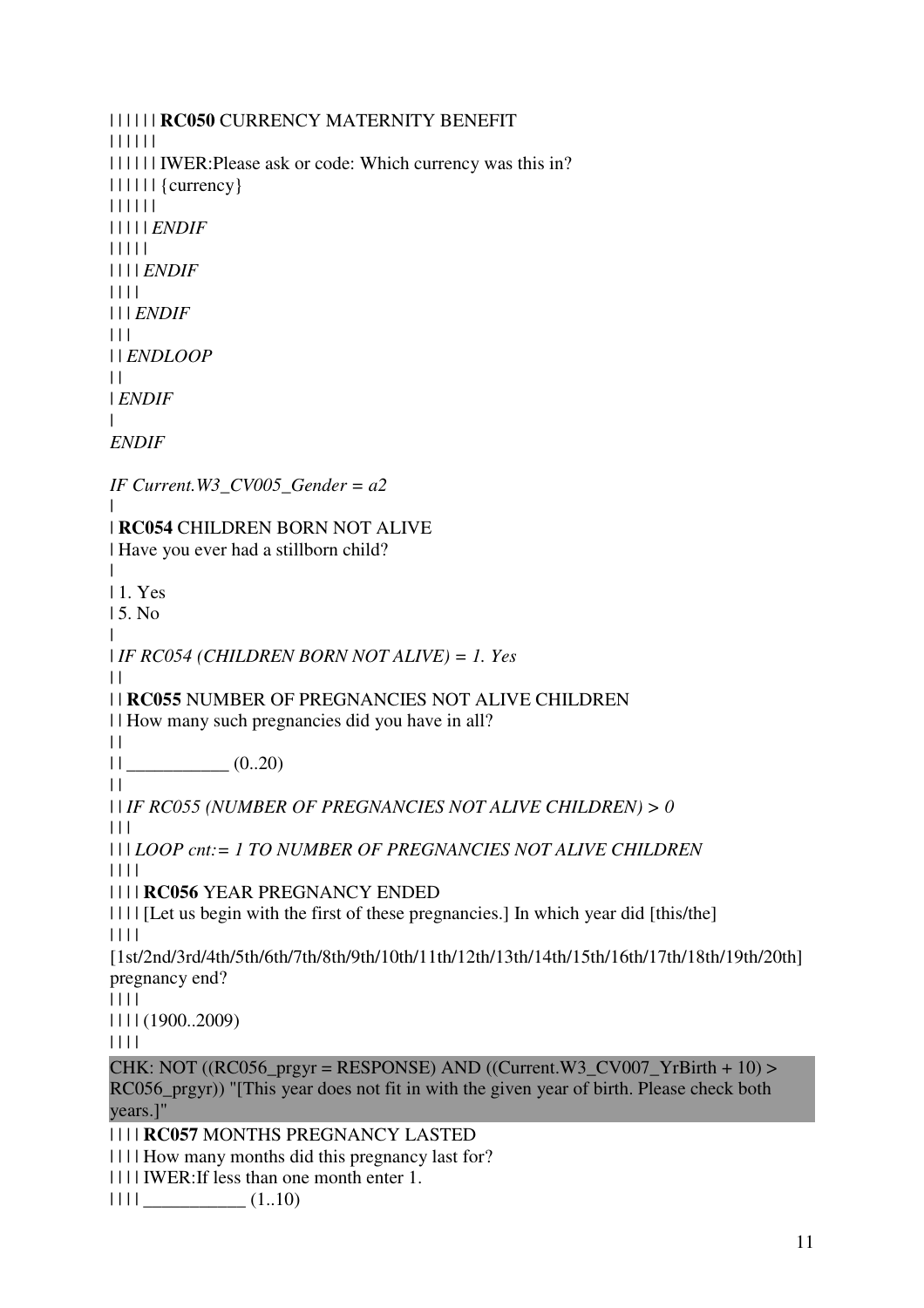| | | | | | **RC050** CURRENCY MATERNITY BENEFIT
| | | | | |
| | | | | | IWER:Please ask or code: Which currency was this in?
| | | | | | {currency}
| | | | | |
| | | | | *ENDIF*
| | | | |
| | | | *ENDIF*
| | | |
| | | *ENDIF*
| | |
| | *ENDLOOP*
| |
| *ENDIF*
|
*ENDIF*

*IF Current.W3_CV005_Gender = a2*
|
| **RC054** CHILDREN BORN NOT ALIVE
| Have you ever had a stillborn child?
|
| 1. Yes
| 5. No
|
| *IF RC054 (CHILDREN BORN NOT ALIVE) = 1. Yes*
| |
| | **RC055** NUMBER OF PREGNANCIES NOT ALIVE CHILDREN
| | How many such pregnancies did you have in all?
| |
| | ___________ (0..20)
| |
| | *IF RC055 (NUMBER OF PREGNANCIES NOT ALIVE CHILDREN) > 0*
| | |
| | | *LOOP cnt:= 1 TO NUMBER OF PREGNANCIES NOT ALIVE CHILDREN*
| | | |
| | | | **RC056** YEAR PREGNANCY ENDED
| | | | [Let us begin with the first of these pregnancies.] In which year did [this/the]
| | | |
[1st/2nd/3rd/4th/5th/6th/7th/8th/9th/10th/11th/12th/13th/14th/15th/16th/17th/18th/19th/20th] pregnancy end?
| | | |
| | | | (1900..2009)
| | | |

CHK: NOT ((RC056_prgyr = RESPONSE) AND ((Current.W3_CV007_YrBirth + 10) > RC056_prgyr)) "[This year does not fit in with the given year of birth. Please check both years.]"

| | | | **RC057** MONTHS PREGNANCY LASTED
| | | | How many months did this pregnancy last for?
| | | | IWER:If less than one month enter 1.
| | | | ___________ (1..10)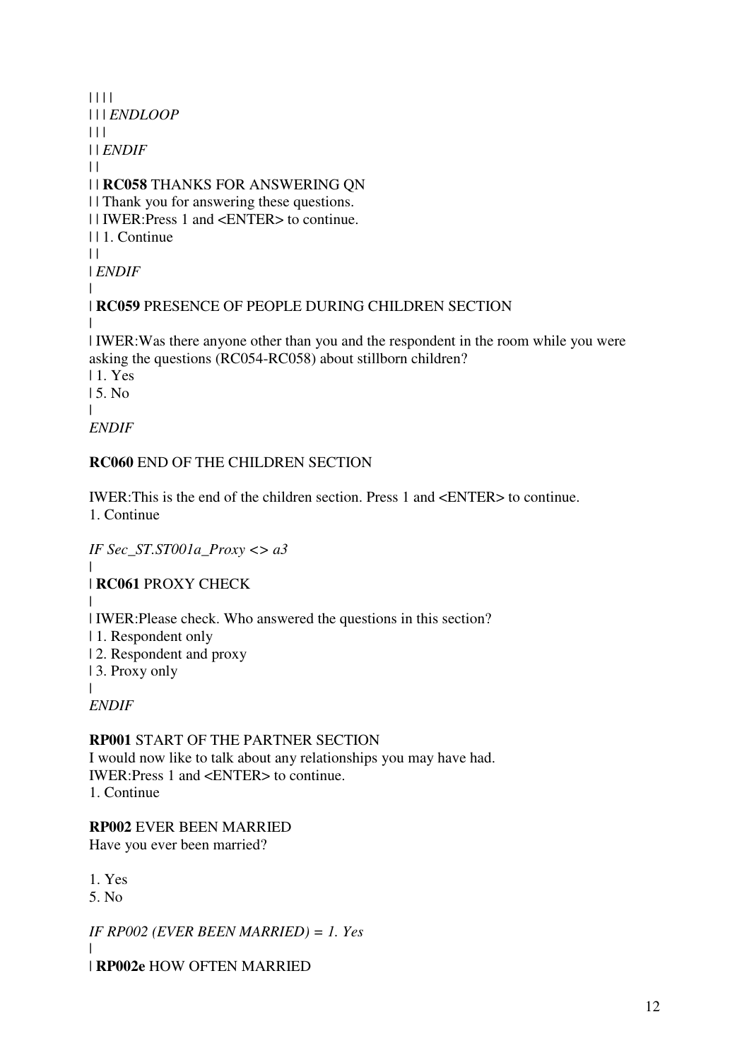| | | |
| | | *ENDLOOP*
| | |
| | *ENDIF*
| |
| | **RC058** THANKS FOR ANSWERING QN
| | Thank you for answering these questions.
| | IWER:Press 1 and <ENTER> to continue.
| | 1. Continue
| |
| *ENDIF*
|
| **RC059** PRESENCE OF PEOPLE DURING CHILDREN SECTION
|
| IWER:Was there anyone other than you and the respondent in the room while you were asking the questions (RC054-RC058) about stillborn children?
| 1. Yes
| 5. No
|
*ENDIF*

**RC060** END OF THE CHILDREN SECTION

IWER:This is the end of the children section. Press 1 and <ENTER> to continue.
1. Continue

*IF Sec_ST.ST001a_Proxy <> a3*
|
| **RC061** PROXY CHECK
|
| IWER:Please check. Who answered the questions in this section?
| 1. Respondent only
| 2. Respondent and proxy
| 3. Proxy only
|
*ENDIF*

**RP001** START OF THE PARTNER SECTION
I would now like to talk about any relationships you may have had.
IWER:Press 1 and <ENTER> to continue.
1. Continue

**RP002** EVER BEEN MARRIED
Have you ever been married?

1. Yes
5. No

*IF RP002 (EVER BEEN MARRIED) = 1. Yes*
|
| **RP002e** HOW OFTEN MARRIED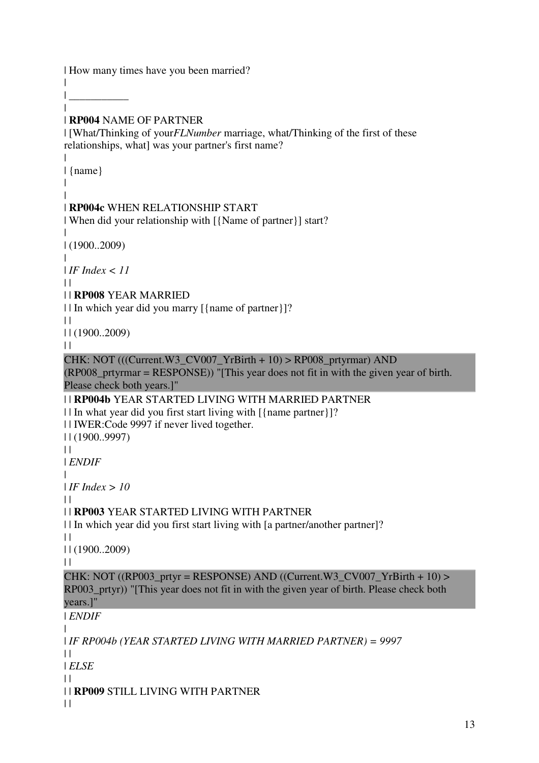| How many times have you been married?
|
| ___________
|
| **RP004** NAME OF PARTNER
| [What/Thinking of your*FLNumber* marriage, what/Thinking of the first of these relationships, what] was your partner's first name?
|
| {name}
|
|
| **RP004c** WHEN RELATIONSHIP START
| When did your relationship with [{Name of partner}] start?
|
| (1900..2009)
|
| *IF Index < 11*
| |
| | **RP008** YEAR MARRIED
| | In which year did you marry [{name of partner}]?
| |
| | (1900..2009)
| |

CHK: NOT (((Current.W3_CV007_YrBirth + 10) > RP008_prtyrmar) AND (RP008_prtyrmar = RESPONSE)) "[This year does not fit in with the given year of birth. Please check both years.]"

| | **RP004b** YEAR STARTED LIVING WITH MARRIED PARTNER
| | In what year did you first start living with [{name partner}]?
| | IWER:Code 9997 if never lived together.
| | (1900..9997)
| |
| *ENDIF*
|
| *IF Index > 10*
| |
| | **RP003** YEAR STARTED LIVING WITH PARTNER
| | In which year did you first start living with [a partner/another partner]?
| |
| | (1900..2009)
| |

CHK: NOT ((RP003_prtyr = RESPONSE) AND ((Current.W3_CV007_YrBirth + 10) > RP003_prtyr)) "[This year does not fit in with the given year of birth. Please check both years.]"

| *ENDIF*
|
| *IF RP004b (YEAR STARTED LIVING WITH MARRIED PARTNER) = 9997*
| |
| *ELSE*
| |
| | **RP009** STILL LIVING WITH PARTNER
| |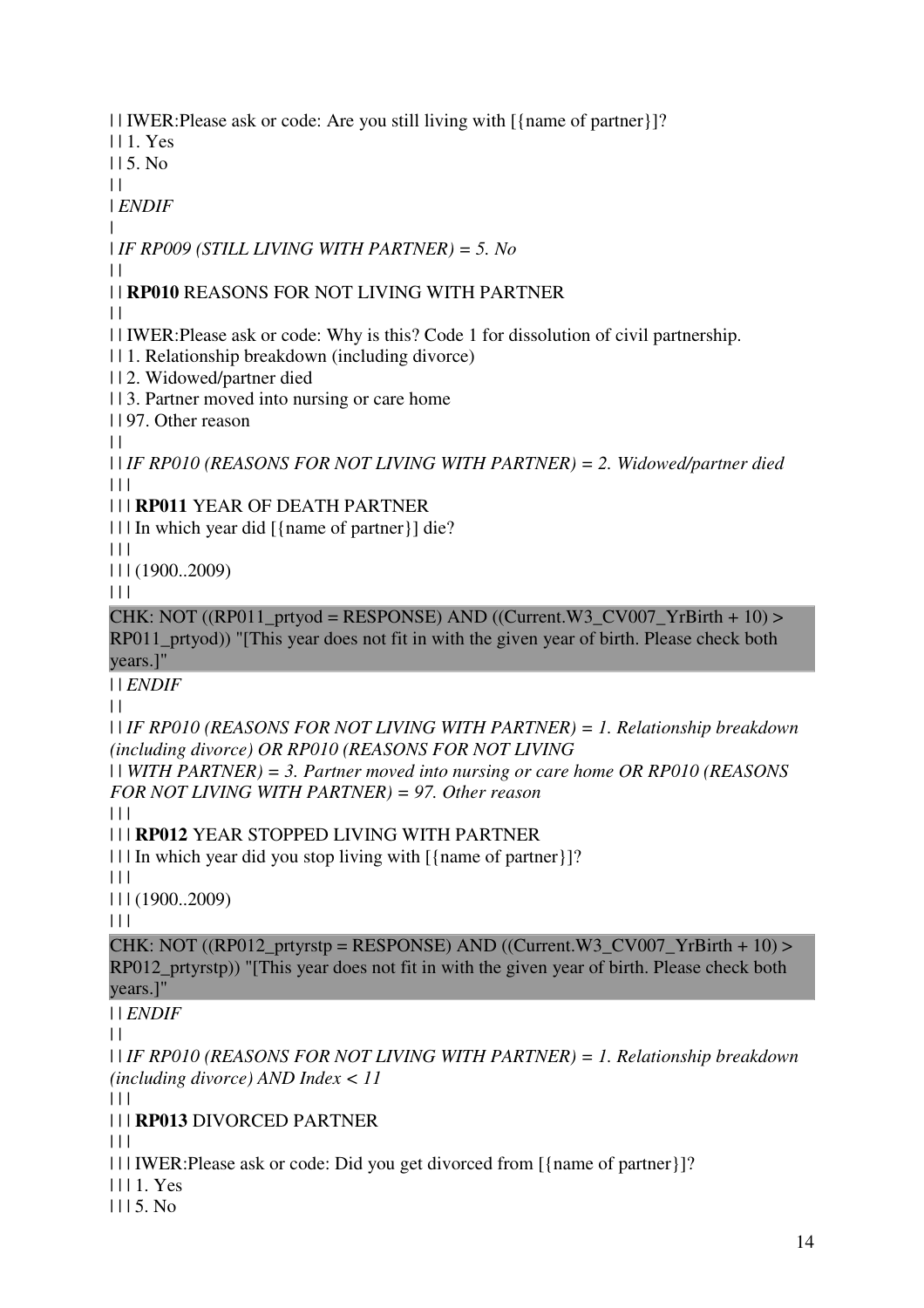| | IWER:Please ask or code: Are you still living with [{name of partner}]?
| | 1. Yes
| | 5. No
| |
| *ENDIF*
|
| *IF RP009 (STILL LIVING WITH PARTNER) = 5. No*
| |
| | **RP010** REASONS FOR NOT LIVING WITH PARTNER
| |
| | IWER:Please ask or code: Why is this? Code 1 for dissolution of civil partnership.
| | 1. Relationship breakdown (including divorce)
| | 2. Widowed/partner died
| | 3. Partner moved into nursing or care home
| | 97. Other reason
| |
| | *IF RP010 (REASONS FOR NOT LIVING WITH PARTNER) = 2. Widowed/partner died*
| | |
| | | **RP011** YEAR OF DEATH PARTNER
| | | In which year did [{name of partner}] die?
| | |
| | | (1900..2009)
| | |

CHK: NOT ((RP011_prtyod = RESPONSE) AND ((Current.W3_CV007_YrBirth + 10) > RP011_prtyod)) "[This year does not fit in with the given year of birth. Please check both years.]"

| | *ENDIF*
| |
| | *IF RP010 (REASONS FOR NOT LIVING WITH PARTNER) = 1. Relationship breakdown (including divorce) OR RP010 (REASONS FOR NOT LIVING*
| | *WITH PARTNER) = 3. Partner moved into nursing or care home OR RP010 (REASONS FOR NOT LIVING WITH PARTNER) = 97. Other reason*
| | |
| | | **RP012** YEAR STOPPED LIVING WITH PARTNER
| | | In which year did you stop living with [{name of partner}]?
| | |
| | | (1900..2009)
| | |

CHK: NOT ((RP012_prtyrstp = RESPONSE) AND ((Current.W3_CV007_YrBirth + 10) > RP012_prtyrstp)) "[This year does not fit in with the given year of birth. Please check both years.]"

| | *ENDIF*
| |
| | *IF RP010 (REASONS FOR NOT LIVING WITH PARTNER) = 1. Relationship breakdown (including divorce) AND Index < 11*
| | |
| | | **RP013** DIVORCED PARTNER
| | |
| | | IWER:Please ask or code: Did you get divorced from [{name of partner}]?
| | | 1. Yes
| | | 5. No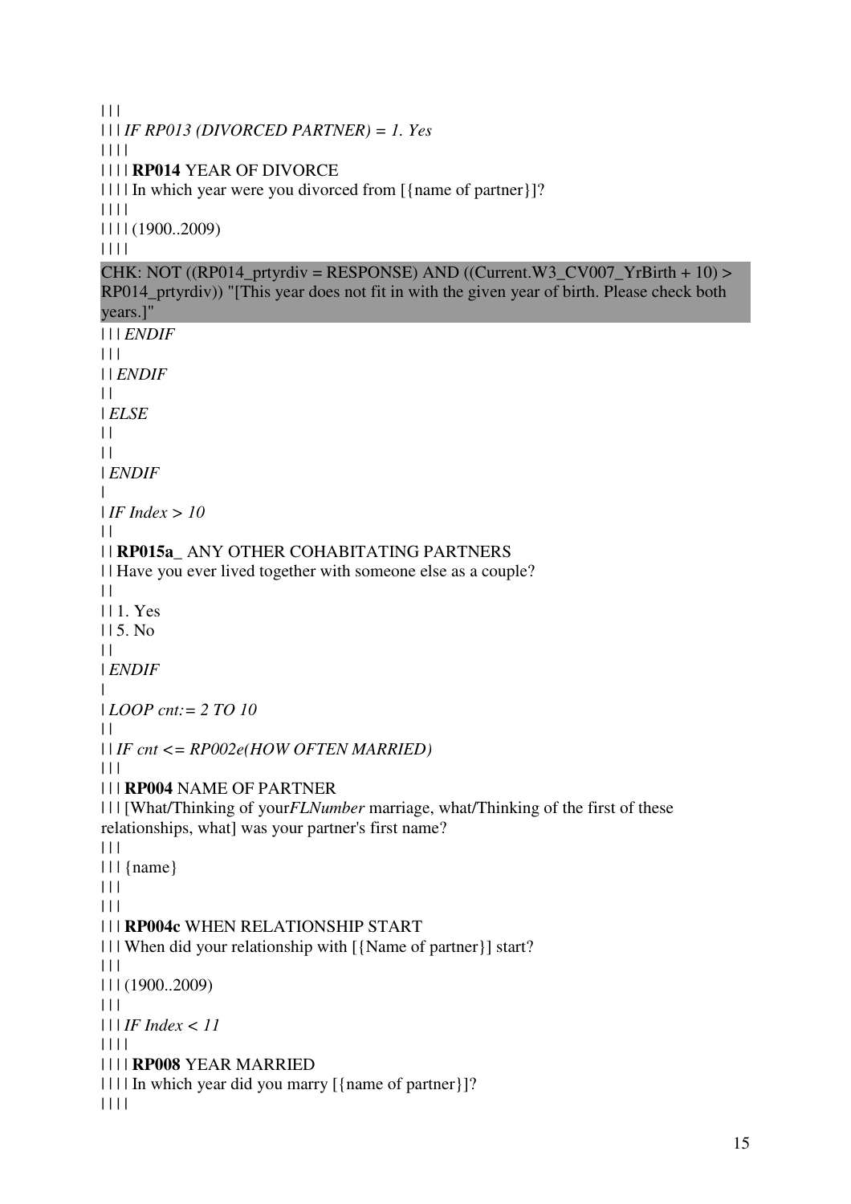| | |
| | | *IF RP013 (DIVORCED PARTNER) = 1. Yes*
| | | |
| | | | **RP014** YEAR OF DIVORCE
| | | | In which year were you divorced from [{name of partner}]?
| | | |
| | | | (1900..2009)
| | | |

CHK: NOT ((RP014_prtyrdiv = RESPONSE) AND ((Current.W3_CV007_YrBirth + 10) > RP014_prtyrdiv)) "[This year does not fit in with the given year of birth. Please check both years.]"

| | | *ENDIF*
| | |
| | *ENDIF*
| |
| *ELSE*
| |
| |
| *ENDIF*
|
| *IF Index > 10*
| |
| | **RP015a_** ANY OTHER COHABITATING PARTNERS
| | Have you ever lived together with someone else as a couple?
| |
| | 1. Yes
| | 5. No
| |
| *ENDIF*
|
| *LOOP cnt:= 2 TO 10*
| |
| | *IF cnt <= RP002e(HOW OFTEN MARRIED)*
| | |
| | | **RP004** NAME OF PARTNER
| | | [What/Thinking of your*FLNumber* marriage, what/Thinking of the first of these relationships, what] was your partner's first name?
| | |
| | | {name}
| | |
| | |
| | | **RP004c** WHEN RELATIONSHIP START
| | | When did your relationship with [{Name of partner}] start?
| | |
| | | (1900..2009)
| | |
| | | *IF Index < 11*
| | | |
| | | | **RP008** YEAR MARRIED
| | | | In which year did you marry [{name of partner}]?
| | | |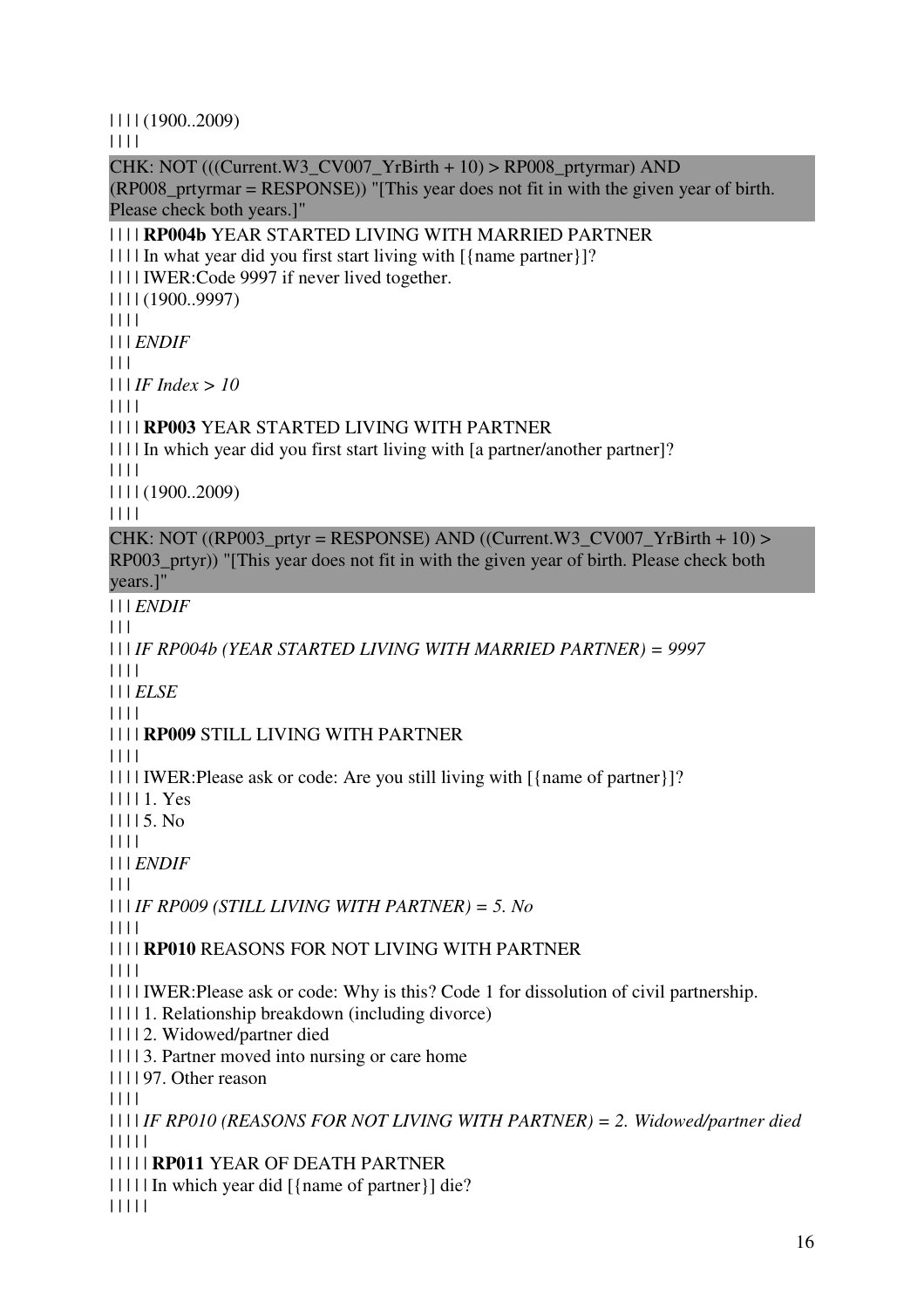| | | | (1900..2009)
| | | |

CHK: NOT (((Current.W3_CV007_YrBirth + 10) > RP008_prtyrmar) AND (RP008_prtyrmar = RESPONSE)) "[This year does not fit in with the given year of birth. Please check both years.]"

| | | | **RP004b** YEAR STARTED LIVING WITH MARRIED PARTNER
| | | | In what year did you first start living with [{name partner}]?
| | | | IWER:Code 9997 if never lived together.
| | | | (1900..9997)
| | | |
| | | *ENDIF*
| | |
| | | *IF Index > 10*
| | | |
| | | | **RP003** YEAR STARTED LIVING WITH PARTNER
| | | | In which year did you first start living with [a partner/another partner]?
| | | |
| | | | (1900..2009)
| | | |

CHK: NOT ((RP003_prtyr = RESPONSE) AND ((Current.W3_CV007_YrBirth + 10) > RP003_prtyr)) "[This year does not fit in with the given year of birth. Please check both years.]"

| | | *ENDIF*
| | |
| | | *IF RP004b (YEAR STARTED LIVING WITH MARRIED PARTNER) = 9997*
| | | |
| | | *ELSE*
| | | |
| | | | **RP009** STILL LIVING WITH PARTNER
| | | |
| | | | IWER:Please ask or code: Are you still living with [{name of partner}]?
| | | | 1. Yes
| | | | 5. No
| | | |
| | | *ENDIF*
| | |
| | | *IF RP009 (STILL LIVING WITH PARTNER) = 5. No*
| | | |
| | | | **RP010** REASONS FOR NOT LIVING WITH PARTNER
| | | |
| | | | IWER:Please ask or code: Why is this? Code 1 for dissolution of civil partnership.
| | | | 1. Relationship breakdown (including divorce)
| | | | 2. Widowed/partner died
| | | | 3. Partner moved into nursing or care home
| | | | 97. Other reason
| | | |
| | | | *IF RP010 (REASONS FOR NOT LIVING WITH PARTNER) = 2. Widowed/partner died*
| | | | |
| | | | | **RP011** YEAR OF DEATH PARTNER
| | | | | In which year did [{name of partner}] die?
| | | | |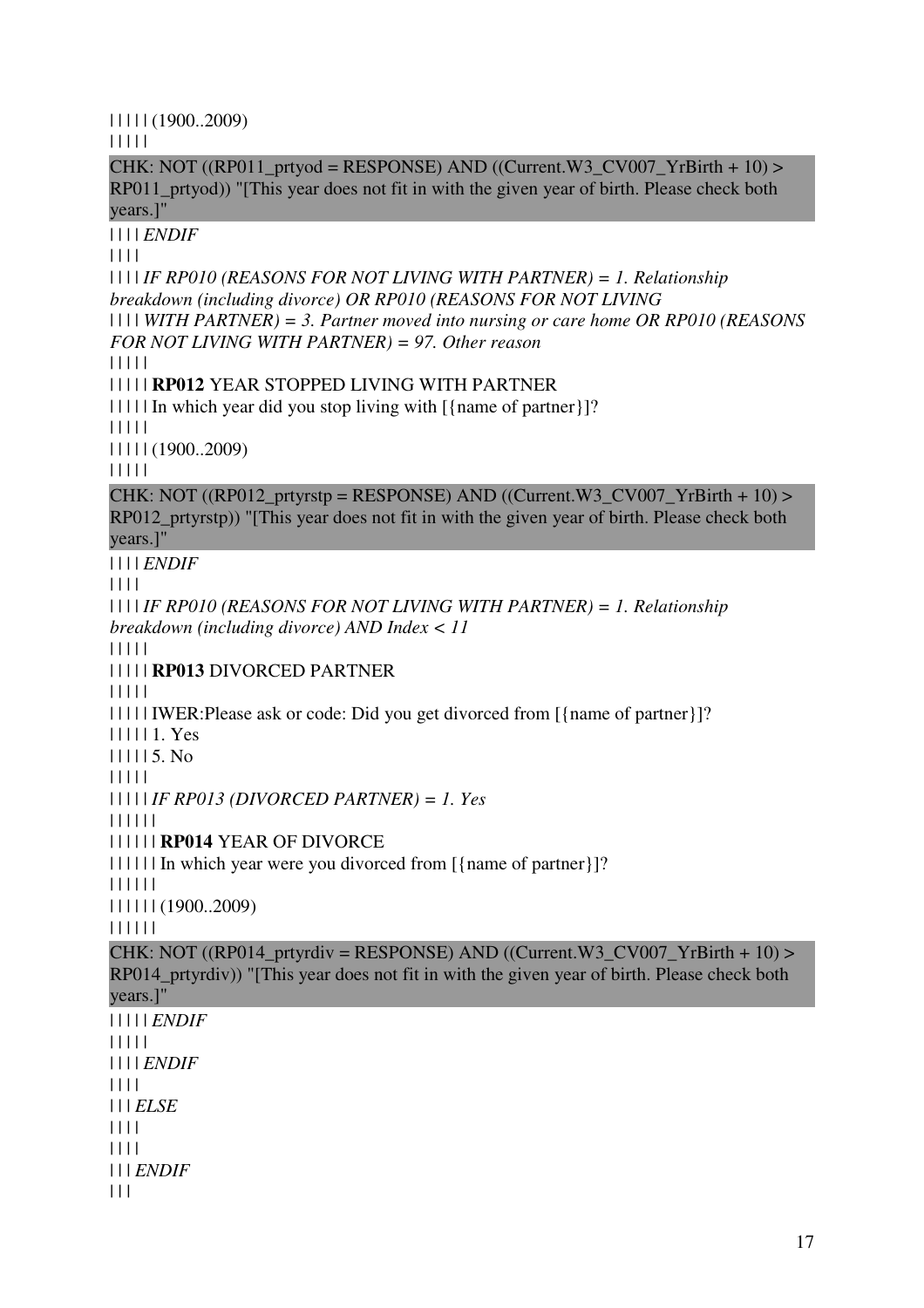| | | | | (1900..2009)
| | | | |

CHK: NOT ((RP011_prtyod = RESPONSE) AND ((Current.W3_CV007_YrBirth + 10) > RP011_prtyod)) "[This year does not fit in with the given year of birth. Please check both years.]"

| | | | *ENDIF*
| | | |
| | | | *IF RP010 (REASONS FOR NOT LIVING WITH PARTNER) = 1. Relationship breakdown (including divorce) OR RP010 (REASONS FOR NOT LIVING*
| | | | *WITH PARTNER) = 3. Partner moved into nursing or care home OR RP010 (REASONS FOR NOT LIVING WITH PARTNER) = 97. Other reason*
| | | | |
| | | | | **RP012** YEAR STOPPED LIVING WITH PARTNER
| | | | | In which year did you stop living with [{name of partner}]?
| | | | |
| | | | | (1900..2009)
| | | | |

CHK: NOT ((RP012_prtyrstp = RESPONSE) AND ((Current.W3_CV007_YrBirth + 10) > RP012_prtyrstp)) "[This year does not fit in with the given year of birth. Please check both years.]"

| | | | *ENDIF*
| | | |
| | | | *IF RP010 (REASONS FOR NOT LIVING WITH PARTNER) = 1. Relationship breakdown (including divorce) AND Index < 11*
| | | | |
| | | | | **RP013** DIVORCED PARTNER
| | | | |
| | | | | IWER:Please ask or code: Did you get divorced from [{name of partner}]?
| | | | | 1. Yes
| | | | | 5. No
| | | | |
| | | | | *IF RP013 (DIVORCED PARTNER) = 1. Yes*
| | | | | |
| | | | | | **RP014** YEAR OF DIVORCE
| | | | | | In which year were you divorced from [{name of partner}]?
| | | | | |
| | | | | | (1900..2009)
| | | | | |

CHK: NOT ((RP014_prtyrdiv = RESPONSE) AND ((Current.W3_CV007_YrBirth + 10) > RP014_prtyrdiv)) "[This year does not fit in with the given year of birth. Please check both years.]"

| | | | | *ENDIF*
| | | | |
| | | | *ENDIF*
| | | |
| | | *ELSE*
| | | |
| | | |
| | | *ENDIF*
| | |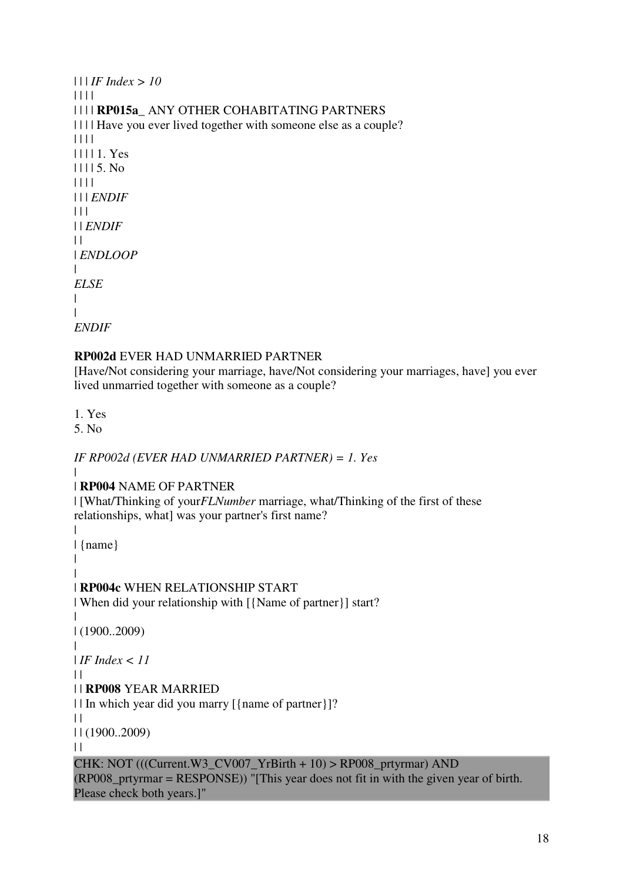| | | *IF Index > 10*
| | | |
| | | | **RP015a_** ANY OTHER COHABITATING PARTNERS
| | | | Have you ever lived together with someone else as a couple?
| | | |
| | | | 1. Yes
| | | | 5. No
| | | |
| | | *ENDIF*
| | |
| | *ENDIF*
| |
| *ENDLOOP*
|
*ELSE*
|
|
*ENDIF*

**RP002d** EVER HAD UNMARRIED PARTNER
[Have/Not considering your marriage, have/Not considering your marriages, have] you ever lived unmarried together with someone as a couple?

1. Yes
5. No

*IF RP002d (EVER HAD UNMARRIED PARTNER) = 1. Yes*
|
| **RP004** NAME OF PARTNER
| [What/Thinking of your*FLNumber* marriage, what/Thinking of the first of these relationships, what] was your partner's first name?
|
| {name}
|
|
| **RP004c** WHEN RELATIONSHIP START
| When did your relationship with [{Name of partner}] start?
|
| (1900..2009)
|
| *IF Index < 11*
| |
| | **RP008** YEAR MARRIED
| | In which year did you marry [{name of partner}]?
| |
| | (1900..2009)
| |

CHK: NOT (((Current.W3_CV007_YrBirth + 10) > RP008_prtyrmar) AND (RP008_prtyrmar = RESPONSE)) "[This year does not fit in with the given year of birth. Please check both years.]"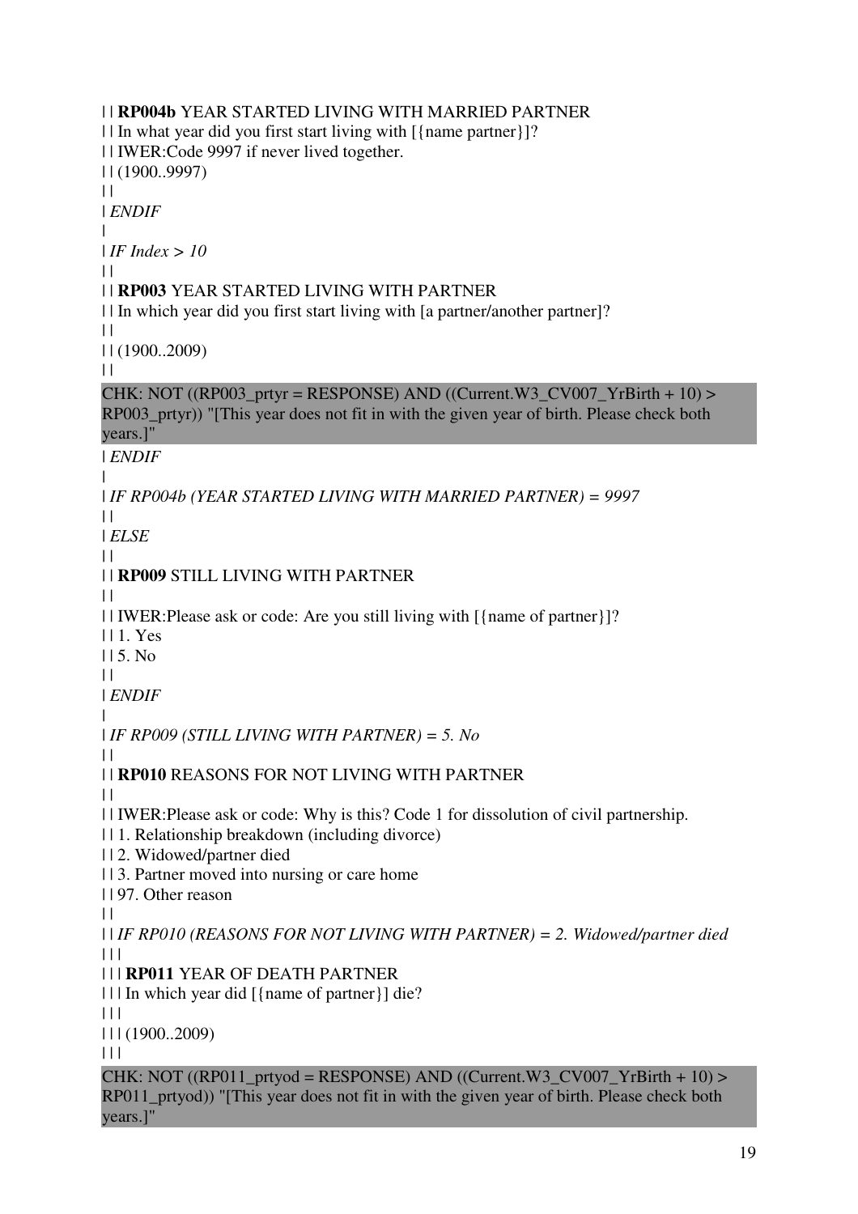| | **RP004b** YEAR STARTED LIVING WITH MARRIED PARTNER
| | In what year did you first start living with [{name partner}]?
| | IWER:Code 9997 if never lived together.
| | (1900..9997)
| |
| *ENDIF*
|
| *IF Index > 10*
| |
| | **RP003** YEAR STARTED LIVING WITH PARTNER
| | In which year did you first start living with [a partner/another partner]?
| |
| | (1900..2009)
| |

CHK: NOT ((RP003_prtyr = RESPONSE) AND ((Current.W3_CV007_YrBirth + 10) > RP003_prtyr)) "[This year does not fit in with the given year of birth. Please check both years.]"

| *ENDIF*
|
| *IF RP004b (YEAR STARTED LIVING WITH MARRIED PARTNER) = 9997*
| |
| *ELSE*
| |
| | **RP009** STILL LIVING WITH PARTNER
| |
| | IWER:Please ask or code: Are you still living with [{name of partner}]?
| | 1. Yes
| | 5. No
| |
| *ENDIF*
|
| *IF RP009 (STILL LIVING WITH PARTNER) = 5. No*
| |
| | **RP010** REASONS FOR NOT LIVING WITH PARTNER
| |
| | IWER:Please ask or code: Why is this? Code 1 for dissolution of civil partnership.
| | 1. Relationship breakdown (including divorce)
| | 2. Widowed/partner died
| | 3. Partner moved into nursing or care home
| | 97. Other reason
| |
| | *IF RP010 (REASONS FOR NOT LIVING WITH PARTNER) = 2. Widowed/partner died*
| | |
| | | **RP011** YEAR OF DEATH PARTNER
| | | In which year did [{name of partner}] die?
| | |
| | | (1900..2009)
| | |

CHK: NOT ((RP011_prtyod = RESPONSE) AND ((Current.W3_CV007_YrBirth + 10) > RP011_prtyod)) "[This year does not fit in with the given year of birth. Please check both years.]"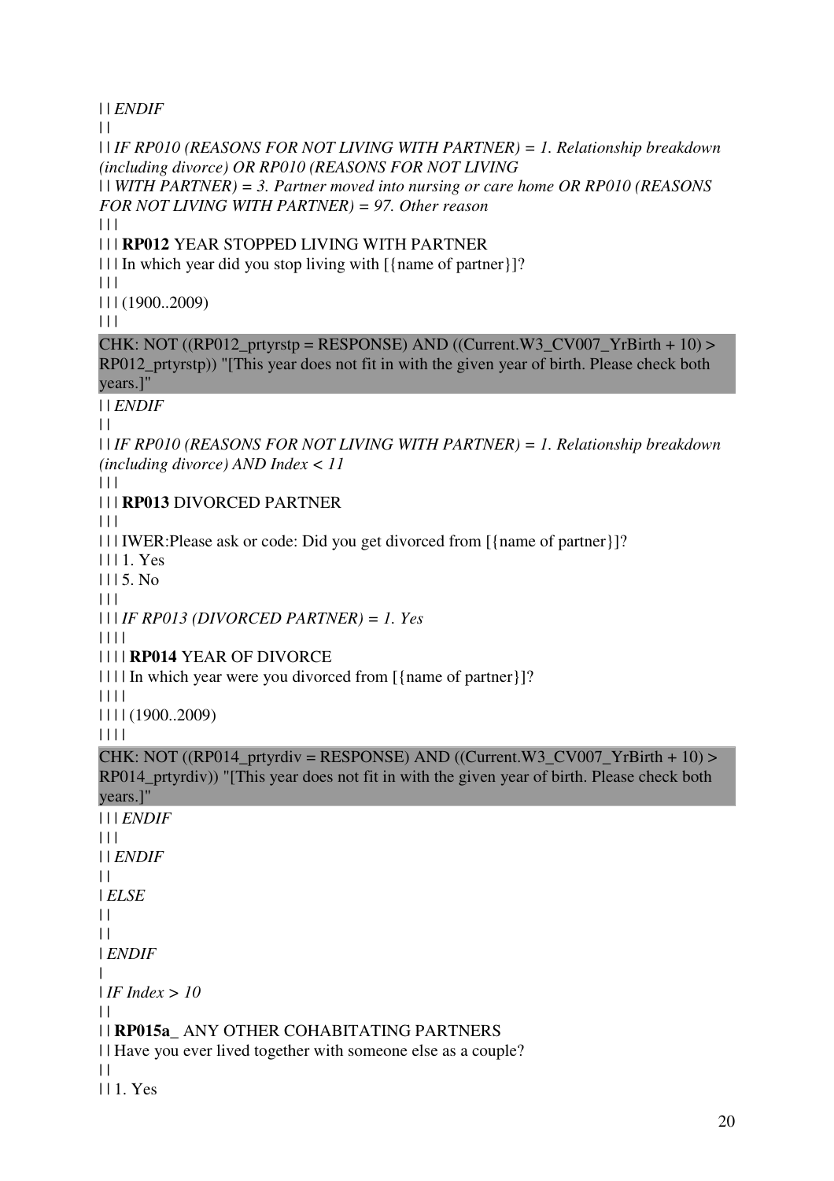| | *ENDIF*

| |

| | *IF RP010 (REASONS FOR NOT LIVING WITH PARTNER) = 1. Relationship breakdown (including divorce) OR RP010 (REASONS FOR NOT LIVING*

| | *WITH PARTNER) = 3. Partner moved into nursing or care home OR RP010 (REASONS FOR NOT LIVING WITH PARTNER) = 97. Other reason*

| | |

| | | **RP012** YEAR STOPPED LIVING WITH PARTNER

| | | In which year did you stop living with [{name of partner}]?

| | |

| | | (1900..2009)

| | |

CHK: NOT ((RP012_prtyrstp = RESPONSE) AND ((Current.W3_CV007_YrBirth + 10) > RP012_prtyrstp)) "[This year does not fit in with the given year of birth. Please check both years.]"

| | *ENDIF*

| |

| | *IF RP010 (REASONS FOR NOT LIVING WITH PARTNER) = 1. Relationship breakdown (including divorce) AND Index < 11*

| | |

| | | **RP013** DIVORCED PARTNER

| | |

| | | IWER:Please ask or code: Did you get divorced from [{name of partner}]?

| | | 1. Yes

| | | 5. No

| | |

| | | *IF RP013 (DIVORCED PARTNER) = 1. Yes*

| | | |

| | | | **RP014** YEAR OF DIVORCE

| | | | In which year were you divorced from [{name of partner}]?

| | | |

| | | | (1900..2009)

| | | |

CHK: NOT ((RP014_prtyrdiv = RESPONSE) AND ((Current.W3_CV007_YrBirth + 10) > RP014_prtyrdiv)) "[This year does not fit in with the given year of birth. Please check both years.]"

| | | *ENDIF*

| | |

| | *ENDIF*

| |

| *ELSE*

| |

| |

| *ENDIF*

|

| *IF Index > 10*

| |

| | **RP015a_** ANY OTHER COHABITATING PARTNERS

| | Have you ever lived together with someone else as a couple?

| |

| | 1. Yes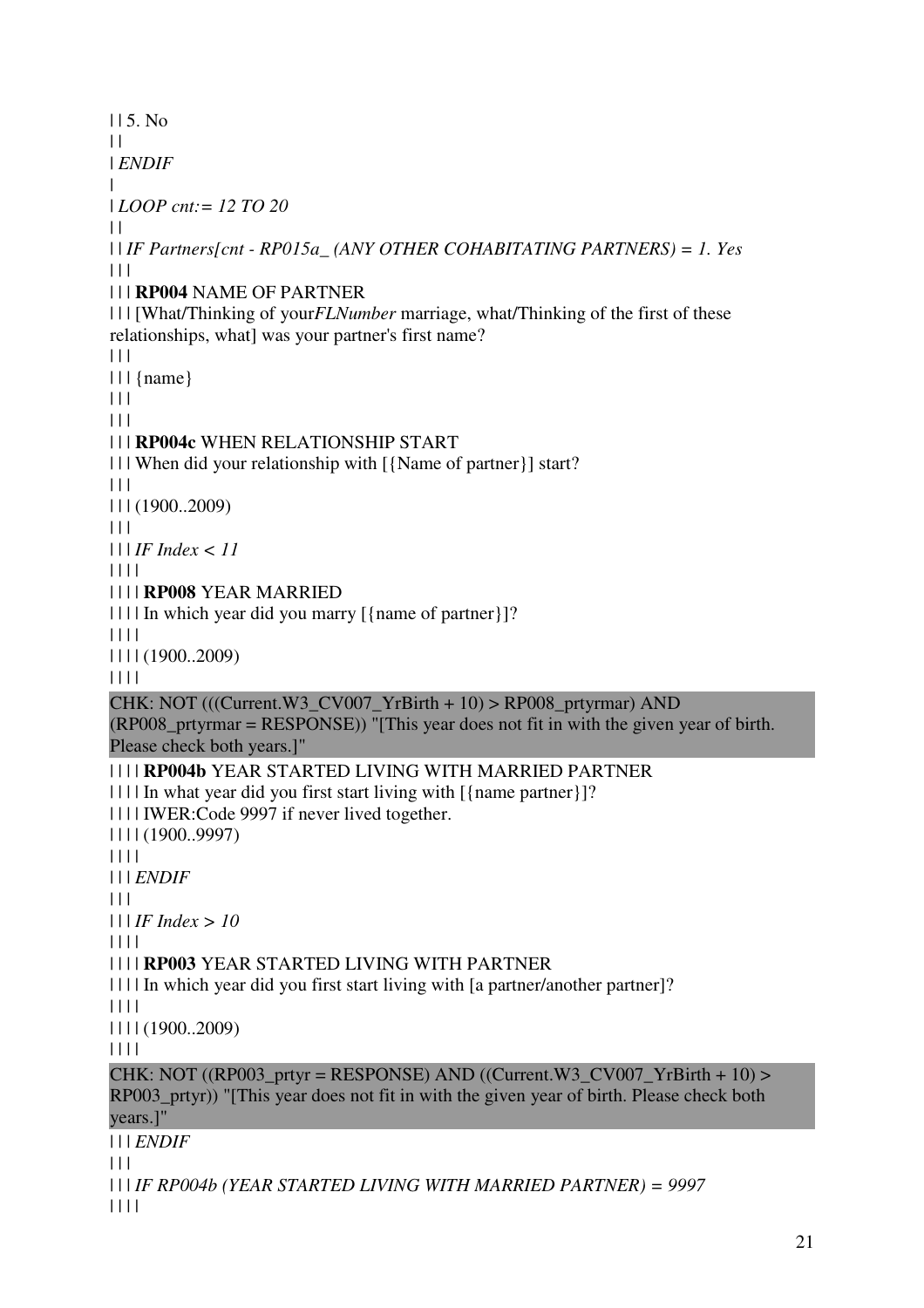| | 5. No
| |
| *ENDIF*
|
| *LOOP cnt:= 12 TO 20*
| |
| | *IF Partners[cnt - RP015a_ (ANY OTHER COHABITATING PARTNERS) = 1. Yes*
| | |
| | | **RP004** NAME OF PARTNER
| | | [What/Thinking of your*FLNumber* marriage, what/Thinking of the first of these relationships, what] was your partner's first name?
| | |
| | | {name}
| | |
| | |
| | | **RP004c** WHEN RELATIONSHIP START
| | | When did your relationship with [{Name of partner}] start?
| | |
| | | (1900..2009)
| | |
| | | *IF Index < 11*
| | | |
| | | | **RP008** YEAR MARRIED
| | | | In which year did you marry [{name of partner}]?
| | | |
| | | | (1900..2009)
| | | |

CHK: NOT (((Current.W3_CV007_YrBirth + 10) > RP008_prtyrmar) AND (RP008_prtyrmar = RESPONSE)) "[This year does not fit in with the given year of birth. Please check both years.]"

| | | | **RP004b** YEAR STARTED LIVING WITH MARRIED PARTNER
| | | | In what year did you first start living with [{name partner}]?
| | | | IWER:Code 9997 if never lived together.
| | | | (1900..9997)
| | | |
| | | *ENDIF*
| | |
| | | *IF Index > 10*
| | | |
| | | | **RP003** YEAR STARTED LIVING WITH PARTNER
| | | | In which year did you first start living with [a partner/another partner]?
| | | |
| | | | (1900..2009)
| | | |

CHK: NOT ((RP003_prtyr = RESPONSE) AND ((Current.W3_CV007_YrBirth + 10) > RP003_prtyr)) "[This year does not fit in with the given year of birth. Please check both years.]"

| | | *ENDIF*
| | |
| | | *IF RP004b (YEAR STARTED LIVING WITH MARRIED PARTNER) = 9997*
| | | |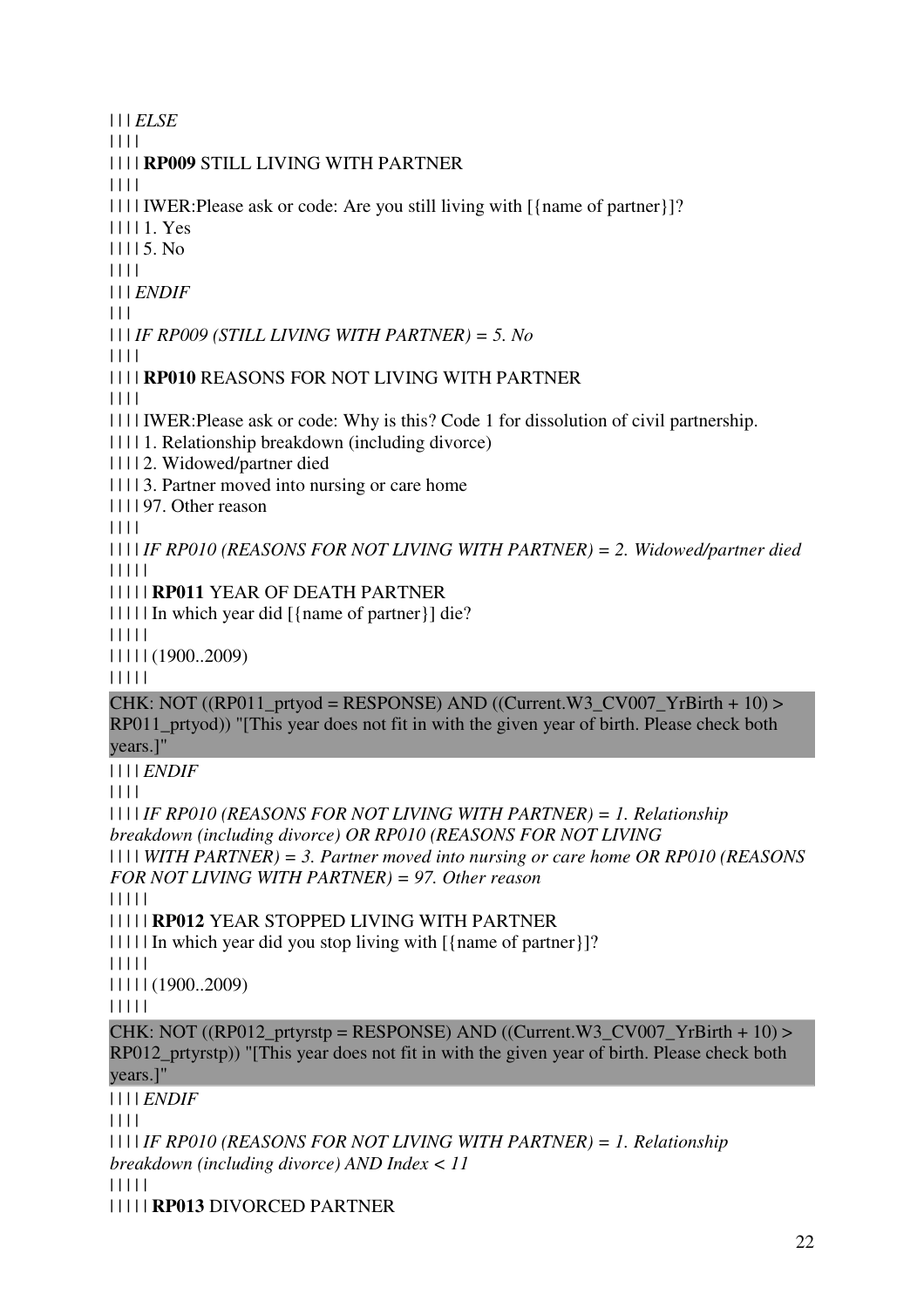| | | *ELSE*

| | | |

| | | | **RP009** STILL LIVING WITH PARTNER

| | | |

| | | | IWER:Please ask or code: Are you still living with [{name of partner}]?

| | | | 1. Yes

| | | | 5. No

| | | |

| | | *ENDIF*

| | |

| | | *IF RP009 (STILL LIVING WITH PARTNER) = 5. No*

| | | |

| | | | **RP010** REASONS FOR NOT LIVING WITH PARTNER

| | | |

| | | | IWER:Please ask or code: Why is this? Code 1 for dissolution of civil partnership.

| | | | 1. Relationship breakdown (including divorce)

| | | | 2. Widowed/partner died

| | | | 3. Partner moved into nursing or care home

| | | | 97. Other reason

| | | |

| | | | *IF RP010 (REASONS FOR NOT LIVING WITH PARTNER) = 2. Widowed/partner died*

| | | | |

| | | | | **RP011** YEAR OF DEATH PARTNER

| | | | | In which year did [{name of partner}] die?

| | | | |

| | | | | (1900..2009)

| | | | |

CHK: NOT ((RP011_prtyod = RESPONSE) AND ((Current.W3_CV007_YrBirth + 10) > RP011_prtyod)) "[This year does not fit in with the given year of birth. Please check both years.]"

| | | | *ENDIF*

| | | |

| | | | *IF RP010 (REASONS FOR NOT LIVING WITH PARTNER) = 1. Relationship breakdown (including divorce) OR RP010 (REASONS FOR NOT LIVING*
| | | | *WITH PARTNER) = 3. Partner moved into nursing or care home OR RP010 (REASONS FOR NOT LIVING WITH PARTNER) = 97. Other reason*

| | | | |

| | | | | **RP012** YEAR STOPPED LIVING WITH PARTNER

| | | | | In which year did you stop living with [{name of partner}]?

| | | | |

| | | | | (1900..2009)

| | | | |

CHK: NOT ((RP012_prtyrstp = RESPONSE) AND ((Current.W3_CV007_YrBirth + 10) > RP012_prtyrstp)) "[This year does not fit in with the given year of birth. Please check both years.]"

| | | | *ENDIF*

| | | |

| | | | *IF RP010 (REASONS FOR NOT LIVING WITH PARTNER) = 1. Relationship breakdown (including divorce) AND Index < 11*

| | | | |

| | | | | **RP013** DIVORCED PARTNER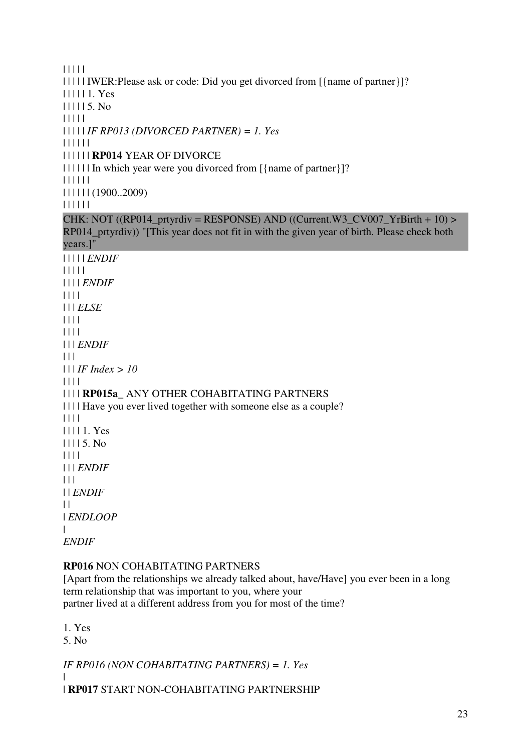| | | | |
| | | | | IWER:Please ask or code: Did you get divorced from [{name of partner}]?
| | | | | 1. Yes
| | | | | 5. No
| | | | |
| | | | | *IF RP013 (DIVORCED PARTNER) = 1. Yes*
| | | | | |
| | | | | | **RP014** YEAR OF DIVORCE
| | | | | | In which year were you divorced from [{name of partner}]?
| | | | | |
| | | | | | (1900..2009)
| | | | | |

CHK: NOT ((RP014_prtyrdiv = RESPONSE) AND ((Current.W3_CV007_YrBirth + 10) > RP014_prtyrdiv)) "[This year does not fit in with the given year of birth. Please check both years.]"

| | | | | *ENDIF*
| | | | |
| | | | *ENDIF*
| | | |
| | | *ELSE*
| | | |
| | | |
| | | *ENDIF*
| | |
| | | *IF Index > 10*
| | | |
| | | | **RP015a_** ANY OTHER COHABITATING PARTNERS
| | | | Have you ever lived together with someone else as a couple?
| | | |
| | | | 1. Yes
| | | | 5. No
| | | |
| | | *ENDIF*
| | |
| | *ENDIF*
| |
| *ENDLOOP*
|
*ENDIF*

**RP016** NON COHABITATING PARTNERS
[Apart from the relationships we already talked about, have/Have] you ever been in a long term relationship that was important to you, where your
partner lived at a different address from you for most of the time?

1. Yes
5. No

*IF RP016 (NON COHABITATING PARTNERS) = 1. Yes*
|
| **RP017** START NON-COHABITATING PARTNERSHIP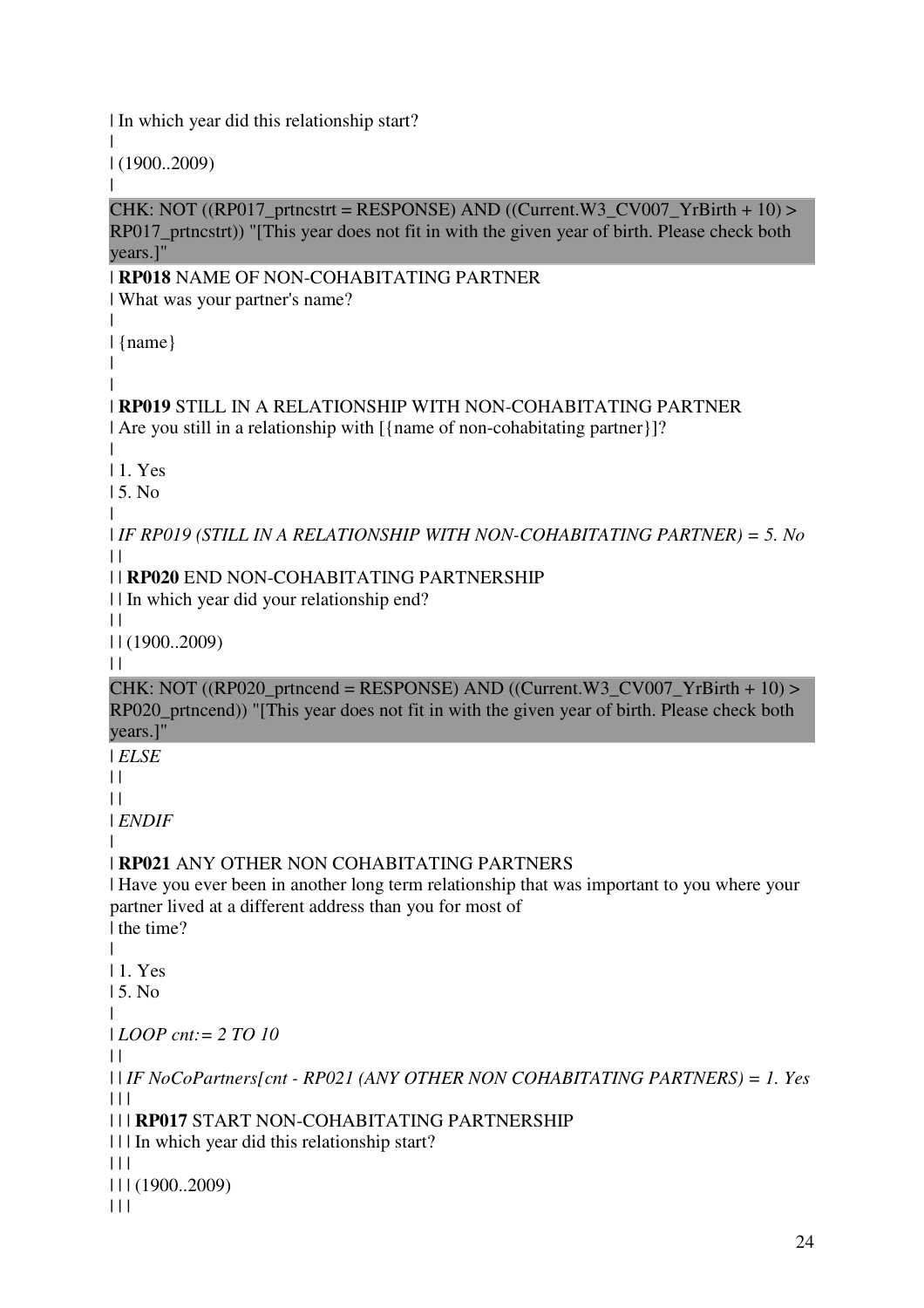| In which year did this relationship start?
|
| (1900..2009)
|

CHK: NOT ((RP017_prtncstrt = RESPONSE) AND ((Current.W3_CV007_YrBirth + 10) > RP017_prtncstrt)) "[This year does not fit in with the given year of birth. Please check both years.]"

| **RP018** NAME OF NON-COHABITATING PARTNER
| What was your partner's name?
|
| {name}
|
|
| **RP019** STILL IN A RELATIONSHIP WITH NON-COHABITATING PARTNER
| Are you still in a relationship with [{name of non-cohabitating partner}]?
|
| 1. Yes
| 5. No
|
| *IF RP019 (STILL IN A RELATIONSHIP WITH NON-COHABITATING PARTNER) = 5. No*
| |
| | **RP020** END NON-COHABITATING PARTNERSHIP
| | In which year did your relationship end?
| |
| | (1900..2009)
| |

CHK: NOT ((RP020_prtncend = RESPONSE) AND ((Current.W3_CV007_YrBirth + 10) > RP020_prtncend)) "[This year does not fit in with the given year of birth. Please check both years.]"

| *ELSE*
| |
| |
| *ENDIF*
|
| **RP021** ANY OTHER NON COHABITATING PARTNERS
| Have you ever been in another long term relationship that was important to you where your partner lived at a different address than you for most of
| the time?
|
| 1. Yes
| 5. No
|
| *LOOP cnt:= 2 TO 10*
| |
| | *IF NoCoPartners[cnt - RP021 (ANY OTHER NON COHABITATING PARTNERS) = 1. Yes*
| | |
| | | **RP017** START NON-COHABITATING PARTNERSHIP
| | | In which year did this relationship start?
| | |
| | | (1900..2009)
| | |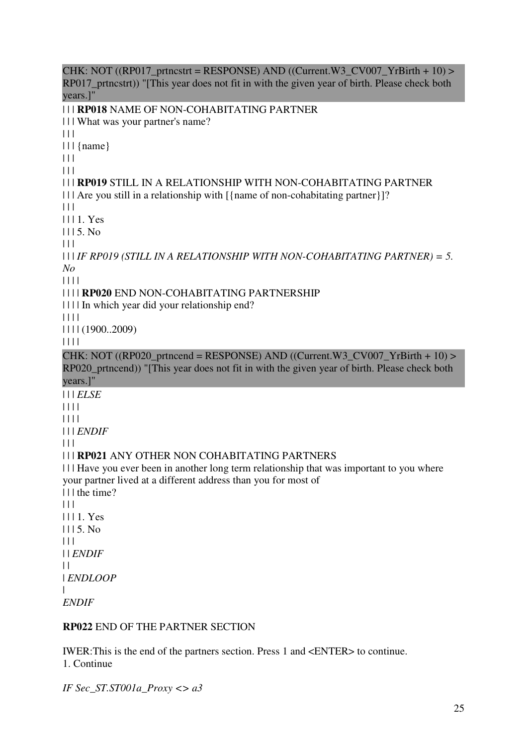CHK: NOT ((RP017_prtncstrt = RESPONSE) AND ((Current.W3_CV007_YrBirth + 10) > RP017_prtncstrt)) "[This year does not fit in with the given year of birth. Please check both years.]"

| | | **RP018** NAME OF NON-COHABITATING PARTNER
| | | What was your partner's name?
| | |
| | | {name}
| | |
| | |
| | | **RP019** STILL IN A RELATIONSHIP WITH NON-COHABITATING PARTNER
| | | Are you still in a relationship with [{name of non-cohabitating partner}]?
| | |
| | | 1. Yes
| | | 5. No
| | |
| | | *IF RP019 (STILL IN A RELATIONSHIP WITH NON-COHABITATING PARTNER) = 5. No*
| | | |
| | | | **RP020** END NON-COHABITATING PARTNERSHIP
| | | | In which year did your relationship end?
| | | |
| | | | (1900..2009)
| | | |

CHK: NOT ((RP020_prtncend = RESPONSE) AND ((Current.W3_CV007_YrBirth + 10) > RP020_prtncend)) "[This year does not fit in with the given year of birth. Please check both years.]"

| | | *ELSE*
| | | |
| | | |
| | | *ENDIF*
| | |
| | | **RP021** ANY OTHER NON COHABITATING PARTNERS
| | | Have you ever been in another long term relationship that was important to you where your partner lived at a different address than you for most of
| | | the time?
| | |
| | | 1. Yes
| | | 5. No
| | |
| | *ENDIF*
| |
| *ENDLOOP*
|
*ENDIF*

**RP022** END OF THE PARTNER SECTION

IWER:This is the end of the partners section. Press 1 and <ENTER> to continue.
1. Continue

*IF Sec_ST.ST001a_Proxy <> a3*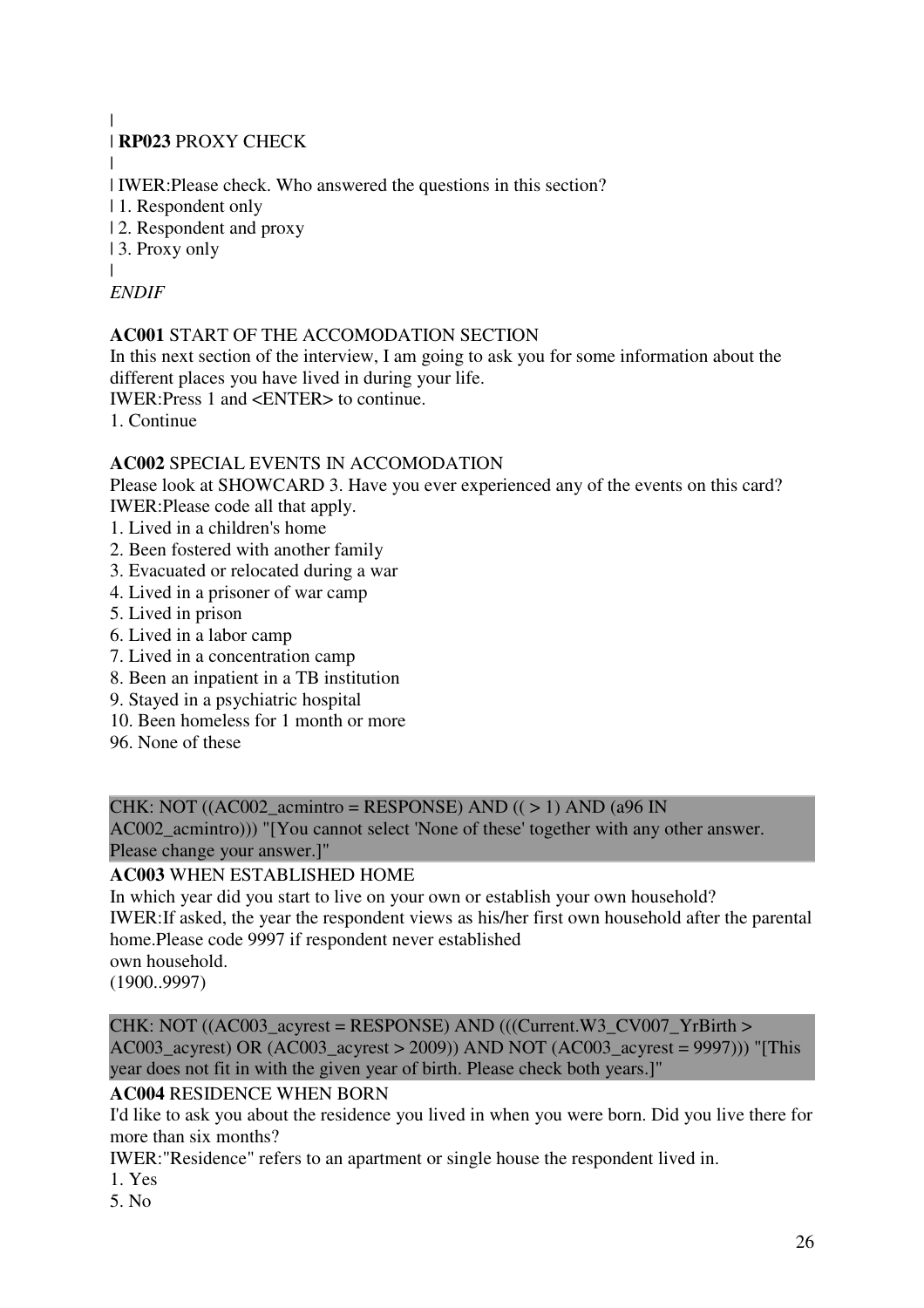|
| **RP023** PROXY CHECK
|
| IWER:Please check. Who answered the questions in this section?
| 1. Respondent only
| 2. Respondent and proxy
| 3. Proxy only
|
*ENDIF*

**AC001** START OF THE ACCOMODATION SECTION
In this next section of the interview, I am going to ask you for some information about the different places you have lived in during your life.
IWER:Press 1 and <ENTER> to continue.
1. Continue

**AC002** SPECIAL EVENTS IN ACCOMODATION
Please look at SHOWCARD 3. Have you ever experienced any of the events on this card?
IWER:Please code all that apply.
1. Lived in a children's home
2. Been fostered with another family
3. Evacuated or relocated during a war
4. Lived in a prisoner of war camp
5. Lived in prison
6. Lived in a labor camp
7. Lived in a concentration camp
8. Been an inpatient in a TB institution
9. Stayed in a psychiatric hospital
10. Been homeless for 1 month or more
96. None of these

CHK: NOT ((AC002_acmintro = RESPONSE) AND (( > 1) AND (a96 IN AC002_acmintro))) "[You cannot select 'None of these' together with any other answer. Please change your answer.]"

**AC003** WHEN ESTABLISHED HOME
In which year did you start to live on your own or establish your own household?
IWER:If asked, the year the respondent views as his/her first own household after the parental home.Please code 9997 if respondent never established
own household.
(1900..9997)

CHK: NOT ((AC003_acyrest = RESPONSE) AND (((Current.W3_CV007_YrBirth > AC003_acyrest) OR (AC003_acyrest > 2009)) AND NOT (AC003_acyrest = 9997))) "[This year does not fit in with the given year of birth. Please check both years.]"

**AC004** RESIDENCE WHEN BORN
I'd like to ask you about the residence you lived in when you were born. Did you live there for more than six months?
IWER:"Residence" refers to an apartment or single house the respondent lived in.
1. Yes
5. No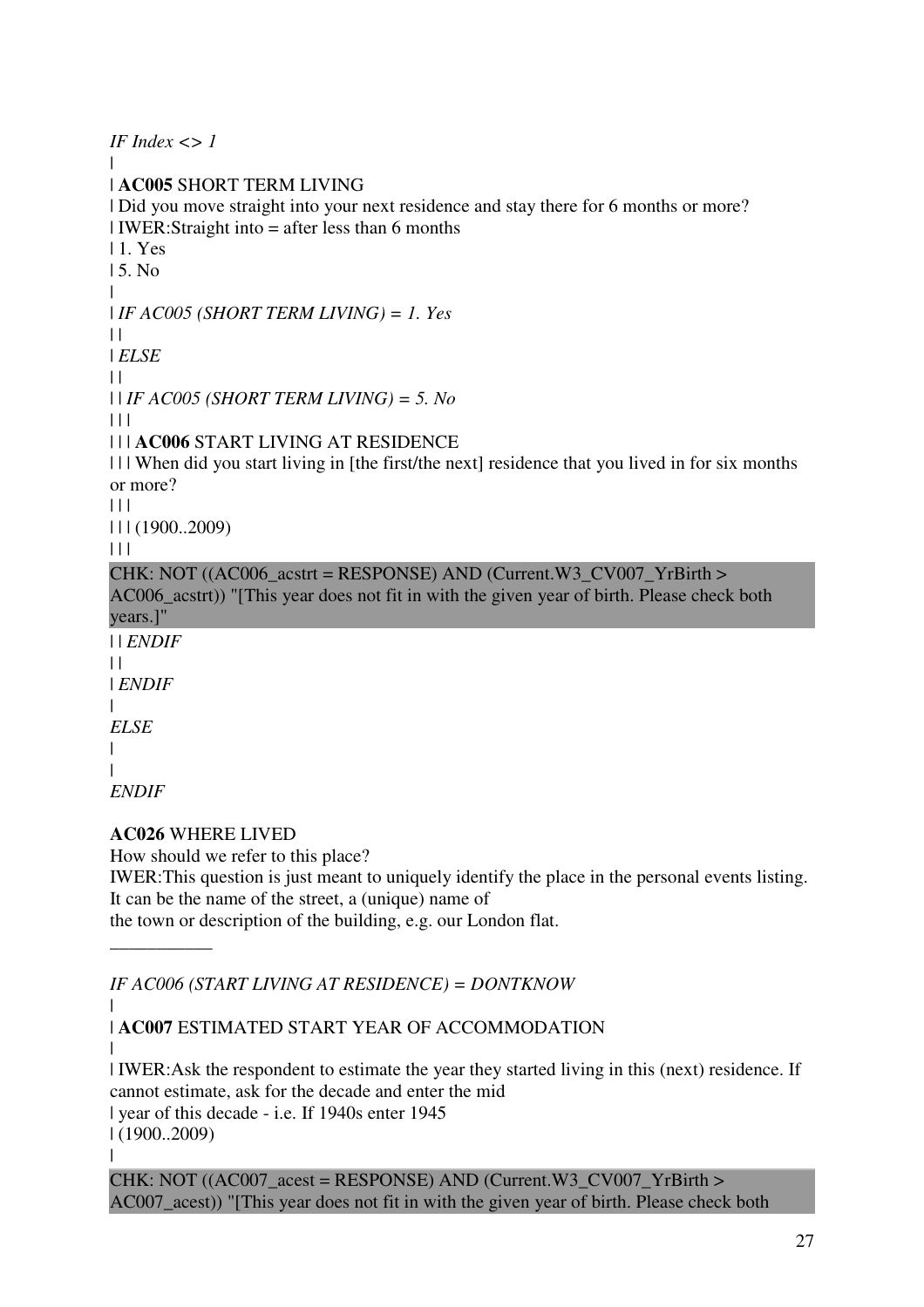*IF Index <> 1*

|

| **AC005** SHORT TERM LIVING

| Did you move straight into your next residence and stay there for 6 months or more?

| IWER:Straight into = after less than 6 months

| 1. Yes

| 5. No

|

| *IF AC005 (SHORT TERM LIVING) = 1. Yes*

| |

| *ELSE*

| |

| | *IF AC005 (SHORT TERM LIVING) = 5. No*

| | |

| | | **AC006** START LIVING AT RESIDENCE

| | | When did you start living in [the first/the next] residence that you lived in for six months or more?

| | |

| | | (1900..2009)

| | |

CHK: NOT ((AC006_acstrt = RESPONSE) AND (Current.W3_CV007_YrBirth > AC006_acstrt)) "[This year does not fit in with the given year of birth. Please check both years.]"

| | *ENDIF*

| |

| *ENDIF*

|

*ELSE*

|

|

*ENDIF*

**AC026** WHERE LIVED

How should we refer to this place?

IWER:This question is just meant to uniquely identify the place in the personal events listing. It can be the name of the street, a (unique) name of the town or description of the building, e.g. our London flat.

___________

*IF AC006 (START LIVING AT RESIDENCE) = DONTKNOW*

|

| **AC007** ESTIMATED START YEAR OF ACCOMMODATION

|

| IWER:Ask the respondent to estimate the year they started living in this (next) residence. If cannot estimate, ask for the decade and enter the mid

| year of this decade - i.e. If 1940s enter 1945

| (1900..2009)

|

CHK: NOT ((AC007_acest = RESPONSE) AND (Current.W3_CV007_YrBirth > AC007_acest)) "[This year does not fit in with the given year of birth. Please check both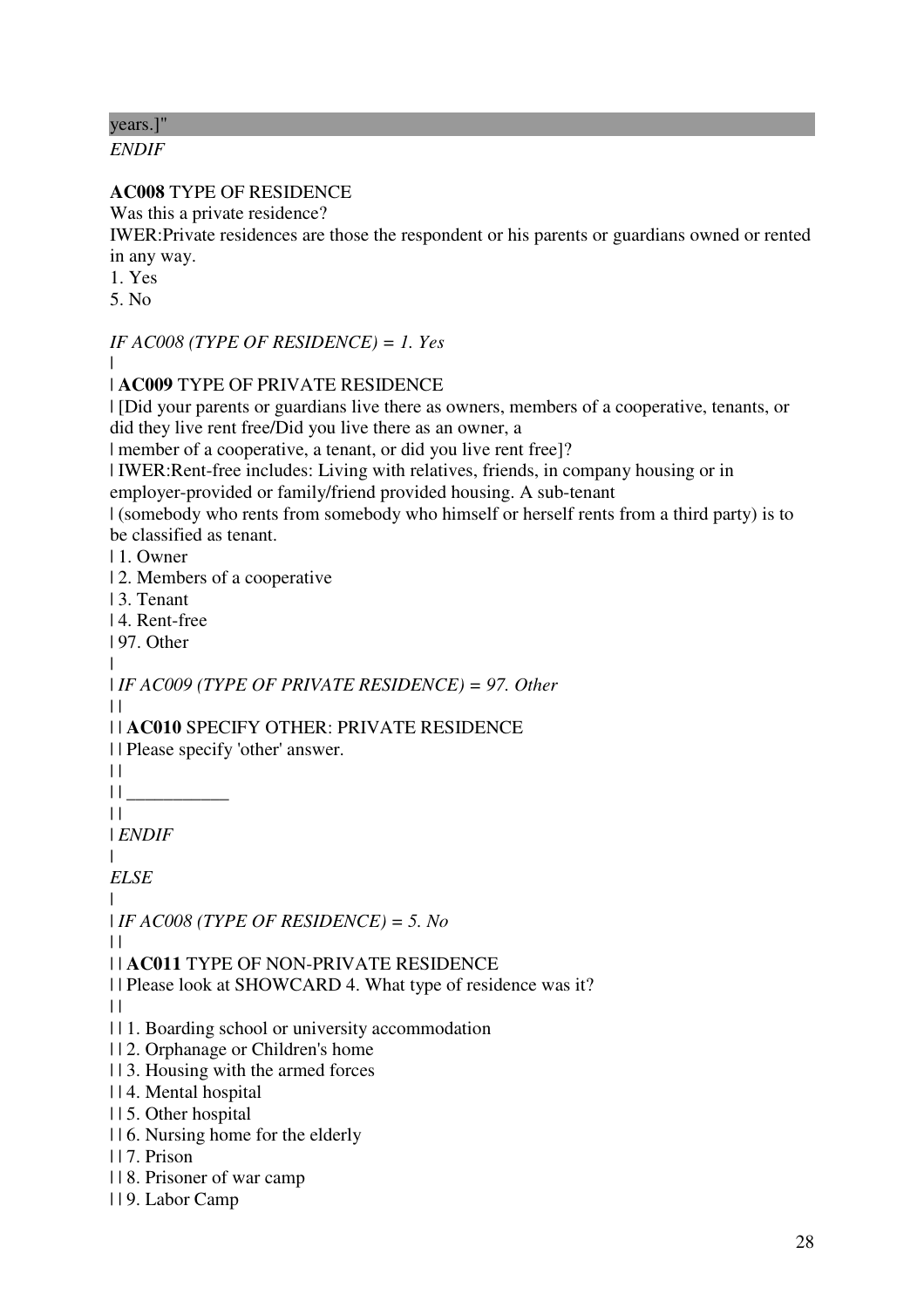years.]"

*ENDIF*

**AC008** TYPE OF RESIDENCE

Was this a private residence?

IWER:Private residences are those the respondent or his parents or guardians owned or rented in any way.

1. Yes
5. No

*IF AC008 (TYPE OF RESIDENCE) = 1. Yes*

|

| **AC009** TYPE OF PRIVATE RESIDENCE

| [Did your parents or guardians live there as owners, members of a cooperative, tenants, or did they live rent free/Did you live there as an owner, a

| member of a cooperative, a tenant, or did you live rent free]?

| IWER:Rent-free includes: Living with relatives, friends, in company housing or in employer-provided or family/friend provided housing. A sub-tenant

| (somebody who rents from somebody who himself or herself rents from a third party) is to be classified as tenant.

| 1. Owner

| 2. Members of a cooperative

| 3. Tenant

| 4. Rent-free

| 97. Other

|

| *IF AC009 (TYPE OF PRIVATE RESIDENCE) = 97. Other*

| |

| | **AC010** SPECIFY OTHER: PRIVATE RESIDENCE

| | Please specify 'other' answer.

| |

| | ___________

| |

| *ENDIF*

|

*ELSE*

|

| *IF AC008 (TYPE OF RESIDENCE) = 5. No*

| |

| | **AC011** TYPE OF NON-PRIVATE RESIDENCE

| | Please look at SHOWCARD 4. What type of residence was it?

| |

| | 1. Boarding school or university accommodation

| | 2. Orphanage or Children's home

| | 3. Housing with the armed forces

| | 4. Mental hospital

| | 5. Other hospital

| | 6. Nursing home for the elderly

| | 7. Prison

| | 8. Prisoner of war camp

| | 9. Labor Camp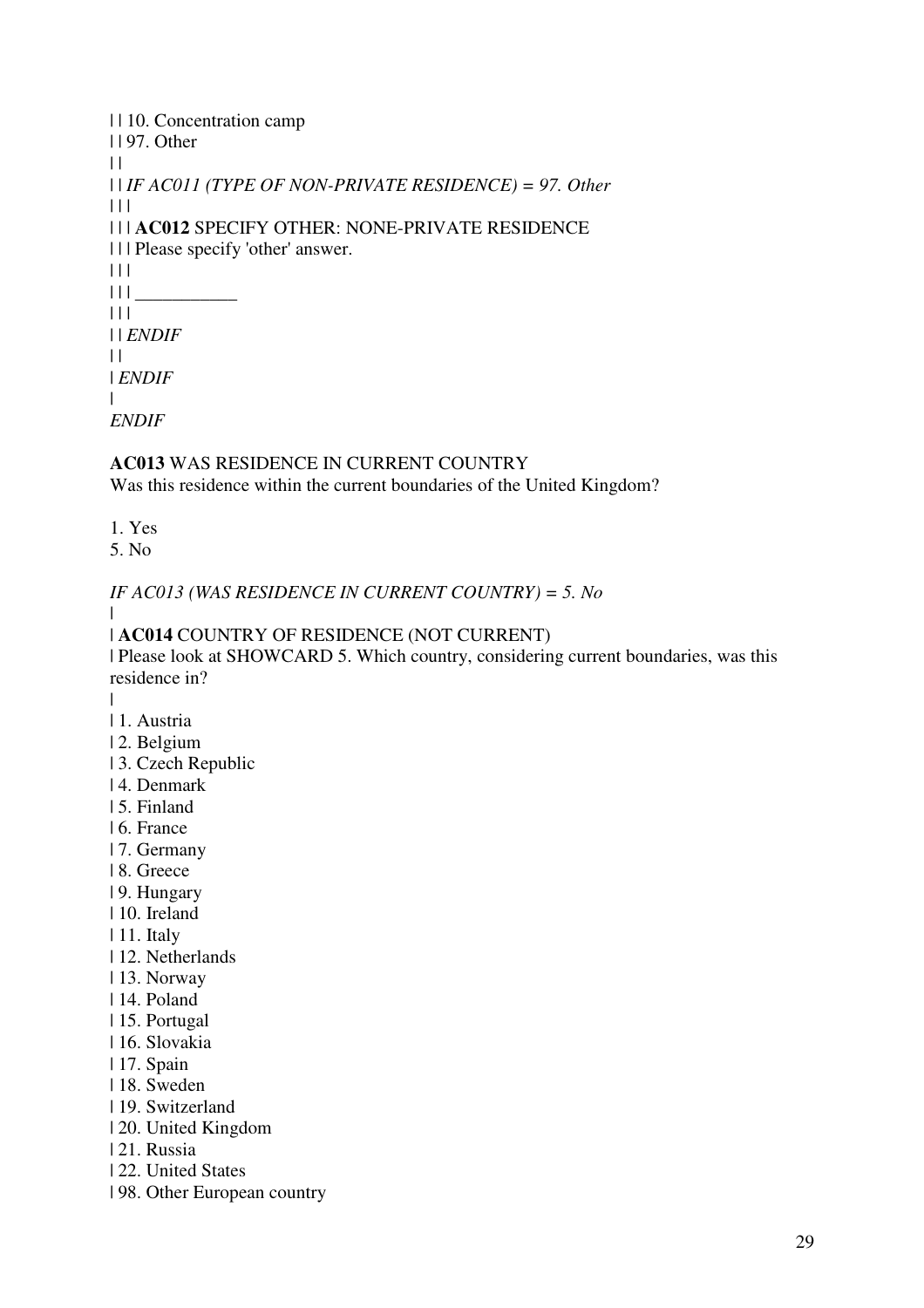| | 10. Concentration camp
| | 97. Other
| |
| | *IF AC011 (TYPE OF NON-PRIVATE RESIDENCE) = 97. Other*
| | |
| | | **AC012** SPECIFY OTHER: NONE-PRIVATE RESIDENCE
| | | Please specify 'other' answer.
| | |
| | | ___________
| | |
| | *ENDIF*
| |
| *ENDIF*
|
*ENDIF*

**AC013** WAS RESIDENCE IN CURRENT COUNTRY
Was this residence within the current boundaries of the United Kingdom?

1. Yes
5. No

*IF AC013 (WAS RESIDENCE IN CURRENT COUNTRY) = 5. No*
|
| **AC014** COUNTRY OF RESIDENCE (NOT CURRENT)
| Please look at SHOWCARD 5. Which country, considering current boundaries, was this residence in?
|
| 1. Austria
| 2. Belgium
| 3. Czech Republic
| 4. Denmark
| 5. Finland
| 6. France
| 7. Germany
| 8. Greece
| 9. Hungary
| 10. Ireland
| 11. Italy
| 12. Netherlands
| 13. Norway
| 14. Poland
| 15. Portugal
| 16. Slovakia
| 17. Spain
| 18. Sweden
| 19. Switzerland
| 20. United Kingdom
| 21. Russia
| 22. United States
| 98. Other European country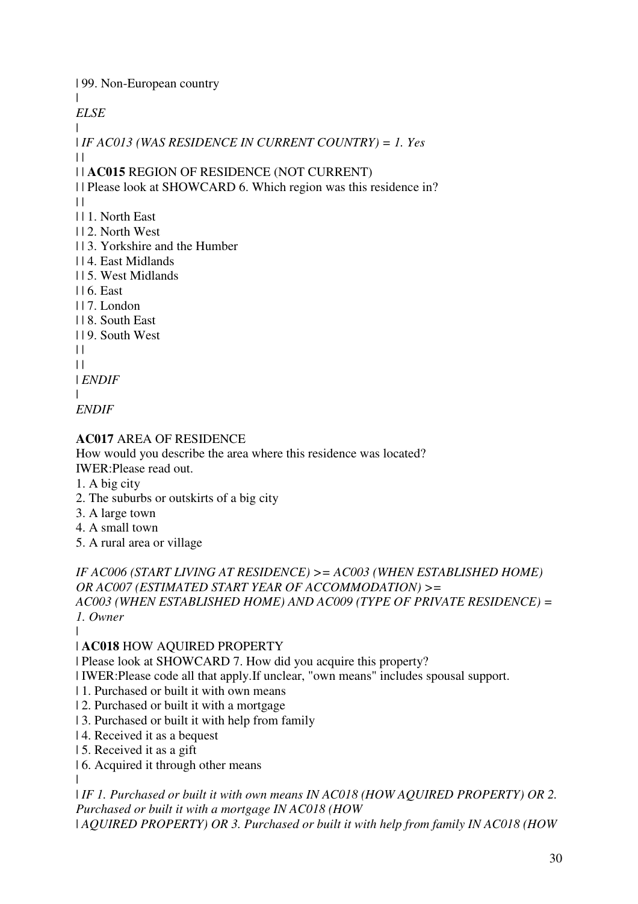| 99. Non-European country
|
*ELSE*
|
| *IF AC013 (WAS RESIDENCE IN CURRENT COUNTRY) = 1. Yes*
| |
| | **AC015** REGION OF RESIDENCE (NOT CURRENT)
| | Please look at SHOWCARD 6. Which region was this residence in?
| |
| | 1. North East
| | 2. North West
| | 3. Yorkshire and the Humber
| | 4. East Midlands
| | 5. West Midlands
| | 6. East
| | 7. London
| | 8. South East
| | 9. South West
| |
| |
| *ENDIF*
|
*ENDIF*

**AC017** AREA OF RESIDENCE
How would you describe the area where this residence was located?
IWER:Please read out.
1. A big city
2. The suburbs or outskirts of a big city
3. A large town
4. A small town
5. A rural area or village

*IF AC006 (START LIVING AT RESIDENCE) >= AC003 (WHEN ESTABLISHED HOME) OR AC007 (ESTIMATED START YEAR OF ACCOMMODATION) >= AC003 (WHEN ESTABLISHED HOME) AND AC009 (TYPE OF PRIVATE RESIDENCE) = 1. Owner*
|
| **AC018** HOW AQUIRED PROPERTY
| Please look at SHOWCARD 7. How did you acquire this property?
| IWER:Please code all that apply.If unclear, "own means" includes spousal support.
| 1. Purchased or built it with own means
| 2. Purchased or built it with a mortgage
| 3. Purchased or built it with help from family
| 4. Received it as a bequest
| 5. Received it as a gift
| 6. Acquired it through other means
|
| *IF 1. Purchased or built it with own means IN AC018 (HOW AQUIRED PROPERTY) OR 2. Purchased or built it with a mortgage IN AC018 (HOW*
| *AQUIRED PROPERTY) OR 3. Purchased or built it with help from family IN AC018 (HOW*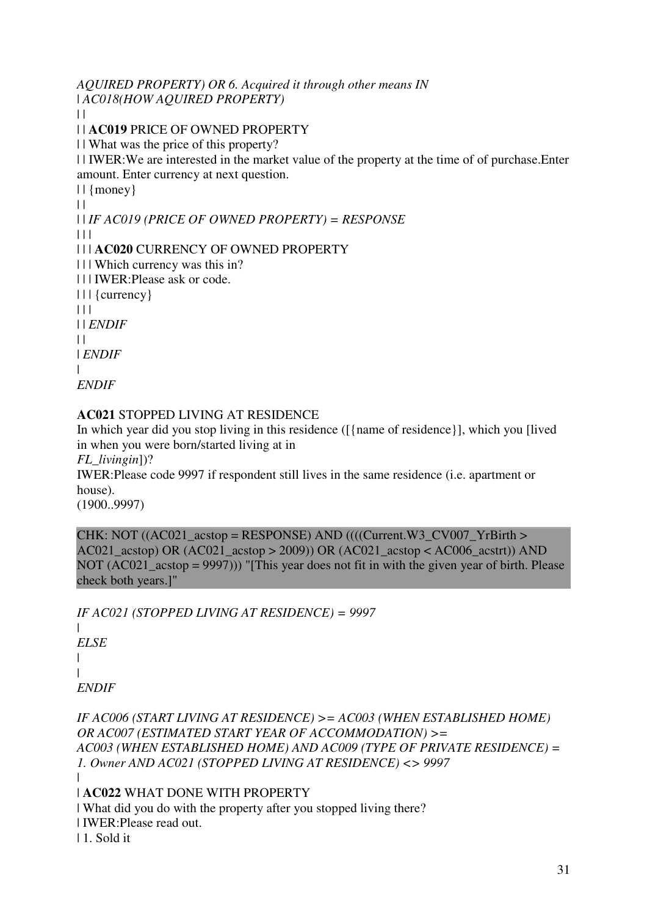*AQUIRED PROPERTY) OR 6. Acquired it through other means IN*
| *AC018(HOW AQUIRED PROPERTY)*
| |
| | **AC019** PRICE OF OWNED PROPERTY
| | What was the price of this property?
| | IWER:We are interested in the market value of the property at the time of of purchase.Enter amount. Enter currency at next question.
| | {money}
| |
| | *IF AC019 (PRICE OF OWNED PROPERTY) = RESPONSE*
| | |
| | | **AC020** CURRENCY OF OWNED PROPERTY
| | | Which currency was this in?
| | | IWER:Please ask or code.
| | | {currency}
| | |
| | *ENDIF*
| |
| *ENDIF*
|
*ENDIF*

**AC021** STOPPED LIVING AT RESIDENCE
In which year did you stop living in this residence ([{name of residence}], which you [lived in when you were born/started living at in
*FL_livingin*])?
IWER:Please code 9997 if respondent still lives in the same residence (i.e. apartment or house).
(1900..9997)

CHK: NOT ((AC021_acstop = RESPONSE) AND ((((Current.W3_CV007_YrBirth > AC021_acstop) OR (AC021_acstop > 2009)) OR (AC021_acstop < AC006_acstrt)) AND NOT (AC021_acstop = 9997))) "[This year does not fit in with the given year of birth. Please check both years.]"

*IF AC021 (STOPPED LIVING AT RESIDENCE) = 9997*
|
*ELSE*
|
|
*ENDIF*

*IF AC006 (START LIVING AT RESIDENCE) >= AC003 (WHEN ESTABLISHED HOME) OR AC007 (ESTIMATED START YEAR OF ACCOMMODATION) >= AC003 (WHEN ESTABLISHED HOME) AND AC009 (TYPE OF PRIVATE RESIDENCE) = 1. Owner AND AC021 (STOPPED LIVING AT RESIDENCE) <> 9997*
|
| **AC022** WHAT DONE WITH PROPERTY
| What did you do with the property after you stopped living there?
| IWER:Please read out.
| 1. Sold it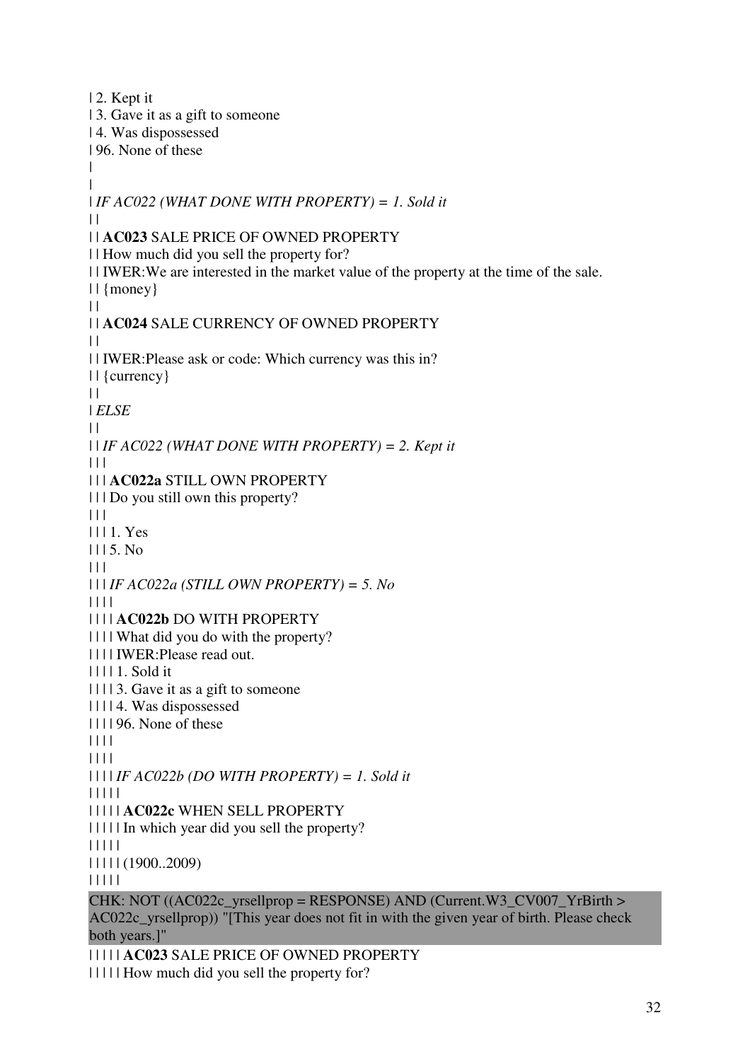| 2. Kept it
| 3. Gave it as a gift to someone
| 4. Was dispossessed
| 96. None of these
|
|
| *IF AC022 (WHAT DONE WITH PROPERTY) = 1. Sold it*
| |
| | **AC023** SALE PRICE OF OWNED PROPERTY
| | How much did you sell the property for?
| | IWER:We are interested in the market value of the property at the time of the sale.
| | {money}
| |
| | **AC024** SALE CURRENCY OF OWNED PROPERTY
| |
| | IWER:Please ask or code: Which currency was this in?
| | {currency}
| |
| *ELSE*
| |
| | *IF AC022 (WHAT DONE WITH PROPERTY) = 2. Kept it*
| | |
| | | **AC022a** STILL OWN PROPERTY
| | | Do you still own this property?
| | |
| | | 1. Yes
| | | 5. No
| | |
| | | *IF AC022a (STILL OWN PROPERTY) = 5. No*
| | | |
| | | | **AC022b** DO WITH PROPERTY
| | | | What did you do with the property?
| | | | IWER:Please read out.
| | | | 1. Sold it
| | | | 3. Gave it as a gift to someone
| | | | 4. Was dispossessed
| | | | 96. None of these
| | | |
| | | |
| | | | *IF AC022b (DO WITH PROPERTY) = 1. Sold it*
| | | | |
| | | | | **AC022c** WHEN SELL PROPERTY
| | | | | In which year did you sell the property?
| | | | |
| | | | | (1900..2009)
| | | | |

CHK: NOT ((AC022c_yrsellprop = RESPONSE) AND (Current.W3_CV007_YrBirth > AC022c_yrsellprop)) "[This year does not fit in with the given year of birth. Please check both years.]"

| | | | | **AC023** SALE PRICE OF OWNED PROPERTY
| | | | | How much did you sell the property for?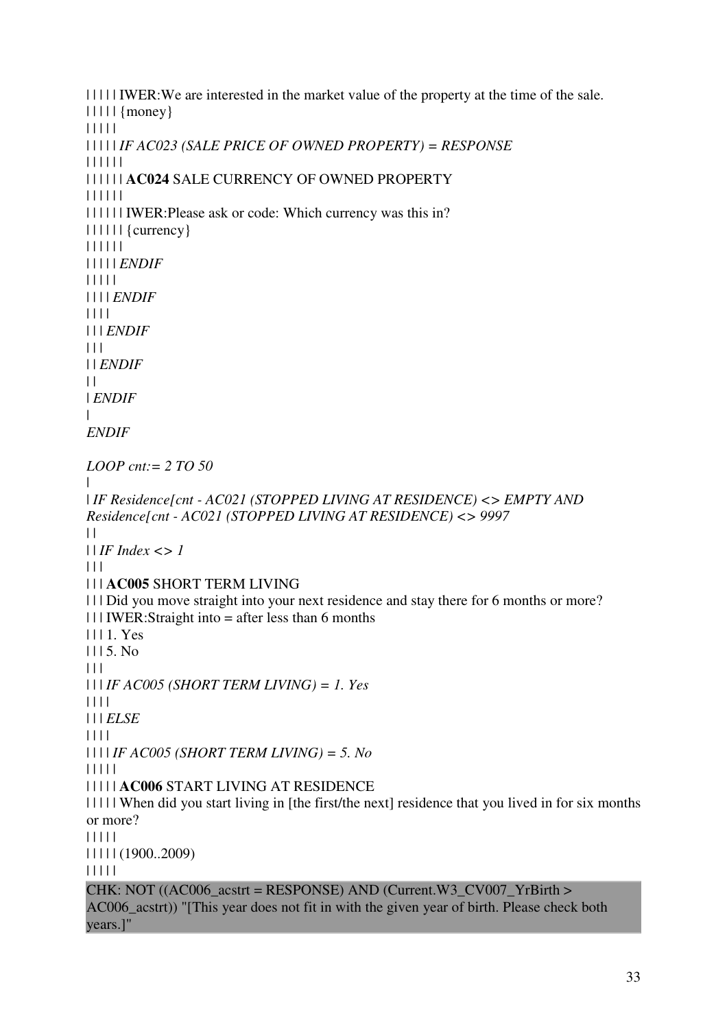| | | | | IWER:We are interested in the market value of the property at the time of the sale.
| | | | | {money}
| | | | |
| | | | | *IF AC023 (SALE PRICE OF OWNED PROPERTY) = RESPONSE*
| | | | | |
| | | | | | **AC024** SALE CURRENCY OF OWNED PROPERTY
| | | | | |
| | | | | | IWER:Please ask or code: Which currency was this in?
| | | | | | {currency}
| | | | | |
| | | | | *ENDIF*
| | | | |
| | | | *ENDIF*
| | | |
| | | *ENDIF*
| | |
| | *ENDIF*
| |
| *ENDIF*
|
*ENDIF*

*LOOP cnt:= 2 TO 50*
|
| *IF Residence[cnt - AC021 (STOPPED LIVING AT RESIDENCE) <> EMPTY AND Residence[cnt - AC021 (STOPPED LIVING AT RESIDENCE) <> 9997*
| |
| | *IF Index <> 1*
| | |
| | | **AC005** SHORT TERM LIVING
| | | Did you move straight into your next residence and stay there for 6 months or more?
| | | IWER:Straight into = after less than 6 months
| | | 1. Yes
| | | 5. No
| | |
| | | *IF AC005 (SHORT TERM LIVING) = 1. Yes*
| | | |
| | | *ELSE*
| | | |
| | | | *IF AC005 (SHORT TERM LIVING) = 5. No*
| | | | |
| | | | | **AC006** START LIVING AT RESIDENCE
| | | | | When did you start living in [the first/the next] residence that you lived in for six months or more?
| | | | |
| | | | | (1900..2009)
| | | | |

CHK: NOT ((AC006_acstrt = RESPONSE) AND (Current.W3_CV007_YrBirth > AC006_acstrt)) "[This year does not fit in with the given year of birth. Please check both years.]"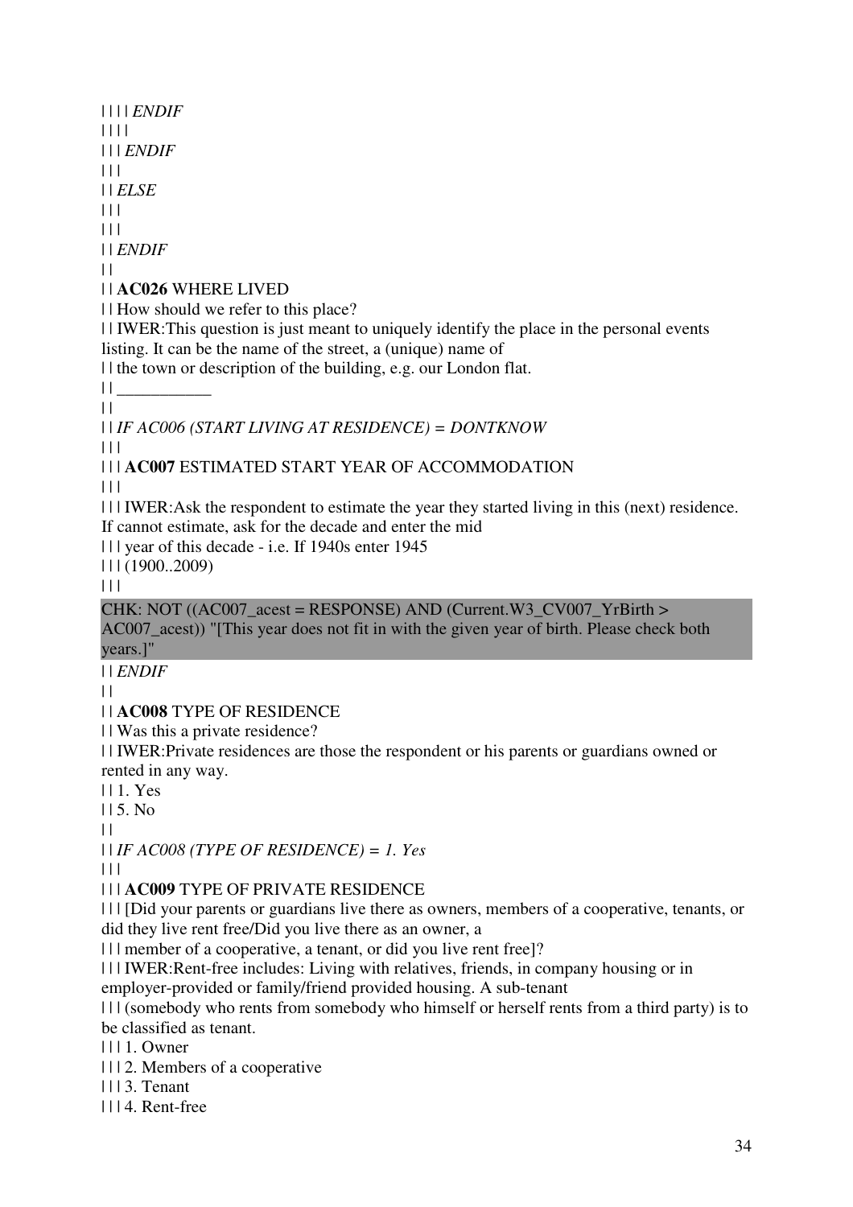| | | | *ENDIF*
| | | |
| | | *ENDIF*
| | |
| | *ELSE*
| | |
| | |
| | *ENDIF*
| |
| | **AC026** WHERE LIVED
| | How should we refer to this place?
| | IWER:This question is just meant to uniquely identify the place in the personal events listing. It can be the name of the street, a (unique) name of
| | the town or description of the building, e.g. our London flat.
| | ___________
| |
| | *IF AC006 (START LIVING AT RESIDENCE) = DONTKNOW*
| | |
| | | **AC007** ESTIMATED START YEAR OF ACCOMMODATION
| | |
| | | IWER:Ask the respondent to estimate the year they started living in this (next) residence. If cannot estimate, ask for the decade and enter the mid
| | | year of this decade - i.e. If 1940s enter 1945
| | | (1900..2009)
| | |

CHK: NOT ((AC007_acest = RESPONSE) AND (Current.W3_CV007_YrBirth > AC007_acest)) "[This year does not fit in with the given year of birth. Please check both years.]"

| | *ENDIF*
| |
| | **AC008** TYPE OF RESIDENCE
| | Was this a private residence?
| | IWER:Private residences are those the respondent or his parents or guardians owned or rented in any way.
| | 1. Yes
| | 5. No
| |
| | *IF AC008 (TYPE OF RESIDENCE) = 1. Yes*
| | |
| | | **AC009** TYPE OF PRIVATE RESIDENCE
| | | [Did your parents or guardians live there as owners, members of a cooperative, tenants, or did they live rent free/Did you live there as an owner, a
| | | member of a cooperative, a tenant, or did you live rent free]?
| | | IWER:Rent-free includes: Living with relatives, friends, in company housing or in employer-provided or family/friend provided housing. A sub-tenant
| | | (somebody who rents from somebody who himself or herself rents from a third party) is to be classified as tenant.
| | | 1. Owner
| | | 2. Members of a cooperative
| | | 3. Tenant
| | | 4. Rent-free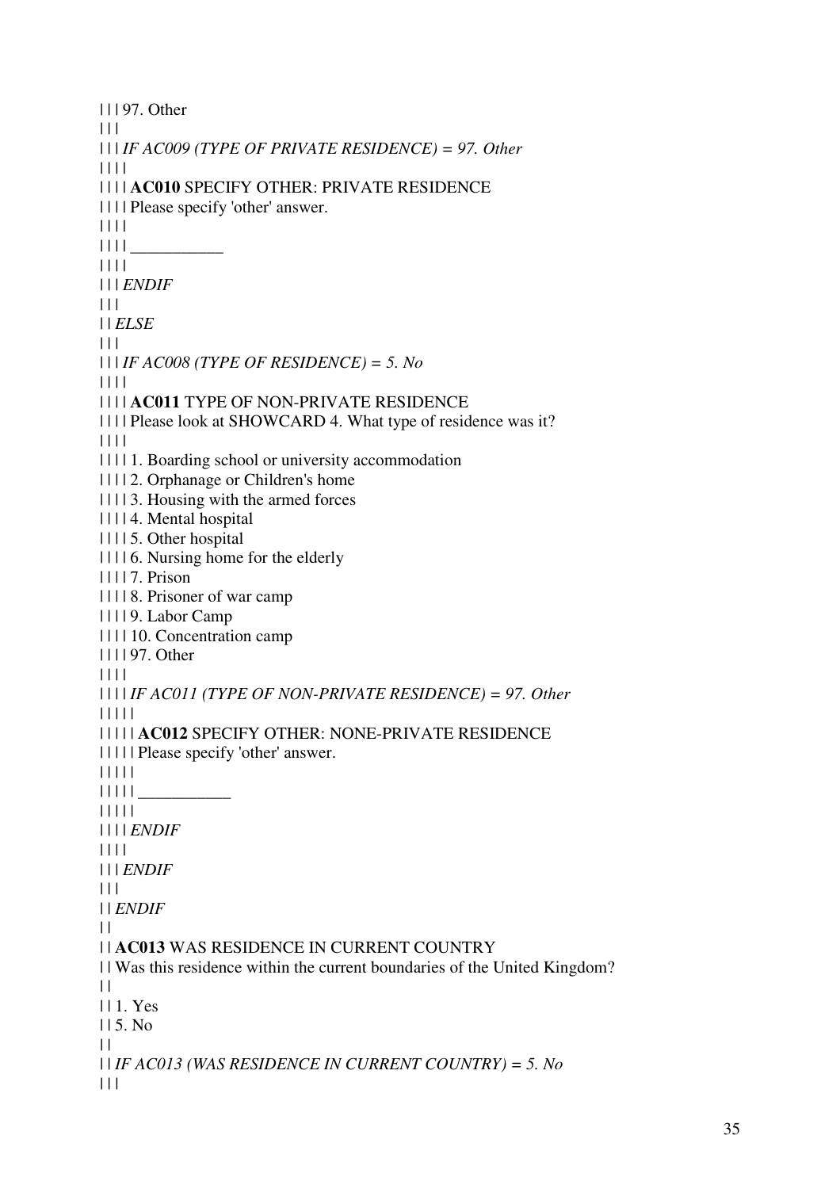| | | 97. Other
| | |
| | | *IF AC009 (TYPE OF PRIVATE RESIDENCE) = 97. Other*
| | | |
| | | | **AC010** SPECIFY OTHER: PRIVATE RESIDENCE
| | | | Please specify 'other' answer.
| | | |
| | | | ___________
| | | |
| | | *ENDIF*
| | |
| | *ELSE*
| | |
| | | *IF AC008 (TYPE OF RESIDENCE) = 5. No*
| | | |
| | | | **AC011** TYPE OF NON-PRIVATE RESIDENCE
| | | | Please look at SHOWCARD 4. What type of residence was it?
| | | |
| | | | 1. Boarding school or university accommodation
| | | | 2. Orphanage or Children's home
| | | | 3. Housing with the armed forces
| | | | 4. Mental hospital
| | | | 5. Other hospital
| | | | 6. Nursing home for the elderly
| | | | 7. Prison
| | | | 8. Prisoner of war camp
| | | | 9. Labor Camp
| | | | 10. Concentration camp
| | | | 97. Other
| | | |
| | | | *IF AC011 (TYPE OF NON-PRIVATE RESIDENCE) = 97. Other*
| | | | |
| | | | | **AC012** SPECIFY OTHER: NONE-PRIVATE RESIDENCE
| | | | | Please specify 'other' answer.
| | | | |
| | | | | ___________
| | | | |
| | | | *ENDIF*
| | | |
| | | *ENDIF*
| | |
| | *ENDIF*
| |
| | **AC013** WAS RESIDENCE IN CURRENT COUNTRY
| | Was this residence within the current boundaries of the United Kingdom?
| |
| | 1. Yes
| | 5. No
| |
| | *IF AC013 (WAS RESIDENCE IN CURRENT COUNTRY) = 5. No*
| | |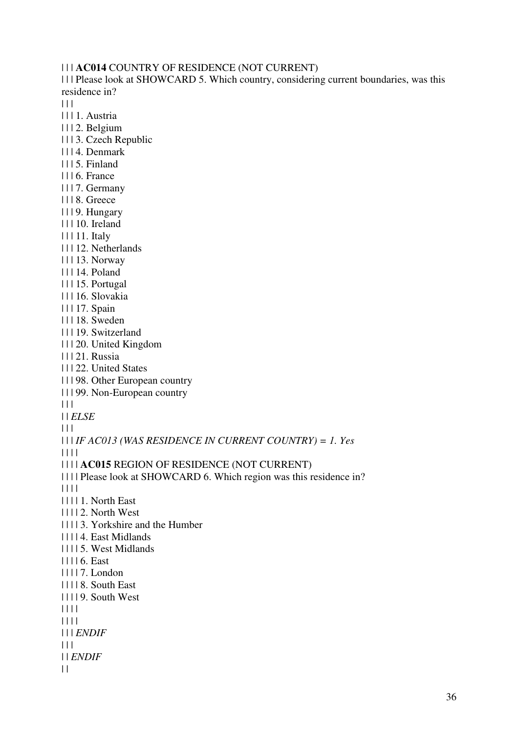| | | **AC014** COUNTRY OF RESIDENCE (NOT CURRENT)
| | | Please look at SHOWCARD 5. Which country, considering current boundaries, was this residence in?
| | |
| | | 1. Austria
| | | 2. Belgium
| | | 3. Czech Republic
| | | 4. Denmark
| | | 5. Finland
| | | 6. France
| | | 7. Germany
| | | 8. Greece
| | | 9. Hungary
| | | 10. Ireland
| | | 11. Italy
| | | 12. Netherlands
| | | 13. Norway
| | | 14. Poland
| | | 15. Portugal
| | | 16. Slovakia
| | | 17. Spain
| | | 18. Sweden
| | | 19. Switzerland
| | | 20. United Kingdom
| | | 21. Russia
| | | 22. United States
| | | 98. Other European country
| | | 99. Non-European country
| | |
| | *ELSE*
| | |
| | | *IF AC013 (WAS RESIDENCE IN CURRENT COUNTRY) = 1. Yes*
| | | |
| | | | **AC015** REGION OF RESIDENCE (NOT CURRENT)
| | | | Please look at SHOWCARD 6. Which region was this residence in?
| | | |
| | | | 1. North East
| | | | 2. North West
| | | | 3. Yorkshire and the Humber
| | | | 4. East Midlands
| | | | 5. West Midlands
| | | | 6. East
| | | | 7. London
| | | | 8. South East
| | | | 9. South West
| | | |
| | | |
| | | *ENDIF*
| | |
| | *ENDIF*
| |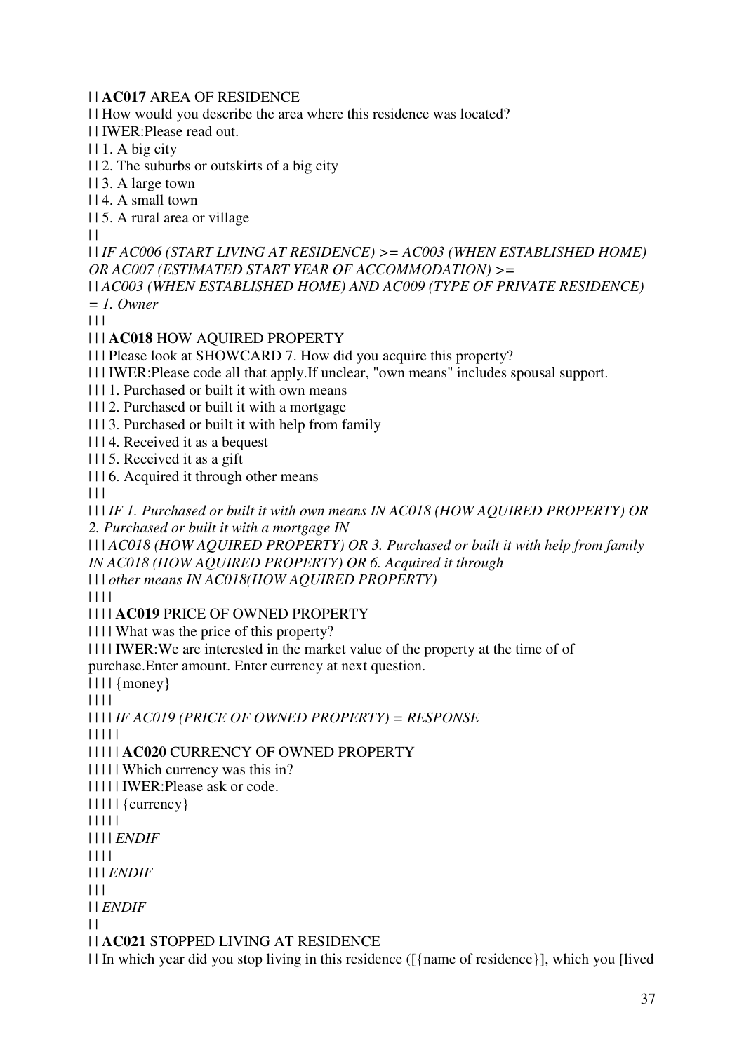| | **AC017** AREA OF RESIDENCE
| | How would you describe the area where this residence was located?
| | IWER:Please read out.
| | 1. A big city
| | 2. The suburbs or outskirts of a big city
| | 3. A large town
| | 4. A small town
| | 5. A rural area or village
| |
| | *IF AC006 (START LIVING AT RESIDENCE) >= AC003 (WHEN ESTABLISHED HOME) OR AC007 (ESTIMATED START YEAR OF ACCOMMODATION) >=*
| | *AC003 (WHEN ESTABLISHED HOME) AND AC009 (TYPE OF PRIVATE RESIDENCE) = 1. Owner*
| | |
| | | **AC018** HOW AQUIRED PROPERTY
| | | Please look at SHOWCARD 7. How did you acquire this property?
| | | IWER:Please code all that apply.If unclear, "own means" includes spousal support.
| | | 1. Purchased or built it with own means
| | | 2. Purchased or built it with a mortgage
| | | 3. Purchased or built it with help from family
| | | 4. Received it as a bequest
| | | 5. Received it as a gift
| | | 6. Acquired it through other means
| | |
| | | *IF 1. Purchased or built it with own means IN AC018 (HOW AQUIRED PROPERTY) OR 2. Purchased or built it with a mortgage IN*
| | | *AC018 (HOW AQUIRED PROPERTY) OR 3. Purchased or built it with help from family IN AC018 (HOW AQUIRED PROPERTY) OR 6. Acquired it through*
| | | *other means IN AC018(HOW AQUIRED PROPERTY)*
| | | |
| | | | **AC019** PRICE OF OWNED PROPERTY
| | | | What was the price of this property?
| | | | IWER:We are interested in the market value of the property at the time of of purchase.Enter amount. Enter currency at next question.
| | | | {money}
| | | |
| | | | *IF AC019 (PRICE OF OWNED PROPERTY) = RESPONSE*
| | | | |
| | | | | **AC020** CURRENCY OF OWNED PROPERTY
| | | | | Which currency was this in?
| | | | | IWER:Please ask or code.
| | | | | {currency}
| | | | |
| | | | *ENDIF*
| | | |
| | | *ENDIF*
| | |
| | *ENDIF*
| |
| | **AC021** STOPPED LIVING AT RESIDENCE
| | In which year did you stop living in this residence ([{name of residence}], which you [lived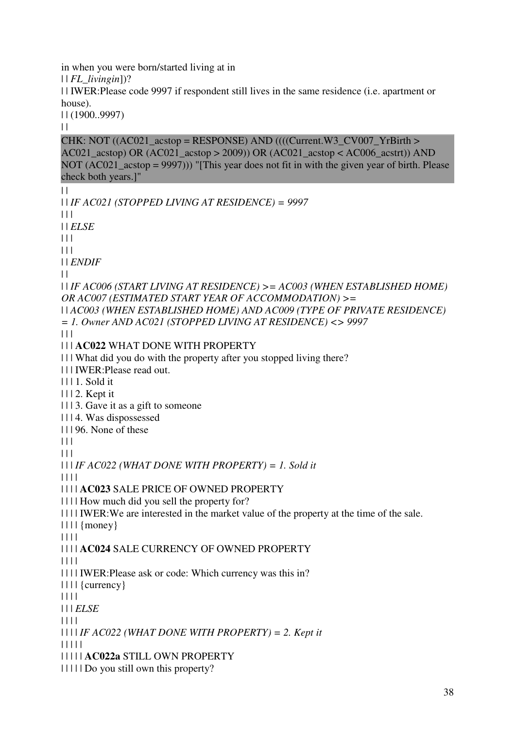in when you were born/started living at in
| | *FL_livingin*])?
| | IWER:Please code 9997 if respondent still lives in the same residence (i.e. apartment or house).
| | (1900..9997)
| |

CHK: NOT ((AC021_acstop = RESPONSE) AND ((((Current.W3_CV007_YrBirth > AC021_acstop) OR (AC021_acstop > 2009)) OR (AC021_acstop < AC006_acstrt)) AND NOT (AC021_acstop = 9997))) "[This year does not fit in with the given year of birth. Please check both years.]"

| |
| | *IF AC021 (STOPPED LIVING AT RESIDENCE) = 9997*
| | |
| | *ELSE*
| | |
| | |
| | *ENDIF*
| |
| | *IF AC006 (START LIVING AT RESIDENCE) >= AC003 (WHEN ESTABLISHED HOME) OR AC007 (ESTIMATED START YEAR OF ACCOMMODATION) >=*
| | *AC003 (WHEN ESTABLISHED HOME) AND AC009 (TYPE OF PRIVATE RESIDENCE) = 1. Owner AND AC021 (STOPPED LIVING AT RESIDENCE) <> 9997*
| | |
| | | **AC022** WHAT DONE WITH PROPERTY
| | | What did you do with the property after you stopped living there?
| | | IWER:Please read out.
| | | 1. Sold it
| | | 2. Kept it
| | | 3. Gave it as a gift to someone
| | | 4. Was dispossessed
| | | 96. None of these
| | |
| | |
| | | *IF AC022 (WHAT DONE WITH PROPERTY) = 1. Sold it*
| | | |
| | | | **AC023** SALE PRICE OF OWNED PROPERTY
| | | | How much did you sell the property for?
| | | | IWER:We are interested in the market value of the property at the time of the sale.
| | | | {money}
| | | |
| | | | **AC024** SALE CURRENCY OF OWNED PROPERTY
| | | |
| | | | IWER:Please ask or code: Which currency was this in?
| | | | {currency}
| | | |
| | | *ELSE*
| | | |
| | | | *IF AC022 (WHAT DONE WITH PROPERTY) = 2. Kept it*
| | | | |
| | | | | **AC022a** STILL OWN PROPERTY
| | | | | Do you still own this property?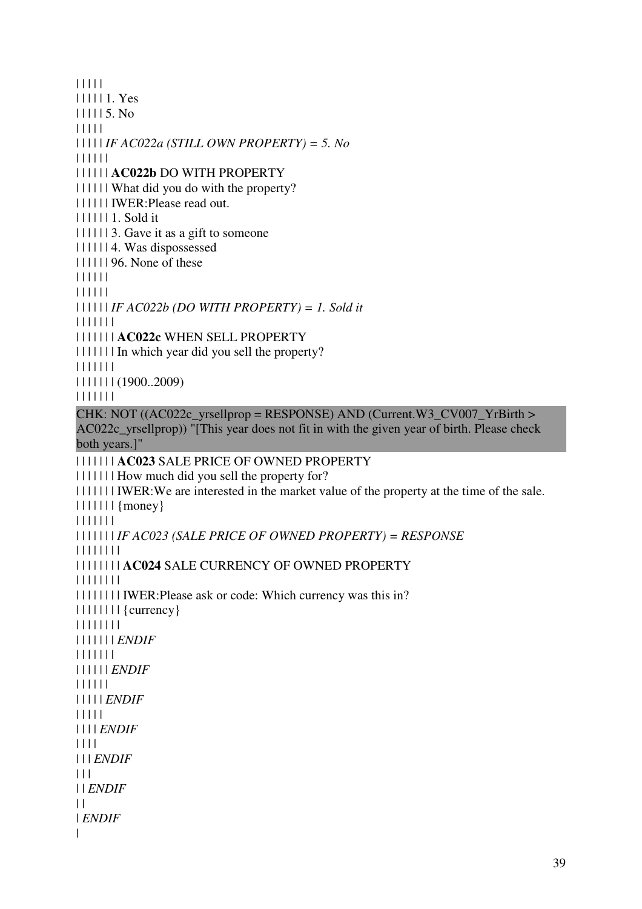| | | | |
| | | | | 1. Yes
| | | | | 5. No
| | | | |
| | | | | *IF AC022a (STILL OWN PROPERTY) = 5. No*
| | | | | |
| | | | | | **AC022b** DO WITH PROPERTY
| | | | | | What did you do with the property?
| | | | | | IWER:Please read out.
| | | | | | 1. Sold it
| | | | | | 3. Gave it as a gift to someone
| | | | | | 4. Was dispossessed
| | | | | | 96. None of these
| | | | | |
| | | | | |
| | | | | | *IF AC022b (DO WITH PROPERTY) = 1. Sold it*
| | | | | | |
| | | | | | | **AC022c** WHEN SELL PROPERTY
| | | | | | | In which year did you sell the property?
| | | | | | |
| | | | | | | (1900..2009)
| | | | | | |

CHK: NOT ((AC022c_yrsellprop = RESPONSE) AND (Current.W3_CV007_YrBirth > AC022c_yrsellprop)) "[This year does not fit in with the given year of birth. Please check both years.]"

| | | | | | | **AC023** SALE PRICE OF OWNED PROPERTY
| | | | | | | How much did you sell the property for?
| | | | | | | IWER:We are interested in the market value of the property at the time of the sale.
| | | | | | | {money}
| | | | | | |
| | | | | | | *IF AC023 (SALE PRICE OF OWNED PROPERTY) = RESPONSE*
| | | | | | | |
| | | | | | | | **AC024** SALE CURRENCY OF OWNED PROPERTY
| | | | | | | |
| | | | | | | | IWER:Please ask or code: Which currency was this in?
| | | | | | | | {currency}
| | | | | | | |
| | | | | | | *ENDIF*
| | | | | | |
| | | | | | *ENDIF*
| | | | | |
| | | | | *ENDIF*
| | | | |
| | | | *ENDIF*
| | | |
| | | *ENDIF*
| | |
| | *ENDIF*
| |
| *ENDIF*
|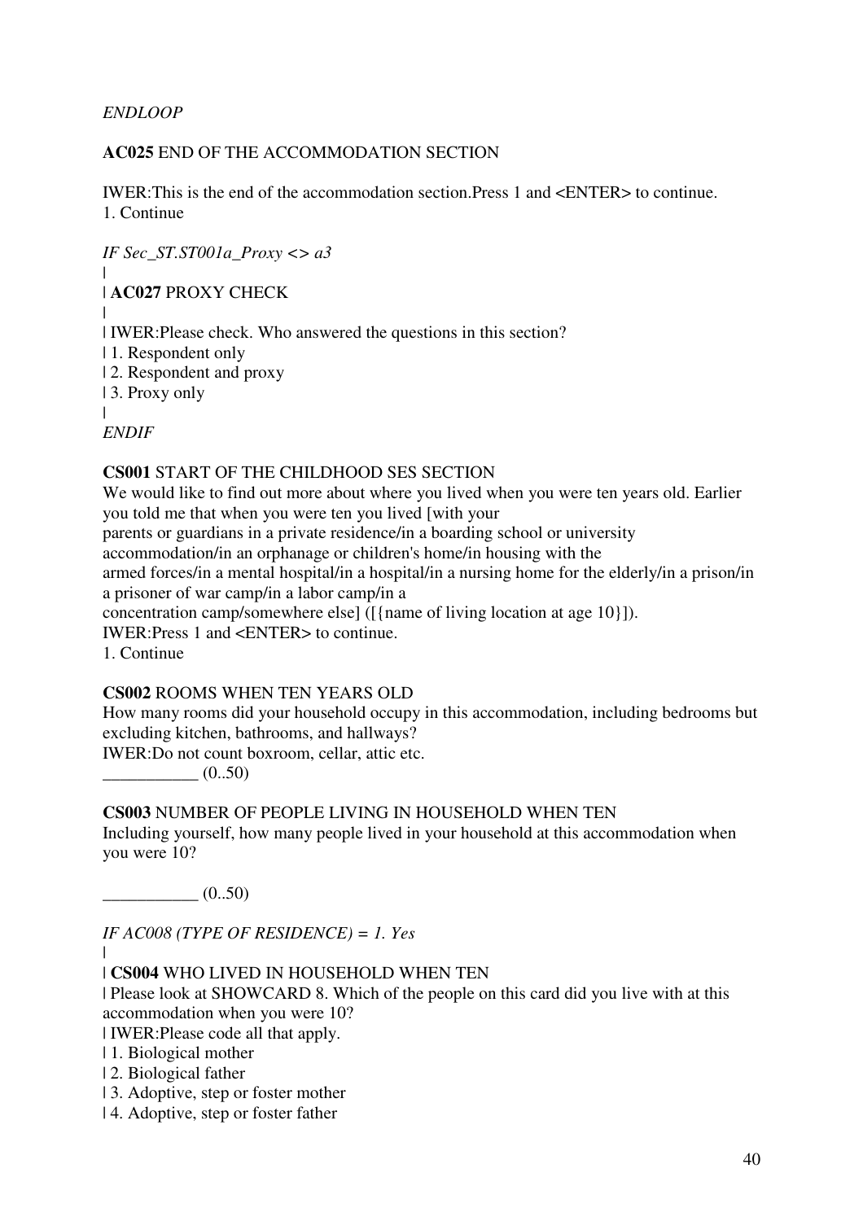*ENDLOOP*

**AC025** END OF THE ACCOMMODATION SECTION

IWER:This is the end of the accommodation section.Press 1 and <ENTER> to continue.
1. Continue

*IF Sec_ST.ST001a_Proxy <> a3*
|
| **AC027** PROXY CHECK
|
| IWER:Please check. Who answered the questions in this section?
| 1. Respondent only
| 2. Respondent and proxy
| 3. Proxy only
|
*ENDIF*

**CS001** START OF THE CHILDHOOD SES SECTION
We would like to find out more about where you lived when you were ten years old. Earlier you told me that when you were ten you lived [with your
parents or guardians in a private residence/in a boarding school or university accommodation/in an orphanage or children's home/in housing with the
armed forces/in a mental hospital/in a hospital/in a nursing home for the elderly/in a prison/in a prisoner of war camp/in a labor camp/in a
concentration camp/somewhere else] ([{name of living location at age 10}]).
IWER:Press 1 and <ENTER> to continue.
1. Continue

**CS002** ROOMS WHEN TEN YEARS OLD
How many rooms did your household occupy in this accommodation, including bedrooms but excluding kitchen, bathrooms, and hallways?
IWER:Do not count boxroom, cellar, attic etc.
___________ (0..50)

**CS003** NUMBER OF PEOPLE LIVING IN HOUSEHOLD WHEN TEN
Including yourself, how many people lived in your household at this accommodation when you were 10?

___________ (0..50)

*IF AC008 (TYPE OF RESIDENCE) = 1. Yes*
|
| **CS004** WHO LIVED IN HOUSEHOLD WHEN TEN
| Please look at SHOWCARD 8. Which of the people on this card did you live with at this accommodation when you were 10?
| IWER:Please code all that apply.
| 1. Biological mother
| 2. Biological father
| 3. Adoptive, step or foster mother
| 4. Adoptive, step or foster father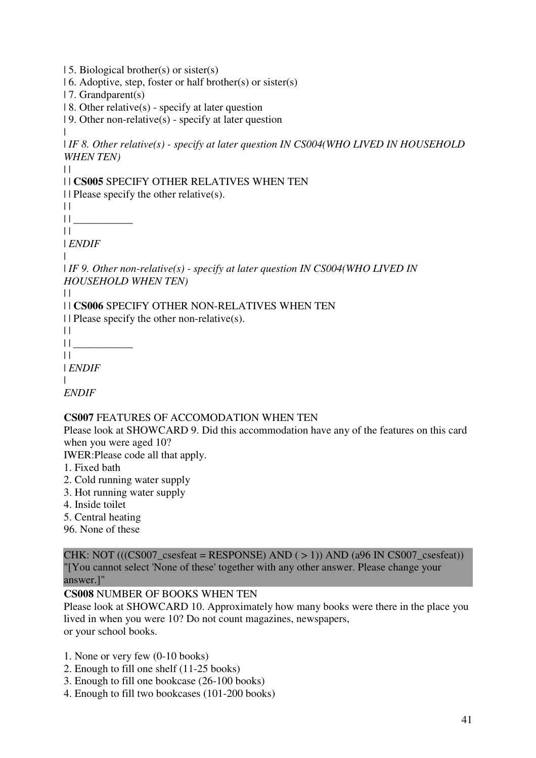| 5. Biological brother(s) or sister(s)  
| 6. Adoptive, step, foster or half brother(s) or sister(s)  
| 7. Grandparent(s)  
| 8. Other relative(s) - specify at later question  
| 9. Other non-relative(s) - specify at later question  
|  
| *IF 8. Other relative(s) - specify at later question IN CS004(WHO LIVED IN HOUSEHOLD WHEN TEN)*  
| |  
| | **CS005** SPECIFY OTHER RELATIVES WHEN TEN  
| | Please specify the other relative(s).  
| |  
| | ___________  
| |  
| *ENDIF*  
|  
| *IF 9. Other non-relative(s) - specify at later question IN CS004(WHO LIVED IN HOUSEHOLD WHEN TEN)*  
| |  
| | **CS006** SPECIFY OTHER NON-RELATIVES WHEN TEN  
| | Please specify the other non-relative(s).  
| |  
| | ___________  
| |  
| *ENDIF*  
|  
*ENDIF*

**CS007** FEATURES OF ACCOMODATION WHEN TEN  
Please look at SHOWCARD 9. Did this accommodation have any of the features on this card when you were aged 10?  
IWER:Please code all that apply.  
1. Fixed bath  
2. Cold running water supply  
3. Hot running water supply  
4. Inside toilet  
5. Central heating  
96. None of these

CHK: NOT (((CS007_csesfeat = RESPONSE) AND ( > 1)) AND (a96 IN CS007_csesfeat))  
"[You cannot select 'None of these' together with any other answer. Please change your answer.]"

**CS008** NUMBER OF BOOKS WHEN TEN  
Please look at SHOWCARD 10. Approximately how many books were there in the place you lived in when you were 10? Do not count magazines, newspapers,  
or your school books.

1. None or very few (0-10 books)  
2. Enough to fill one shelf (11-25 books)  
3. Enough to fill one bookcase (26-100 books)  
4. Enough to fill two bookcases (101-200 books)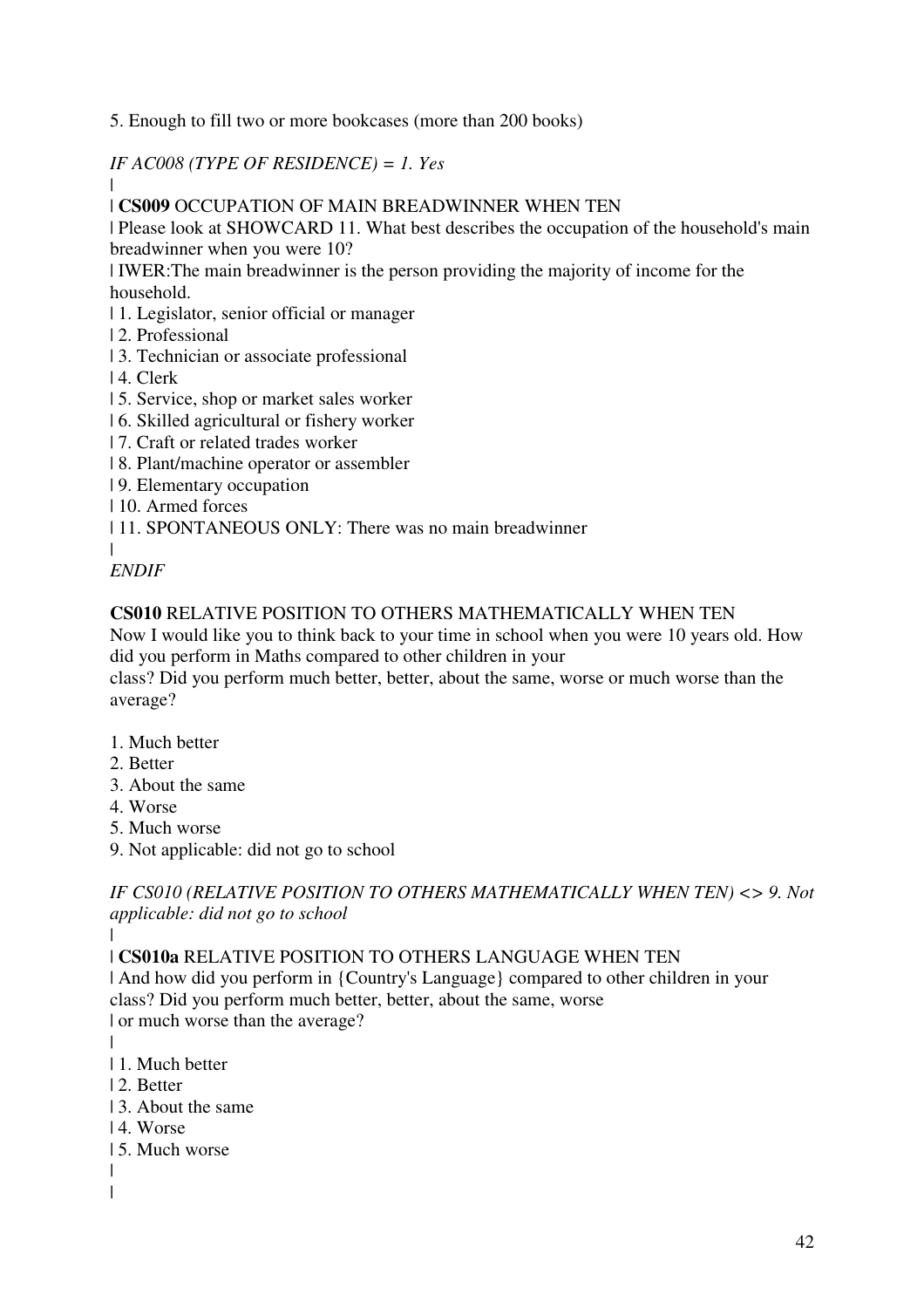5. Enough to fill two or more bookcases (more than 200 books)

*IF AC008 (TYPE OF RESIDENCE) = 1. Yes*

|

| **CS009** OCCUPATION OF MAIN BREADWINNER WHEN TEN

| Please look at SHOWCARD 11. What best describes the occupation of the household's main breadwinner when you were 10?

| IWER:The main breadwinner is the person providing the majority of income for the household.

| 1. Legislator, senior official or manager
| 2. Professional
| 3. Technician or associate professional
| 4. Clerk
| 5. Service, shop or market sales worker
| 6. Skilled agricultural or fishery worker
| 7. Craft or related trades worker
| 8. Plant/machine operator or assembler
| 9. Elementary occupation
| 10. Armed forces
| 11. SPONTANEOUS ONLY: There was no main breadwinner
|

*ENDIF*

**CS010** RELATIVE POSITION TO OTHERS MATHEMATICALLY WHEN TEN

Now I would like you to think back to your time in school when you were 10 years old. How did you perform in Maths compared to other children in your class? Did you perform much better, better, about the same, worse or much worse than the average?

1. Much better
2. Better
3. About the same
4. Worse
5. Much worse
9. Not applicable: did not go to school

*IF CS010 (RELATIVE POSITION TO OTHERS MATHEMATICALLY WHEN TEN) <> 9. Not applicable: did not go to school*

|

| **CS010a** RELATIVE POSITION TO OTHERS LANGUAGE WHEN TEN

| And how did you perform in {Country's Language} compared to other children in your class? Did you perform much better, better, about the same, worse
| or much worse than the average?
|
| 1. Much better
| 2. Better
| 3. About the same
| 4. Worse
| 5. Much worse
|
|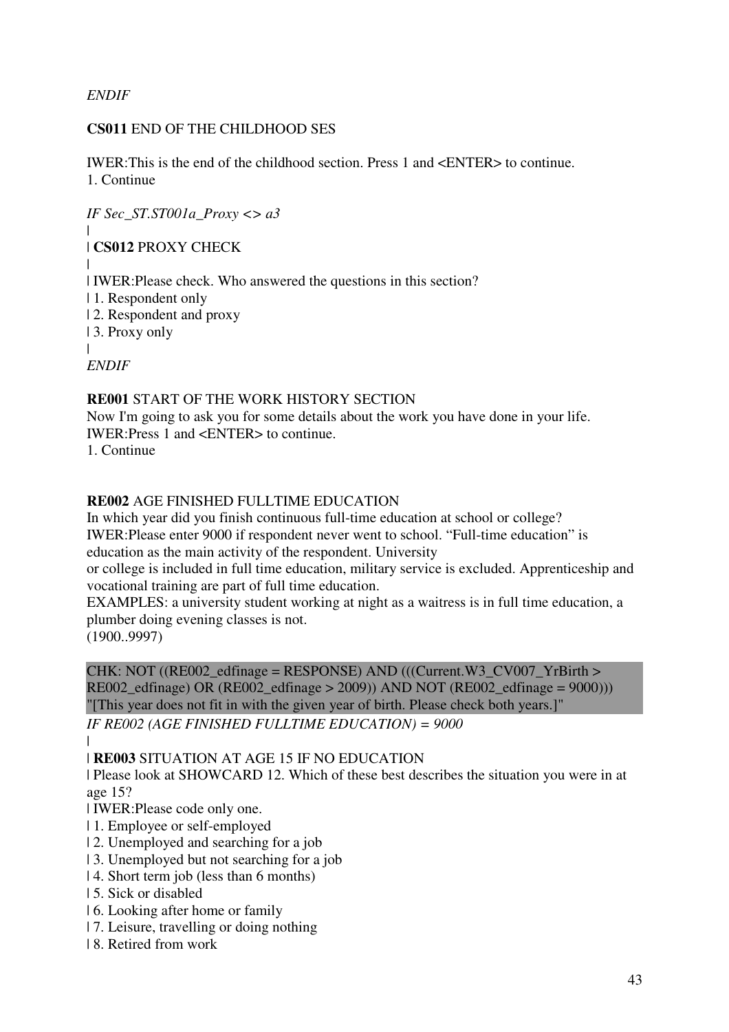*ENDIF*

**CS011** END OF THE CHILDHOOD SES

IWER:This is the end of the childhood section. Press 1 and <ENTER> to continue.
1. Continue

*IF Sec_ST.ST001a_Proxy <> a3*
|
| **CS012** PROXY CHECK
|
| IWER:Please check. Who answered the questions in this section?
| 1. Respondent only
| 2. Respondent and proxy
| 3. Proxy only
|
*ENDIF*

**RE001** START OF THE WORK HISTORY SECTION
Now I'm going to ask you for some details about the work you have done in your life.
IWER:Press 1 and <ENTER> to continue.
1. Continue

**RE002** AGE FINISHED FULLTIME EDUCATION
In which year did you finish continuous full-time education at school or college?
IWER:Please enter 9000 if respondent never went to school. "Full-time education" is education as the main activity of the respondent. University
or college is included in full time education, military service is excluded. Apprenticeship and vocational training are part of full time education.
EXAMPLES: a university student working at night as a waitress is in full time education, a plumber doing evening classes is not.
(1900..9997)

CHK: NOT ((RE002_edfinage = RESPONSE) AND (((Current.W3_CV007_YrBirth > RE002_edfinage) OR (RE002_edfinage > 2009)) AND NOT (RE002_edfinage = 9000)))
"[This year does not fit in with the given year of birth. Please check both years.]"

*IF RE002 (AGE FINISHED FULLTIME EDUCATION) = 9000*
|
| **RE003** SITUATION AT AGE 15 IF NO EDUCATION
| Please look at SHOWCARD 12. Which of these best describes the situation you were in at age 15?
| IWER:Please code only one.
| 1. Employee or self-employed
| 2. Unemployed and searching for a job
| 3. Unemployed but not searching for a job
| 4. Short term job (less than 6 months)
| 5. Sick or disabled
| 6. Looking after home or family
| 7. Leisure, travelling or doing nothing
| 8. Retired from work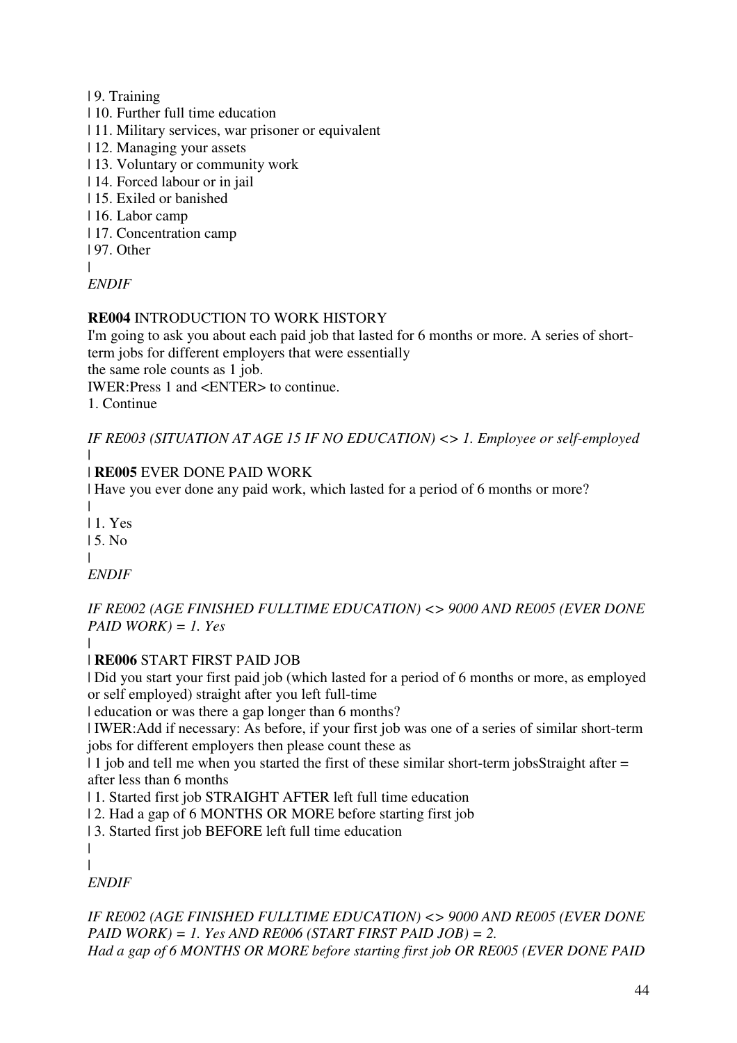| 9. Training
| 10. Further full time education
| 11. Military services, war prisoner or equivalent
| 12. Managing your assets
| 13. Voluntary or community work
| 14. Forced labour or in jail
| 15. Exiled or banished
| 16. Labor camp
| 17. Concentration camp
| 97. Other
|
*ENDIF*

**RE004** INTRODUCTION TO WORK HISTORY
I'm going to ask you about each paid job that lasted for 6 months or more. A series of short-term jobs for different employers that were essentially
the same role counts as 1 job.
IWER:Press 1 and <ENTER> to continue.
1. Continue

*IF RE003 (SITUATION AT AGE 15 IF NO EDUCATION) <> 1. Employee or self-employed*
|
| **RE005** EVER DONE PAID WORK
| Have you ever done any paid work, which lasted for a period of 6 months or more?
|
| 1. Yes
| 5. No
|
*ENDIF*

*IF RE002 (AGE FINISHED FULLTIME EDUCATION) <> 9000 AND RE005 (EVER DONE PAID WORK) = 1. Yes*
|
| **RE006** START FIRST PAID JOB
| Did you start your first paid job (which lasted for a period of 6 months or more, as employed or self employed) straight after you left full-time
| education or was there a gap longer than 6 months?
| IWER:Add if necessary: As before, if your first job was one of a series of similar short-term jobs for different employers then please count these as
| 1 job and tell me when you started the first of these similar short-term jobsStraight after = after less than 6 months
| 1. Started first job STRAIGHT AFTER left full time education
| 2. Had a gap of 6 MONTHS OR MORE before starting first job
| 3. Started first job BEFORE left full time education
|
|
*ENDIF*

*IF RE002 (AGE FINISHED FULLTIME EDUCATION) <> 9000 AND RE005 (EVER DONE PAID WORK) = 1. Yes AND RE006 (START FIRST PAID JOB) = 2.*
*Had a gap of 6 MONTHS OR MORE before starting first job OR RE005 (EVER DONE PAID*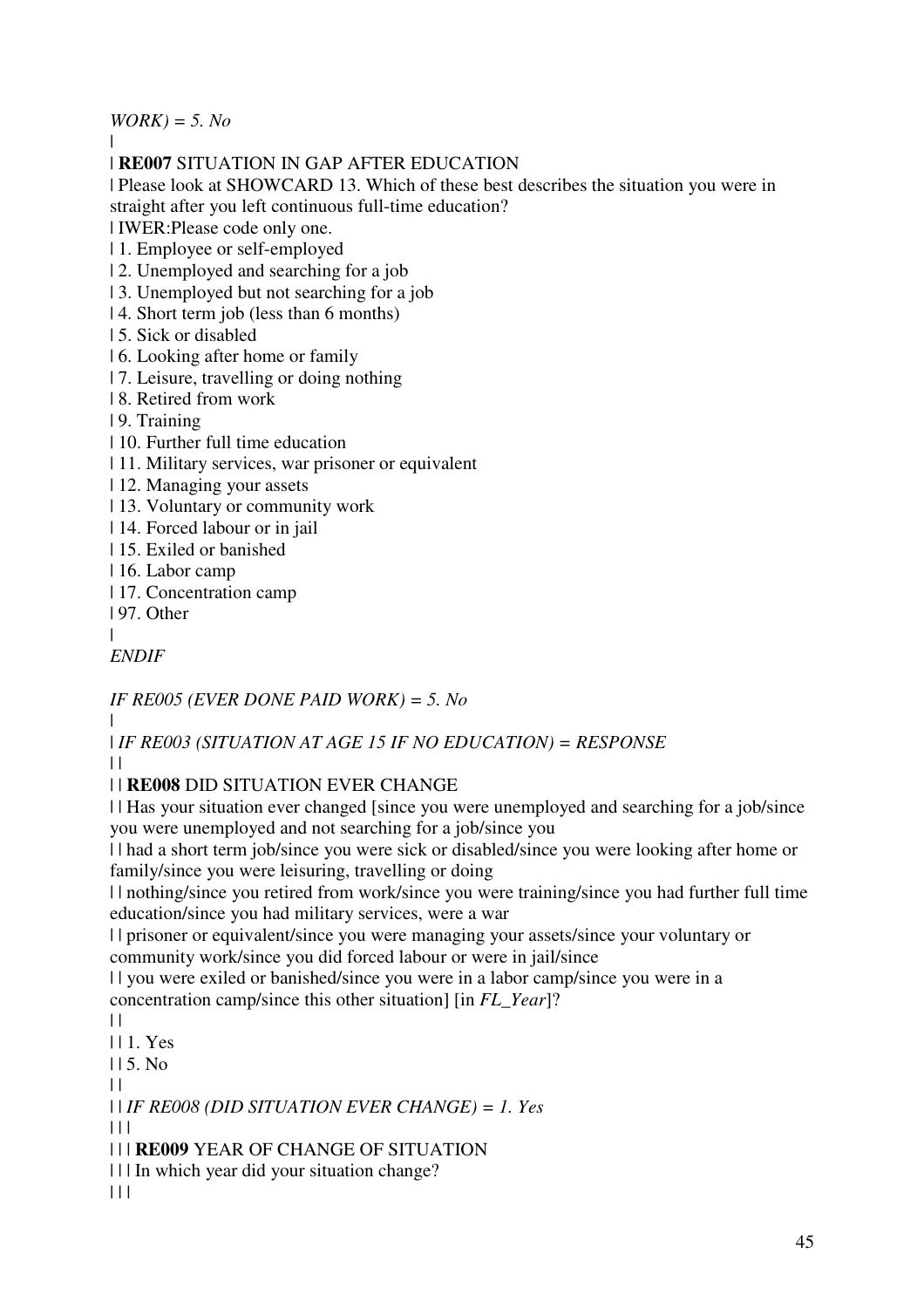*WORK) = 5. No*

|

| **RE007** SITUATION IN GAP AFTER EDUCATION

| Please look at SHOWCARD 13. Which of these best describes the situation you were in straight after you left continuous full-time education?

| IWER:Please code only one.

| 1. Employee or self-employed

| 2. Unemployed and searching for a job

| 3. Unemployed but not searching for a job

| 4. Short term job (less than 6 months)

| 5. Sick or disabled

| 6. Looking after home or family

| 7. Leisure, travelling or doing nothing

| 8. Retired from work

| 9. Training

| 10. Further full time education

| 11. Military services, war prisoner or equivalent

| 12. Managing your assets

| 13. Voluntary or community work

| 14. Forced labour or in jail

| 15. Exiled or banished

| 16. Labor camp

| 17. Concentration camp

| 97. Other

|

*ENDIF*

*IF RE005 (EVER DONE PAID WORK) = 5. No*

|

| *IF RE003 (SITUATION AT AGE 15 IF NO EDUCATION) = RESPONSE*

| |

| | **RE008** DID SITUATION EVER CHANGE

| | Has your situation ever changed [since you were unemployed and searching for a job/since you were unemployed and not searching for a job/since you

| | had a short term job/since you were sick or disabled/since you were looking after home or family/since you were leisuring, travelling or doing

| | nothing/since you retired from work/since you were training/since you had further full time education/since you had military services, were a war

| | prisoner or equivalent/since you were managing your assets/since your voluntary or community work/since you did forced labour or were in jail/since

| | you were exiled or banished/since you were in a labor camp/since you were in a concentration camp/since this other situation] [in *FL_Year*]?

| |

| | 1. Yes

| | 5. No

| |

| | *IF RE008 (DID SITUATION EVER CHANGE) = 1. Yes*

| | |

| | | **RE009** YEAR OF CHANGE OF SITUATION

| | | In which year did your situation change?

| | |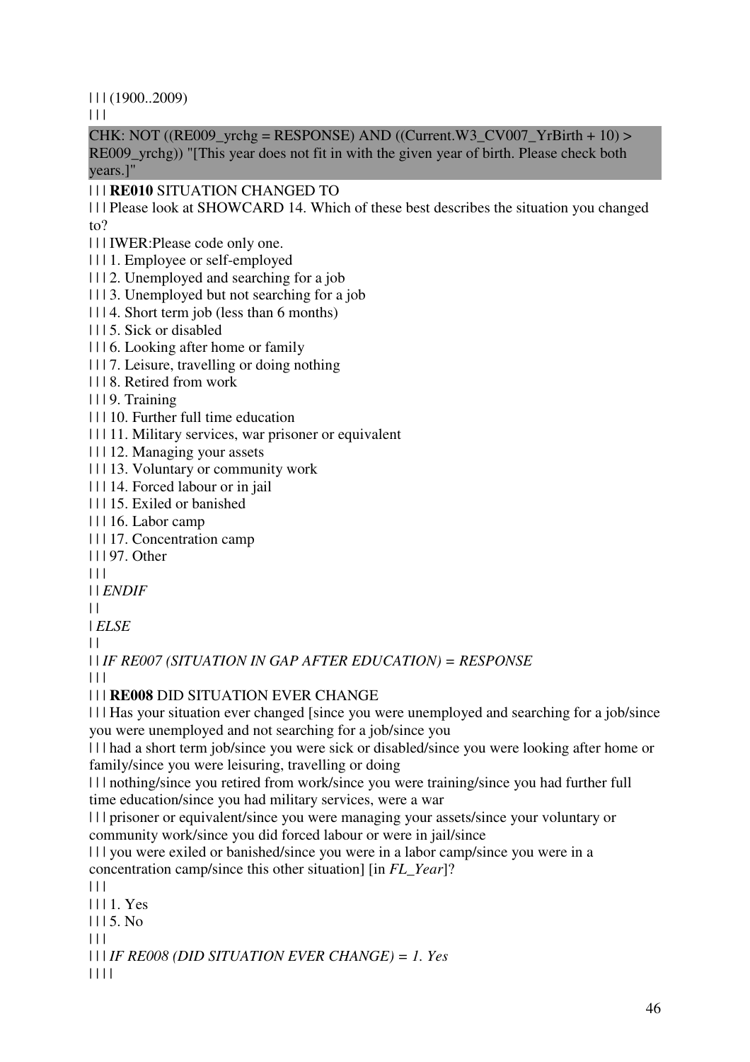| | | (1900..2009)

| | |

CHK: NOT ((RE009_yrchg = RESPONSE) AND ((Current.W3_CV007_YrBirth + 10) > RE009_yrchg)) "[This year does not fit in with the given year of birth. Please check both years.]"

| | | **RE010** SITUATION CHANGED TO

| | | Please look at SHOWCARD 14. Which of these best describes the situation you changed to?

| | | IWER:Please code only one.

| | | 1. Employee or self-employed

| | | 2. Unemployed and searching for a job

| | | 3. Unemployed but not searching for a job

| | | 4. Short term job (less than 6 months)

| | | 5. Sick or disabled

| | | 6. Looking after home or family

| | | 7. Leisure, travelling or doing nothing

| | | 8. Retired from work

| | | 9. Training

| | | 10. Further full time education

| | | 11. Military services, war prisoner or equivalent

| | | 12. Managing your assets

| | | 13. Voluntary or community work

| | | 14. Forced labour or in jail

| | | 15. Exiled or banished

| | | 16. Labor camp

| | | 17. Concentration camp

| | | 97. Other

| | |

| | *ENDIF*

| |

| *ELSE*

| |

| | *IF RE007 (SITUATION IN GAP AFTER EDUCATION) = RESPONSE*

| | |

| | | **RE008** DID SITUATION EVER CHANGE

| | | Has your situation ever changed [since you were unemployed and searching for a job/since you were unemployed and not searching for a job/since you

| | | had a short term job/since you were sick or disabled/since you were looking after home or family/since you were leisuring, travelling or doing

| | | nothing/since you retired from work/since you were training/since you had further full time education/since you had military services, were a war

| | | prisoner or equivalent/since you were managing your assets/since your voluntary or community work/since you did forced labour or were in jail/since

| | | you were exiled or banished/since you were in a labor camp/since you were in a concentration camp/since this other situation] [in *FL_Year*]?

| | |

| | | 1. Yes

| | | 5. No

| | |

| | | *IF RE008 (DID SITUATION EVER CHANGE) = 1. Yes*

| | | |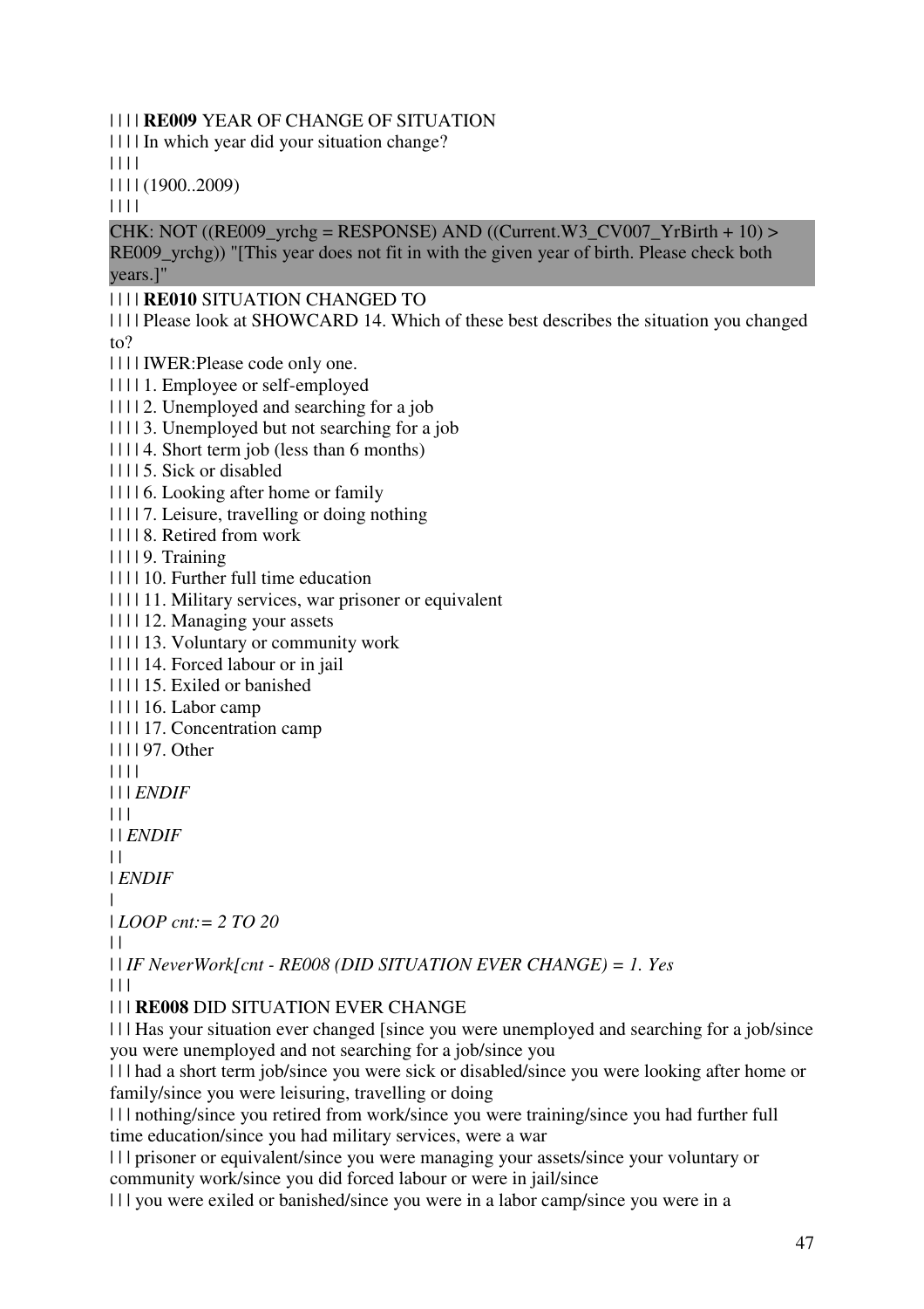| | | | **RE009** YEAR OF CHANGE OF SITUATION
| | | | In which year did your situation change?
| | | |
| | | | (1900..2009)
| | | |

CHK: NOT ((RE009_yrchg = RESPONSE) AND ((Current.W3_CV007_YrBirth + 10) > RE009_yrchg)) "[This year does not fit in with the given year of birth. Please check both years.]"

| | | | **RE010** SITUATION CHANGED TO
| | | | Please look at SHOWCARD 14. Which of these best describes the situation you changed to?
| | | | IWER:Please code only one.
| | | | 1. Employee or self-employed
| | | | 2. Unemployed and searching for a job
| | | | 3. Unemployed but not searching for a job
| | | | 4. Short term job (less than 6 months)
| | | | 5. Sick or disabled
| | | | 6. Looking after home or family
| | | | 7. Leisure, travelling or doing nothing
| | | | 8. Retired from work
| | | | 9. Training
| | | | 10. Further full time education
| | | | 11. Military services, war prisoner or equivalent
| | | | 12. Managing your assets
| | | | 13. Voluntary or community work
| | | | 14. Forced labour or in jail
| | | | 15. Exiled or banished
| | | | 16. Labor camp
| | | | 17. Concentration camp
| | | | 97. Other
| | | |
| | | *ENDIF*
| | |
| | *ENDIF*
| |
| *ENDIF*
|
| *LOOP cnt:= 2 TO 20*
| |
| | *IF NeverWork[cnt - RE008 (DID SITUATION EVER CHANGE) = 1. Yes*
| | |
| | | **RE008** DID SITUATION EVER CHANGE
| | | Has your situation ever changed [since you were unemployed and searching for a job/since you were unemployed and not searching for a job/since you
| | | had a short term job/since you were sick or disabled/since you were looking after home or family/since you were leisuring, travelling or doing
| | | nothing/since you retired from work/since you were training/since you had further full time education/since you had military services, were a war
| | | prisoner or equivalent/since you were managing your assets/since your voluntary or community work/since you did forced labour or were in jail/since
| | | you were exiled or banished/since you were in a labor camp/since you were in a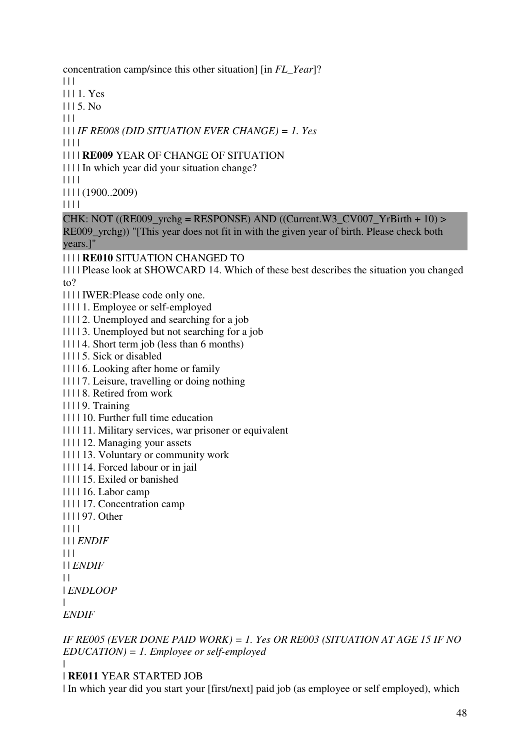concentration camp/since this other situation] [in *FL_Year*]?

| | |

| | | 1. Yes

| | | 5. No

| | |

| | | *IF RE008 (DID SITUATION EVER CHANGE) = 1. Yes*

| | | |

| | | | **RE009** YEAR OF CHANGE OF SITUATION

| | | | In which year did your situation change?

| | | |

| | | | (1900..2009)

| | | |

CHK: NOT ((RE009_yrchg = RESPONSE) AND ((Current.W3_CV007_YrBirth + 10) > RE009_yrchg)) "[This year does not fit in with the given year of birth. Please check both years.]"

| | | | **RE010** SITUATION CHANGED TO

| | | | Please look at SHOWCARD 14. Which of these best describes the situation you changed to?

| | | | IWER:Please code only one.

| | | | 1. Employee or self-employed

| | | | 2. Unemployed and searching for a job

| | | | 3. Unemployed but not searching for a job

| | | | 4. Short term job (less than 6 months)

| | | | 5. Sick or disabled

| | | | 6. Looking after home or family

| | | | 7. Leisure, travelling or doing nothing

| | | | 8. Retired from work

| | | | 9. Training

| | | | 10. Further full time education

| | | | 11. Military services, war prisoner or equivalent

| | | | 12. Managing your assets

| | | | 13. Voluntary or community work

| | | | 14. Forced labour or in jail

| | | | 15. Exiled or banished

| | | | 16. Labor camp

| | | | 17. Concentration camp

| | | | 97. Other

| | | |

| | | *ENDIF*

| | |

| | *ENDIF*

| |

| *ENDLOOP*

|

*ENDIF*

*IF RE005 (EVER DONE PAID WORK) = 1. Yes OR RE003 (SITUATION AT AGE 15 IF NO EDUCATION) = 1. Employee or self-employed*

|

| **RE011** YEAR STARTED JOB

| In which year did you start your [first/next] paid job (as employee or self employed), which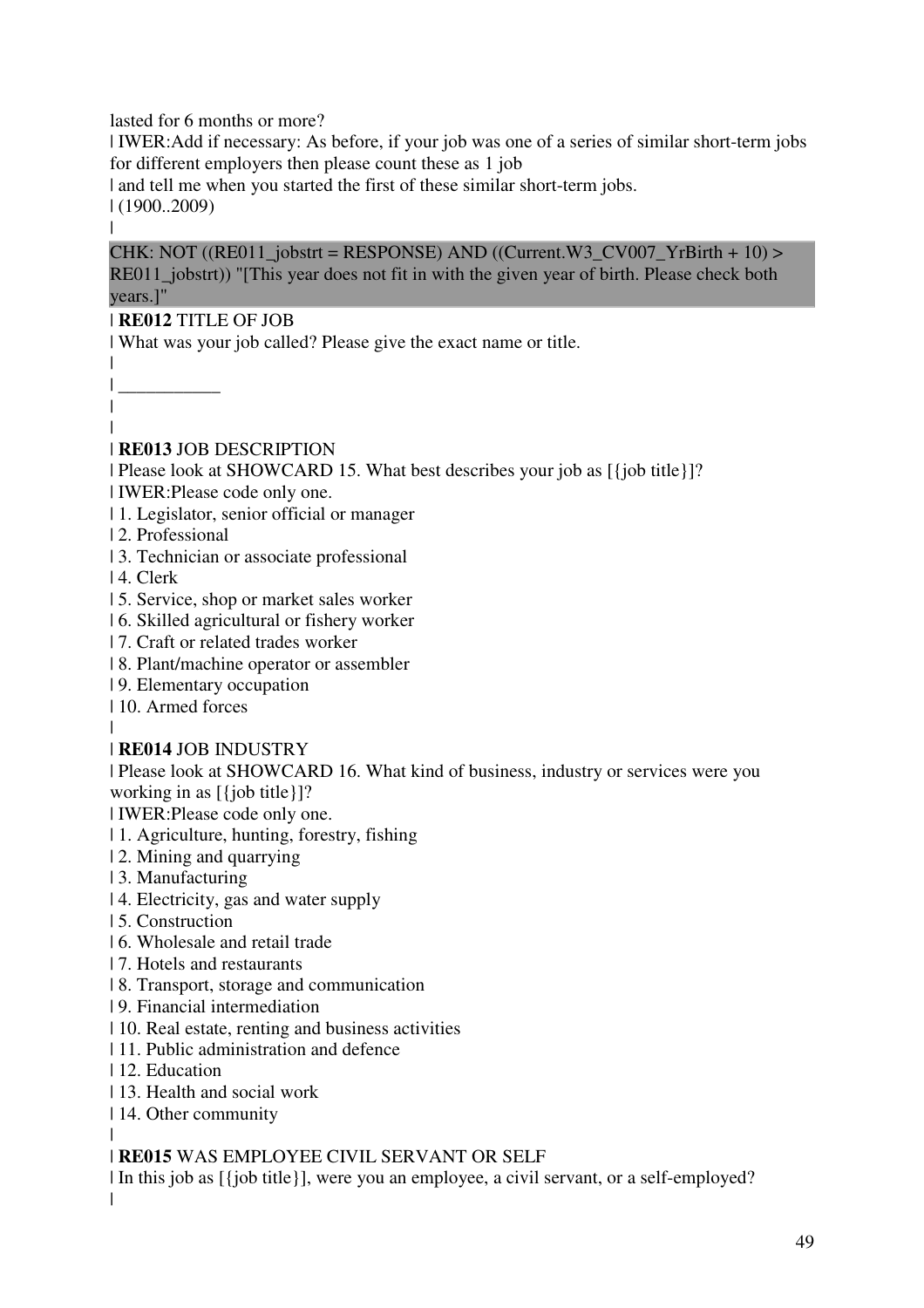lasted for 6 months or more?

| IWER:Add if necessary: As before, if your job was one of a series of similar short-term jobs for different employers then please count these as 1 job

| and tell me when you started the first of these similar short-term jobs.

| (1900..2009)

|

CHK: NOT ((RE011_jobstrt = RESPONSE) AND ((Current.W3_CV007_YrBirth + 10) > RE011_jobstrt)) "[This year does not fit in with the given year of birth. Please check both years.]"

| **RE012** TITLE OF JOB

| What was your job called? Please give the exact name or title.

|

| ___________

|

|

| **RE013** JOB DESCRIPTION

| Please look at SHOWCARD 15. What best describes your job as [{job title}]?

| IWER:Please code only one.

| 1. Legislator, senior official or manager

| 2. Professional

| 3. Technician or associate professional

| 4. Clerk

| 5. Service, shop or market sales worker

| 6. Skilled agricultural or fishery worker

| 7. Craft or related trades worker

| 8. Plant/machine operator or assembler

| 9. Elementary occupation

| 10. Armed forces

|

| **RE014** JOB INDUSTRY

| Please look at SHOWCARD 16. What kind of business, industry or services were you working in as [{job title}]?

| IWER:Please code only one.

| 1. Agriculture, hunting, forestry, fishing

| 2. Mining and quarrying

| 3. Manufacturing

| 4. Electricity, gas and water supply

| 5. Construction

| 6. Wholesale and retail trade

| 7. Hotels and restaurants

| 8. Transport, storage and communication

| 9. Financial intermediation

| 10. Real estate, renting and business activities

| 11. Public administration and defence

| 12. Education

| 13. Health and social work

| 14. Other community

|

| **RE015** WAS EMPLOYEE CIVIL SERVANT OR SELF

| In this job as [{job title}], were you an employee, a civil servant, or a self-employed?

|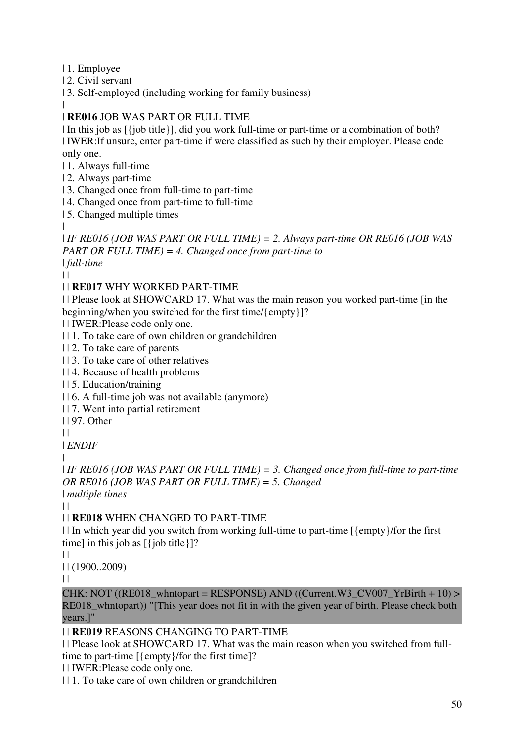| 1. Employee
| 2. Civil servant
| 3. Self-employed (including working for family business)
|
| **RE016** JOB WAS PART OR FULL TIME
| In this job as [{job title}], did you work full-time or part-time or a combination of both?
| IWER:If unsure, enter part-time if were classified as such by their employer. Please code only one.
| 1. Always full-time
| 2. Always part-time
| 3. Changed once from full-time to part-time
| 4. Changed once from part-time to full-time
| 5. Changed multiple times
|
| *IF RE016 (JOB WAS PART OR FULL TIME) = 2. Always part-time OR RE016 (JOB WAS PART OR FULL TIME) = 4. Changed once from part-time to*
| *full-time*
| |
| | **RE017** WHY WORKED PART-TIME
| | Please look at SHOWCARD 17. What was the main reason you worked part-time [in the beginning/when you switched for the first time/{empty}]?
| | IWER:Please code only one.
| | 1. To take care of own children or grandchildren
| | 2. To take care of parents
| | 3. To take care of other relatives
| | 4. Because of health problems
| | 5. Education/training
| | 6. A full-time job was not available (anymore)
| | 7. Went into partial retirement
| | 97. Other
| |
| *ENDIF*
|
| *IF RE016 (JOB WAS PART OR FULL TIME) = 3. Changed once from full-time to part-time OR RE016 (JOB WAS PART OR FULL TIME) = 5. Changed*
| *multiple times*
| |
| | **RE018** WHEN CHANGED TO PART-TIME
| | In which year did you switch from working full-time to part-time [{empty}/for the first time] in this job as [{job title}]?
| |
| | (1900..2009)
| |

CHK: NOT ((RE018_whntopart = RESPONSE) AND ((Current.W3_CV007_YrBirth + 10) > RE018_whntopart)) "[This year does not fit in with the given year of birth. Please check both years.]"

| | **RE019** REASONS CHANGING TO PART-TIME
| | Please look at SHOWCARD 17. What was the main reason when you switched from full-time to part-time [{empty}/for the first time]?
| | IWER:Please code only one.
| | 1. To take care of own children or grandchildren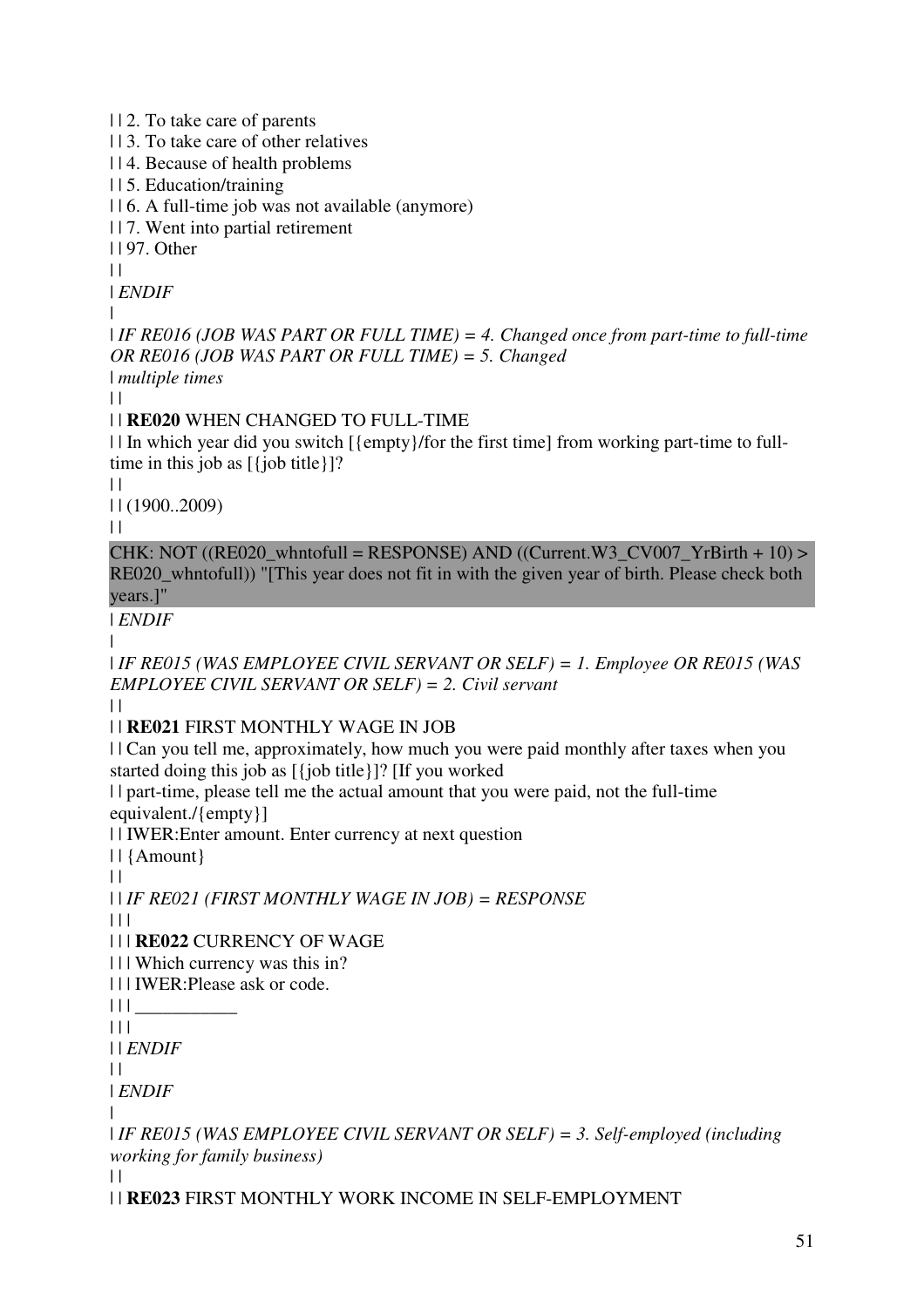| | 2. To take care of parents
| | 3. To take care of other relatives
| | 4. Because of health problems
| | 5. Education/training
| | 6. A full-time job was not available (anymore)
| | 7. Went into partial retirement
| | 97. Other
| |
| *ENDIF*
|
| *IF RE016 (JOB WAS PART OR FULL TIME) = 4. Changed once from part-time to full-time OR RE016 (JOB WAS PART OR FULL TIME) = 5. Changed*
| *multiple times*
| |
| | **RE020** WHEN CHANGED TO FULL-TIME
| | In which year did you switch [{empty}/for the first time] from working part-time to full-time in this job as [{job title}]?
| |
| | (1900..2009)
| |

CHK: NOT ((RE020_whntofull = RESPONSE) AND ((Current.W3_CV007_YrBirth + 10) > RE020_whntofull)) "[This year does not fit in with the given year of birth. Please check both years.]"

| *ENDIF*
|
| *IF RE015 (WAS EMPLOYEE CIVIL SERVANT OR SELF) = 1. Employee OR RE015 (WAS EMPLOYEE CIVIL SERVANT OR SELF) = 2. Civil servant*
| |
| | **RE021** FIRST MONTHLY WAGE IN JOB
| | Can you tell me, approximately, how much you were paid monthly after taxes when you started doing this job as [{job title}]? [If you worked
| | part-time, please tell me the actual amount that you were paid, not the full-time equivalent./{empty}]
| | IWER:Enter amount. Enter currency at next question
| | {Amount}
| |
| | *IF RE021 (FIRST MONTHLY WAGE IN JOB) = RESPONSE*
| | |
| | | **RE022** CURRENCY OF WAGE
| | | Which currency was this in?
| | | IWER:Please ask or code.
| | | ___________
| | |
| | *ENDIF*
| |
| *ENDIF*
|
| *IF RE015 (WAS EMPLOYEE CIVIL SERVANT OR SELF) = 3. Self-employed (including working for family business)*
| |
| | **RE023** FIRST MONTHLY WORK INCOME IN SELF-EMPLOYMENT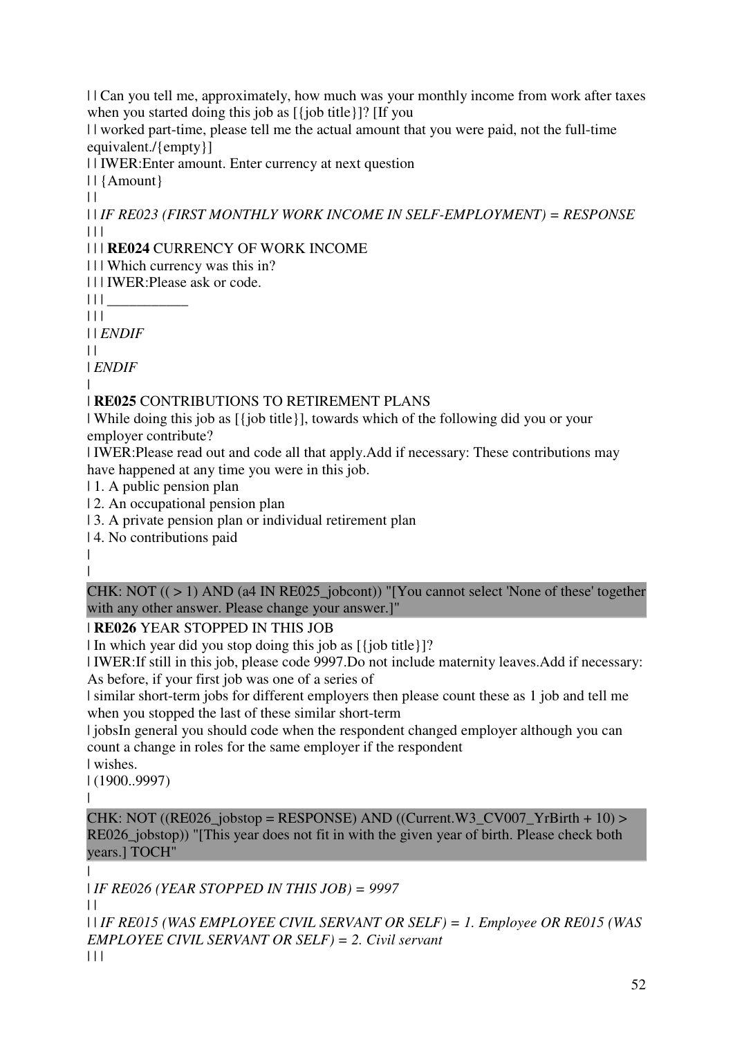| | Can you tell me, approximately, how much was your monthly income from work after taxes when you started doing this job as [{job title}]? [If you
| | worked part-time, please tell me the actual amount that you were paid, not the full-time equivalent./{empty}]
| | IWER:Enter amount. Enter currency at next question
| | {Amount}
| |
| | *IF RE023 (FIRST MONTHLY WORK INCOME IN SELF-EMPLOYMENT) = RESPONSE*
| | |
| | | **RE024** CURRENCY OF WORK INCOME
| | | Which currency was this in?
| | | IWER:Please ask or code.
| | | ___________
| | |
| | *ENDIF*
| |
| *ENDIF*
|
| **RE025** CONTRIBUTIONS TO RETIREMENT PLANS
| While doing this job as [{job title}], towards which of the following did you or your employer contribute?
| IWER:Please read out and code all that apply.Add if necessary: These contributions may have happened at any time you were in this job.
| 1. A public pension plan
| 2. An occupational pension plan
| 3. A private pension plan or individual retirement plan
| 4. No contributions paid
|
|

CHK: NOT (( > 1) AND (a4 IN RE025_jobcont)) "[You cannot select 'None of these' together with any other answer. Please change your answer.]"

| **RE026** YEAR STOPPED IN THIS JOB
| In which year did you stop doing this job as [{job title}]?
| IWER:If still in this job, please code 9997.Do not include maternity leaves.Add if necessary: As before, if your first job was one of a series of
| similar short-term jobs for different employers then please count these as 1 job and tell me when you stopped the last of these similar short-term
| jobsIn general you should code when the respondent changed employer although you can count a change in roles for the same employer if the respondent
| wishes.
| (1900..9997)
|

CHK: NOT ((RE026_jobstop = RESPONSE) AND ((Current.W3_CV007_YrBirth + 10) > RE026_jobstop)) "[This year does not fit in with the given year of birth. Please check both years.] TOCH"

|
| *IF RE026 (YEAR STOPPED IN THIS JOB) = 9997*
| |
| | *IF RE015 (WAS EMPLOYEE CIVIL SERVANT OR SELF) = 1. Employee OR RE015 (WAS EMPLOYEE CIVIL SERVANT OR SELF) = 2. Civil servant*
| | |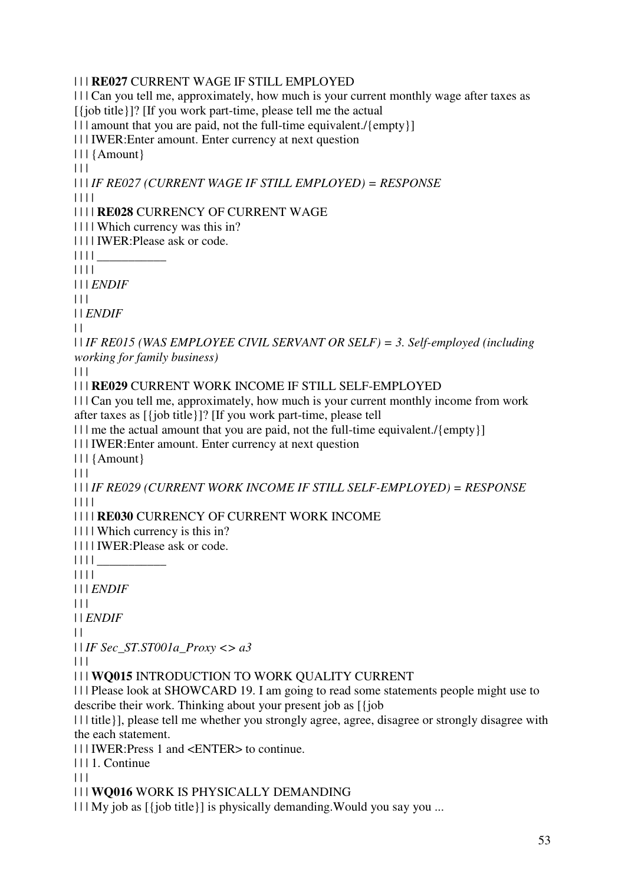| | | **RE027** CURRENT WAGE IF STILL EMPLOYED
| | | Can you tell me, approximately, how much is your current monthly wage after taxes as [{job title}]? [If you work part-time, please tell me the actual
| | | amount that you are paid, not the full-time equivalent./{empty}]
| | | IWER:Enter amount. Enter currency at next question
| | | {Amount}
| | |
| | | *IF RE027 (CURRENT WAGE IF STILL EMPLOYED) = RESPONSE*
| | | |
| | | | **RE028** CURRENCY OF CURRENT WAGE
| | | | Which currency was this in?
| | | | IWER:Please ask or code.
| | | | ___________
| | | |
| | | *ENDIF*
| | |
| | *ENDIF*
| |
| | *IF RE015 (WAS EMPLOYEE CIVIL SERVANT OR SELF) = 3. Self-employed (including working for family business)*
| | |
| | | **RE029** CURRENT WORK INCOME IF STILL SELF-EMPLOYED
| | | Can you tell me, approximately, how much is your current monthly income from work after taxes as [{job title}]? [If you work part-time, please tell
| | | me the actual amount that you are paid, not the full-time equivalent./{empty}]
| | | IWER:Enter amount. Enter currency at next question
| | | {Amount}
| | |
| | | *IF RE029 (CURRENT WORK INCOME IF STILL SELF-EMPLOYED) = RESPONSE*
| | | |
| | | | **RE030** CURRENCY OF CURRENT WORK INCOME
| | | | Which currency is this in?
| | | | IWER:Please ask or code.
| | | | ___________
| | | |
| | | *ENDIF*
| | |
| | *ENDIF*
| |
| | *IF Sec_ST.ST001a_Proxy <> a3*
| | |
| | | **WQ015** INTRODUCTION TO WORK QUALITY CURRENT
| | | Please look at SHOWCARD 19. I am going to read some statements people might use to describe their work. Thinking about your present job as [{job
| | | title}], please tell me whether you strongly agree, agree, disagree or strongly disagree with the each statement.
| | | IWER:Press 1 and <ENTER> to continue.
| | | 1. Continue
| | |
| | | **WQ016** WORK IS PHYSICALLY DEMANDING
| | | My job as [{job title}] is physically demanding.Would you say you ...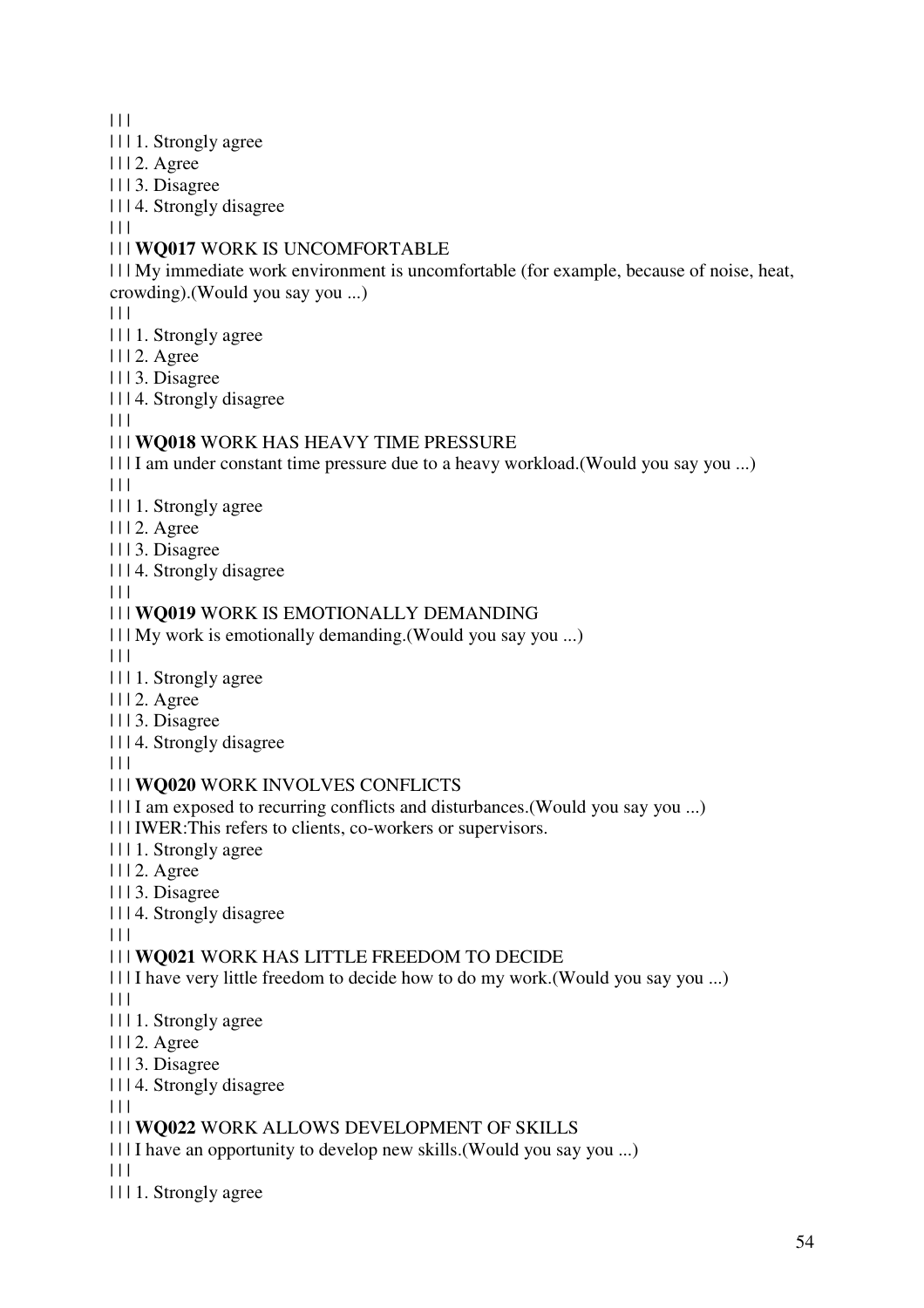| | |
| | | 1. Strongly agree
| | | 2. Agree
| | | 3. Disagree
| | | 4. Strongly disagree
| | |
| | | **WQ017** WORK IS UNCOMFORTABLE
| | | My immediate work environment is uncomfortable (for example, because of noise, heat, crowding).(Would you say you ...)
| | |
| | | 1. Strongly agree
| | | 2. Agree
| | | 3. Disagree
| | | 4. Strongly disagree
| | |
| | | **WQ018** WORK HAS HEAVY TIME PRESSURE
| | | I am under constant time pressure due to a heavy workload.(Would you say you ...)
| | |
| | | 1. Strongly agree
| | | 2. Agree
| | | 3. Disagree
| | | 4. Strongly disagree
| | |
| | | **WQ019** WORK IS EMOTIONALLY DEMANDING
| | | My work is emotionally demanding.(Would you say you ...)
| | |
| | | 1. Strongly agree
| | | 2. Agree
| | | 3. Disagree
| | | 4. Strongly disagree
| | |
| | | **WQ020** WORK INVOLVES CONFLICTS
| | | I am exposed to recurring conflicts and disturbances.(Would you say you ...)
| | | IWER:This refers to clients, co-workers or supervisors.
| | | 1. Strongly agree
| | | 2. Agree
| | | 3. Disagree
| | | 4. Strongly disagree
| | |
| | | **WQ021** WORK HAS LITTLE FREEDOM TO DECIDE
| | | I have very little freedom to decide how to do my work.(Would you say you ...)
| | |
| | | 1. Strongly agree
| | | 2. Agree
| | | 3. Disagree
| | | 4. Strongly disagree
| | |
| | | **WQ022** WORK ALLOWS DEVELOPMENT OF SKILLS
| | | I have an opportunity to develop new skills.(Would you say you ...)
| | |
| | | 1. Strongly agree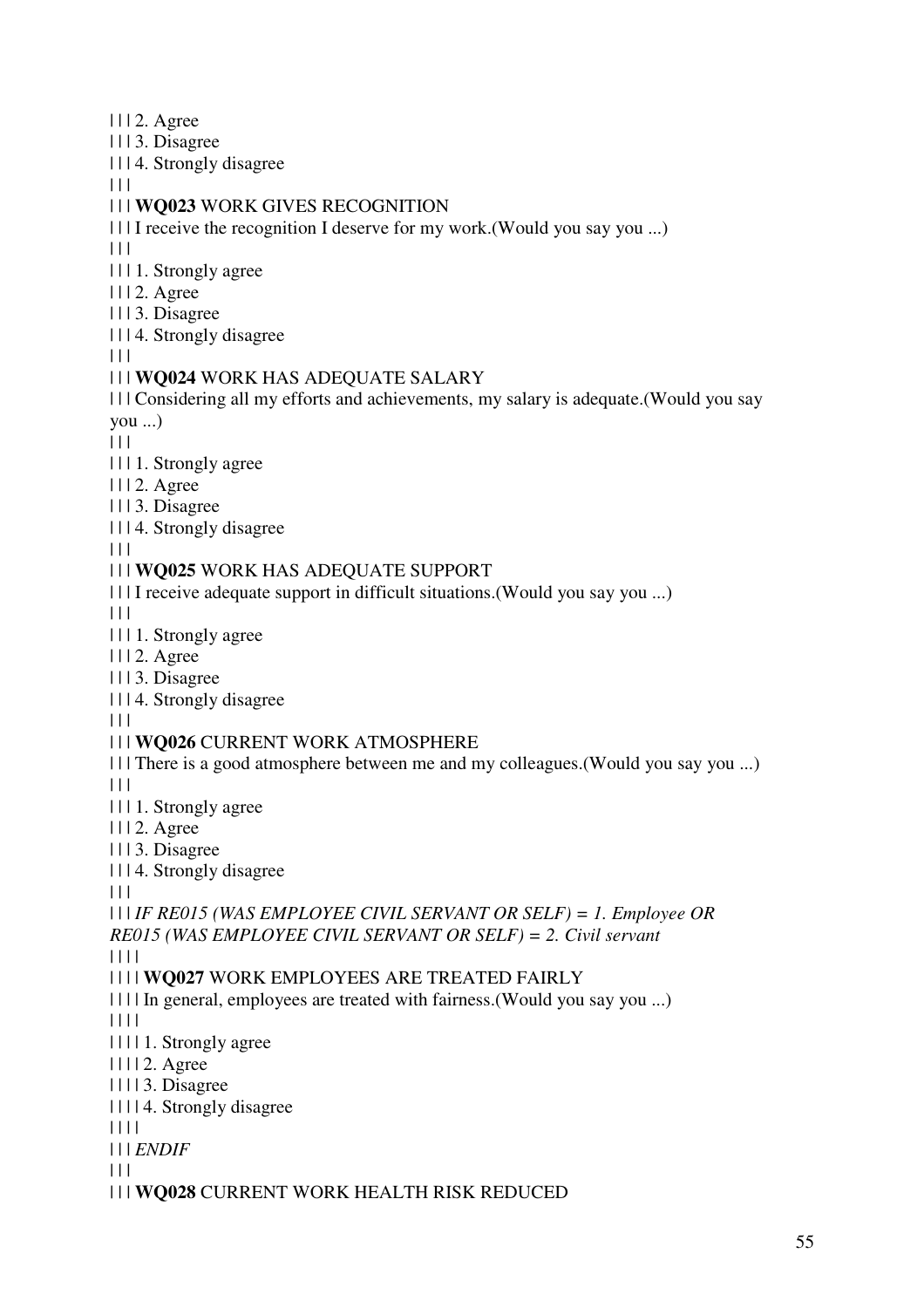| | | 2. Agree
| | | 3. Disagree
| | | 4. Strongly disagree
| | |
| | | **WQ023** WORK GIVES RECOGNITION
| | | I receive the recognition I deserve for my work.(Would you say you ...)
| | |
| | | 1. Strongly agree
| | | 2. Agree
| | | 3. Disagree
| | | 4. Strongly disagree
| | |
| | | **WQ024** WORK HAS ADEQUATE SALARY
| | | Considering all my efforts and achievements, my salary is adequate.(Would you say you ...)
| | |
| | | 1. Strongly agree
| | | 2. Agree
| | | 3. Disagree
| | | 4. Strongly disagree
| | |
| | | **WQ025** WORK HAS ADEQUATE SUPPORT
| | | I receive adequate support in difficult situations.(Would you say you ...)
| | |
| | | 1. Strongly agree
| | | 2. Agree
| | | 3. Disagree
| | | 4. Strongly disagree
| | |
| | | **WQ026** CURRENT WORK ATMOSPHERE
| | | There is a good atmosphere between me and my colleagues.(Would you say you ...)
| | |
| | | 1. Strongly agree
| | | 2. Agree
| | | 3. Disagree
| | | 4. Strongly disagree
| | |
| | | *IF RE015 (WAS EMPLOYEE CIVIL SERVANT OR SELF) = 1. Employee OR RE015 (WAS EMPLOYEE CIVIL SERVANT OR SELF) = 2. Civil servant*
| | | |
| | | | **WQ027** WORK EMPLOYEES ARE TREATED FAIRLY
| | | | In general, employees are treated with fairness.(Would you say you ...)
| | | |
| | | | 1. Strongly agree
| | | | 2. Agree
| | | | 3. Disagree
| | | | 4. Strongly disagree
| | | |
| | | *ENDIF*
| | |
| | | **WQ028** CURRENT WORK HEALTH RISK REDUCED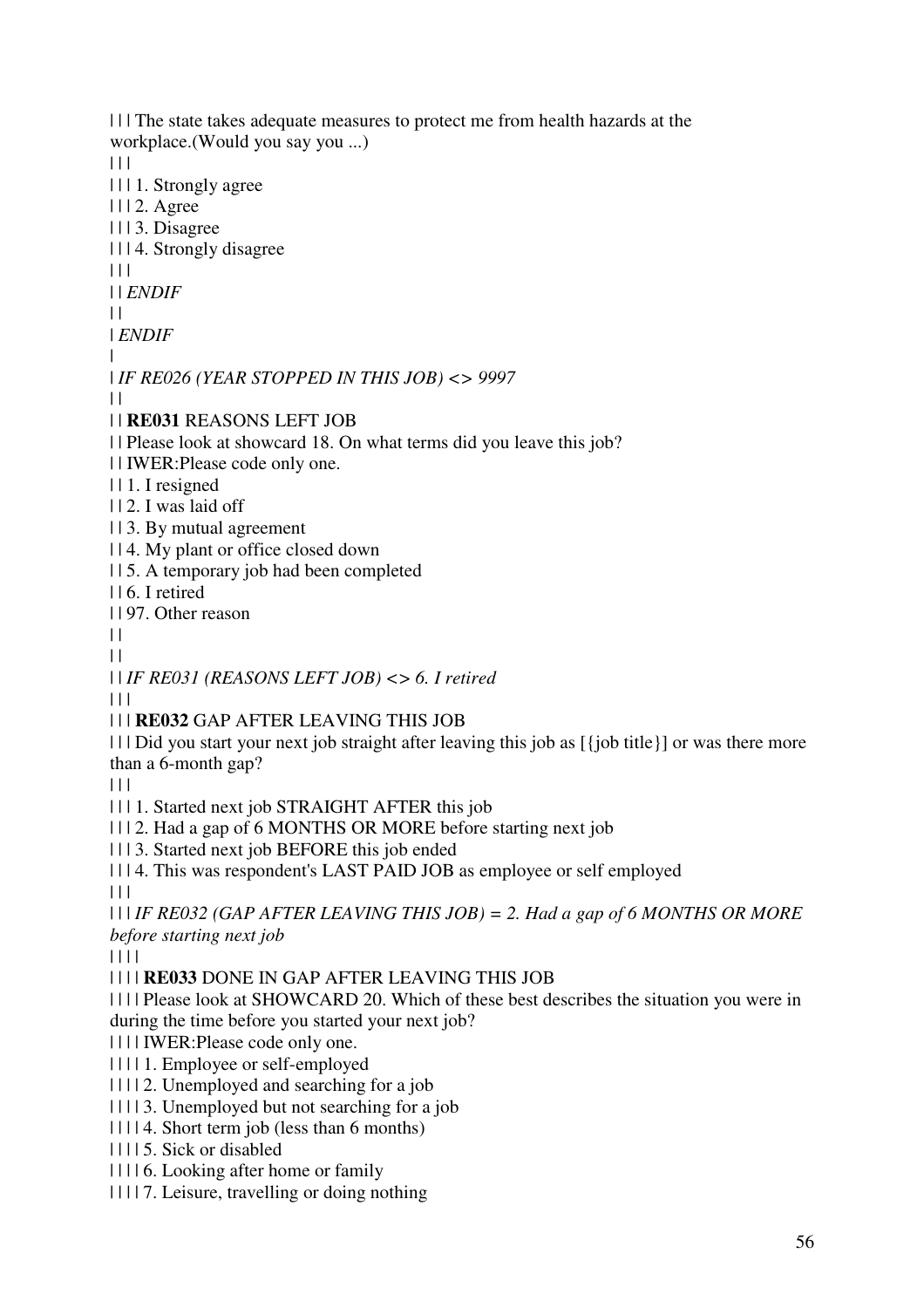| | | The state takes adequate measures to protect me from health hazards at the workplace.(Would you say you ...)
| | |
| | | 1. Strongly agree
| | | 2. Agree
| | | 3. Disagree
| | | 4. Strongly disagree
| | |
| | *ENDIF*
| |
| *ENDIF*
|
| *IF RE026 (YEAR STOPPED IN THIS JOB) <> 9997*
| |
| | **RE031** REASONS LEFT JOB
| | Please look at showcard 18. On what terms did you leave this job?
| | IWER:Please code only one.
| | 1. I resigned
| | 2. I was laid off
| | 3. By mutual agreement
| | 4. My plant or office closed down
| | 5. A temporary job had been completed
| | 6. I retired
| | 97. Other reason
| |
| |
| | *IF RE031 (REASONS LEFT JOB) <> 6. I retired*
| | |
| | | **RE032** GAP AFTER LEAVING THIS JOB
| | | Did you start your next job straight after leaving this job as [{job title}] or was there more than a 6-month gap?
| | |
| | | 1. Started next job STRAIGHT AFTER this job
| | | 2. Had a gap of 6 MONTHS OR MORE before starting next job
| | | 3. Started next job BEFORE this job ended
| | | 4. This was respondent's LAST PAID JOB as employee or self employed
| | |
| | | *IF RE032 (GAP AFTER LEAVING THIS JOB) = 2. Had a gap of 6 MONTHS OR MORE before starting next job*
| | | |
| | | | **RE033** DONE IN GAP AFTER LEAVING THIS JOB
| | | | Please look at SHOWCARD 20. Which of these best describes the situation you were in during the time before you started your next job?
| | | | IWER:Please code only one.
| | | | 1. Employee or self-employed
| | | | 2. Unemployed and searching for a job
| | | | 3. Unemployed but not searching for a job
| | | | 4. Short term job (less than 6 months)
| | | | 5. Sick or disabled
| | | | 6. Looking after home or family
| | | | 7. Leisure, travelling or doing nothing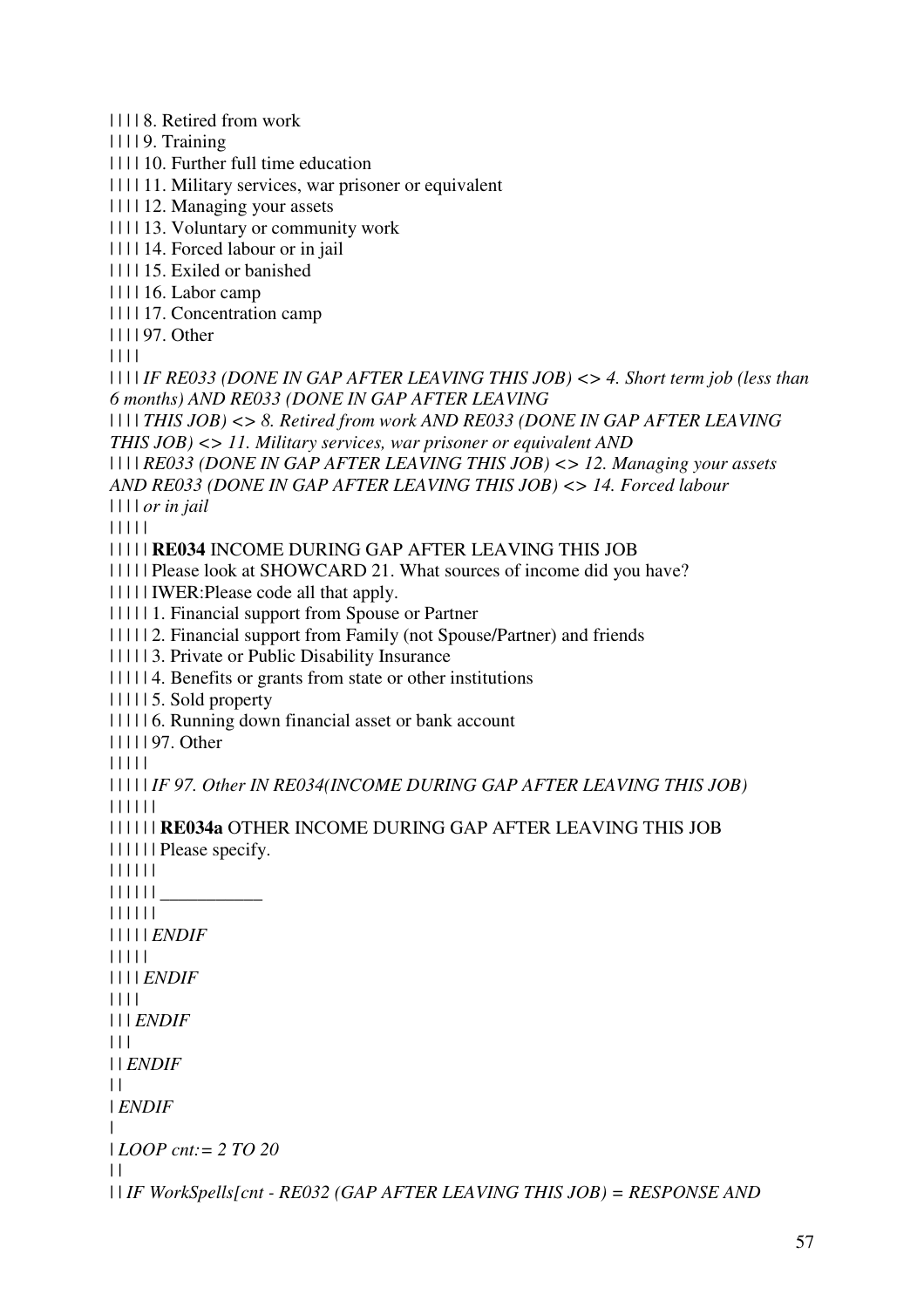| | | | 8. Retired from work
| | | | 9. Training
| | | | 10. Further full time education
| | | | 11. Military services, war prisoner or equivalent
| | | | 12. Managing your assets
| | | | 13. Voluntary or community work
| | | | 14. Forced labour or in jail
| | | | 15. Exiled or banished
| | | | 16. Labor camp
| | | | 17. Concentration camp
| | | | 97. Other
| | | |
| | | | *IF RE033 (DONE IN GAP AFTER LEAVING THIS JOB) <> 4. Short term job (less than 6 months) AND RE033 (DONE IN GAP AFTER LEAVING*
| | | | *THIS JOB) <> 8. Retired from work AND RE033 (DONE IN GAP AFTER LEAVING THIS JOB) <> 11. Military services, war prisoner or equivalent AND*
| | | | *RE033 (DONE IN GAP AFTER LEAVING THIS JOB) <> 12. Managing your assets AND RE033 (DONE IN GAP AFTER LEAVING THIS JOB) <> 14. Forced labour*
| | | | *or in jail*
| | | | |
| | | | | **RE034** INCOME DURING GAP AFTER LEAVING THIS JOB
| | | | | Please look at SHOWCARD 21. What sources of income did you have?
| | | | | IWER:Please code all that apply.
| | | | | 1. Financial support from Spouse or Partner
| | | | | 2. Financial support from Family (not Spouse/Partner) and friends
| | | | | 3. Private or Public Disability Insurance
| | | | | 4. Benefits or grants from state or other institutions
| | | | | 5. Sold property
| | | | | 6. Running down financial asset or bank account
| | | | | 97. Other
| | | | |
| | | | | *IF 97. Other IN RE034(INCOME DURING GAP AFTER LEAVING THIS JOB)*
| | | | | |
| | | | | | **RE034a** OTHER INCOME DURING GAP AFTER LEAVING THIS JOB
| | | | | | Please specify.
| | | | | |
| | | | | | ___________
| | | | | |
| | | | | *ENDIF*
| | | | |
| | | | *ENDIF*
| | | |
| | | *ENDIF*
| | |
| | *ENDIF*
| |
| *ENDIF*
|
| *LOOP cnt:= 2 TO 20*
| |
| | *IF WorkSpells[cnt - RE032 (GAP AFTER LEAVING THIS JOB) = RESPONSE AND*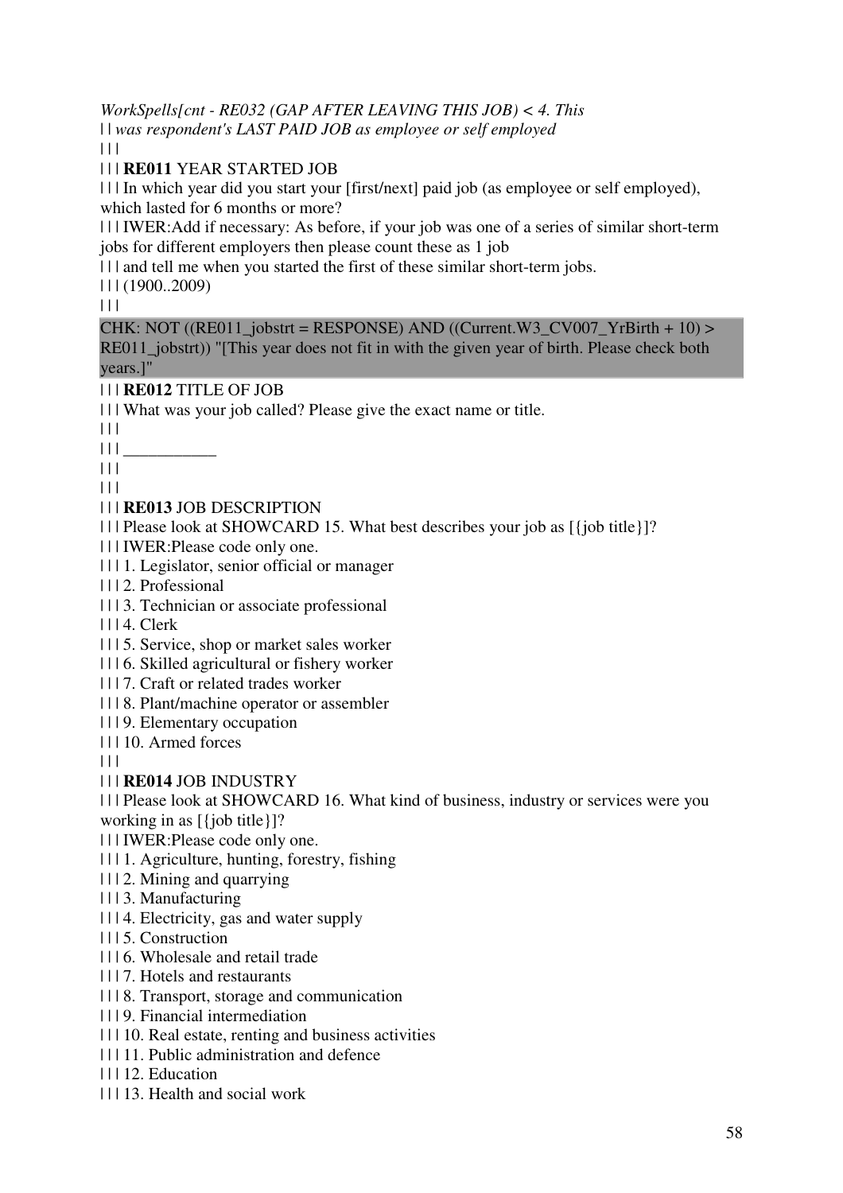*WorkSpells[cnt - RE032 (GAP AFTER LEAVING THIS JOB) < 4. This*
| | *was respondent's LAST PAID JOB as employee or self employed*
| | |
| | | **RE011** YEAR STARTED JOB
| | | In which year did you start your [first/next] paid job (as employee or self employed), which lasted for 6 months or more?
| | | IWER:Add if necessary: As before, if your job was one of a series of similar short-term jobs for different employers then please count these as 1 job
| | | and tell me when you started the first of these similar short-term jobs.
| | | (1900..2009)
| | |

CHK: NOT ((RE011_jobstrt = RESPONSE) AND ((Current.W3_CV007_YrBirth + 10) > RE011_jobstrt)) "[This year does not fit in with the given year of birth. Please check both years.]"

| | | **RE012** TITLE OF JOB
| | | What was your job called? Please give the exact name or title.
| | |
| | | ___________
| | |
| | |
| | | **RE013** JOB DESCRIPTION
| | | Please look at SHOWCARD 15. What best describes your job as [{job title}]?
| | | IWER:Please code only one.
| | | 1. Legislator, senior official or manager
| | | 2. Professional
| | | 3. Technician or associate professional
| | | 4. Clerk
| | | 5. Service, shop or market sales worker
| | | 6. Skilled agricultural or fishery worker
| | | 7. Craft or related trades worker
| | | 8. Plant/machine operator or assembler
| | | 9. Elementary occupation
| | | 10. Armed forces
| | |
| | | **RE014** JOB INDUSTRY
| | | Please look at SHOWCARD 16. What kind of business, industry or services were you working in as [{job title}]?
| | | IWER:Please code only one.
| | | 1. Agriculture, hunting, forestry, fishing
| | | 2. Mining and quarrying
| | | 3. Manufacturing
| | | 4. Electricity, gas and water supply
| | | 5. Construction
| | | 6. Wholesale and retail trade
| | | 7. Hotels and restaurants
| | | 8. Transport, storage and communication
| | | 9. Financial intermediation
| | | 10. Real estate, renting and business activities
| | | 11. Public administration and defence
| | | 12. Education
| | | 13. Health and social work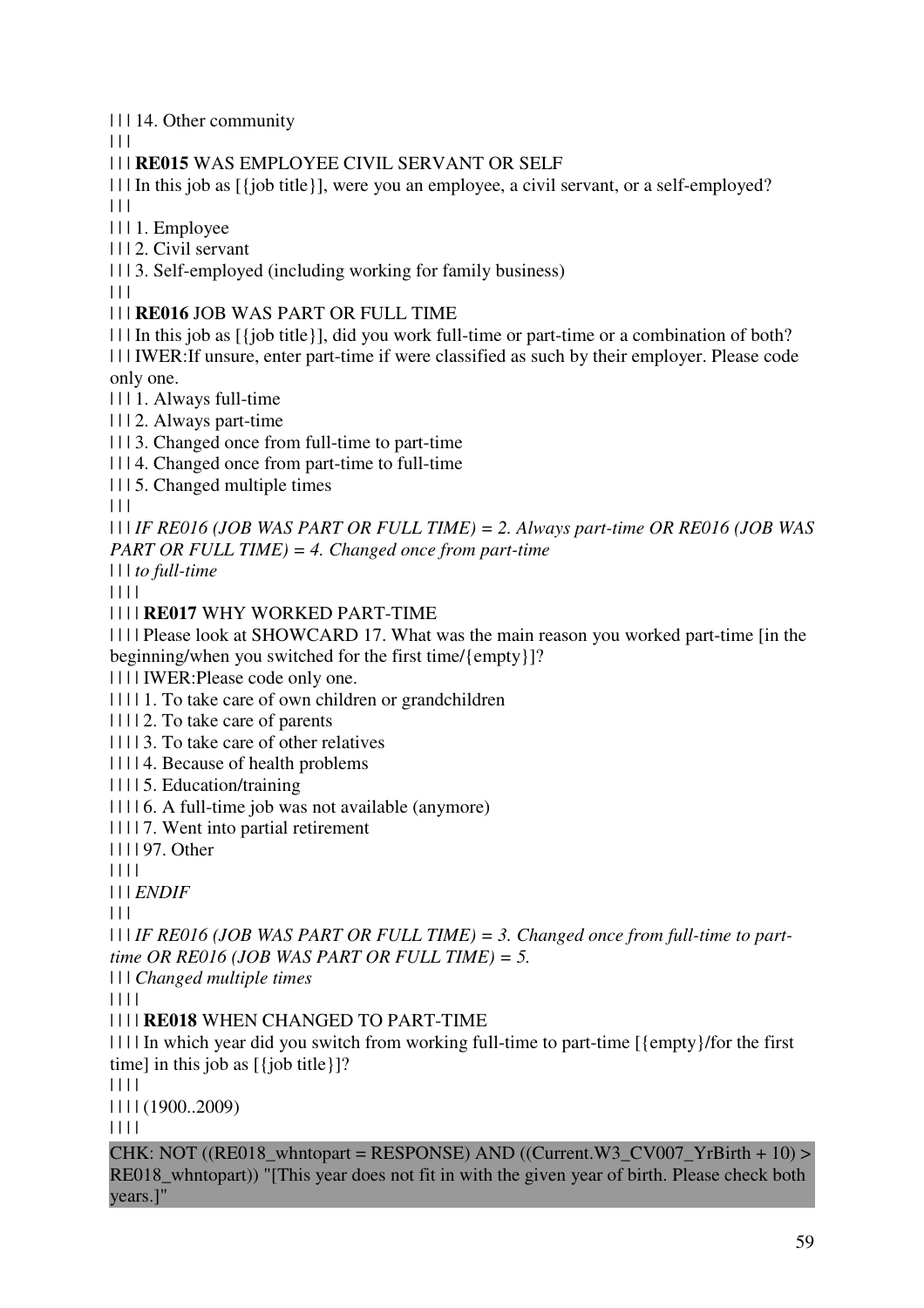| | | 14. Other community

| | |

| | | **RE015** WAS EMPLOYEE CIVIL SERVANT OR SELF

| | | In this job as [{job title}], were you an employee, a civil servant, or a self-employed?

| | |

| | | 1. Employee

| | | 2. Civil servant

| | | 3. Self-employed (including working for family business)

| | |

| | | **RE016** JOB WAS PART OR FULL TIME

| | | In this job as [{job title}], did you work full-time or part-time or a combination of both?

| | | IWER:If unsure, enter part-time if were classified as such by their employer. Please code only one.

| | | 1. Always full-time

| | | 2. Always part-time

| | | 3. Changed once from full-time to part-time

| | | 4. Changed once from part-time to full-time

| | | 5. Changed multiple times

| | |

| | | *IF RE016 (JOB WAS PART OR FULL TIME) = 2. Always part-time OR RE016 (JOB WAS PART OR FULL TIME) = 4. Changed once from part-time*

| | | *to full-time*

| | | |

| | | | **RE017** WHY WORKED PART-TIME

| | | | Please look at SHOWCARD 17. What was the main reason you worked part-time [in the beginning/when you switched for the first time/{empty}]?

| | | | IWER:Please code only one.

| | | | 1. To take care of own children or grandchildren

| | | | 2. To take care of parents

| | | | 3. To take care of other relatives

| | | | 4. Because of health problems

| | | | 5. Education/training

| | | | 6. A full-time job was not available (anymore)

| | | | 7. Went into partial retirement

| | | | 97. Other

| | | |

| | | *ENDIF*

| | |

| | | *IF RE016 (JOB WAS PART OR FULL TIME) = 3. Changed once from full-time to part-time OR RE016 (JOB WAS PART OR FULL TIME) = 5.*

| | | *Changed multiple times*

| | | |

| | | | **RE018** WHEN CHANGED TO PART-TIME

| | | | In which year did you switch from working full-time to part-time [{empty}/for the first time] in this job as [{job title}]?

| | | |

| | | | (1900..2009)

| | | |

CHK: NOT ((RE018_whntopart = RESPONSE) AND ((Current.W3_CV007_YrBirth + 10) > RE018_whntopart)) "[This year does not fit in with the given year of birth. Please check both years.]"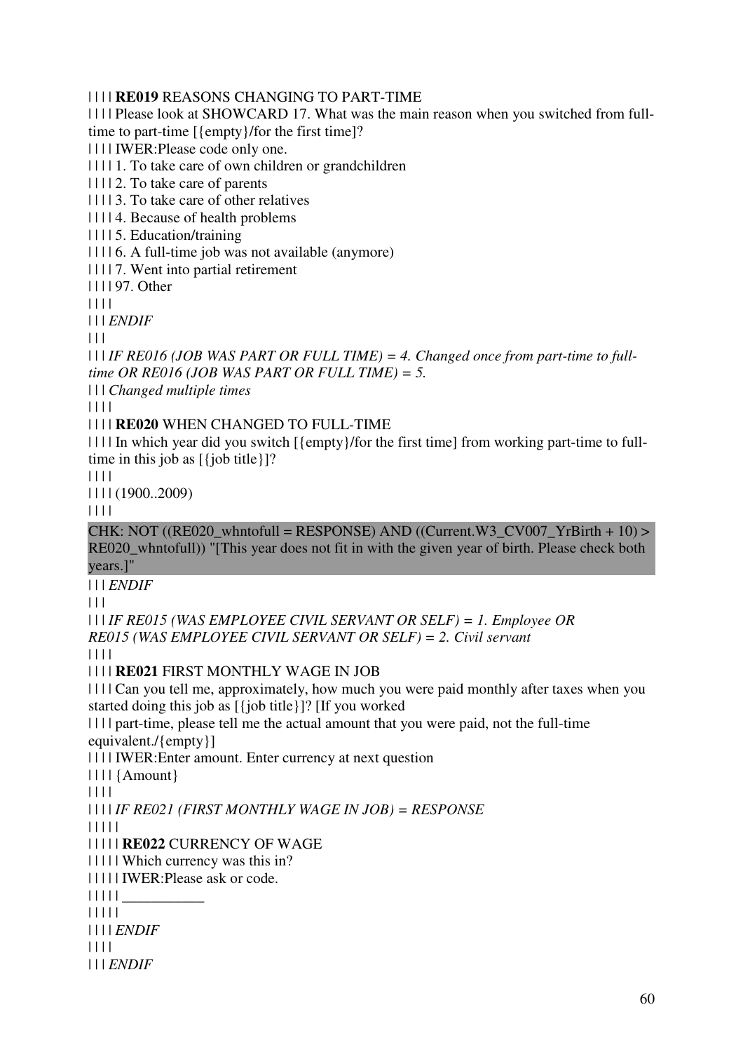| | | | **RE019** REASONS CHANGING TO PART-TIME
| | | | Please look at SHOWCARD 17. What was the main reason when you switched from full-time to part-time [{empty}/for the first time]?
| | | | IWER:Please code only one.
| | | | 1. To take care of own children or grandchildren
| | | | 2. To take care of parents
| | | | 3. To take care of other relatives
| | | | 4. Because of health problems
| | | | 5. Education/training
| | | | 6. A full-time job was not available (anymore)
| | | | 7. Went into partial retirement
| | | | 97. Other
| | | |
| | | *ENDIF*
| | |
| | | *IF RE016 (JOB WAS PART OR FULL TIME) = 4. Changed once from part-time to full-time OR RE016 (JOB WAS PART OR FULL TIME) = 5.*
| | | *Changed multiple times*
| | | |
| | | | **RE020** WHEN CHANGED TO FULL-TIME
| | | | In which year did you switch [{empty}/for the first time] from working part-time to full-time in this job as [{job title}]?
| | | |
| | | | (1900..2009)
| | | |

CHK: NOT ((RE020_whntofull = RESPONSE) AND ((Current.W3_CV007_YrBirth + 10) > RE020_whntofull)) "[This year does not fit in with the given year of birth. Please check both years.]"

| | | *ENDIF*
| | |
| | | *IF RE015 (WAS EMPLOYEE CIVIL SERVANT OR SELF) = 1. Employee OR RE015 (WAS EMPLOYEE CIVIL SERVANT OR SELF) = 2. Civil servant*
| | | |
| | | | **RE021** FIRST MONTHLY WAGE IN JOB
| | | | Can you tell me, approximately, how much you were paid monthly after taxes when you started doing this job as [{job title}]? [If you worked
| | | | part-time, please tell me the actual amount that you were paid, not the full-time equivalent./{empty}]
| | | | IWER:Enter amount. Enter currency at next question
| | | | {Amount}
| | | |
| | | | *IF RE021 (FIRST MONTHLY WAGE IN JOB) = RESPONSE*
| | | | |
| | | | | **RE022** CURRENCY OF WAGE
| | | | | Which currency was this in?
| | | | | IWER:Please ask or code.
| | | | | ___________
| | | | |
| | | | *ENDIF*
| | | |
| | | *ENDIF*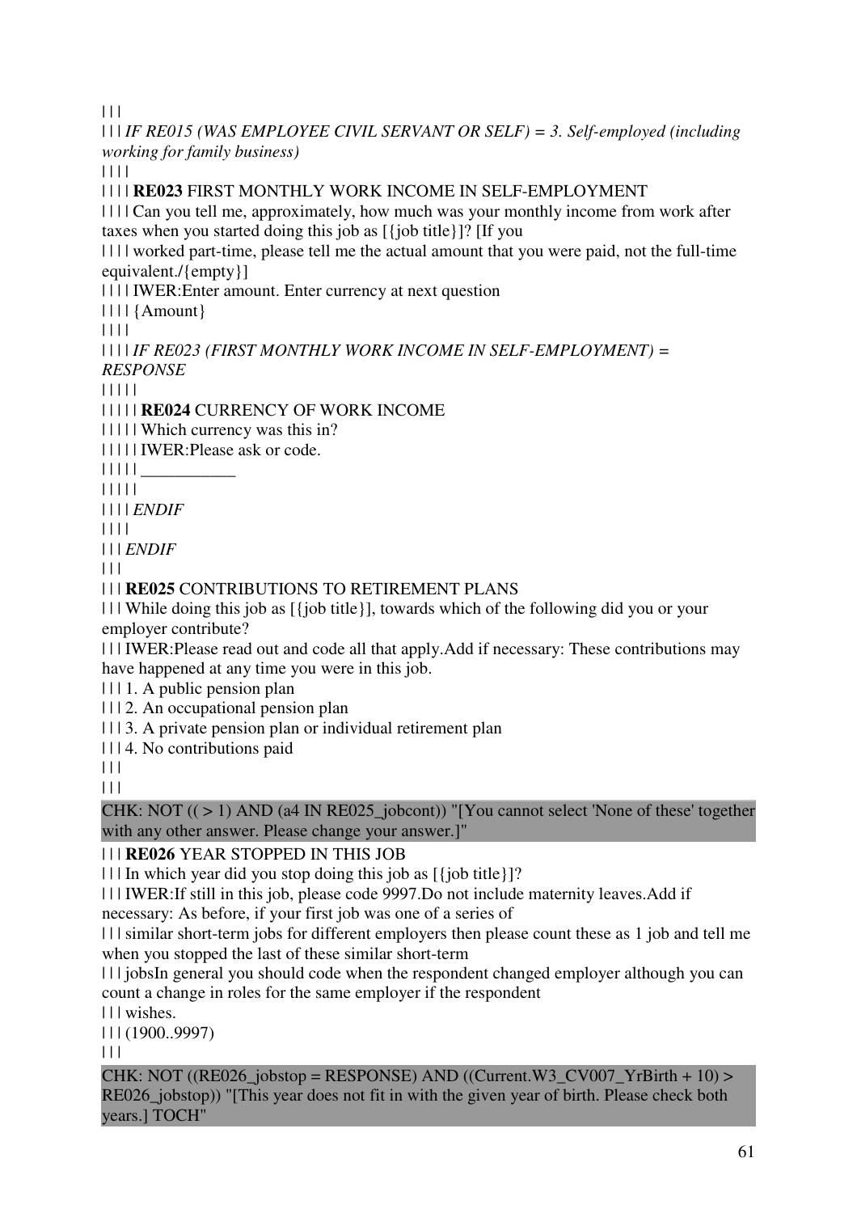| | |

| | | *IF RE015 (WAS EMPLOYEE CIVIL SERVANT OR SELF) = 3. Self-employed (including working for family business)*

| | | |

| | | | **RE023** FIRST MONTHLY WORK INCOME IN SELF-EMPLOYMENT

| | | | Can you tell me, approximately, how much was your monthly income from work after taxes when you started doing this job as [{job title}]? [If you

| | | | worked part-time, please tell me the actual amount that you were paid, not the full-time equivalent./{empty}]

| | | | IWER:Enter amount. Enter currency at next question

| | | | {Amount}

| | | |

| | | | *IF RE023 (FIRST MONTHLY WORK INCOME IN SELF-EMPLOYMENT) = RESPONSE*

| | | | |

| | | | | **RE024** CURRENCY OF WORK INCOME

| | | | | Which currency was this in?

| | | | | IWER:Please ask or code.

| | | | | ___________

| | | | |

| | | | *ENDIF*

| | | |

| | | *ENDIF*

| | |

| | | **RE025** CONTRIBUTIONS TO RETIREMENT PLANS

| | | While doing this job as [{job title}], towards which of the following did you or your employer contribute?

| | | IWER:Please read out and code all that apply.Add if necessary: These contributions may have happened at any time you were in this job.

| | | 1. A public pension plan

| | | 2. An occupational pension plan

| | | 3. A private pension plan or individual retirement plan

| | | 4. No contributions paid

| | |

| | |

CHK: NOT (( > 1) AND (a4 IN RE025_jobcont)) "[You cannot select 'None of these' together with any other answer. Please change your answer.]"

| | | **RE026** YEAR STOPPED IN THIS JOB

| | | In which year did you stop doing this job as [{job title}]?

| | | IWER:If still in this job, please code 9997.Do not include maternity leaves.Add if necessary: As before, if your first job was one of a series of

| | | similar short-term jobs for different employers then please count these as 1 job and tell me when you stopped the last of these similar short-term

| | | jobsIn general you should code when the respondent changed employer although you can count a change in roles for the same employer if the respondent

| | | wishes.

| | | (1900..9997)

| | |

CHK: NOT ((RE026_jobstop = RESPONSE) AND ((Current.W3_CV007_YrBirth + 10) > RE026_jobstop)) "[This year does not fit in with the given year of birth. Please check both years.] TOCH"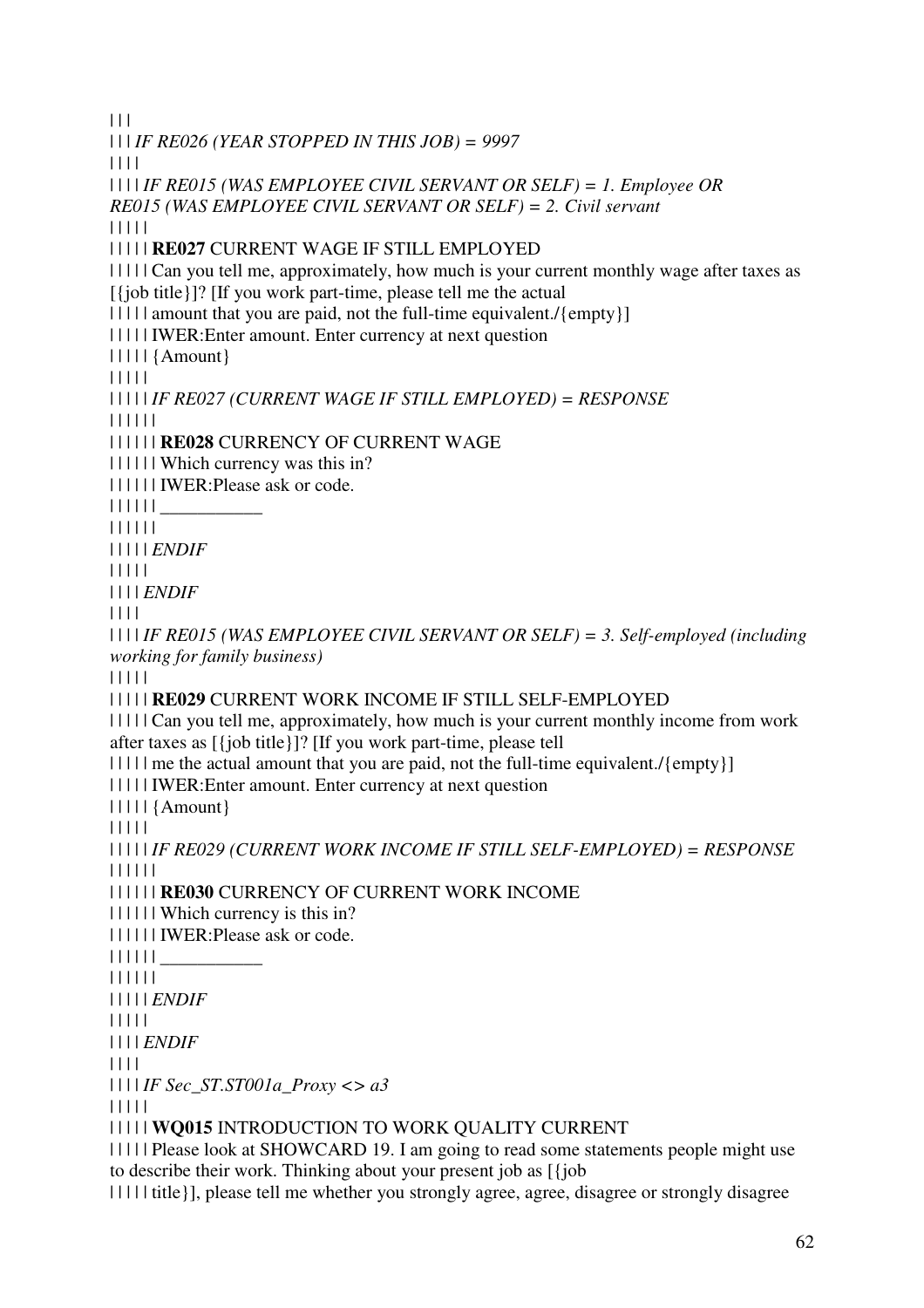| | |
| | | *IF RE026 (YEAR STOPPED IN THIS JOB) = 9997*
| | | |
| | | | *IF RE015 (WAS EMPLOYEE CIVIL SERVANT OR SELF) = 1. Employee OR RE015 (WAS EMPLOYEE CIVIL SERVANT OR SELF) = 2. Civil servant*
| | | | |
| | | | | **RE027** CURRENT WAGE IF STILL EMPLOYED
| | | | | Can you tell me, approximately, how much is your current monthly wage after taxes as [{job title}]? [If you work part-time, please tell me the actual
| | | | | amount that you are paid, not the full-time equivalent./{empty}]
| | | | | IWER:Enter amount. Enter currency at next question
| | | | | {Amount}
| | | | |
| | | | | *IF RE027 (CURRENT WAGE IF STILL EMPLOYED) = RESPONSE*
| | | | | |
| | | | | | **RE028** CURRENCY OF CURRENT WAGE
| | | | | | Which currency was this in?
| | | | | | IWER:Please ask or code.
| | | | | | ___________
| | | | | |
| | | | | *ENDIF*
| | | | |
| | | | *ENDIF*
| | | |
| | | | *IF RE015 (WAS EMPLOYEE CIVIL SERVANT OR SELF) = 3. Self-employed (including working for family business)*
| | | | |
| | | | | **RE029** CURRENT WORK INCOME IF STILL SELF-EMPLOYED
| | | | | Can you tell me, approximately, how much is your current monthly income from work after taxes as [{job title}]? [If you work part-time, please tell
| | | | | me the actual amount that you are paid, not the full-time equivalent./{empty}]
| | | | | IWER:Enter amount. Enter currency at next question
| | | | | {Amount}
| | | | |
| | | | | *IF RE029 (CURRENT WORK INCOME IF STILL SELF-EMPLOYED) = RESPONSE*
| | | | | |
| | | | | | **RE030** CURRENCY OF CURRENT WORK INCOME
| | | | | | Which currency is this in?
| | | | | | IWER:Please ask or code.
| | | | | | ___________
| | | | | |
| | | | | *ENDIF*
| | | | |
| | | | *ENDIF*
| | | |
| | | | *IF Sec_ST.ST001a_Proxy <> a3*
| | | | |
| | | | | **WQ015** INTRODUCTION TO WORK QUALITY CURRENT
| | | | | Please look at SHOWCARD 19. I am going to read some statements people might use to describe their work. Thinking about your present job as [{job
| | | | | title}], please tell me whether you strongly agree, agree, disagree or strongly disagree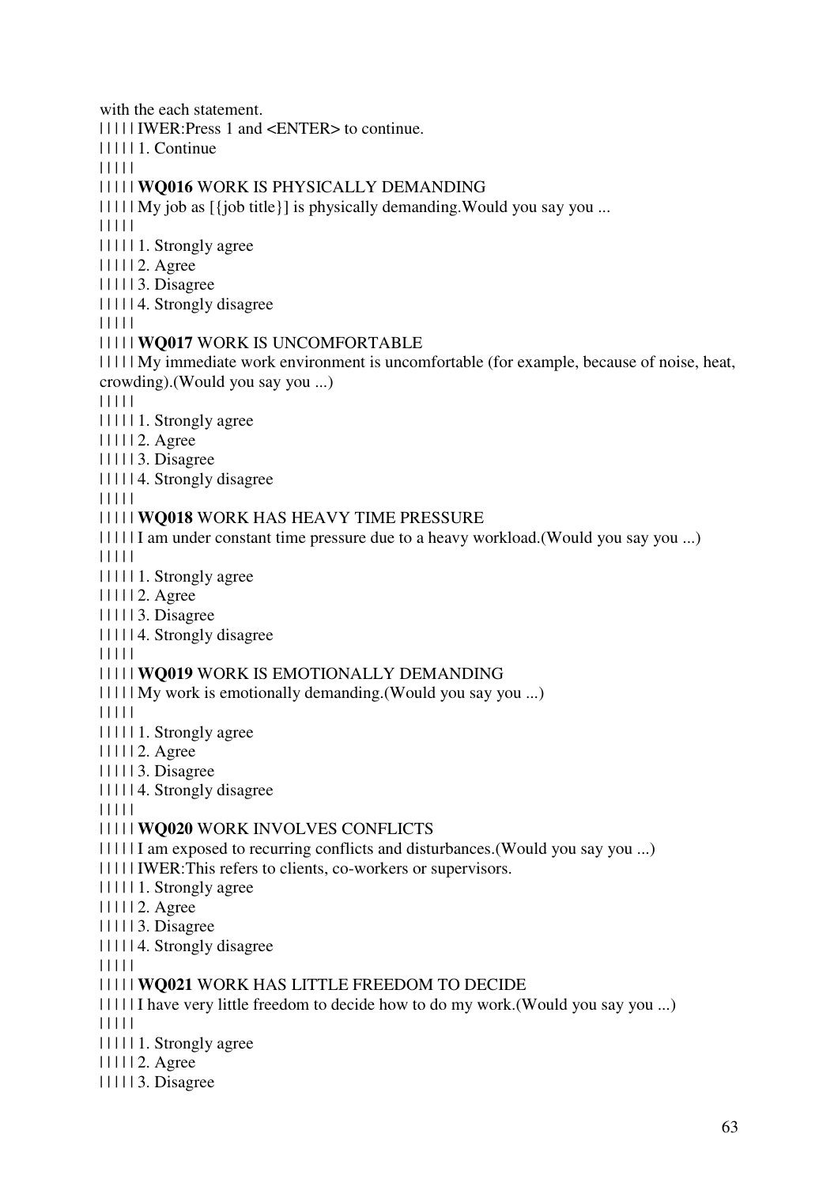with the each statement.
| | | | | IWER:Press 1 and <ENTER> to continue.
| | | | | 1. Continue
| | | | |
| | | | | **WQ016** WORK IS PHYSICALLY DEMANDING
| | | | | My job as [{job title}] is physically demanding.Would you say you ...
| | | | |
| | | | | 1. Strongly agree
| | | | | 2. Agree
| | | | | 3. Disagree
| | | | | 4. Strongly disagree
| | | | |
| | | | | **WQ017** WORK IS UNCOMFORTABLE
| | | | | My immediate work environment is uncomfortable (for example, because of noise, heat, crowding).(Would you say you ...)
| | | | |
| | | | | 1. Strongly agree
| | | | | 2. Agree
| | | | | 3. Disagree
| | | | | 4. Strongly disagree
| | | | |
| | | | | **WQ018** WORK HAS HEAVY TIME PRESSURE
| | | | | I am under constant time pressure due to a heavy workload.(Would you say you ...)
| | | | |
| | | | | 1. Strongly agree
| | | | | 2. Agree
| | | | | 3. Disagree
| | | | | 4. Strongly disagree
| | | | |
| | | | | **WQ019** WORK IS EMOTIONALLY DEMANDING
| | | | | My work is emotionally demanding.(Would you say you ...)
| | | | |
| | | | | 1. Strongly agree
| | | | | 2. Agree
| | | | | 3. Disagree
| | | | | 4. Strongly disagree
| | | | |
| | | | | **WQ020** WORK INVOLVES CONFLICTS
| | | | | I am exposed to recurring conflicts and disturbances.(Would you say you ...)
| | | | | IWER:This refers to clients, co-workers or supervisors.
| | | | | 1. Strongly agree
| | | | | 2. Agree
| | | | | 3. Disagree
| | | | | 4. Strongly disagree
| | | | |
| | | | | **WQ021** WORK HAS LITTLE FREEDOM TO DECIDE
| | | | | I have very little freedom to decide how to do my work.(Would you say you ...)
| | | | |
| | | | | 1. Strongly agree
| | | | | 2. Agree
| | | | | 3. Disagree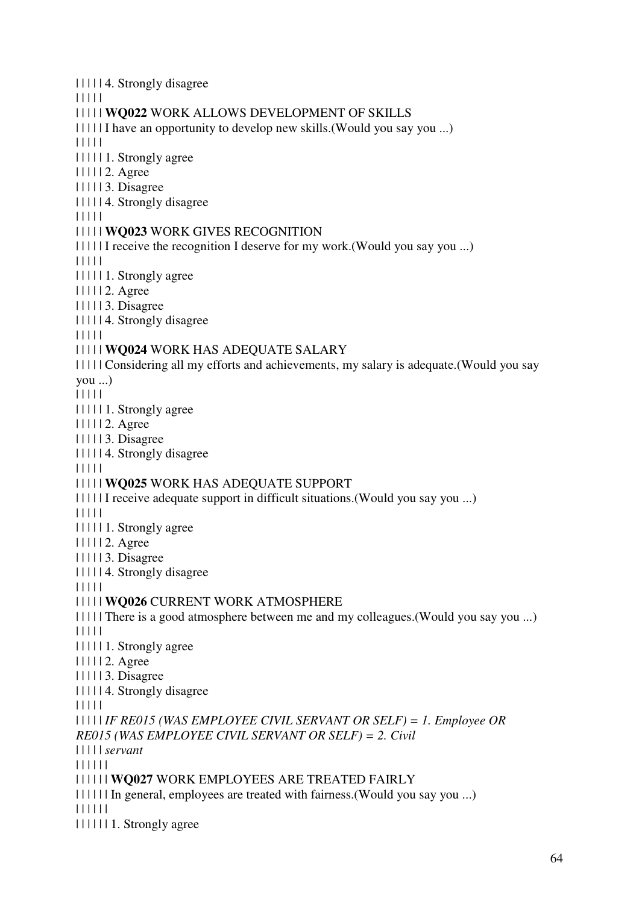| | | | | 4. Strongly disagree
| | | | |
| | | | | **WQ022** WORK ALLOWS DEVELOPMENT OF SKILLS
| | | | | I have an opportunity to develop new skills.(Would you say you ...)
| | | | |
| | | | | 1. Strongly agree
| | | | | 2. Agree
| | | | | 3. Disagree
| | | | | 4. Strongly disagree
| | | | |
| | | | | **WQ023** WORK GIVES RECOGNITION
| | | | | I receive the recognition I deserve for my work.(Would you say you ...)
| | | | |
| | | | | 1. Strongly agree
| | | | | 2. Agree
| | | | | 3. Disagree
| | | | | 4. Strongly disagree
| | | | |
| | | | | **WQ024** WORK HAS ADEQUATE SALARY
| | | | | Considering all my efforts and achievements, my salary is adequate.(Would you say you ...)
| | | | |
| | | | | 1. Strongly agree
| | | | | 2. Agree
| | | | | 3. Disagree
| | | | | 4. Strongly disagree
| | | | |
| | | | | **WQ025** WORK HAS ADEQUATE SUPPORT
| | | | | I receive adequate support in difficult situations.(Would you say you ...)
| | | | |
| | | | | 1. Strongly agree
| | | | | 2. Agree
| | | | | 3. Disagree
| | | | | 4. Strongly disagree
| | | | |
| | | | | **WQ026** CURRENT WORK ATMOSPHERE
| | | | | There is a good atmosphere between me and my colleagues.(Would you say you ...)
| | | | |
| | | | | 1. Strongly agree
| | | | | 2. Agree
| | | | | 3. Disagree
| | | | | 4. Strongly disagree
| | | | |
| | | | | *IF RE015 (WAS EMPLOYEE CIVIL SERVANT OR SELF) = 1. Employee OR RE015 (WAS EMPLOYEE CIVIL SERVANT OR SELF) = 2. Civil*
| | | | | *servant*
| | | | | |
| | | | | | **WQ027** WORK EMPLOYEES ARE TREATED FAIRLY
| | | | | | In general, employees are treated with fairness.(Would you say you ...)
| | | | | |
| | | | | | 1. Strongly agree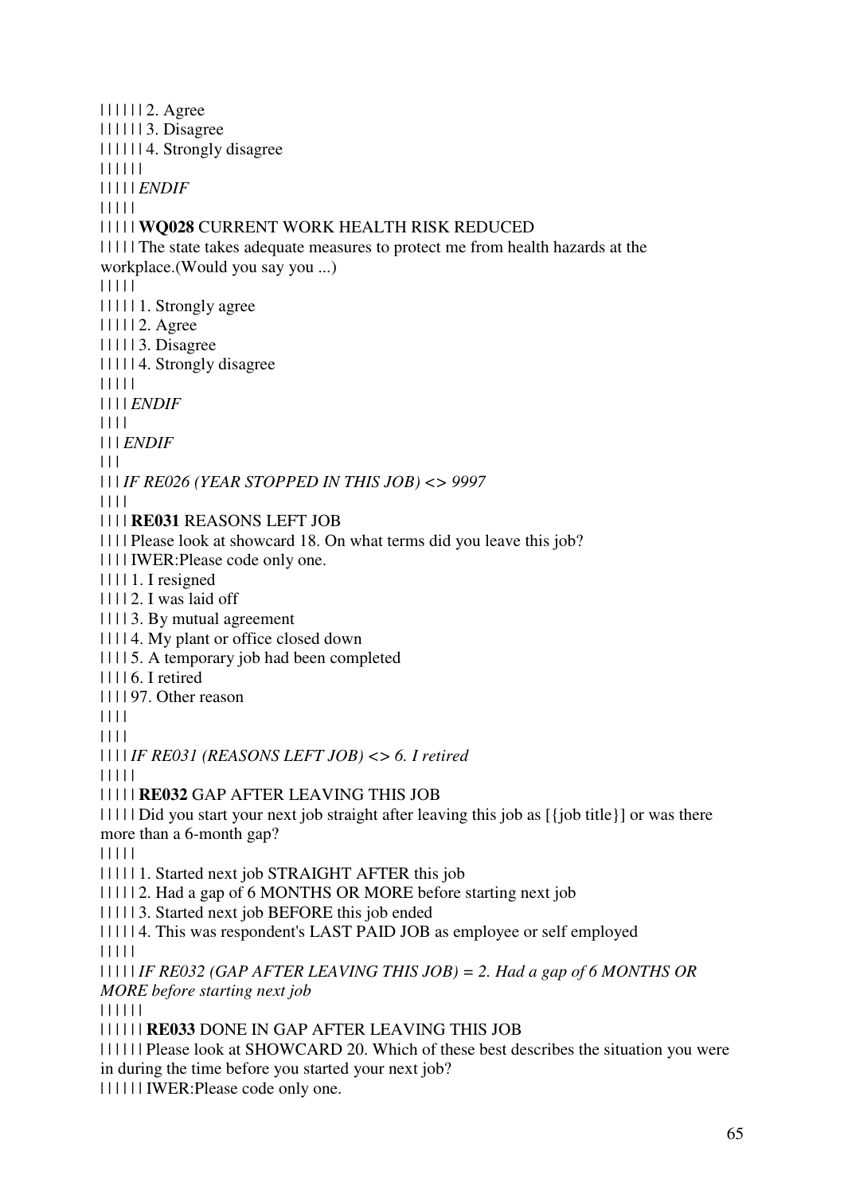| | | | | | 2. Agree
| | | | | | 3. Disagree
| | | | | | 4. Strongly disagree
| | | | | |
| | | | | *ENDIF*
| | | | |
| | | | | **WQ028** CURRENT WORK HEALTH RISK REDUCED
| | | | | The state takes adequate measures to protect me from health hazards at the workplace.(Would you say you ...)
| | | | |
| | | | | 1. Strongly agree
| | | | | 2. Agree
| | | | | 3. Disagree
| | | | | 4. Strongly disagree
| | | | |
| | | | *ENDIF*
| | | |
| | | *ENDIF*
| | |
| | | *IF RE026 (YEAR STOPPED IN THIS JOB) <> 9997*
| | | |
| | | | **RE031** REASONS LEFT JOB
| | | | Please look at showcard 18. On what terms did you leave this job?
| | | | IWER:Please code only one.
| | | | 1. I resigned
| | | | 2. I was laid off
| | | | 3. By mutual agreement
| | | | 4. My plant or office closed down
| | | | 5. A temporary job had been completed
| | | | 6. I retired
| | | | 97. Other reason
| | | |
| | | |
| | | | *IF RE031 (REASONS LEFT JOB) <> 6. I retired*
| | | | |
| | | | | **RE032** GAP AFTER LEAVING THIS JOB
| | | | | Did you start your next job straight after leaving this job as [{job title}] or was there more than a 6-month gap?
| | | | |
| | | | | 1. Started next job STRAIGHT AFTER this job
| | | | | 2. Had a gap of 6 MONTHS OR MORE before starting next job
| | | | | 3. Started next job BEFORE this job ended
| | | | | 4. This was respondent's LAST PAID JOB as employee or self employed
| | | | |
| | | | | *IF RE032 (GAP AFTER LEAVING THIS JOB) = 2. Had a gap of 6 MONTHS OR MORE before starting next job*
| | | | | |
| | | | | | **RE033** DONE IN GAP AFTER LEAVING THIS JOB
| | | | | | Please look at SHOWCARD 20. Which of these best describes the situation you were in during the time before you started your next job?
| | | | | | IWER:Please code only one.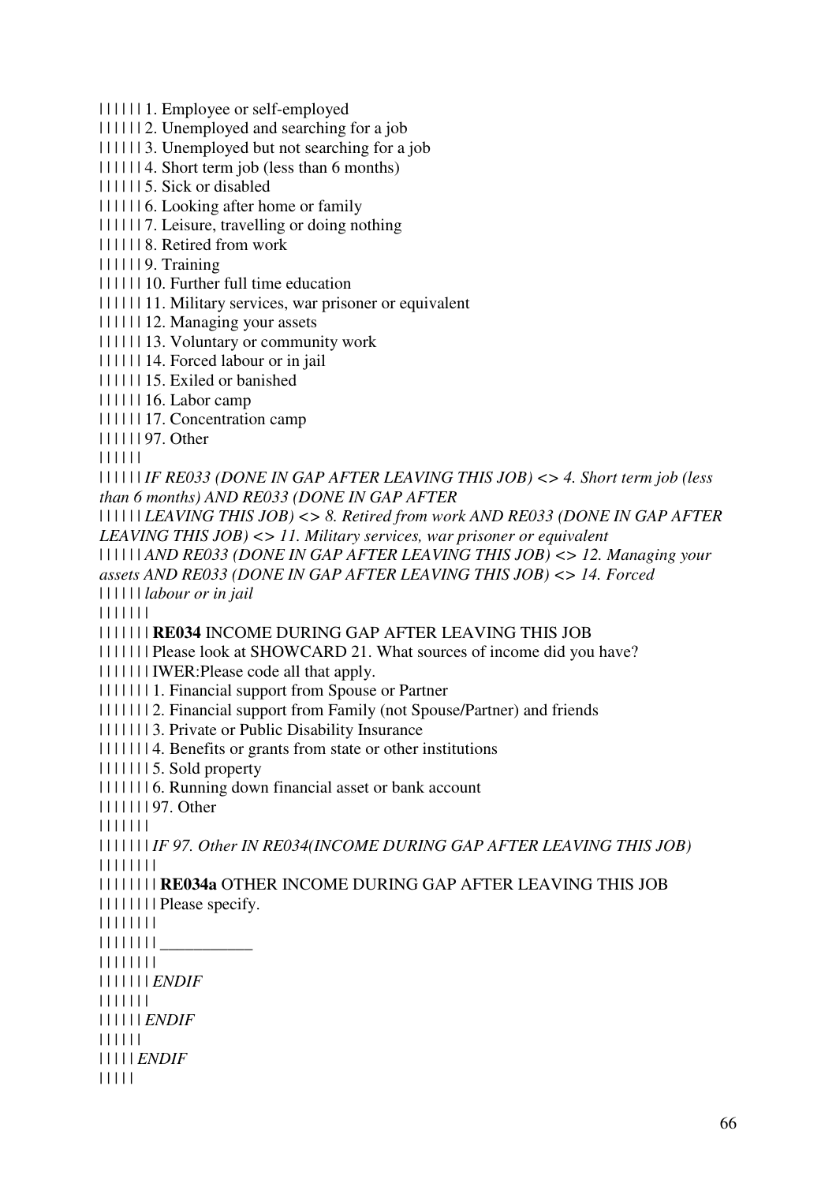| | | | | | 1. Employee or self-employed
| | | | | | 2. Unemployed and searching for a job
| | | | | | 3. Unemployed but not searching for a job
| | | | | | 4. Short term job (less than 6 months)
| | | | | | 5. Sick or disabled
| | | | | | 6. Looking after home or family
| | | | | | 7. Leisure, travelling or doing nothing
| | | | | | 8. Retired from work
| | | | | | 9. Training
| | | | | | 10. Further full time education
| | | | | | 11. Military services, war prisoner or equivalent
| | | | | | 12. Managing your assets
| | | | | | 13. Voluntary or community work
| | | | | | 14. Forced labour or in jail
| | | | | | 15. Exiled or banished
| | | | | | 16. Labor camp
| | | | | | 17. Concentration camp
| | | | | | 97. Other
| | | | | |
| | | | | | *IF RE033 (DONE IN GAP AFTER LEAVING THIS JOB) <> 4. Short term job (less than 6 months) AND RE033 (DONE IN GAP AFTER*
| | | | | | *LEAVING THIS JOB) <> 8. Retired from work AND RE033 (DONE IN GAP AFTER LEAVING THIS JOB) <> 11. Military services, war prisoner or equivalent*
| | | | | | *AND RE033 (DONE IN GAP AFTER LEAVING THIS JOB) <> 12. Managing your assets AND RE033 (DONE IN GAP AFTER LEAVING THIS JOB) <> 14. Forced*
| | | | | | *labour or in jail*
| | | | | | |
| | | | | | | **RE034** INCOME DURING GAP AFTER LEAVING THIS JOB
| | | | | | | Please look at SHOWCARD 21. What sources of income did you have?
| | | | | | | IWER:Please code all that apply.
| | | | | | | 1. Financial support from Spouse or Partner
| | | | | | | 2. Financial support from Family (not Spouse/Partner) and friends
| | | | | | | 3. Private or Public Disability Insurance
| | | | | | | 4. Benefits or grants from state or other institutions
| | | | | | | 5. Sold property
| | | | | | | 6. Running down financial asset or bank account
| | | | | | | 97. Other
| | | | | | |
| | | | | | | *IF 97. Other IN RE034(INCOME DURING GAP AFTER LEAVING THIS JOB)*
| | | | | | | |
| | | | | | | | **RE034a** OTHER INCOME DURING GAP AFTER LEAVING THIS JOB
| | | | | | | | Please specify.
| | | | | | | |
| | | | | | | | ___________
| | | | | | | |
| | | | | | | *ENDIF*
| | | | | | |
| | | | | | *ENDIF*
| | | | | |
| | | | | *ENDIF*
| | | | |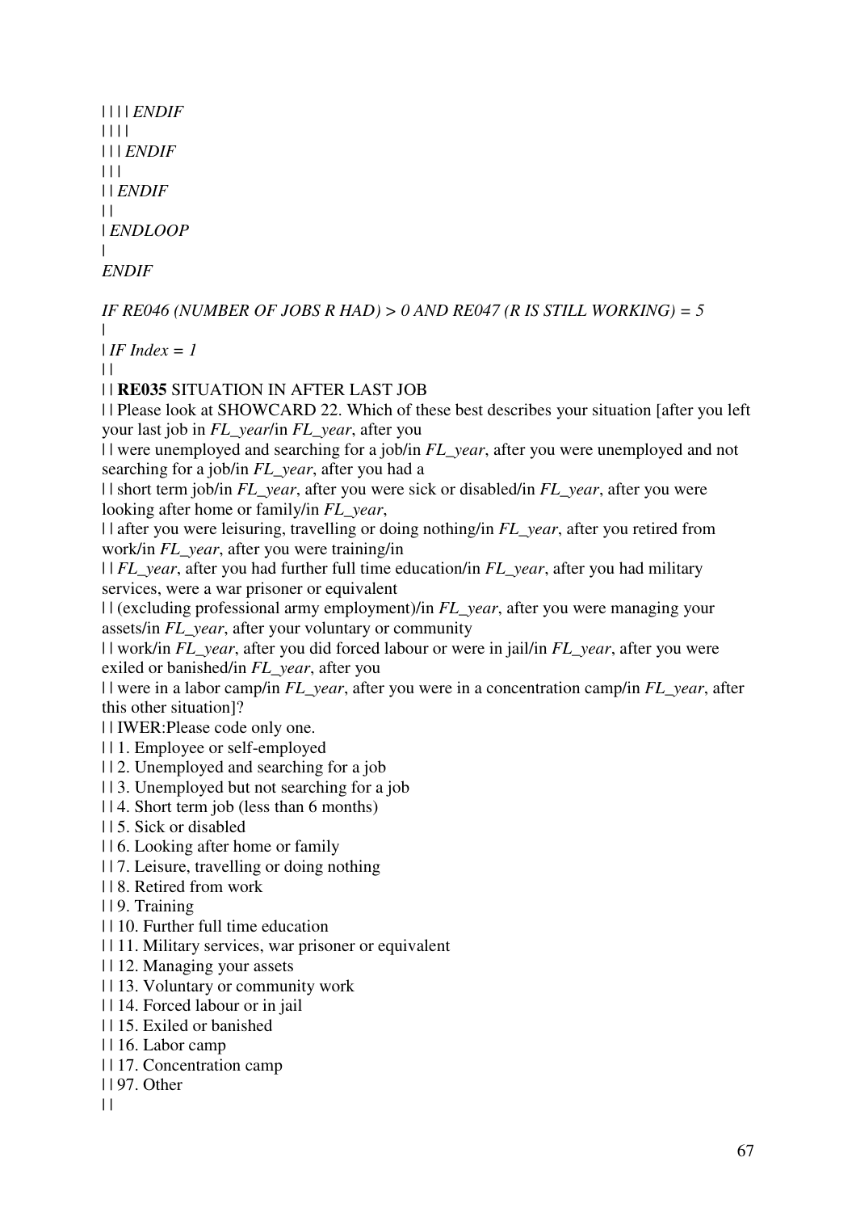| | | | *ENDIF*
| | | |
| | | *ENDIF*
| | |
| | *ENDIF*
| |
| *ENDLOOP*
|
*ENDIF*

*IF RE046 (NUMBER OF JOBS R HAD) > 0 AND RE047 (R IS STILL WORKING) = 5*
|
| *IF Index = 1*
| |
| | **RE035** SITUATION IN AFTER LAST JOB
| | Please look at SHOWCARD 22. Which of these best describes your situation [after you left your last job in *FL_year*/in *FL_year*, after you
| | were unemployed and searching for a job/in *FL_year*, after you were unemployed and not searching for a job/in *FL_year*, after you had a
| | short term job/in *FL_year*, after you were sick or disabled/in *FL_year*, after you were looking after home or family/in *FL_year*,
| | after you were leisuring, travelling or doing nothing/in *FL_year*, after you retired from work/in *FL_year*, after you were training/in
| | *FL_year*, after you had further full time education/in *FL_year*, after you had military services, were a war prisoner or equivalent
| | (excluding professional army employment)/in *FL_year*, after you were managing your assets/in *FL_year*, after your voluntary or community
| | work/in *FL_year*, after you did forced labour or were in jail/in *FL_year*, after you were exiled or banished/in *FL_year*, after you
| | were in a labor camp/in *FL_year*, after you were in a concentration camp/in *FL_year*, after this other situation]?
| | IWER:Please code only one.
| | 1. Employee or self-employed
| | 2. Unemployed and searching for a job
| | 3. Unemployed but not searching for a job
| | 4. Short term job (less than 6 months)
| | 5. Sick or disabled
| | 6. Looking after home or family
| | 7. Leisure, travelling or doing nothing
| | 8. Retired from work
| | 9. Training
| | 10. Further full time education
| | 11. Military services, war prisoner or equivalent
| | 12. Managing your assets
| | 13. Voluntary or community work
| | 14. Forced labour or in jail
| | 15. Exiled or banished
| | 16. Labor camp
| | 17. Concentration camp
| | 97. Other
| |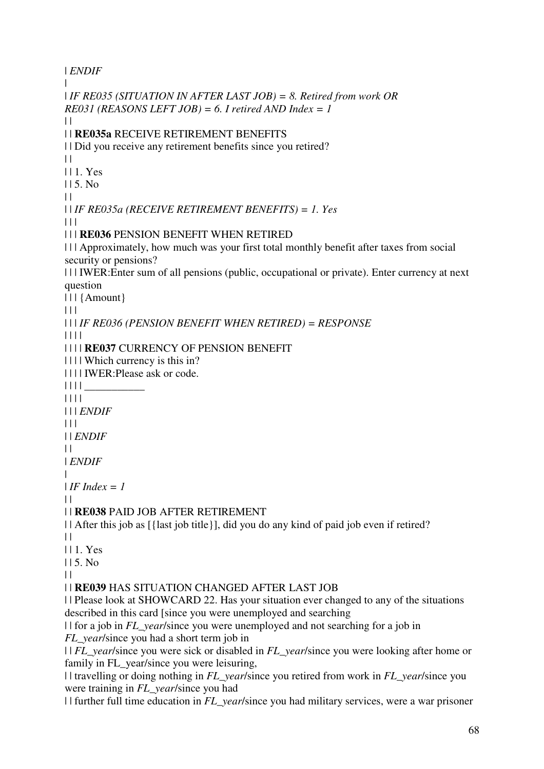| *ENDIF*
|
| *IF RE035 (SITUATION IN AFTER LAST JOB) = 8. Retired from work OR RE031 (REASONS LEFT JOB) = 6. I retired AND Index = 1*
| |
| | **RE035a** RECEIVE RETIREMENT BENEFITS
| | Did you receive any retirement benefits since you retired?
| |
| | 1. Yes
| | 5. No
| |
| | *IF RE035a (RECEIVE RETIREMENT BENEFITS) = 1. Yes*
| | |
| | | **RE036** PENSION BENEFIT WHEN RETIRED
| | | Approximately, how much was your first total monthly benefit after taxes from social security or pensions?
| | | IWER:Enter sum of all pensions (public, occupational or private). Enter currency at next question
| | | {Amount}
| | |
| | | *IF RE036 (PENSION BENEFIT WHEN RETIRED) = RESPONSE*
| | | |
| | | | **RE037** CURRENCY OF PENSION BENEFIT
| | | | Which currency is this in?
| | | | IWER:Please ask or code.
| | | | ___________
| | | |
| | | *ENDIF*
| | |
| | *ENDIF*
| |
| *ENDIF*
|
| *IF Index = 1*
| |
| | **RE038** PAID JOB AFTER RETIREMENT
| | After this job as [{last job title}], did you do any kind of paid job even if retired?
| |
| | 1. Yes
| | 5. No
| |
| | **RE039** HAS SITUATION CHANGED AFTER LAST JOB
| | Please look at SHOWCARD 22. Has your situation ever changed to any of the situations described in this card [since you were unemployed and searching
| | for a job in *FL_year*/since you were unemployed and not searching for a job in *FL_year*/since you had a short term job in
| | *FL_year*/since you were sick or disabled in *FL_year*/since you were looking after home or family in FL_year/since you were leisuring,
| | travelling or doing nothing in *FL_year*/since you retired from work in *FL_year*/since you were training in *FL_year*/since you had
| | further full time education in *FL_year*/since you had military services, were a war prisoner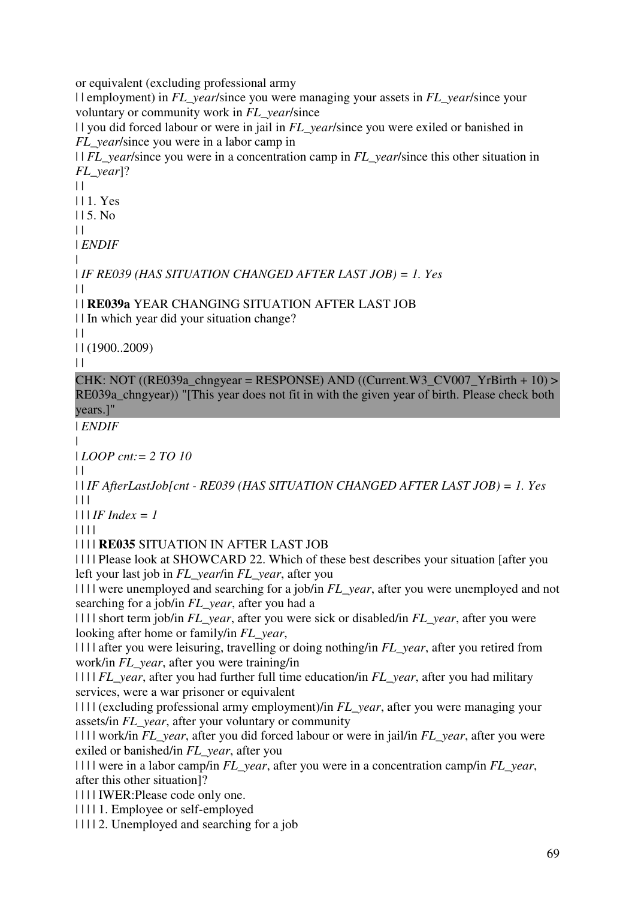or equivalent (excluding professional army

| | employment) in *FL_year*/since you were managing your assets in *FL_year*/since your voluntary or community work in *FL_year*/since

| | you did forced labour or were in jail in *FL_year*/since you were exiled or banished in *FL_year*/since you were in a labor camp in

| | *FL_year*/since you were in a concentration camp in *FL_year*/since this other situation in *FL_year*]?

| |

| | 1. Yes

| | 5. No

| |

| *ENDIF*

|

| *IF RE039 (HAS SITUATION CHANGED AFTER LAST JOB) = 1. Yes*

| |

| | **RE039a** YEAR CHANGING SITUATION AFTER LAST JOB

| | In which year did your situation change?

| |

| | (1900..2009)

| |

CHK: NOT ((RE039a_chngyear = RESPONSE) AND ((Current.W3_CV007_YrBirth + 10) > RE039a_chngyear)) "[This year does not fit in with the given year of birth. Please check both years.]"

| *ENDIF*

|

| *LOOP cnt:= 2 TO 10*

| |

| | *IF AfterLastJob[cnt - RE039 (HAS SITUATION CHANGED AFTER LAST JOB) = 1. Yes*

| | |

| | | *IF Index = 1*

| | | |

| | | | **RE035** SITUATION IN AFTER LAST JOB

| | | | Please look at SHOWCARD 22. Which of these best describes your situation [after you left your last job in *FL_year*/in *FL_year*, after you

| | | | were unemployed and searching for a job/in *FL_year*, after you were unemployed and not searching for a job/in *FL_year*, after you had a

| | | | short term job/in *FL_year*, after you were sick or disabled/in *FL_year*, after you were looking after home or family/in *FL_year*,

| | | | after you were leisuring, travelling or doing nothing/in *FL_year*, after you retired from work/in *FL_year*, after you were training/in

| | | | *FL_year*, after you had further full time education/in *FL_year*, after you had military services, were a war prisoner or equivalent

| | | | (excluding professional army employment)/in *FL_year*, after you were managing your assets/in *FL_year*, after your voluntary or community

| | | | work/in *FL_year*, after you did forced labour or were in jail/in *FL_year*, after you were exiled or banished/in *FL_year*, after you

| | | | were in a labor camp/in *FL_year*, after you were in a concentration camp/in *FL_year*, after this other situation]?

| | | | IWER:Please code only one.

| | | | 1. Employee or self-employed

| | | | 2. Unemployed and searching for a job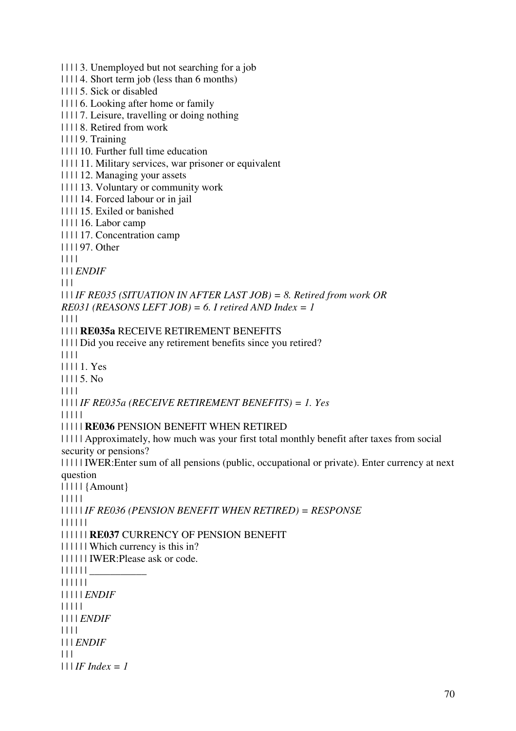| | | | 3. Unemployed but not searching for a job
| | | | 4. Short term job (less than 6 months)
| | | | 5. Sick or disabled
| | | | 6. Looking after home or family
| | | | 7. Leisure, travelling or doing nothing
| | | | 8. Retired from work
| | | | 9. Training
| | | | 10. Further full time education
| | | | 11. Military services, war prisoner or equivalent
| | | | 12. Managing your assets
| | | | 13. Voluntary or community work
| | | | 14. Forced labour or in jail
| | | | 15. Exiled or banished
| | | | 16. Labor camp
| | | | 17. Concentration camp
| | | | 97. Other
| | | |
| | | *ENDIF*
| | |
| | | *IF RE035 (SITUATION IN AFTER LAST JOB) = 8. Retired from work OR RE031 (REASONS LEFT JOB) = 6. I retired AND Index = 1*
| | | |
| | | | **RE035a** RECEIVE RETIREMENT BENEFITS
| | | | Did you receive any retirement benefits since you retired?
| | | |
| | | | 1. Yes
| | | | 5. No
| | | |
| | | | *IF RE035a (RECEIVE RETIREMENT BENEFITS) = 1. Yes*
| | | | |
| | | | | **RE036** PENSION BENEFIT WHEN RETIRED
| | | | | Approximately, how much was your first total monthly benefit after taxes from social security or pensions?
| | | | | IWER:Enter sum of all pensions (public, occupational or private). Enter currency at next question
| | | | | {Amount}
| | | | |
| | | | | *IF RE036 (PENSION BENEFIT WHEN RETIRED) = RESPONSE*
| | | | | |
| | | | | | **RE037** CURRENCY OF PENSION BENEFIT
| | | | | | Which currency is this in?
| | | | | | IWER:Please ask or code.
| | | | | | ___________
| | | | | |
| | | | | *ENDIF*
| | | | |
| | | | *ENDIF*
| | | |
| | | *ENDIF*
| | |
| | | *IF Index = 1*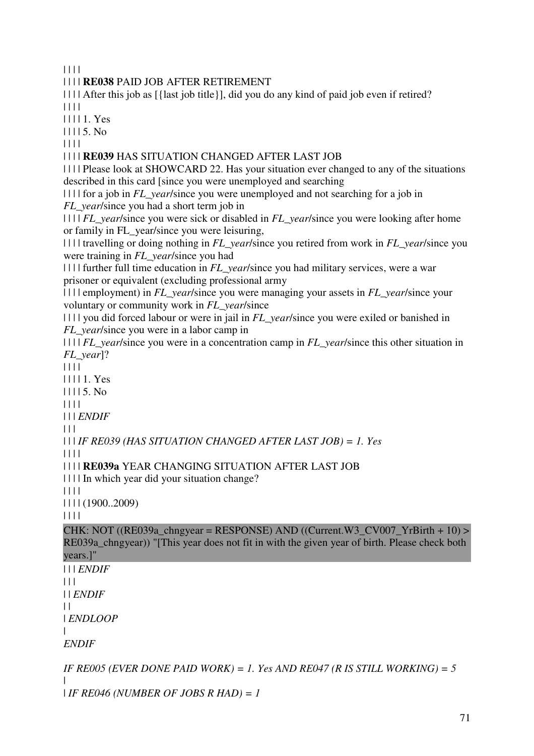| | | |

| | | | **RE038** PAID JOB AFTER RETIREMENT

| | | | After this job as [{last job title}], did you do any kind of paid job even if retired?

| | | |

| | | | 1. Yes

| | | | 5. No

| | | |

| | | | **RE039** HAS SITUATION CHANGED AFTER LAST JOB

| | | | Please look at SHOWCARD 22. Has your situation ever changed to any of the situations described in this card [since you were unemployed and searching

| | | | for a job in *FL_year*/since you were unemployed and not searching for a job in *FL_year*/since you had a short term job in

| | | | *FL_year*/since you were sick or disabled in *FL_year*/since you were looking after home or family in FL_year/since you were leisuring,

| | | | travelling or doing nothing in *FL_year*/since you retired from work in *FL_year*/since you were training in *FL_year*/since you had

| | | | further full time education in *FL_year*/since you had military services, were a war prisoner or equivalent (excluding professional army

| | | | employment) in *FL_year*/since you were managing your assets in *FL_year*/since your voluntary or community work in *FL_year*/since

| | | | you did forced labour or were in jail in *FL_year*/since you were exiled or banished in *FL_year*/since you were in a labor camp in

| | | | *FL_year*/since you were in a concentration camp in *FL_year*/since this other situation in *FL_year*]?

| | | |

| | | | 1. Yes

| | | | 5. No

| | | |

| | | *ENDIF*

| | |

| | | *IF RE039 (HAS SITUATION CHANGED AFTER LAST JOB) = 1. Yes*

| | | |

| | | | **RE039a** YEAR CHANGING SITUATION AFTER LAST JOB

| | | | In which year did your situation change?

| | | |

| | | | (1900..2009)

| | | |

CHK: NOT ((RE039a_chngyear = RESPONSE) AND ((Current.W3_CV007_YrBirth + 10) > RE039a_chngyear)) "[This year does not fit in with the given year of birth. Please check both years.]"

| | | *ENDIF*

| | |

| | *ENDIF*

| |

| *ENDLOOP*

|

*ENDIF*

*IF RE005 (EVER DONE PAID WORK) = 1. Yes AND RE047 (R IS STILL WORKING) = 5*

|

| *IF RE046 (NUMBER OF JOBS R HAD) = 1*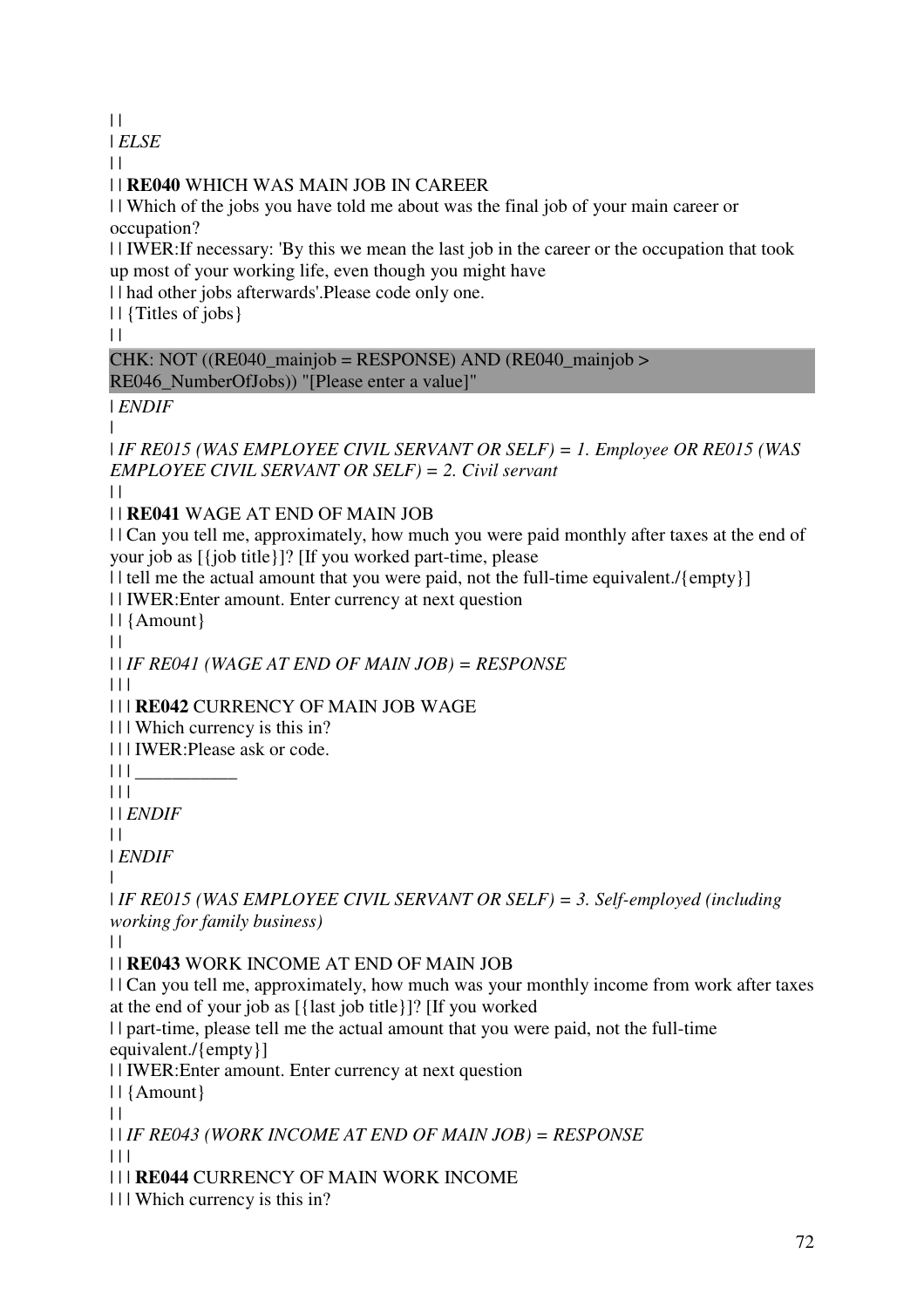| |
| *ELSE*
| |
| | **RE040** WHICH WAS MAIN JOB IN CAREER
| | Which of the jobs you have told me about was the final job of your main career or occupation?
| | IWER:If necessary: 'By this we mean the last job in the career or the occupation that took up most of your working life, even though you might have
| | had other jobs afterwards'.Please code only one.
| | {Titles of jobs}
| |

CHK: NOT ((RE040_mainjob = RESPONSE) AND (RE040_mainjob > RE046_NumberOfJobs)) "[Please enter a value]"

| *ENDIF*
|
| *IF RE015 (WAS EMPLOYEE CIVIL SERVANT OR SELF) = 1. Employee OR RE015 (WAS EMPLOYEE CIVIL SERVANT OR SELF) = 2. Civil servant*
| |
| | **RE041** WAGE AT END OF MAIN JOB
| | Can you tell me, approximately, how much you were paid monthly after taxes at the end of your job as [{job title}]? [If you worked part-time, please
| | tell me the actual amount that you were paid, not the full-time equivalent./{empty}]
| | IWER:Enter amount. Enter currency at next question
| | {Amount}
| |
| | *IF RE041 (WAGE AT END OF MAIN JOB) = RESPONSE*
| | |
| | | **RE042** CURRENCY OF MAIN JOB WAGE
| | | Which currency is this in?
| | | IWER:Please ask or code.
| | | ___________
| | |
| | *ENDIF*
| |
| *ENDIF*
|
| *IF RE015 (WAS EMPLOYEE CIVIL SERVANT OR SELF) = 3. Self-employed (including working for family business)*
| |
| | **RE043** WORK INCOME AT END OF MAIN JOB
| | Can you tell me, approximately, how much was your monthly income from work after taxes at the end of your job as [{last job title}]? [If you worked
| | part-time, please tell me the actual amount that you were paid, not the full-time equivalent./{empty}]
| | IWER:Enter amount. Enter currency at next question
| | {Amount}
| |
| | *IF RE043 (WORK INCOME AT END OF MAIN JOB) = RESPONSE*
| | |
| | | **RE044** CURRENCY OF MAIN WORK INCOME
| | | Which currency is this in?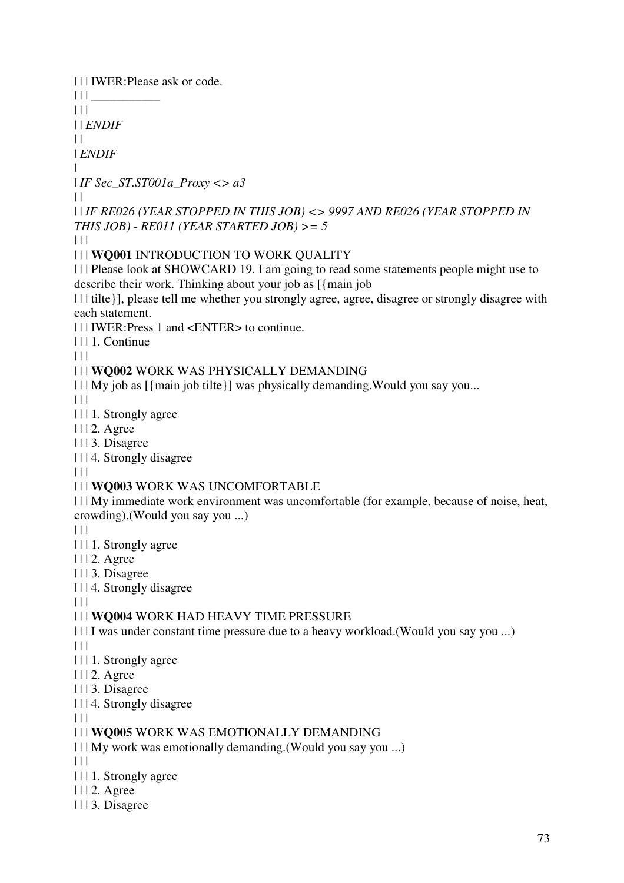| | | IWER:Please ask or code.
| | | ___________
| | |
| | *ENDIF*
| |
| *ENDIF*
|
| *IF Sec_ST.ST001a_Proxy <> a3*
| |
| | *IF RE026 (YEAR STOPPED IN THIS JOB) <> 9997 AND RE026 (YEAR STOPPED IN THIS JOB) - RE011 (YEAR STARTED JOB) >= 5*
| | |
| | | **WQ001** INTRODUCTION TO WORK QUALITY
| | | Please look at SHOWCARD 19. I am going to read some statements people might use to describe their work. Thinking about your job as [{main job
| | | tilte}], please tell me whether you strongly agree, agree, disagree or strongly disagree with each statement.
| | | IWER:Press 1 and <ENTER> to continue.
| | | 1. Continue
| | |
| | | **WQ002** WORK WAS PHYSICALLY DEMANDING
| | | My job as [{main job tilte}] was physically demanding.Would you say you...
| | |
| | | 1. Strongly agree
| | | 2. Agree
| | | 3. Disagree
| | | 4. Strongly disagree
| | |
| | | **WQ003** WORK WAS UNCOMFORTABLE
| | | My immediate work environment was uncomfortable (for example, because of noise, heat, crowding).(Would you say you ...)
| | |
| | | 1. Strongly agree
| | | 2. Agree
| | | 3. Disagree
| | | 4. Strongly disagree
| | |
| | | **WQ004** WORK HAD HEAVY TIME PRESSURE
| | | I was under constant time pressure due to a heavy workload.(Would you say you ...)
| | |
| | | 1. Strongly agree
| | | 2. Agree
| | | 3. Disagree
| | | 4. Strongly disagree
| | |
| | | **WQ005** WORK WAS EMOTIONALLY DEMANDING
| | | My work was emotionally demanding.(Would you say you ...)
| | |
| | | 1. Strongly agree
| | | 2. Agree
| | | 3. Disagree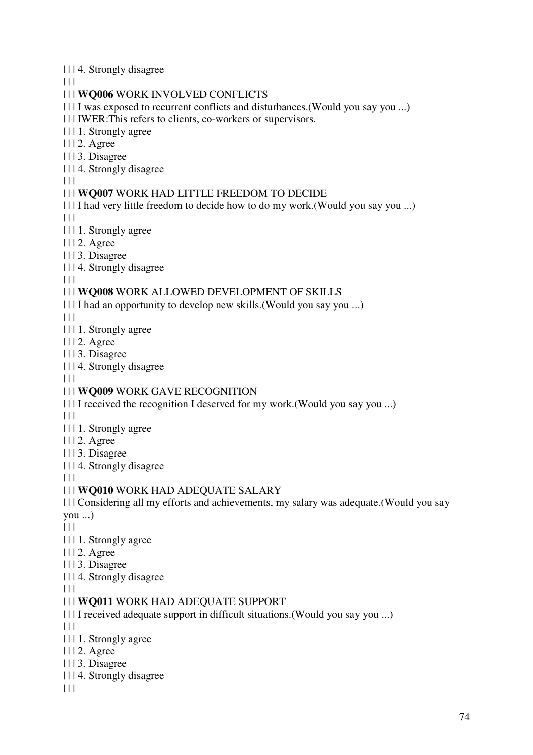| | | 4. Strongly disagree

| | |

| | | **WQ006** WORK INVOLVED CONFLICTS

| | | I was exposed to recurrent conflicts and disturbances.(Would you say you ...)

| | | IWER:This refers to clients, co-workers or supervisors.

| | | 1. Strongly agree

| | | 2. Agree

| | | 3. Disagree

| | | 4. Strongly disagree

| | |

| | | **WQ007** WORK HAD LITTLE FREEDOM TO DECIDE

| | | I had very little freedom to decide how to do my work.(Would you say you ...)

| | |

| | | 1. Strongly agree

| | | 2. Agree

| | | 3. Disagree

| | | 4. Strongly disagree

| | |

| | | **WQ008** WORK ALLOWED DEVELOPMENT OF SKILLS

| | | I had an opportunity to develop new skills.(Would you say you ...)

| | |

| | | 1. Strongly agree

| | | 2. Agree

| | | 3. Disagree

| | | 4. Strongly disagree

| | |

| | | **WQ009** WORK GAVE RECOGNITION

| | | I received the recognition I deserved for my work.(Would you say you ...)

| | |

| | | 1. Strongly agree

| | | 2. Agree

| | | 3. Disagree

| | | 4. Strongly disagree

| | |

| | | **WQ010** WORK HAD ADEQUATE SALARY

| | | Considering all my efforts and achievements, my salary was adequate.(Would you say you ...)

| | |

| | | 1. Strongly agree

| | | 2. Agree

| | | 3. Disagree

| | | 4. Strongly disagree

| | |

| | | **WQ011** WORK HAD ADEQUATE SUPPORT

| | | I received adequate support in difficult situations.(Would you say you ...)

| | |

| | | 1. Strongly agree

| | | 2. Agree

| | | 3. Disagree

| | | 4. Strongly disagree

| | |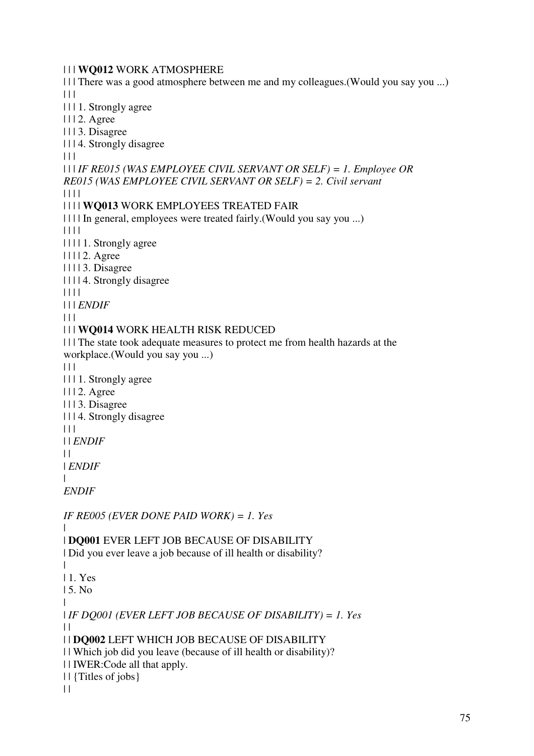| | | **WQ012** WORK ATMOSPHERE
| | | There was a good atmosphere between me and my colleagues.(Would you say you ...)
| | |
| | | 1. Strongly agree
| | | 2. Agree
| | | 3. Disagree
| | | 4. Strongly disagree
| | |
| | | *IF RE015 (WAS EMPLOYEE CIVIL SERVANT OR SELF) = 1. Employee OR RE015 (WAS EMPLOYEE CIVIL SERVANT OR SELF) = 2. Civil servant*
| | | |
| | | | **WQ013** WORK EMPLOYEES TREATED FAIR
| | | | In general, employees were treated fairly.(Would you say you ...)
| | | |
| | | | 1. Strongly agree
| | | | 2. Agree
| | | | 3. Disagree
| | | | 4. Strongly disagree
| | | |
| | | *ENDIF*
| | |
| | | **WQ014** WORK HEALTH RISK REDUCED
| | | The state took adequate measures to protect me from health hazards at the workplace.(Would you say you ...)
| | |
| | | 1. Strongly agree
| | | 2. Agree
| | | 3. Disagree
| | | 4. Strongly disagree
| | |
| | *ENDIF*
| |
| *ENDIF*
|
*ENDIF*

*IF RE005 (EVER DONE PAID WORK) = 1. Yes*
|
| **DQ001** EVER LEFT JOB BECAUSE OF DISABILITY
| Did you ever leave a job because of ill health or disability?
|
| 1. Yes
| 5. No
|
| *IF DQ001 (EVER LEFT JOB BECAUSE OF DISABILITY) = 1. Yes*
| |
| | **DQ002** LEFT WHICH JOB BECAUSE OF DISABILITY
| | Which job did you leave (because of ill health or disability)?
| | IWER:Code all that apply.
| | {Titles of jobs}
| |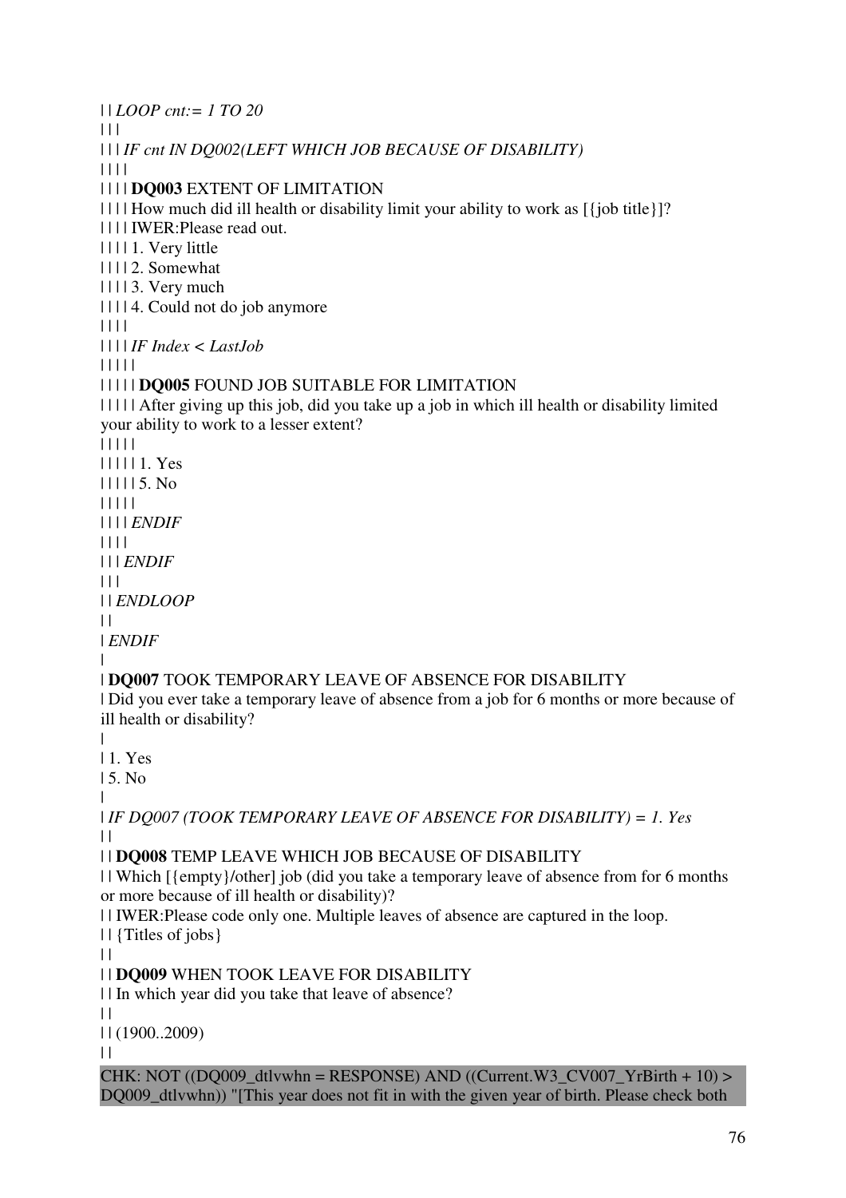| | *LOOP cnt:= 1 TO 20*

| | |

| | | *IF cnt IN DQ002(LEFT WHICH JOB BECAUSE OF DISABILITY)*

| | | |

| | | | **DQ003** EXTENT OF LIMITATION

| | | | How much did ill health or disability limit your ability to work as [{job title}]?

| | | | IWER:Please read out.

| | | | 1. Very little

| | | | 2. Somewhat

| | | | 3. Very much

| | | | 4. Could not do job anymore

| | | |

| | | | *IF Index < LastJob*

| | | | |

| | | | | **DQ005** FOUND JOB SUITABLE FOR LIMITATION

| | | | | After giving up this job, did you take up a job in which ill health or disability limited your ability to work to a lesser extent?

| | | | |

| | | | | 1. Yes

| | | | | 5. No

| | | | |

| | | | *ENDIF*

| | | |

| | | *ENDIF*

| | |

| | *ENDLOOP*

| |

| *ENDIF*

|

| **DQ007** TOOK TEMPORARY LEAVE OF ABSENCE FOR DISABILITY

| Did you ever take a temporary leave of absence from a job for 6 months or more because of ill health or disability?

|

| 1. Yes

| 5. No

|

| *IF DQ007 (TOOK TEMPORARY LEAVE OF ABSENCE FOR DISABILITY) = 1. Yes*

| |

| | **DQ008** TEMP LEAVE WHICH JOB BECAUSE OF DISABILITY

| | Which [{empty}/other] job (did you take a temporary leave of absence from for 6 months or more because of ill health or disability)?

| | IWER:Please code only one. Multiple leaves of absence are captured in the loop.

| | {Titles of jobs}

| |

| | **DQ009** WHEN TOOK LEAVE FOR DISABILITY

| | In which year did you take that leave of absence?

| |

| | (1900..2009)

| |

CHK: NOT ((DQ009_dtlvwhn = RESPONSE) AND ((Current.W3_CV007_YrBirth + 10) > DQ009_dtlvwhn)) "[This year does not fit in with the given year of birth. Please check both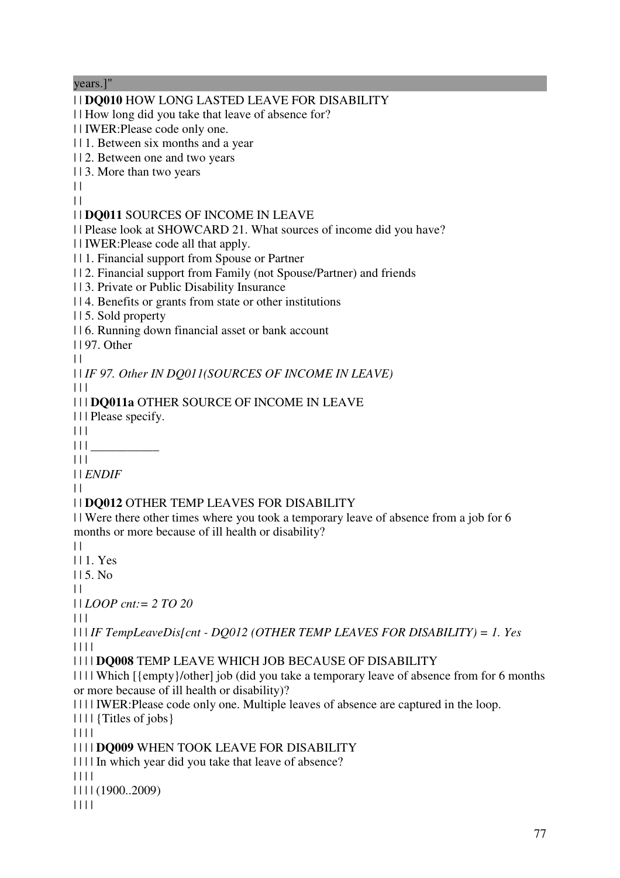years.]"

| | **DQ010** HOW LONG LASTED LEAVE FOR DISABILITY
| | How long did you take that leave of absence for?
| | IWER:Please code only one.
| | 1. Between six months and a year
| | 2. Between one and two years
| | 3. More than two years
| |
| |
| | **DQ011** SOURCES OF INCOME IN LEAVE
| | Please look at SHOWCARD 21. What sources of income did you have?
| | IWER:Please code all that apply.
| | 1. Financial support from Spouse or Partner
| | 2. Financial support from Family (not Spouse/Partner) and friends
| | 3. Private or Public Disability Insurance
| | 4. Benefits or grants from state or other institutions
| | 5. Sold property
| | 6. Running down financial asset or bank account
| | 97. Other
| |
| | *IF 97. Other IN DQ011(SOURCES OF INCOME IN LEAVE)*
| | |
| | | **DQ011a** OTHER SOURCE OF INCOME IN LEAVE
| | | Please specify.
| | |
| | | ___________
| | |
| | *ENDIF*
| |
| | **DQ012** OTHER TEMP LEAVES FOR DISABILITY
| | Were there other times where you took a temporary leave of absence from a job for 6 months or more because of ill health or disability?
| |
| | 1. Yes
| | 5. No
| |
| | *LOOP cnt:= 2 TO 20*
| | |
| | | *IF TempLeaveDis[cnt - DQ012 (OTHER TEMP LEAVES FOR DISABILITY) = 1. Yes*
| | | |
| | | | **DQ008** TEMP LEAVE WHICH JOB BECAUSE OF DISABILITY
| | | | Which [{empty}/other] job (did you take a temporary leave of absence from for 6 months or more because of ill health or disability)?
| | | | IWER:Please code only one. Multiple leaves of absence are captured in the loop.
| | | | {Titles of jobs}
| | | |
| | | | **DQ009** WHEN TOOK LEAVE FOR DISABILITY
| | | | In which year did you take that leave of absence?
| | | |
| | | | (1900..2009)
| | | |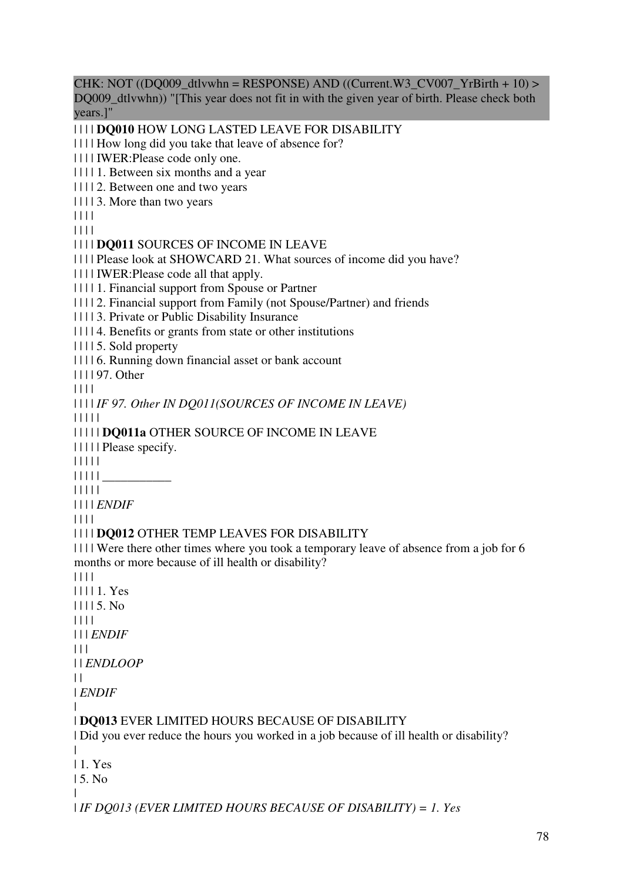CHK: NOT ((DQ009_dtlvwhn = RESPONSE) AND ((Current.W3_CV007_YrBirth + 10) > DQ009_dtlvwhn)) "[This year does not fit in with the given year of birth. Please check both years.]"

| | | | **DQ010** HOW LONG LASTED LEAVE FOR DISABILITY
| | | | How long did you take that leave of absence for?
| | | | IWER:Please code only one.
| | | | 1. Between six months and a year
| | | | 2. Between one and two years
| | | | 3. More than two years
| | | |
| | | |
| | | | **DQ011** SOURCES OF INCOME IN LEAVE
| | | | Please look at SHOWCARD 21. What sources of income did you have?
| | | | IWER:Please code all that apply.
| | | | 1. Financial support from Spouse or Partner
| | | | 2. Financial support from Family (not Spouse/Partner) and friends
| | | | 3. Private or Public Disability Insurance
| | | | 4. Benefits or grants from state or other institutions
| | | | 5. Sold property
| | | | 6. Running down financial asset or bank account
| | | | 97. Other
| | | |
| | | | *IF 97. Other IN DQ011(SOURCES OF INCOME IN LEAVE)*
| | | | |
| | | | | **DQ011a** OTHER SOURCE OF INCOME IN LEAVE
| | | | | Please specify.
| | | | |
| | | | | ___________
| | | | |
| | | | *ENDIF*
| | | |
| | | | **DQ012** OTHER TEMP LEAVES FOR DISABILITY
| | | | Were there other times where you took a temporary leave of absence from a job for 6 months or more because of ill health or disability?
| | | |
| | | | 1. Yes
| | | | 5. No
| | | |
| | | *ENDIF*
| | |
| | *ENDLOOP*
| |
| *ENDIF*
|
| **DQ013** EVER LIMITED HOURS BECAUSE OF DISABILITY
| Did you ever reduce the hours you worked in a job because of ill health or disability?
|
| 1. Yes
| 5. No
|
| *IF DQ013 (EVER LIMITED HOURS BECAUSE OF DISABILITY) = 1. Yes*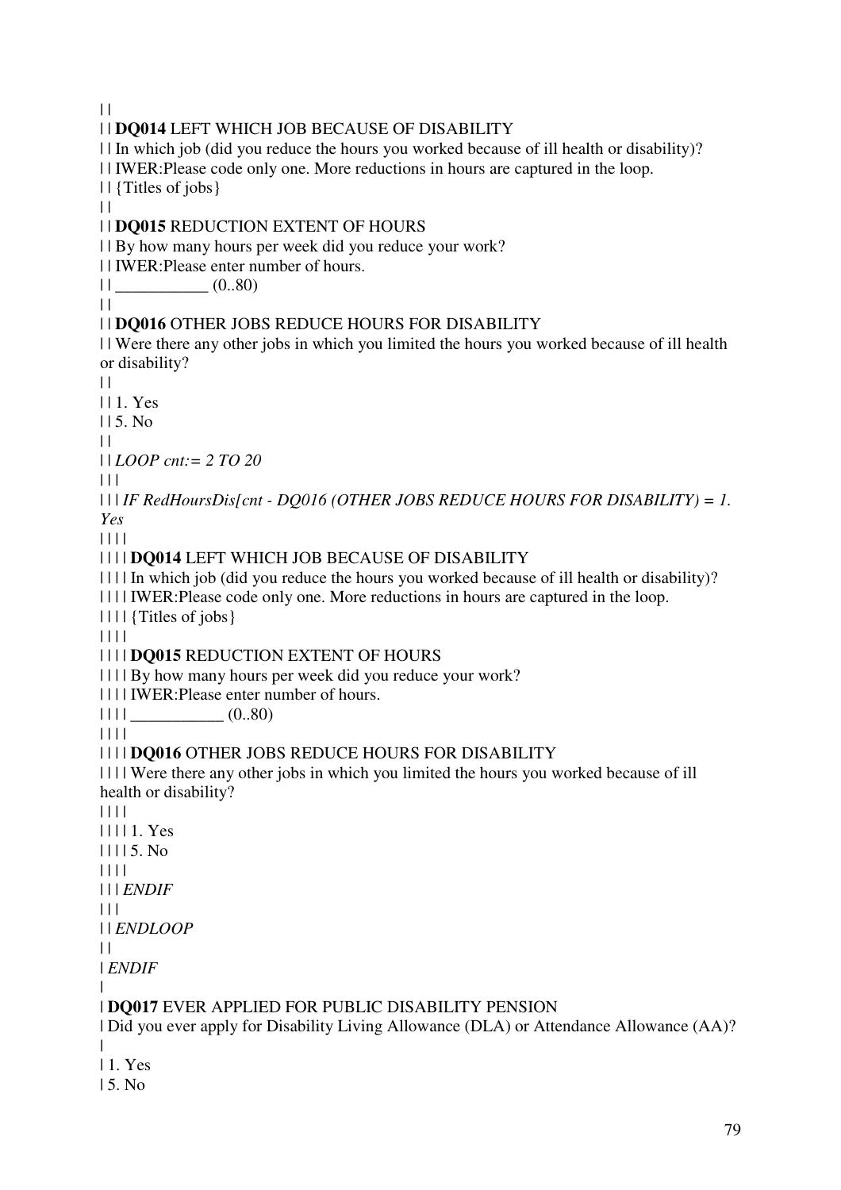| |
| | **DQ014** LEFT WHICH JOB BECAUSE OF DISABILITY
| | In which job (did you reduce the hours you worked because of ill health or disability)?
| | IWER:Please code only one. More reductions in hours are captured in the loop.
| | {Titles of jobs}
| |
| | **DQ015** REDUCTION EXTENT OF HOURS
| | By how many hours per week did you reduce your work?
| | IWER:Please enter number of hours.
| | ___________ (0..80)
| |
| | **DQ016** OTHER JOBS REDUCE HOURS FOR DISABILITY
| | Were there any other jobs in which you limited the hours you worked because of ill health or disability?
| |
| | 1. Yes
| | 5. No
| |
| | *LOOP cnt:= 2 TO 20*
| | |
| | | *IF RedHoursDis[cnt - DQ016 (OTHER JOBS REDUCE HOURS FOR DISABILITY) = 1. Yes*
| | | |
| | | | **DQ014** LEFT WHICH JOB BECAUSE OF DISABILITY
| | | | In which job (did you reduce the hours you worked because of ill health or disability)?
| | | | IWER:Please code only one. More reductions in hours are captured in the loop.
| | | | {Titles of jobs}
| | | |
| | | | **DQ015** REDUCTION EXTENT OF HOURS
| | | | By how many hours per week did you reduce your work?
| | | | IWER:Please enter number of hours.
| | | | ___________ (0..80)
| | | |
| | | | **DQ016** OTHER JOBS REDUCE HOURS FOR DISABILITY
| | | | Were there any other jobs in which you limited the hours you worked because of ill health or disability?
| | | |
| | | | 1. Yes
| | | | 5. No
| | | |
| | | *ENDIF*
| | |
| | *ENDLOOP*
| |
| *ENDIF*
|
| **DQ017** EVER APPLIED FOR PUBLIC DISABILITY PENSION
| Did you ever apply for Disability Living Allowance (DLA) or Attendance Allowance (AA)?
|
| 1. Yes
| 5. No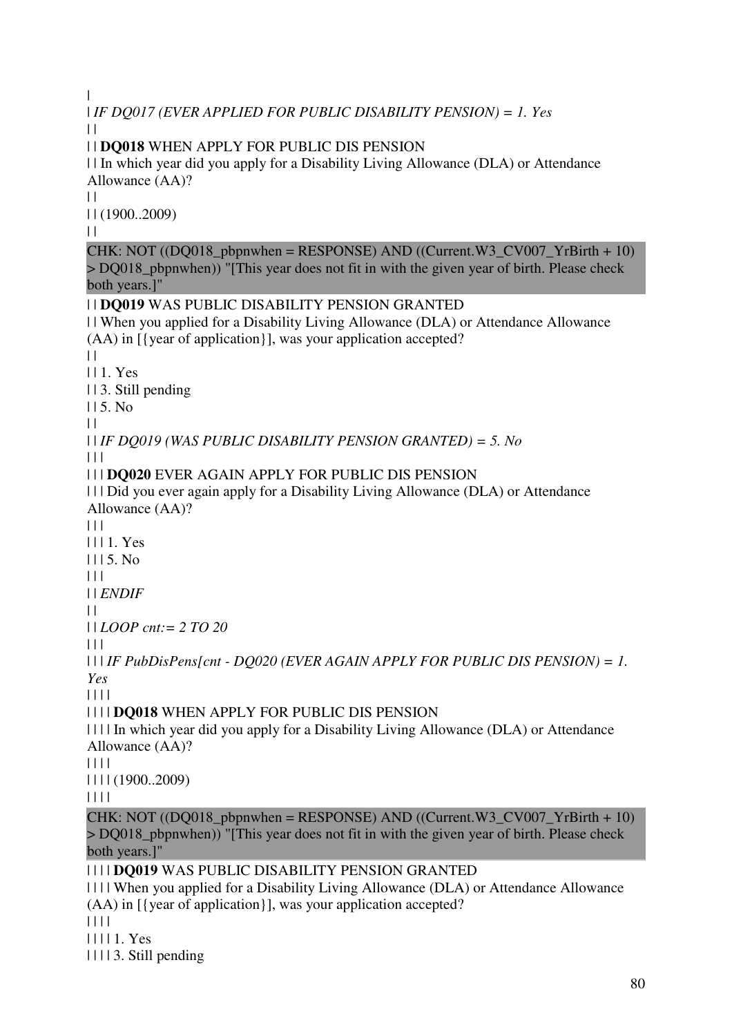|
| *IF DQ017 (EVER APPLIED FOR PUBLIC DISABILITY PENSION) = 1. Yes*
| |
| | **DQ018** WHEN APPLY FOR PUBLIC DIS PENSION
| | In which year did you apply for a Disability Living Allowance (DLA) or Attendance Allowance (AA)?
| |
| | (1900..2009)
| |

CHK: NOT ((DQ018_pbpnwhen = RESPONSE) AND ((Current.W3_CV007_YrBirth + 10) > DQ018_pbpnwhen)) "[This year does not fit in with the given year of birth. Please check both years.]"

| | **DQ019** WAS PUBLIC DISABILITY PENSION GRANTED
| | When you applied for a Disability Living Allowance (DLA) or Attendance Allowance (AA) in [{year of application}], was your application accepted?
| |
| | 1. Yes
| | 3. Still pending
| | 5. No
| |
| | *IF DQ019 (WAS PUBLIC DISABILITY PENSION GRANTED) = 5. No*
| | |
| | | **DQ020** EVER AGAIN APPLY FOR PUBLIC DIS PENSION
| | | Did you ever again apply for a Disability Living Allowance (DLA) or Attendance Allowance (AA)?
| | |
| | | 1. Yes
| | | 5. No
| | |
| | *ENDIF*
| |
| | *LOOP cnt:= 2 TO 20*
| | |
| | | *IF PubDisPens[cnt - DQ020 (EVER AGAIN APPLY FOR PUBLIC DIS PENSION) = 1. Yes*
| | | |
| | | | **DQ018** WHEN APPLY FOR PUBLIC DIS PENSION
| | | | In which year did you apply for a Disability Living Allowance (DLA) or Attendance Allowance (AA)?
| | | |
| | | | (1900..2009)
| | | |

CHK: NOT ((DQ018_pbpnwhen = RESPONSE) AND ((Current.W3_CV007_YrBirth + 10) > DQ018_pbpnwhen)) "[This year does not fit in with the given year of birth. Please check both years.]"

| | | | **DQ019** WAS PUBLIC DISABILITY PENSION GRANTED
| | | | When you applied for a Disability Living Allowance (DLA) or Attendance Allowance (AA) in [{year of application}], was your application accepted?
| | | |
| | | | 1. Yes
| | | | 3. Still pending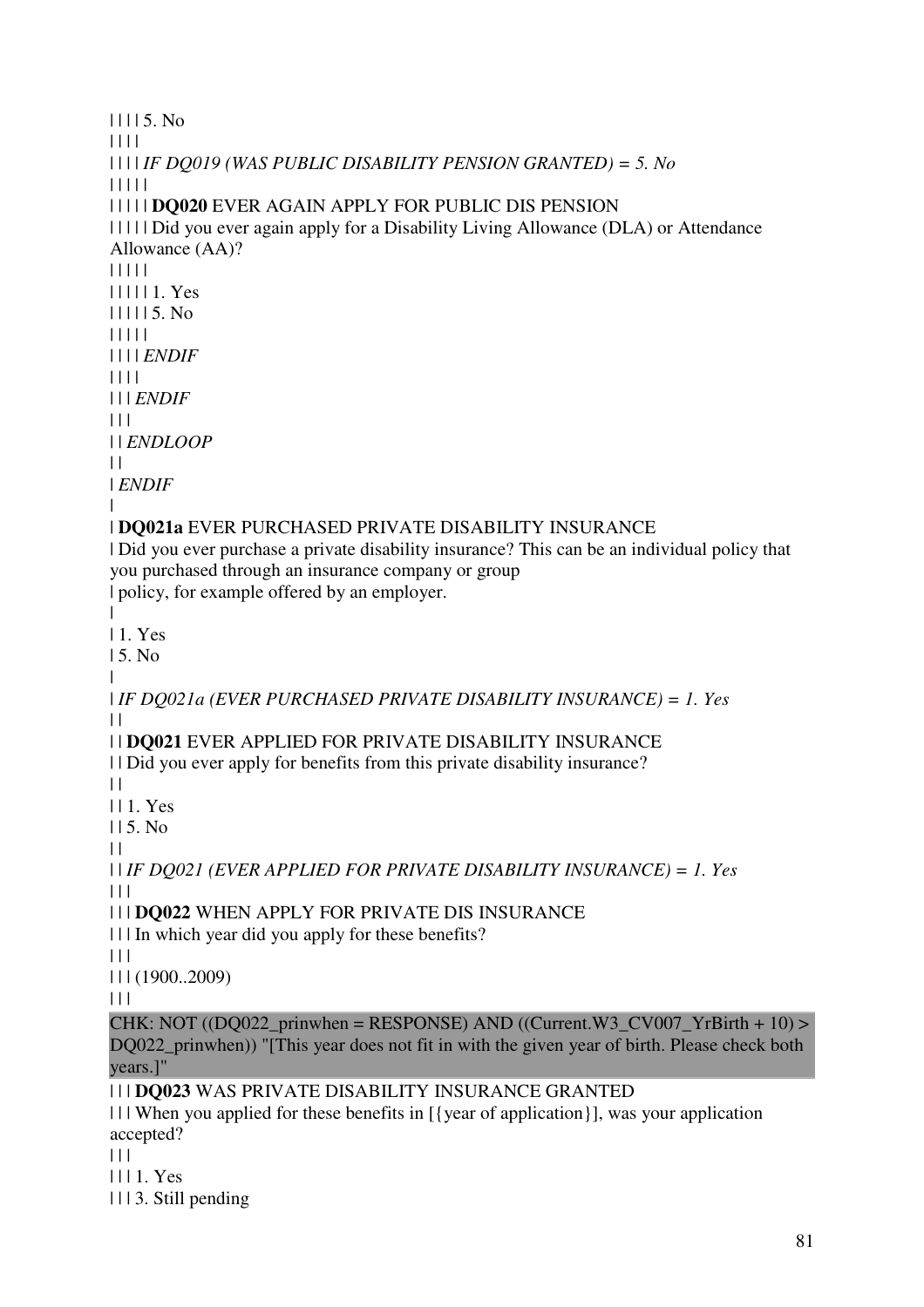| | | | 5. No

| | | |

| | | | *IF DQ019 (WAS PUBLIC DISABILITY PENSION GRANTED) = 5. No*

| | | | |

| | | | | **DQ020** EVER AGAIN APPLY FOR PUBLIC DIS PENSION

| | | | | Did you ever again apply for a Disability Living Allowance (DLA) or Attendance Allowance (AA)?

| | | | |

| | | | | 1. Yes

| | | | | 5. No

| | | | |

| | | | *ENDIF*

| | | |

| | | *ENDIF*

| | |

| | *ENDLOOP*

| |

| *ENDIF*

|

| **DQ021a** EVER PURCHASED PRIVATE DISABILITY INSURANCE

| Did you ever purchase a private disability insurance? This can be an individual policy that you purchased through an insurance company or group

| policy, for example offered by an employer.

|

| 1. Yes

| 5. No

|

| *IF DQ021a (EVER PURCHASED PRIVATE DISABILITY INSURANCE) = 1. Yes*

| |

| | **DQ021** EVER APPLIED FOR PRIVATE DISABILITY INSURANCE

| | Did you ever apply for benefits from this private disability insurance?

| |

| | 1. Yes

| | 5. No

| |

| | *IF DQ021 (EVER APPLIED FOR PRIVATE DISABILITY INSURANCE) = 1. Yes*

| | |

| | | **DQ022** WHEN APPLY FOR PRIVATE DIS INSURANCE

| | | In which year did you apply for these benefits?

| | |

| | | (1900..2009)

| | |

CHK: NOT ((DQ022_prinwhen = RESPONSE) AND ((Current.W3_CV007_YrBirth + 10) > DQ022_prinwhen)) "[This year does not fit in with the given year of birth. Please check both years.]"

| | | **DQ023** WAS PRIVATE DISABILITY INSURANCE GRANTED

| | | When you applied for these benefits in [{year of application}], was your application accepted?

| | |

| | | 1. Yes

| | | 3. Still pending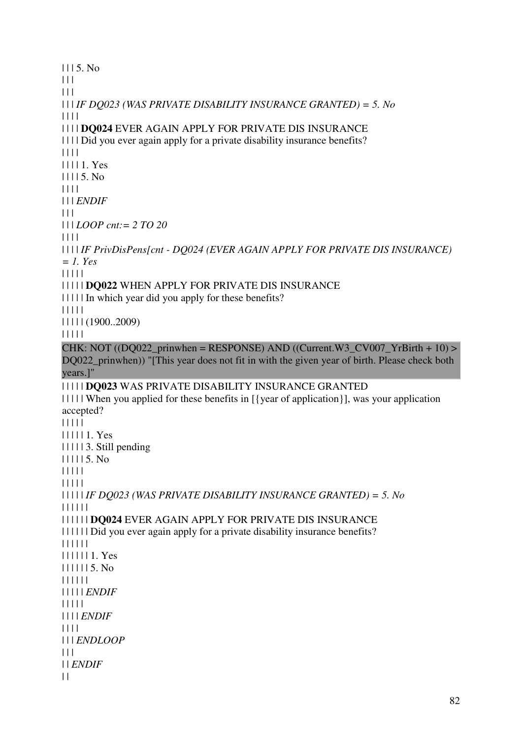| | | 5. No
| | |
| | |
| | | *IF DQ023 (WAS PRIVATE DISABILITY INSURANCE GRANTED) = 5. No*
| | | |
| | | | **DQ024** EVER AGAIN APPLY FOR PRIVATE DIS INSURANCE
| | | | Did you ever again apply for a private disability insurance benefits?
| | | |
| | | | 1. Yes
| | | | 5. No
| | | |
| | | *ENDIF*
| | |
| | | *LOOP cnt:= 2 TO 20*
| | | |
| | | | *IF PrivDisPens[cnt - DQ024 (EVER AGAIN APPLY FOR PRIVATE DIS INSURANCE) = 1. Yes*
| | | | |
| | | | | **DQ022** WHEN APPLY FOR PRIVATE DIS INSURANCE
| | | | | In which year did you apply for these benefits?
| | | | |
| | | | | (1900..2009)
| | | | |

CHK: NOT ((DQ022_prinwhen = RESPONSE) AND ((Current.W3_CV007_YrBirth + 10) > DQ022_prinwhen)) "[This year does not fit in with the given year of birth. Please check both years.]"

| | | | | **DQ023** WAS PRIVATE DISABILITY INSURANCE GRANTED
| | | | | When you applied for these benefits in [{year of application}], was your application accepted?
| | | | |
| | | | | 1. Yes
| | | | | 3. Still pending
| | | | | 5. No
| | | | |
| | | | |
| | | | | *IF DQ023 (WAS PRIVATE DISABILITY INSURANCE GRANTED) = 5. No*
| | | | | |
| | | | | | **DQ024** EVER AGAIN APPLY FOR PRIVATE DIS INSURANCE
| | | | | | Did you ever again apply for a private disability insurance benefits?
| | | | | |
| | | | | | 1. Yes
| | | | | | 5. No
| | | | | |
| | | | | *ENDIF*
| | | | |
| | | | *ENDIF*
| | | |
| | | *ENDLOOP*
| | |
| | *ENDIF*
| |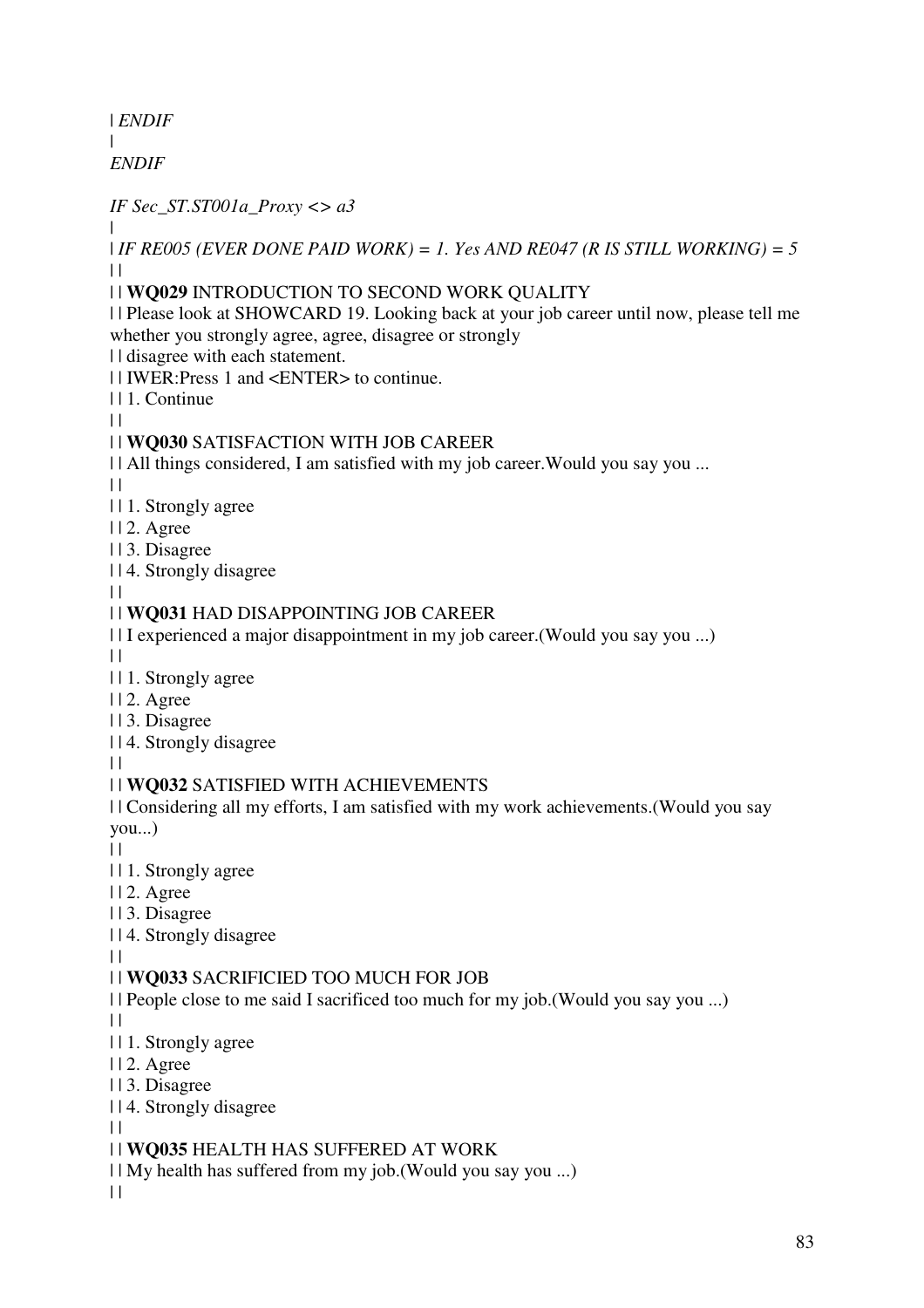| *ENDIF*
|
*ENDIF*

*IF Sec_ST.ST001a_Proxy <> a3*
|
| *IF RE005 (EVER DONE PAID WORK) = 1. Yes AND RE047 (R IS STILL WORKING) = 5*
| |
| | **WQ029** INTRODUCTION TO SECOND WORK QUALITY
| | Please look at SHOWCARD 19. Looking back at your job career until now, please tell me whether you strongly agree, agree, disagree or strongly
| | disagree with each statement.
| | IWER:Press 1 and <ENTER> to continue.
| | 1. Continue
| |
| | **WQ030** SATISFACTION WITH JOB CAREER
| | All things considered, I am satisfied with my job career.Would you say you ...
| |
| | 1. Strongly agree
| | 2. Agree
| | 3. Disagree
| | 4. Strongly disagree
| |
| | **WQ031** HAD DISAPPOINTING JOB CAREER
| | I experienced a major disappointment in my job career.(Would you say you ...)
| |
| | 1. Strongly agree
| | 2. Agree
| | 3. Disagree
| | 4. Strongly disagree
| |
| | **WQ032** SATISFIED WITH ACHIEVEMENTS
| | Considering all my efforts, I am satisfied with my work achievements.(Would you say you...)
| |
| | 1. Strongly agree
| | 2. Agree
| | 3. Disagree
| | 4. Strongly disagree
| |
| | **WQ033** SACRIFICIED TOO MUCH FOR JOB
| | People close to me said I sacrificed too much for my job.(Would you say you ...)
| |
| | 1. Strongly agree
| | 2. Agree
| | 3. Disagree
| | 4. Strongly disagree
| |
| | **WQ035** HEALTH HAS SUFFERED AT WORK
| | My health has suffered from my job.(Would you say you ...)
| |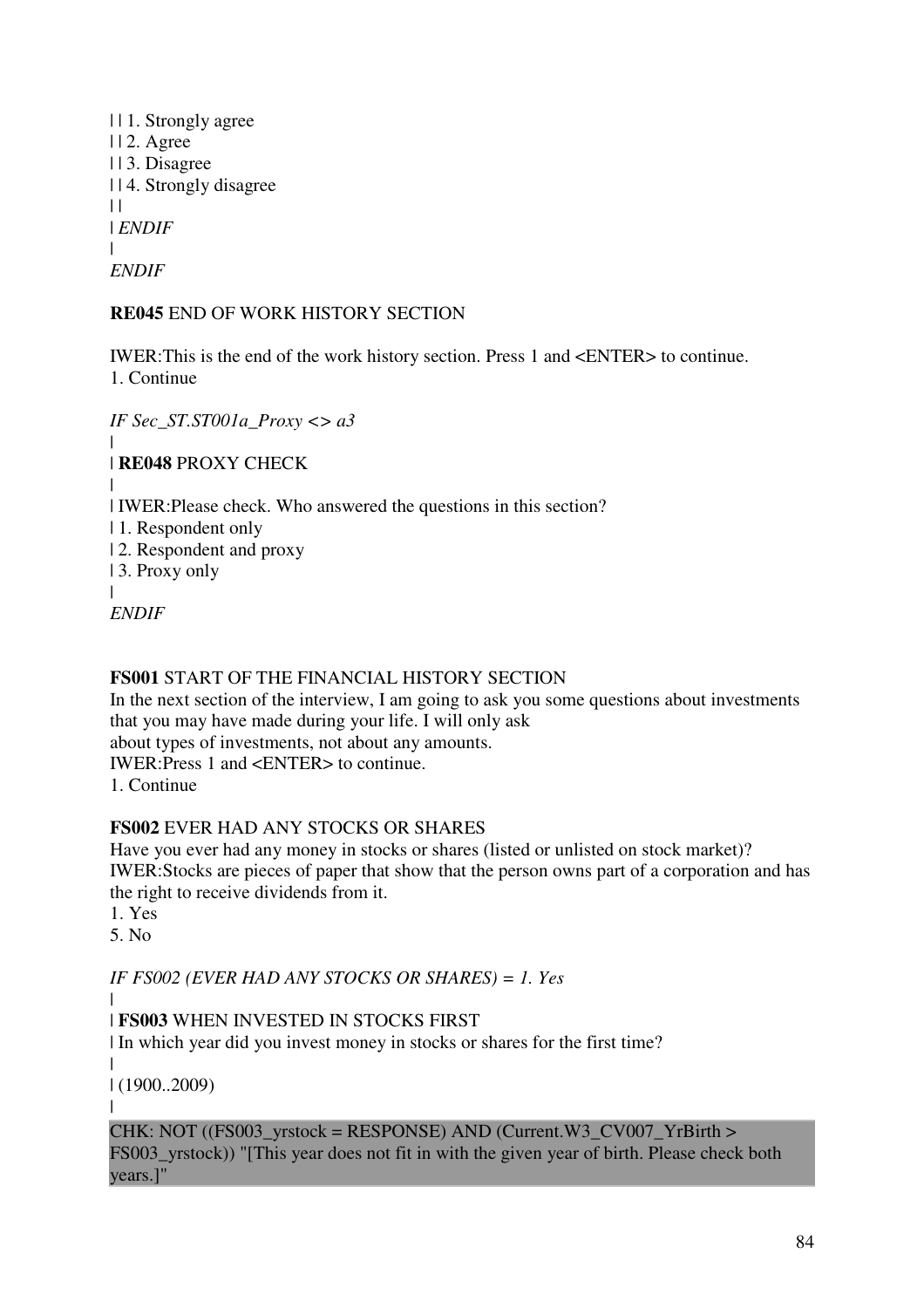| | 1. Strongly agree
| | 2. Agree
| | 3. Disagree
| | 4. Strongly disagree
| |
| *ENDIF*
|
*ENDIF*

**RE045** END OF WORK HISTORY SECTION

IWER:This is the end of the work history section. Press 1 and <ENTER> to continue.
1. Continue

*IF Sec_ST.ST001a_Proxy <> a3*
|
| **RE048** PROXY CHECK
|
| IWER:Please check. Who answered the questions in this section?
| 1. Respondent only
| 2. Respondent and proxy
| 3. Proxy only
|
*ENDIF*

**FS001** START OF THE FINANCIAL HISTORY SECTION
In the next section of the interview, I am going to ask you some questions about investments that you may have made during your life. I will only ask
about types of investments, not about any amounts.
IWER:Press 1 and <ENTER> to continue.
1. Continue

**FS002** EVER HAD ANY STOCKS OR SHARES
Have you ever had any money in stocks or shares (listed or unlisted on stock market)?
IWER:Stocks are pieces of paper that show that the person owns part of a corporation and has the right to receive dividends from it.
1. Yes
5. No

*IF FS002 (EVER HAD ANY STOCKS OR SHARES) = 1. Yes*
|
| **FS003** WHEN INVESTED IN STOCKS FIRST
| In which year did you invest money in stocks or shares for the first time?
|
| (1900..2009)
|
CHK: NOT ((FS003_yrstock = RESPONSE) AND (Current.W3_CV007_YrBirth > FS003_yrstock)) "[This year does not fit in with the given year of birth. Please check both years.]"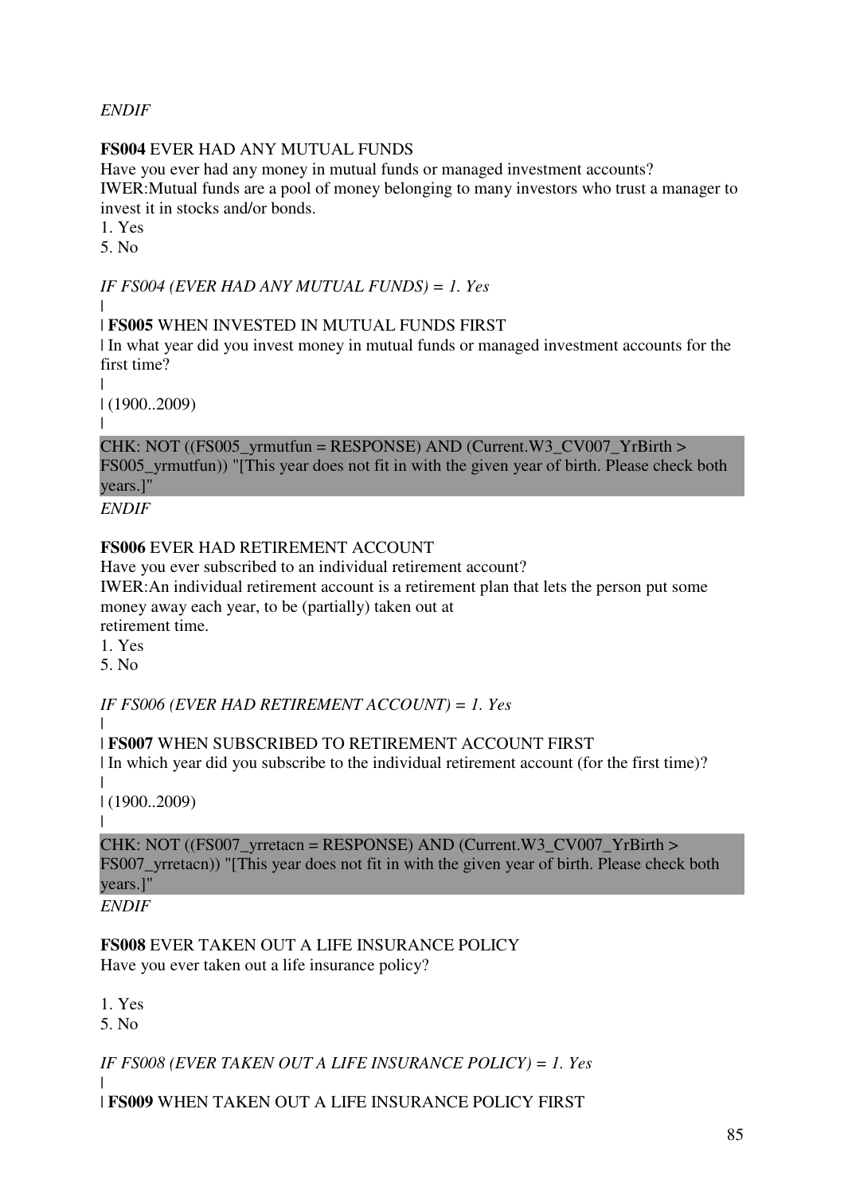*ENDIF*

**FS004** EVER HAD ANY MUTUAL FUNDS
Have you ever had any money in mutual funds or managed investment accounts?
IWER:Mutual funds are a pool of money belonging to many investors who trust a manager to invest it in stocks and/or bonds.
1. Yes
5. No

*IF FS004 (EVER HAD ANY MUTUAL FUNDS) = 1. Yes*
|
| **FS005** WHEN INVESTED IN MUTUAL FUNDS FIRST
| In what year did you invest money in mutual funds or managed investment accounts for the first time?
|
| (1900..2009)
|

CHK: NOT ((FS005_yrmutfun = RESPONSE) AND (Current.W3_CV007_YrBirth > FS005_yrmutfun)) "[This year does not fit in with the given year of birth. Please check both years.]"

*ENDIF*

**FS006** EVER HAD RETIREMENT ACCOUNT
Have you ever subscribed to an individual retirement account?
IWER:An individual retirement account is a retirement plan that lets the person put some money away each year, to be (partially) taken out at
retirement time.
1. Yes
5. No

*IF FS006 (EVER HAD RETIREMENT ACCOUNT) = 1. Yes*
|
| **FS007** WHEN SUBSCRIBED TO RETIREMENT ACCOUNT FIRST
| In which year did you subscribe to the individual retirement account (for the first time)?
|
| (1900..2009)
|

CHK: NOT ((FS007_yrretacn = RESPONSE) AND (Current.W3_CV007_YrBirth > FS007_yrretacn)) "[This year does not fit in with the given year of birth. Please check both years.]"

*ENDIF*

**FS008** EVER TAKEN OUT A LIFE INSURANCE POLICY
Have you ever taken out a life insurance policy?

1. Yes
5. No

*IF FS008 (EVER TAKEN OUT A LIFE INSURANCE POLICY) = 1. Yes*
|
| **FS009** WHEN TAKEN OUT A LIFE INSURANCE POLICY FIRST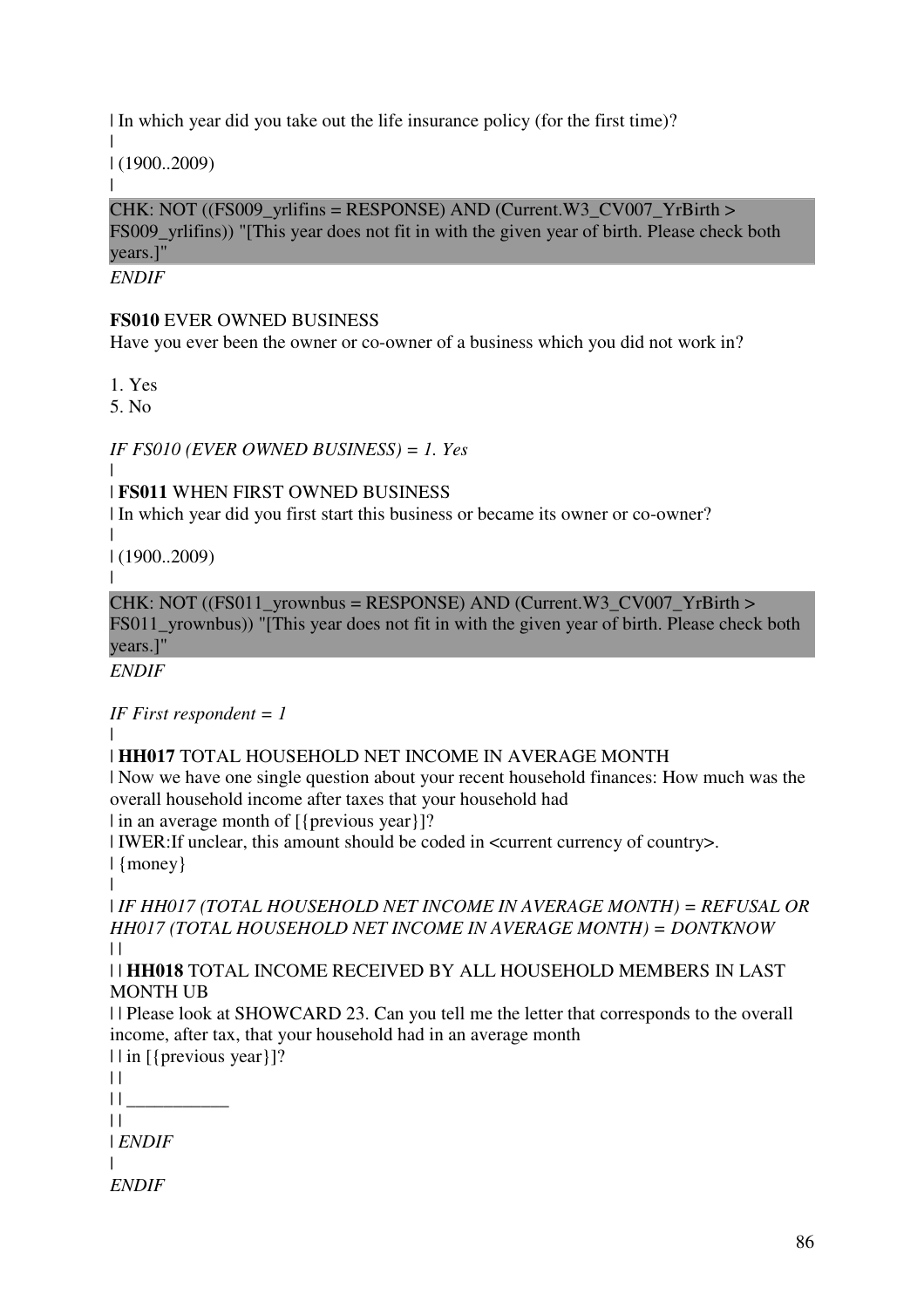| In which year did you take out the life insurance policy (for the first time)?
|
| (1900..2009)
|

CHK: NOT ((FS009_yrlifins = RESPONSE) AND (Current.W3_CV007_YrBirth > FS009_yrlifins)) "[This year does not fit in with the given year of birth. Please check both years.]"

*ENDIF*

**FS010** EVER OWNED BUSINESS
Have you ever been the owner or co-owner of a business which you did not work in?

1. Yes
5. No

*IF FS010 (EVER OWNED BUSINESS) = 1. Yes*
|
| **FS011** WHEN FIRST OWNED BUSINESS
| In which year did you first start this business or became its owner or co-owner?
|
| (1900..2009)
|

CHK: NOT ((FS011_yrownbus = RESPONSE) AND (Current.W3_CV007_YrBirth > FS011_yrownbus)) "[This year does not fit in with the given year of birth. Please check both years.]"

*ENDIF*

*IF First respondent = 1*
|
| **HH017** TOTAL HOUSEHOLD NET INCOME IN AVERAGE MONTH
| Now we have one single question about your recent household finances: How much was the overall household income after taxes that your household had
| in an average month of [{previous year}]?
| IWER:If unclear, this amount should be coded in <current currency of country>.
| {money}
|
| *IF HH017 (TOTAL HOUSEHOLD NET INCOME IN AVERAGE MONTH) = REFUSAL OR HH017 (TOTAL HOUSEHOLD NET INCOME IN AVERAGE MONTH) = DONTKNOW*
| |
| | **HH018** TOTAL INCOME RECEIVED BY ALL HOUSEHOLD MEMBERS IN LAST MONTH UB
| | Please look at SHOWCARD 23. Can you tell me the letter that corresponds to the overall income, after tax, that your household had in an average month
| | in [{previous year}]?
| |
| | ___________
| |
| *ENDIF*
|
*ENDIF*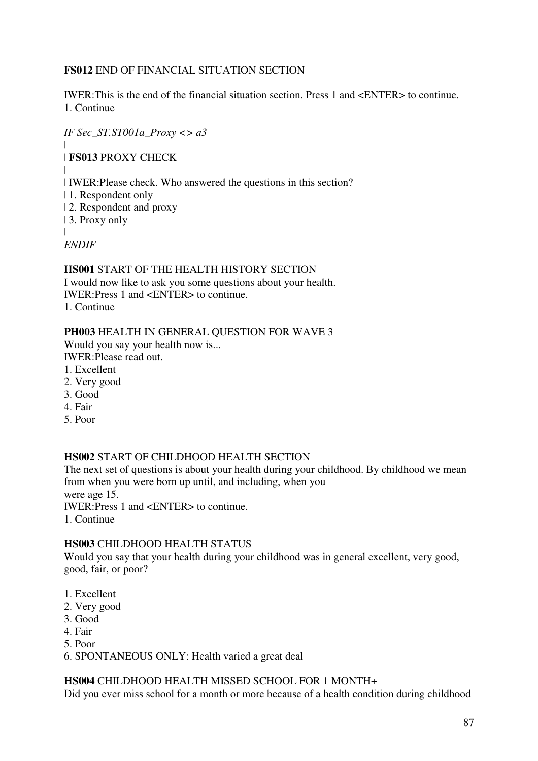**FS012** END OF FINANCIAL SITUATION SECTION

IWER:This is the end of the financial situation section. Press 1 and <ENTER> to continue.
1. Continue

*IF Sec_ST.ST001a_Proxy <> a3*
|
| **FS013** PROXY CHECK
|
| IWER:Please check. Who answered the questions in this section?
| 1. Respondent only
| 2. Respondent and proxy
| 3. Proxy only
|
*ENDIF*

**HS001** START OF THE HEALTH HISTORY SECTION
I would now like to ask you some questions about your health.
IWER:Press 1 and <ENTER> to continue.
1. Continue

**PH003** HEALTH IN GENERAL QUESTION FOR WAVE 3
Would you say your health now is...
IWER:Please read out.
1. Excellent
2. Very good
3. Good
4. Fair
5. Poor

**HS002** START OF CHILDHOOD HEALTH SECTION
The next set of questions is about your health during your childhood. By childhood we mean from when you were born up until, and including, when you
were age 15.
IWER:Press 1 and <ENTER> to continue.
1. Continue

**HS003** CHILDHOOD HEALTH STATUS
Would you say that your health during your childhood was in general excellent, very good, good, fair, or poor?

1. Excellent
2. Very good
3. Good
4. Fair
5. Poor
6. SPONTANEOUS ONLY: Health varied a great deal

**HS004** CHILDHOOD HEALTH MISSED SCHOOL FOR 1 MONTH+
Did you ever miss school for a month or more because of a health condition during childhood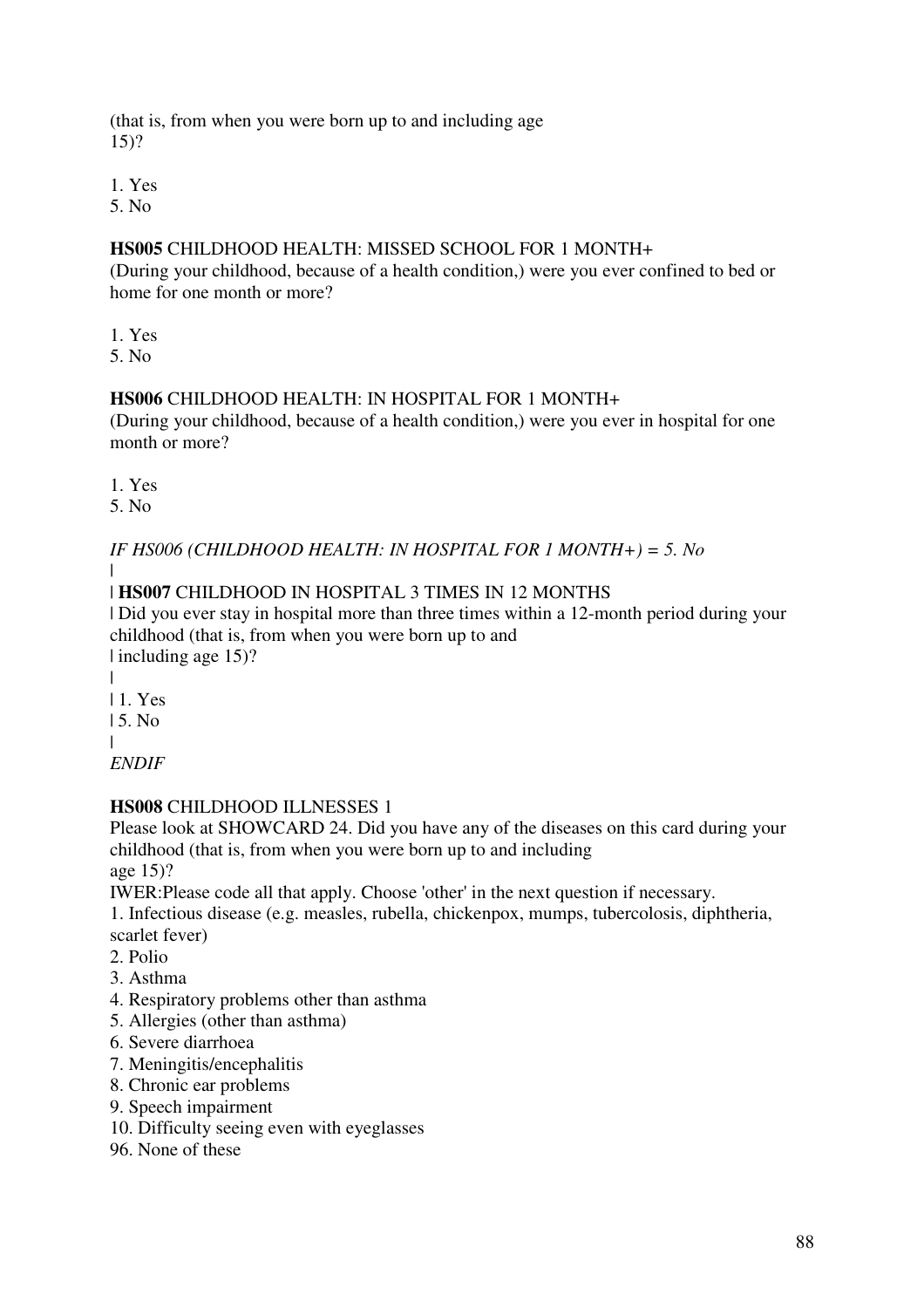(that is, from when you were born up to and including age
15)?

1. Yes
5. No

**HS005** CHILDHOOD HEALTH: MISSED SCHOOL FOR 1 MONTH+
(During your childhood, because of a health condition,) were you ever confined to bed or home for one month or more?

1. Yes
5. No

**HS006** CHILDHOOD HEALTH: IN HOSPITAL FOR 1 MONTH+
(During your childhood, because of a health condition,) were you ever in hospital for one month or more?

1. Yes
5. No

*IF HS006 (CHILDHOOD HEALTH: IN HOSPITAL FOR 1 MONTH+) = 5. No*
|
| **HS007** CHILDHOOD IN HOSPITAL 3 TIMES IN 12 MONTHS
| Did you ever stay in hospital more than three times within a 12-month period during your childhood (that is, from when you were born up to and
| including age 15)?
|
| 1. Yes
| 5. No
|
*ENDIF*

**HS008** CHILDHOOD ILLNESSES 1
Please look at SHOWCARD 24. Did you have any of the diseases on this card during your childhood (that is, from when you were born up to and including
age 15)?
IWER:Please code all that apply. Choose 'other' in the next question if necessary.
1. Infectious disease (e.g. measles, rubella, chickenpox, mumps, tubercolosis, diphtheria, scarlet fever)
2. Polio
3. Asthma
4. Respiratory problems other than asthma
5. Allergies (other than asthma)
6. Severe diarrhoea
7. Meningitis/encephalitis
8. Chronic ear problems
9. Speech impairment
10. Difficulty seeing even with eyeglasses
96. None of these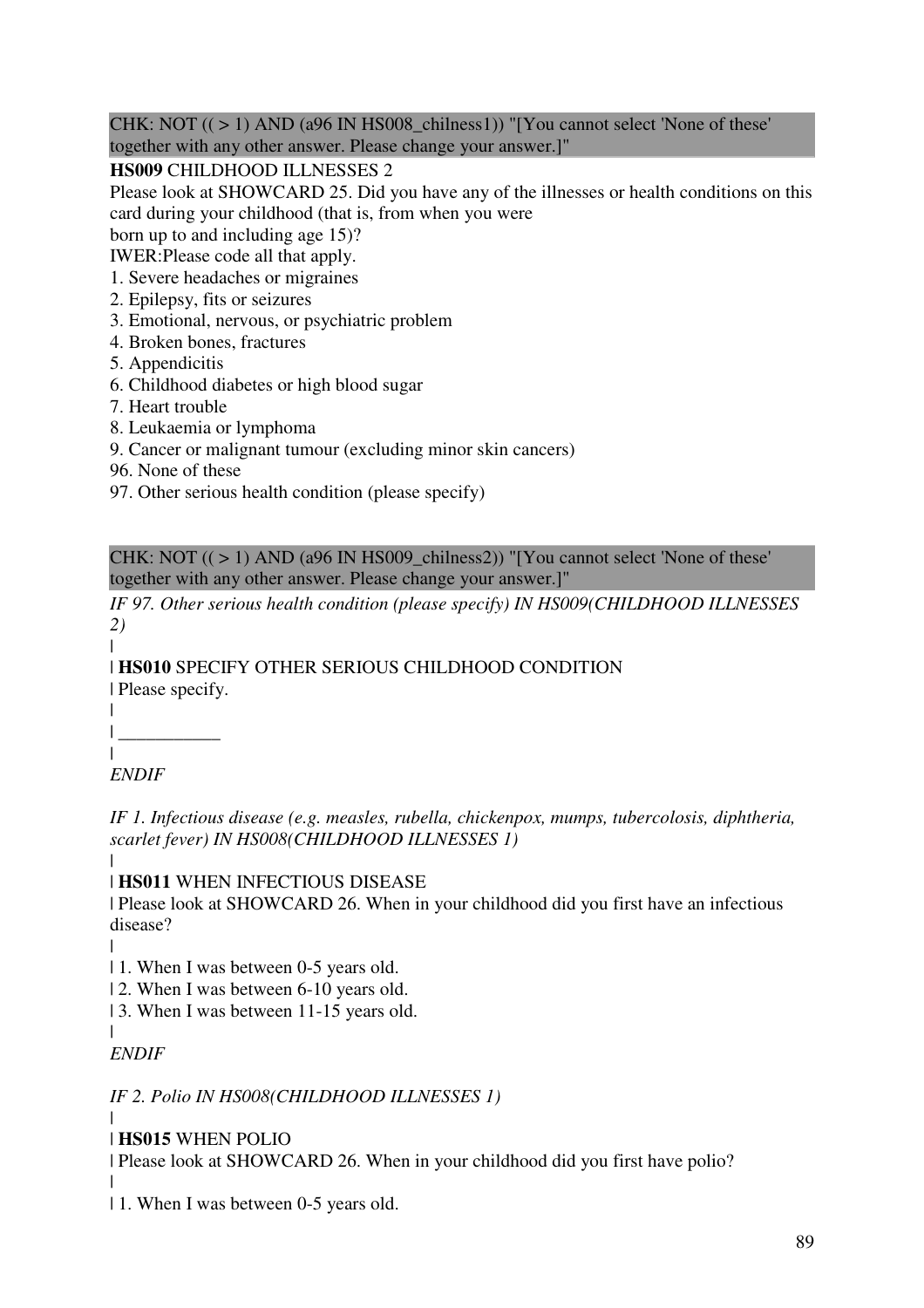CHK: NOT (( > 1) AND (a96 IN HS008_chilness1)) "[You cannot select 'None of these' together with any other answer. Please change your answer.]"

**HS009** CHILDHOOD ILLNESSES 2

Please look at SHOWCARD 25. Did you have any of the illnesses or health conditions on this card during your childhood (that is, from when you were born up to and including age 15)?

IWER:Please code all that apply.

1. Severe headaches or migraines
2. Epilepsy, fits or seizures
3. Emotional, nervous, or psychiatric problem
4. Broken bones, fractures
5. Appendicitis
6. Childhood diabetes or high blood sugar
7. Heart trouble
8. Leukaemia or lymphoma
9. Cancer or malignant tumour (excluding minor skin cancers)

96. None of these

97. Other serious health condition (please specify)

CHK: NOT (( > 1) AND (a96 IN HS009_chilness2)) "[You cannot select 'None of these' together with any other answer. Please change your answer.]"

*IF 97. Other serious health condition (please specify) IN HS009(CHILDHOOD ILLNESSES 2)*

|
| **HS010** SPECIFY OTHER SERIOUS CHILDHOOD CONDITION
| Please specify.
|
| ___________
|

*ENDIF*

*IF 1. Infectious disease (e.g. measles, rubella, chickenpox, mumps, tubercolosis, diphtheria, scarlet fever) IN HS008(CHILDHOOD ILLNESSES 1)*

|
| **HS011** WHEN INFECTIOUS DISEASE
| Please look at SHOWCARD 26. When in your childhood did you first have an infectious disease?
|
| 1. When I was between 0-5 years old.
| 2. When I was between 6-10 years old.
| 3. When I was between 11-15 years old.
|

*ENDIF*

*IF 2. Polio IN HS008(CHILDHOOD ILLNESSES 1)*

|
| **HS015** WHEN POLIO
| Please look at SHOWCARD 26. When in your childhood did you first have polio?
|
| 1. When I was between 0-5 years old.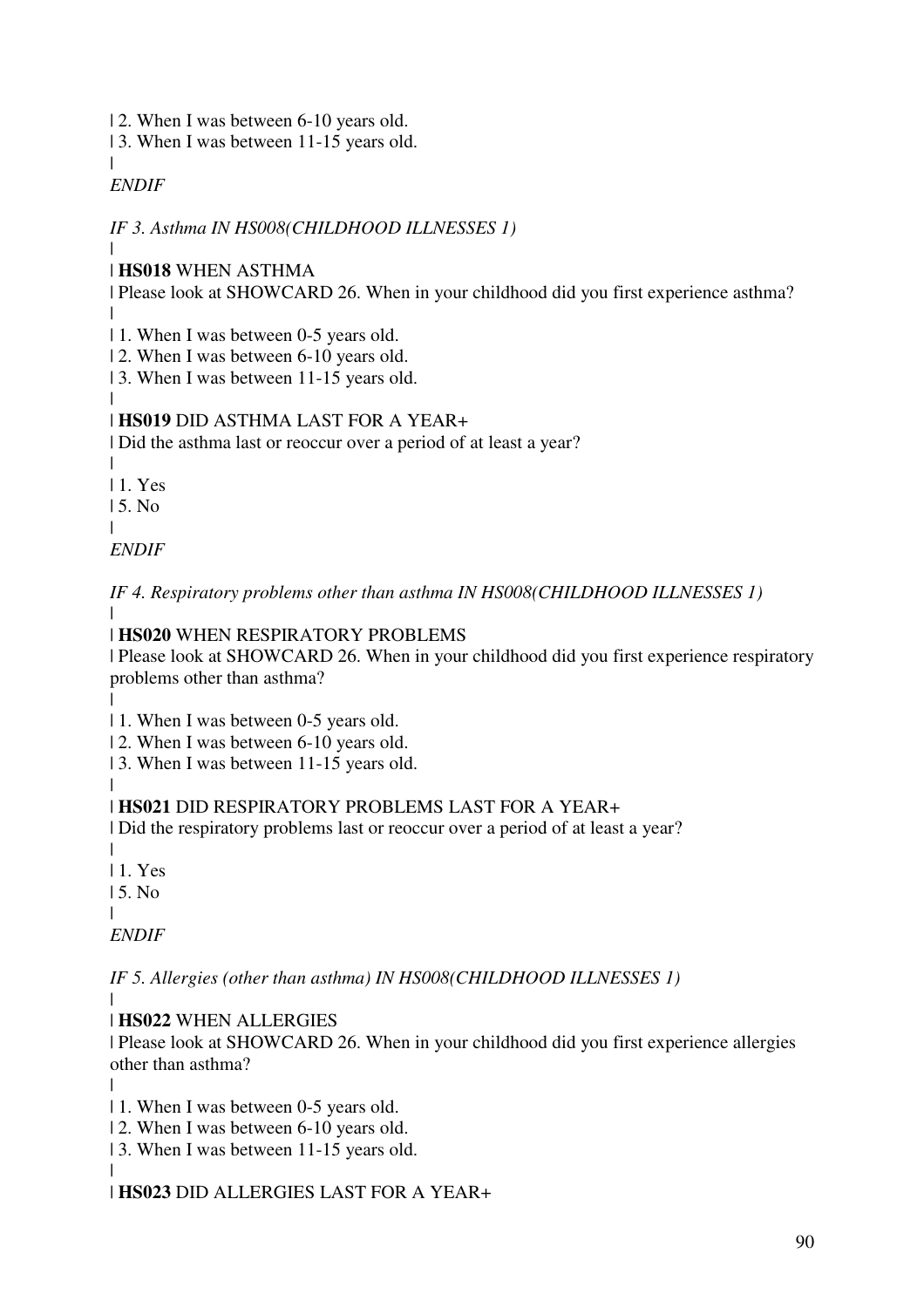| 2. When I was between 6-10 years old.
| 3. When I was between 11-15 years old.
|
*ENDIF*

*IF 3. Asthma IN HS008(CHILDHOOD ILLNESSES 1)*
|
| **HS018** WHEN ASTHMA
| Please look at SHOWCARD 26. When in your childhood did you first experience asthma?
|
| 1. When I was between 0-5 years old.
| 2. When I was between 6-10 years old.
| 3. When I was between 11-15 years old.
|
| **HS019** DID ASTHMA LAST FOR A YEAR+
| Did the asthma last or reoccur over a period of at least a year?
|
| 1. Yes
| 5. No
|
*ENDIF*

*IF 4. Respiratory problems other than asthma IN HS008(CHILDHOOD ILLNESSES 1)*
|
| **HS020** WHEN RESPIRATORY PROBLEMS
| Please look at SHOWCARD 26. When in your childhood did you first experience respiratory problems other than asthma?
|
| 1. When I was between 0-5 years old.
| 2. When I was between 6-10 years old.
| 3. When I was between 11-15 years old.
|
| **HS021** DID RESPIRATORY PROBLEMS LAST FOR A YEAR+
| Did the respiratory problems last or reoccur over a period of at least a year?
|
| 1. Yes
| 5. No
|
*ENDIF*

*IF 5. Allergies (other than asthma) IN HS008(CHILDHOOD ILLNESSES 1)*
|
| **HS022** WHEN ALLERGIES
| Please look at SHOWCARD 26. When in your childhood did you first experience allergies other than asthma?
|
| 1. When I was between 0-5 years old.
| 2. When I was between 6-10 years old.
| 3. When I was between 11-15 years old.
|
| **HS023** DID ALLERGIES LAST FOR A YEAR+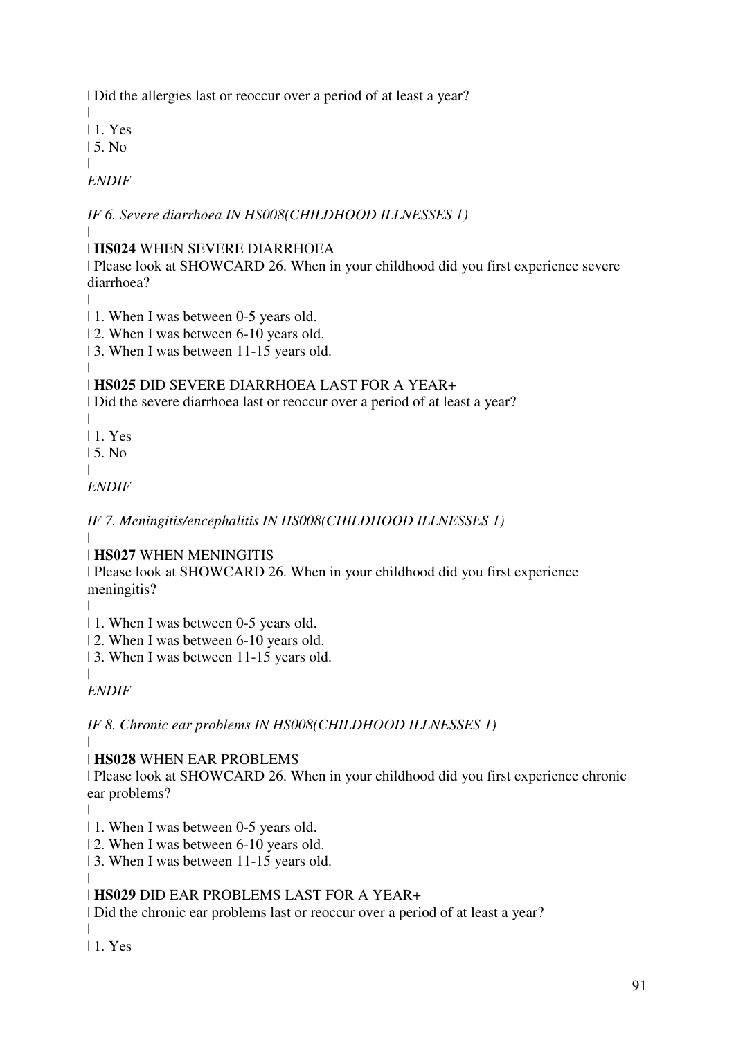| Did the allergies last or reoccur over a period of at least a year?
|
| 1. Yes
| 5. No
|
*ENDIF*

*IF 6. Severe diarrhoea IN HS008(CHILDHOOD ILLNESSES 1)*
|
| **HS024** WHEN SEVERE DIARRHOEA
| Please look at SHOWCARD 26. When in your childhood did you first experience severe diarrhoea?
|
| 1. When I was between 0-5 years old.
| 2. When I was between 6-10 years old.
| 3. When I was between 11-15 years old.
|
| **HS025** DID SEVERE DIARRHOEA LAST FOR A YEAR+
| Did the severe diarrhoea last or reoccur over a period of at least a year?
|
| 1. Yes
| 5. No
|
*ENDIF*

*IF 7. Meningitis/encephalitis IN HS008(CHILDHOOD ILLNESSES 1)*
|
| **HS027** WHEN MENINGITIS
| Please look at SHOWCARD 26. When in your childhood did you first experience meningitis?
|
| 1. When I was between 0-5 years old.
| 2. When I was between 6-10 years old.
| 3. When I was between 11-15 years old.
|
*ENDIF*

*IF 8. Chronic ear problems IN HS008(CHILDHOOD ILLNESSES 1)*
|
| **HS028** WHEN EAR PROBLEMS
| Please look at SHOWCARD 26. When in your childhood did you first experience chronic ear problems?
|
| 1. When I was between 0-5 years old.
| 2. When I was between 6-10 years old.
| 3. When I was between 11-15 years old.
|
| **HS029** DID EAR PROBLEMS LAST FOR A YEAR+
| Did the chronic ear problems last or reoccur over a period of at least a year?
|
| 1. Yes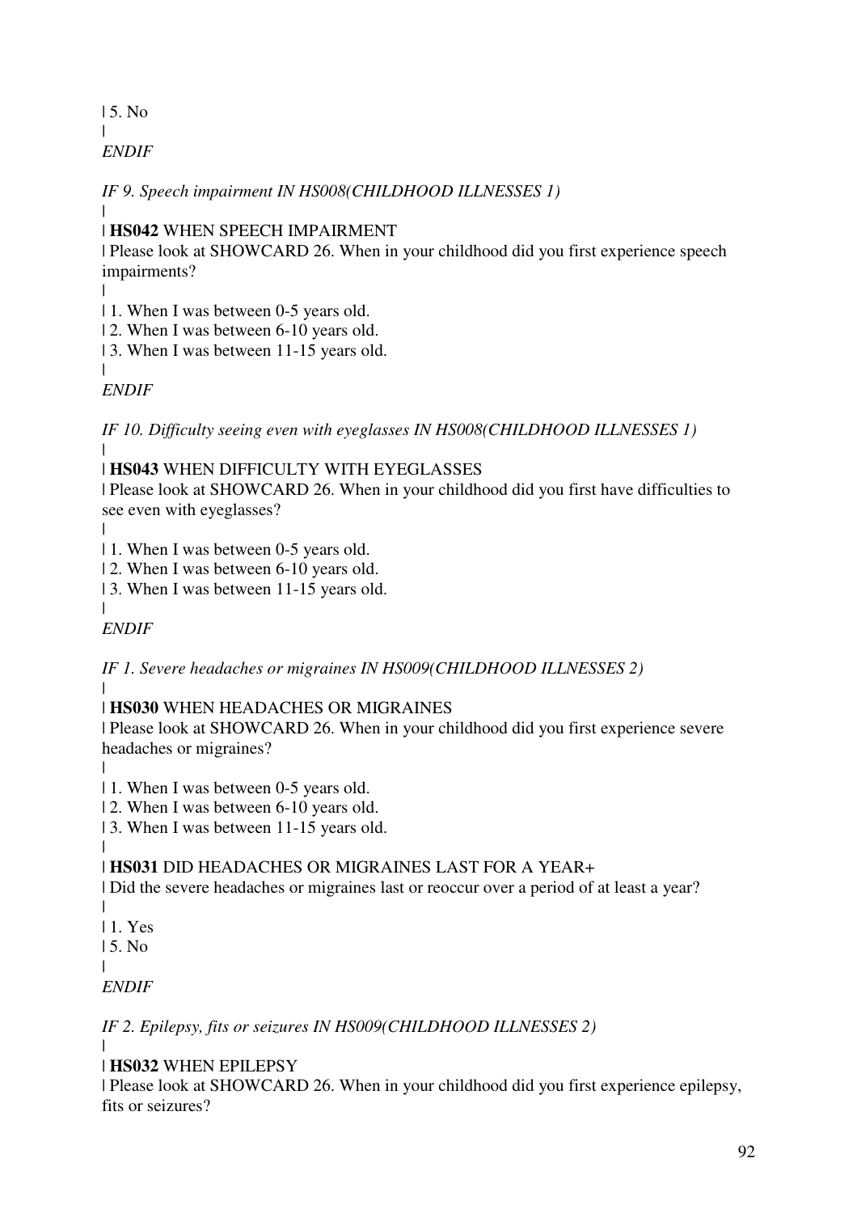| 5. No
|
*ENDIF*

*IF 9. Speech impairment IN HS008(CHILDHOOD ILLNESSES 1)*
|
| **HS042** WHEN SPEECH IMPAIRMENT
| Please look at SHOWCARD 26. When in your childhood did you first experience speech impairments?
|
| 1. When I was between 0-5 years old.
| 2. When I was between 6-10 years old.
| 3. When I was between 11-15 years old.
|
*ENDIF*

*IF 10. Difficulty seeing even with eyeglasses IN HS008(CHILDHOOD ILLNESSES 1)*
|
| **HS043** WHEN DIFFICULTY WITH EYEGLASSES
| Please look at SHOWCARD 26. When in your childhood did you first have difficulties to see even with eyeglasses?
|
| 1. When I was between 0-5 years old.
| 2. When I was between 6-10 years old.
| 3. When I was between 11-15 years old.
|
*ENDIF*

*IF 1. Severe headaches or migraines IN HS009(CHILDHOOD ILLNESSES 2)*
|
| **HS030** WHEN HEADACHES OR MIGRAINES
| Please look at SHOWCARD 26. When in your childhood did you first experience severe headaches or migraines?
|
| 1. When I was between 0-5 years old.
| 2. When I was between 6-10 years old.
| 3. When I was between 11-15 years old.
|
| **HS031** DID HEADACHES OR MIGRAINES LAST FOR A YEAR+
| Did the severe headaches or migraines last or reoccur over a period of at least a year?
|
| 1. Yes
| 5. No
|
*ENDIF*

*IF 2. Epilepsy, fits or seizures IN HS009(CHILDHOOD ILLNESSES 2)*
|
| **HS032** WHEN EPILEPSY
| Please look at SHOWCARD 26. When in your childhood did you first experience epilepsy, fits or seizures?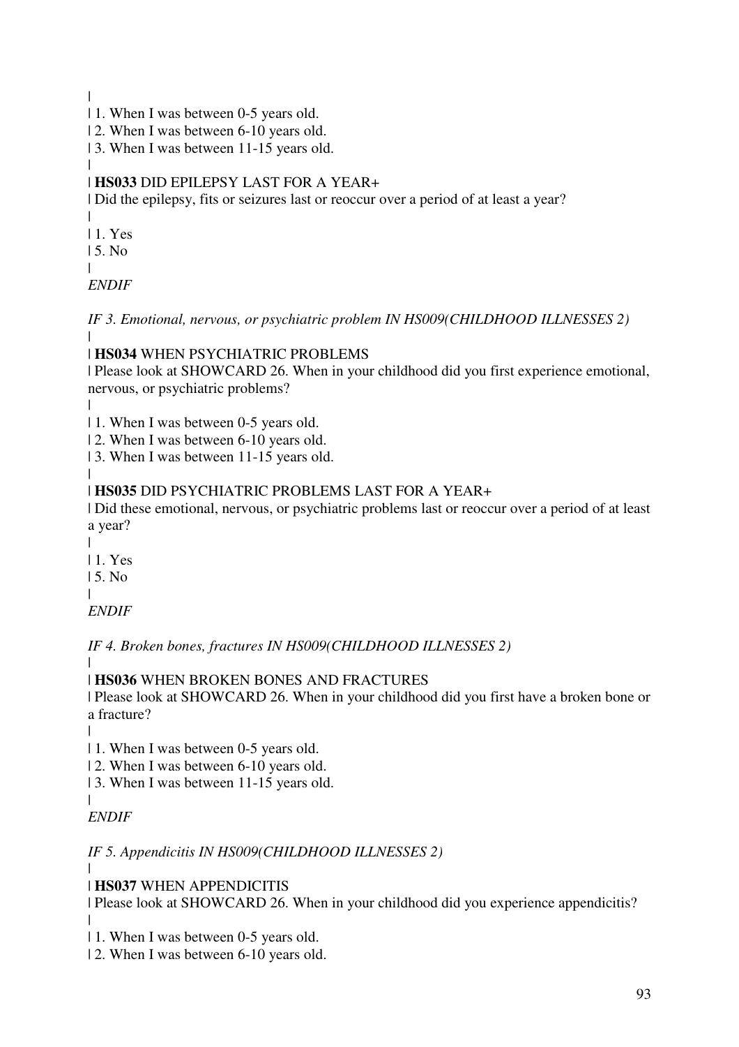|
| 1. When I was between 0-5 years old.
| 2. When I was between 6-10 years old.
| 3. When I was between 11-15 years old.
|
| **HS033** DID EPILEPSY LAST FOR A YEAR+
| Did the epilepsy, fits or seizures last or reoccur over a period of at least a year?
|
| 1. Yes
| 5. No
|
*ENDIF*

*IF 3. Emotional, nervous, or psychiatric problem IN HS009(CHILDHOOD ILLNESSES 2)*
|
| **HS034** WHEN PSYCHIATRIC PROBLEMS
| Please look at SHOWCARD 26. When in your childhood did you first experience emotional, nervous, or psychiatric problems?
|
| 1. When I was between 0-5 years old.
| 2. When I was between 6-10 years old.
| 3. When I was between 11-15 years old.
|
| **HS035** DID PSYCHIATRIC PROBLEMS LAST FOR A YEAR+
| Did these emotional, nervous, or psychiatric problems last or reoccur over a period of at least a year?
|
| 1. Yes
| 5. No
|
*ENDIF*

*IF 4. Broken bones, fractures IN HS009(CHILDHOOD ILLNESSES 2)*
|
| **HS036** WHEN BROKEN BONES AND FRACTURES
| Please look at SHOWCARD 26. When in your childhood did you first have a broken bone or a fracture?
|
| 1. When I was between 0-5 years old.
| 2. When I was between 6-10 years old.
| 3. When I was between 11-15 years old.
|
*ENDIF*

*IF 5. Appendicitis IN HS009(CHILDHOOD ILLNESSES 2)*
|
| **HS037** WHEN APPENDICITIS
| Please look at SHOWCARD 26. When in your childhood did you experience appendicitis?
|
| 1. When I was between 0-5 years old.
| 2. When I was between 6-10 years old.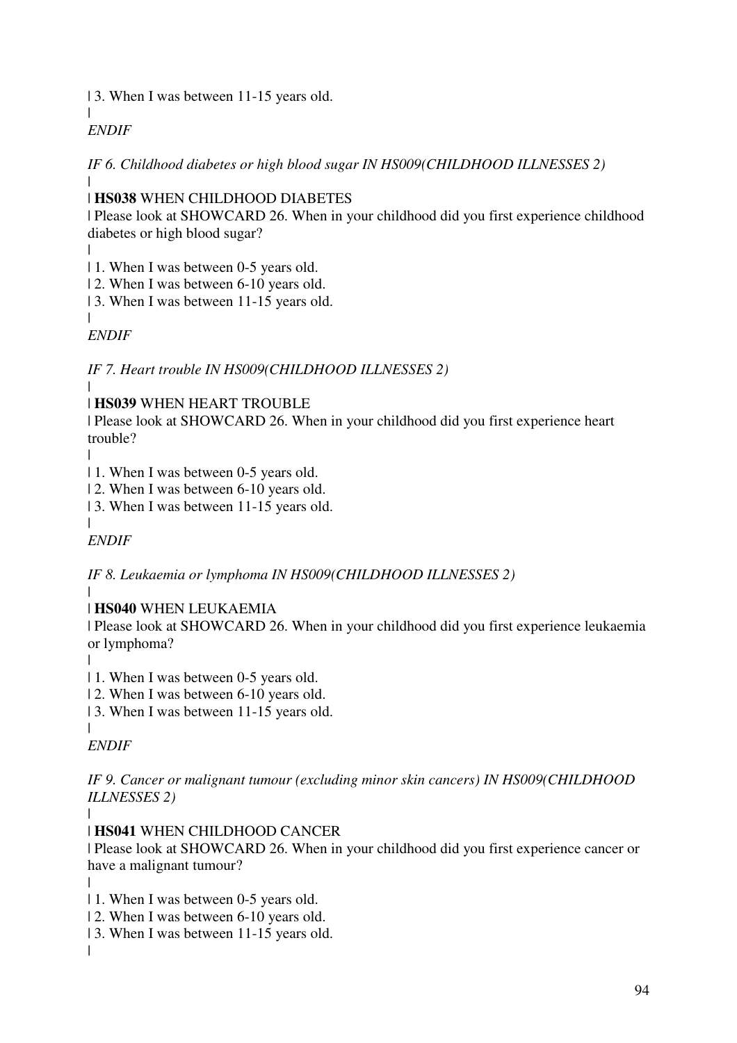| 3. When I was between 11-15 years old.
|
*ENDIF*

*IF 6. Childhood diabetes or high blood sugar IN HS009(CHILDHOOD ILLNESSES 2)*
|
| **HS038** WHEN CHILDHOOD DIABETES
| Please look at SHOWCARD 26. When in your childhood did you first experience childhood diabetes or high blood sugar?
|
| 1. When I was between 0-5 years old.
| 2. When I was between 6-10 years old.
| 3. When I was between 11-15 years old.
|
*ENDIF*

*IF 7. Heart trouble IN HS009(CHILDHOOD ILLNESSES 2)*
|
| **HS039** WHEN HEART TROUBLE
| Please look at SHOWCARD 26. When in your childhood did you first experience heart trouble?
|
| 1. When I was between 0-5 years old.
| 2. When I was between 6-10 years old.
| 3. When I was between 11-15 years old.
|
*ENDIF*

*IF 8. Leukaemia or lymphoma IN HS009(CHILDHOOD ILLNESSES 2)*
|
| **HS040** WHEN LEUKAEMIA
| Please look at SHOWCARD 26. When in your childhood did you first experience leukaemia or lymphoma?
|
| 1. When I was between 0-5 years old.
| 2. When I was between 6-10 years old.
| 3. When I was between 11-15 years old.
|
*ENDIF*

*IF 9. Cancer or malignant tumour (excluding minor skin cancers) IN HS009(CHILDHOOD ILLNESSES 2)*
|
| **HS041** WHEN CHILDHOOD CANCER
| Please look at SHOWCARD 26. When in your childhood did you first experience cancer or have a malignant tumour?
|
| 1. When I was between 0-5 years old.
| 2. When I was between 6-10 years old.
| 3. When I was between 11-15 years old.
|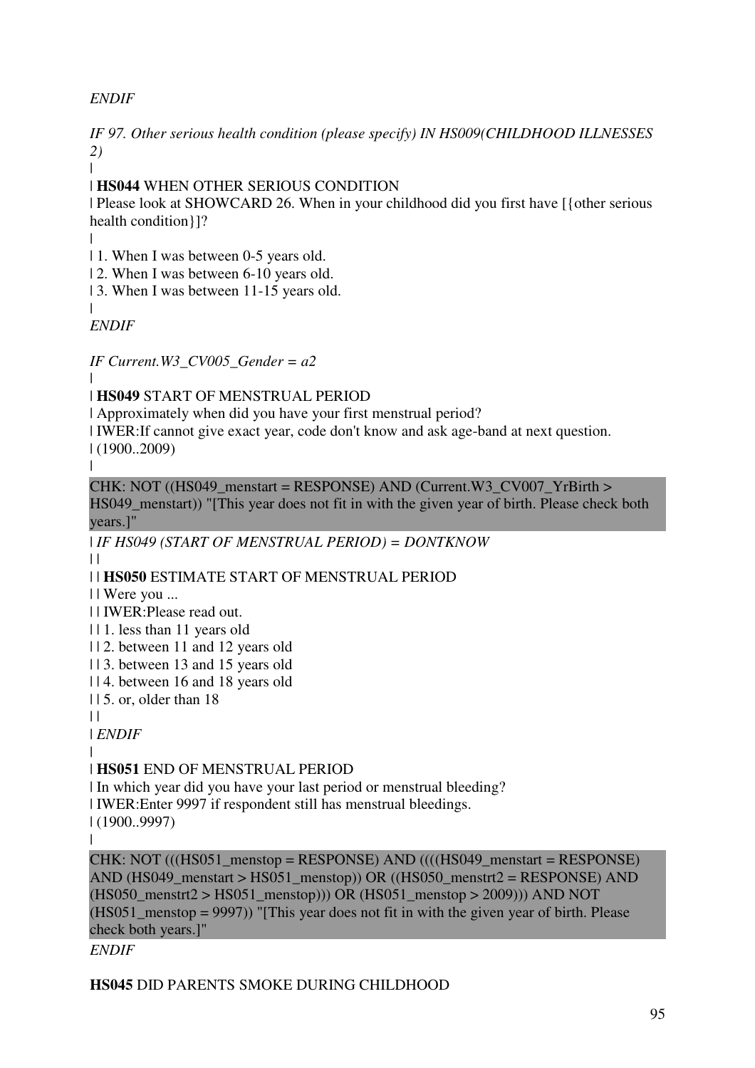*ENDIF*

*IF 97. Other serious health condition (please specify) IN HS009(CHILDHOOD ILLNESSES 2)*

|
| **HS044** WHEN OTHER SERIOUS CONDITION
| Please look at SHOWCARD 26. When in your childhood did you first have [{other serious health condition}]?
|
| 1. When I was between 0-5 years old.
| 2. When I was between 6-10 years old.
| 3. When I was between 11-15 years old.
|
*ENDIF*

*IF Current.W3_CV005_Gender = a2*

|
| **HS049** START OF MENSTRUAL PERIOD
| Approximately when did you have your first menstrual period?
| IWER:If cannot give exact year, code don't know and ask age-band at next question.
| (1900..2009)
|

CHK: NOT ((HS049_menstart = RESPONSE) AND (Current.W3_CV007_YrBirth > HS049_menstart)) "[This year does not fit in with the given year of birth. Please check both years.]"

| *IF HS049 (START OF MENSTRUAL PERIOD) = DONTKNOW*
| |
| | **HS050** ESTIMATE START OF MENSTRUAL PERIOD
| | Were you ...
| | IWER:Please read out.
| | 1. less than 11 years old
| | 2. between 11 and 12 years old
| | 3. between 13 and 15 years old
| | 4. between 16 and 18 years old
| | 5. or, older than 18
| |
| *ENDIF*
|
| **HS051** END OF MENSTRUAL PERIOD
| In which year did you have your last period or menstrual bleeding?
| IWER:Enter 9997 if respondent still has menstrual bleedings.
| (1900..9997)
|

CHK: NOT (((HS051_menstop = RESPONSE) AND ((((HS049_menstart = RESPONSE) AND (HS049_menstart > HS051_menstop)) OR ((HS050_menstrt2 = RESPONSE) AND (HS050_menstrt2 > HS051_menstop))) OR (HS051_menstop > 2009))) AND NOT (HS051_menstop = 9997)) "[This year does not fit in with the given year of birth. Please check both years.]"

*ENDIF*

**HS045** DID PARENTS SMOKE DURING CHILDHOOD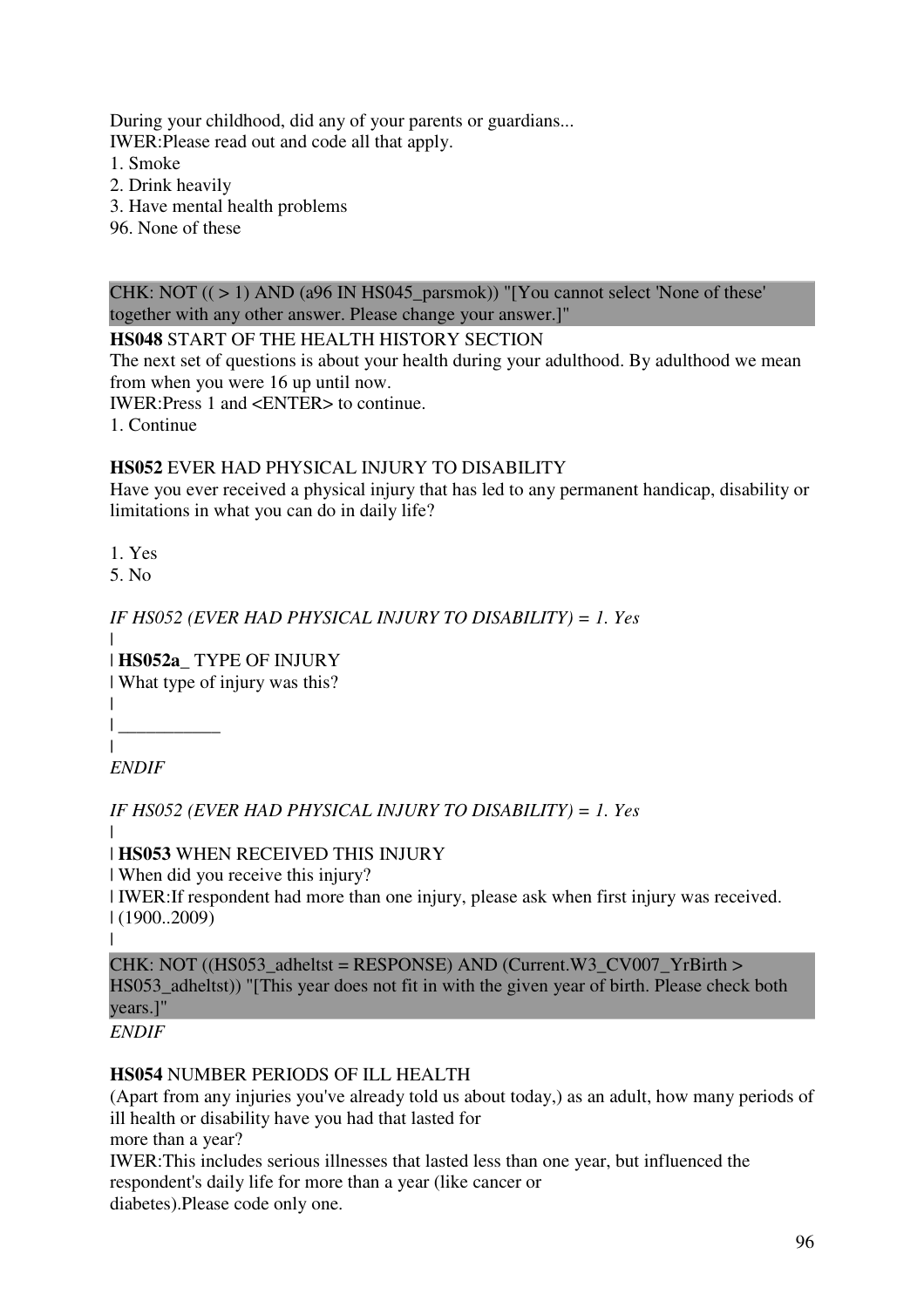During your childhood, did any of your parents or guardians...
IWER:Please read out and code all that apply.
1. Smoke
2. Drink heavily
3. Have mental health problems
96. None of these

CHK: NOT (( > 1) AND (a96 IN HS045_parsmok)) "[You cannot select 'None of these' together with any other answer. Please change your answer.]"

**HS048** START OF THE HEALTH HISTORY SECTION
The next set of questions is about your health during your adulthood. By adulthood we mean from when you were 16 up until now.
IWER:Press 1 and <ENTER> to continue.
1. Continue

**HS052** EVER HAD PHYSICAL INJURY TO DISABILITY
Have you ever received a physical injury that has led to any permanent handicap, disability or limitations in what you can do in daily life?

1. Yes
5. No

*IF HS052 (EVER HAD PHYSICAL INJURY TO DISABILITY) = 1. Yes*
|
| **HS052a_** TYPE OF INJURY
| What type of injury was this?
|
| ___________
|
*ENDIF*

*IF HS052 (EVER HAD PHYSICAL INJURY TO DISABILITY) = 1. Yes*
|
| **HS053** WHEN RECEIVED THIS INJURY
| When did you receive this injury?
| IWER:If respondent had more than one injury, please ask when first injury was received.
| (1900..2009)
|
CHK: NOT ((HS053_adheltst = RESPONSE) AND (Current.W3_CV007_YrBirth > HS053_adheltst)) "[This year does not fit in with the given year of birth. Please check both years.]"
*ENDIF*

**HS054** NUMBER PERIODS OF ILL HEALTH
(Apart from any injuries you've already told us about today,) as an adult, how many periods of ill health or disability have you had that lasted for
more than a year?
IWER:This includes serious illnesses that lasted less than one year, but influenced the respondent's daily life for more than a year (like cancer or
diabetes).Please code only one.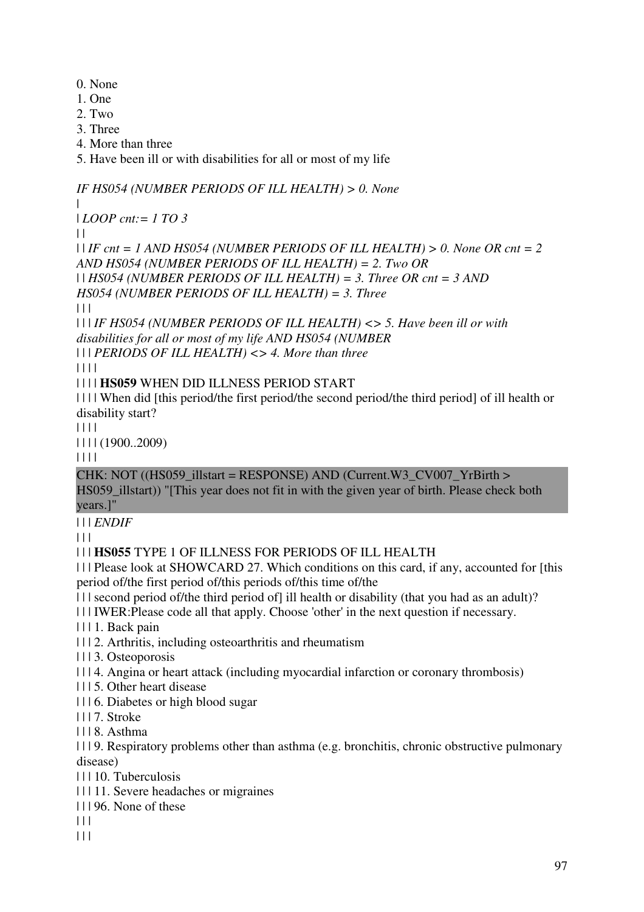0. None
1. One
2. Two
3. Three
4. More than three
5. Have been ill or with disabilities for all or most of my life

*IF HS054 (NUMBER PERIODS OF ILL HEALTH) > 0. None*

|

| *LOOP cnt:= 1 TO 3*

| |

| | *IF cnt = 1 AND HS054 (NUMBER PERIODS OF ILL HEALTH) > 0. None OR cnt = 2 AND HS054 (NUMBER PERIODS OF ILL HEALTH) = 2. Two OR*

| | *HS054 (NUMBER PERIODS OF ILL HEALTH) = 3. Three OR cnt = 3 AND HS054 (NUMBER PERIODS OF ILL HEALTH) = 3. Three*

| | |

| | | *IF HS054 (NUMBER PERIODS OF ILL HEALTH) <> 5. Have been ill or with disabilities for all or most of my life AND HS054 (NUMBER*

| | | *PERIODS OF ILL HEALTH) <> 4. More than three*

| | | |

| | | | **HS059** WHEN DID ILLNESS PERIOD START

| | | | When did [this period/the first period/the second period/the third period] of ill health or disability start?

| | | |

| | | | (1900..2009)

| | | |

CHK: NOT ((HS059_illstart = RESPONSE) AND (Current.W3_CV007_YrBirth > HS059_illstart)) "[This year does not fit in with the given year of birth. Please check both years.]"

| | | *ENDIF*

| | |

| | | **HS055** TYPE 1 OF ILLNESS FOR PERIODS OF ILL HEALTH

| | | Please look at SHOWCARD 27. Which conditions on this card, if any, accounted for [this period of/the first period of/this periods of/this time of/the

| | | second period of/the third period of] ill health or disability (that you had as an adult)?

| | | IWER:Please code all that apply. Choose 'other' in the next question if necessary.

| | | 1. Back pain

| | | 2. Arthritis, including osteoarthritis and rheumatism

| | | 3. Osteoporosis

| | | 4. Angina or heart attack (including myocardial infarction or coronary thrombosis)

| | | 5. Other heart disease

| | | 6. Diabetes or high blood sugar

| | | 7. Stroke

| | | 8. Asthma

| | | 9. Respiratory problems other than asthma (e.g. bronchitis, chronic obstructive pulmonary disease)

| | | 10. Tuberculosis

| | | 11. Severe headaches or migraines

| | | 96. None of these

| | |

| | |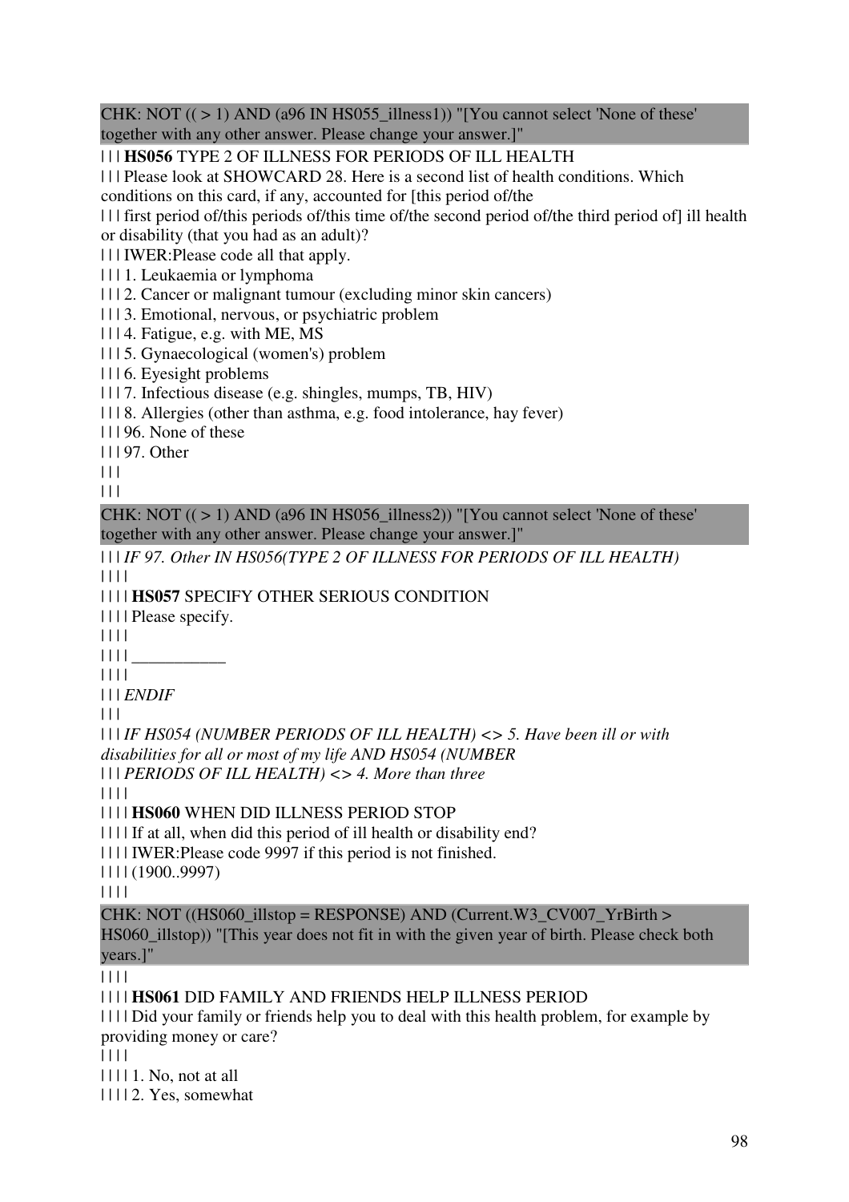CHK: NOT (( > 1) AND (a96 IN HS055_illness1)) "[You cannot select 'None of these' together with any other answer. Please change your answer.]"

| | | **HS056** TYPE 2 OF ILLNESS FOR PERIODS OF ILL HEALTH
| | | Please look at SHOWCARD 28. Here is a second list of health conditions. Which conditions on this card, if any, accounted for [this period of/the
| | | first period of/this periods of/this time of/the second period of/the third period of] ill health or disability (that you had as an adult)?
| | | IWER:Please code all that apply.
| | | 1. Leukaemia or lymphoma
| | | 2. Cancer or malignant tumour (excluding minor skin cancers)
| | | 3. Emotional, nervous, or psychiatric problem
| | | 4. Fatigue, e.g. with ME, MS
| | | 5. Gynaecological (women's) problem
| | | 6. Eyesight problems
| | | 7. Infectious disease (e.g. shingles, mumps, TB, HIV)
| | | 8. Allergies (other than asthma, e.g. food intolerance, hay fever)
| | | 96. None of these
| | | 97. Other
| | |
| | |

CHK: NOT (( > 1) AND (a96 IN HS056_illness2)) "[You cannot select 'None of these' together with any other answer. Please change your answer.]"

| | | *IF 97. Other IN HS056(TYPE 2 OF ILLNESS FOR PERIODS OF ILL HEALTH)*
| | | |
| | | | **HS057** SPECIFY OTHER SERIOUS CONDITION
| | | | Please specify.
| | | |
| | | | ___________
| | | |
| | | *ENDIF*
| | |
| | | *IF HS054 (NUMBER PERIODS OF ILL HEALTH) <> 5. Have been ill or with disabilities for all or most of my life AND HS054 (NUMBER*
| | | *PERIODS OF ILL HEALTH) <> 4. More than three*
| | | |
| | | | **HS060** WHEN DID ILLNESS PERIOD STOP
| | | | If at all, when did this period of ill health or disability end?
| | | | IWER:Please code 9997 if this period is not finished.
| | | | (1900..9997)
| | | |

CHK: NOT ((HS060_illstop = RESPONSE) AND (Current.W3_CV007_YrBirth > HS060_illstop)) "[This year does not fit in with the given year of birth. Please check both years.]"

| | | |
| | | | **HS061** DID FAMILY AND FRIENDS HELP ILLNESS PERIOD
| | | | Did your family or friends help you to deal with this health problem, for example by providing money or care?
| | | |
| | | | 1. No, not at all
| | | | 2. Yes, somewhat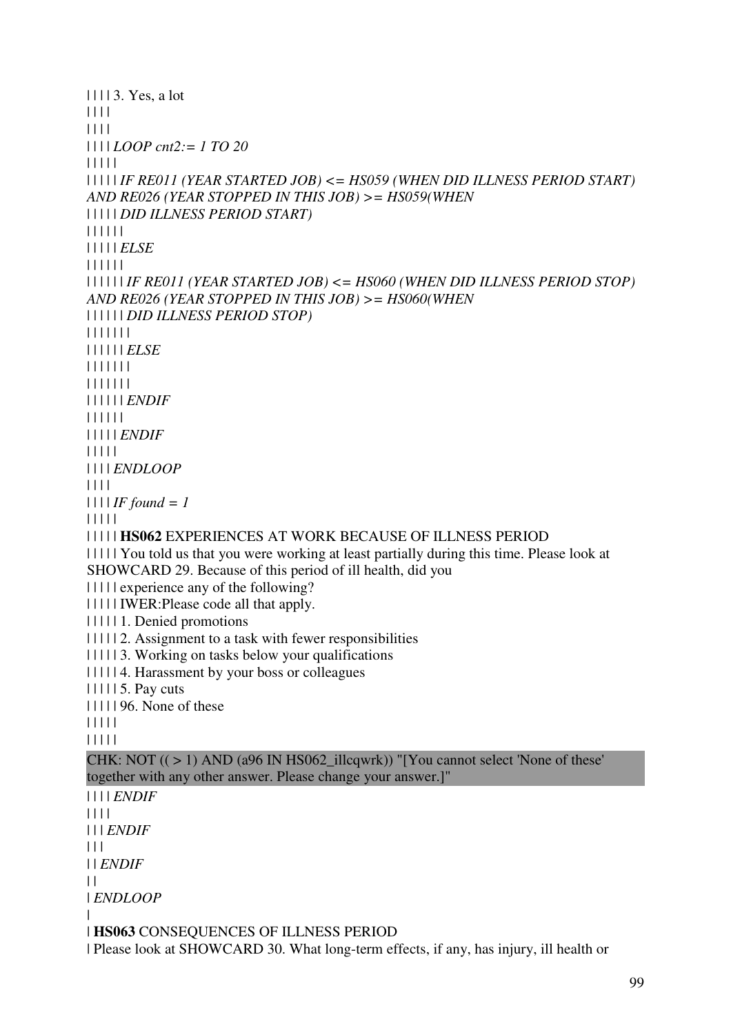| | | | 3. Yes, a lot
| | | |
| | | |
| | | | *LOOP cnt2:= 1 TO 20*
| | | | |
| | | | | *IF RE011 (YEAR STARTED JOB) <= HS059 (WHEN DID ILLNESS PERIOD START) AND RE026 (YEAR STOPPED IN THIS JOB) >= HS059(WHEN*
| | | | | *DID ILLNESS PERIOD START)*
| | | | | |
| | | | | *ELSE*
| | | | | |
| | | | | | *IF RE011 (YEAR STARTED JOB) <= HS060 (WHEN DID ILLNESS PERIOD STOP) AND RE026 (YEAR STOPPED IN THIS JOB) >= HS060(WHEN*
| | | | | | *DID ILLNESS PERIOD STOP)*
| | | | | | |
| | | | | | *ELSE*
| | | | | | |
| | | | | | |
| | | | | | *ENDIF*
| | | | | |
| | | | | *ENDIF*
| | | | |
| | | | *ENDLOOP*
| | | |
| | | | *IF found = 1*
| | | | |
| | | | | **HS062** EXPERIENCES AT WORK BECAUSE OF ILLNESS PERIOD
| | | | | You told us that you were working at least partially during this time. Please look at SHOWCARD 29. Because of this period of ill health, did you
| | | | | experience any of the following?
| | | | | IWER:Please code all that apply.
| | | | | 1. Denied promotions
| | | | | 2. Assignment to a task with fewer responsibilities
| | | | | 3. Working on tasks below your qualifications
| | | | | 4. Harassment by your boss or colleagues
| | | | | 5. Pay cuts
| | | | | 96. None of these
| | | | |
| | | | |

CHK: NOT (( > 1) AND (a96 IN HS062_illcqwrk)) "[You cannot select 'None of these' together with any other answer. Please change your answer.]"

| | | | *ENDIF*
| | | |
| | | *ENDIF*
| | |
| | *ENDIF*
| |
| *ENDLOOP*
|
| **HS063** CONSEQUENCES OF ILLNESS PERIOD
| Please look at SHOWCARD 30. What long-term effects, if any, has injury, ill health or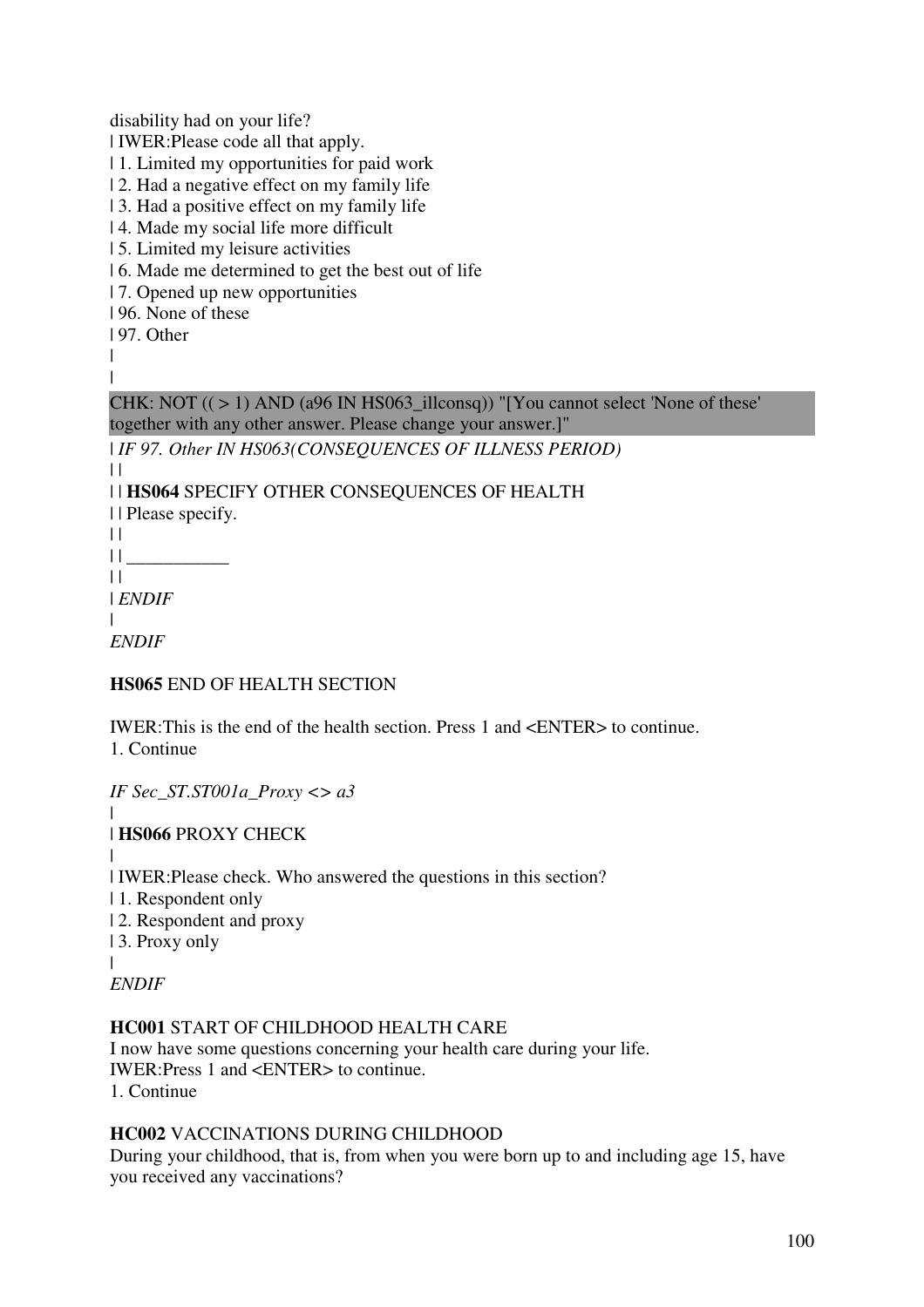disability had on your life?
| IWER:Please code all that apply.
| 1. Limited my opportunities for paid work
| 2. Had a negative effect on my family life
| 3. Had a positive effect on my family life
| 4. Made my social life more difficult
| 5. Limited my leisure activities
| 6. Made me determined to get the best out of life
| 7. Opened up new opportunities
| 96. None of these
| 97. Other
|
|

CHK: NOT (( > 1) AND (a96 IN HS063_illconsq)) "[You cannot select 'None of these' together with any other answer. Please change your answer.]"

| *IF 97. Other IN HS063(CONSEQUENCES OF ILLNESS PERIOD)*
| |
| | **HS064** SPECIFY OTHER CONSEQUENCES OF HEALTH
| | Please specify.
| |
| | ___________
| |
| *ENDIF*
|
*ENDIF*

**HS065** END OF HEALTH SECTION

IWER:This is the end of the health section. Press 1 and <ENTER> to continue.
1. Continue

*IF Sec_ST.ST001a_Proxy <> a3*
|
| **HS066** PROXY CHECK
|
| IWER:Please check. Who answered the questions in this section?
| 1. Respondent only
| 2. Respondent and proxy
| 3. Proxy only
|
*ENDIF*

**HC001** START OF CHILDHOOD HEALTH CARE
I now have some questions concerning your health care during your life.
IWER:Press 1 and <ENTER> to continue.
1. Continue

**HC002** VACCINATIONS DURING CHILDHOOD
During your childhood, that is, from when you were born up to and including age 15, have you received any vaccinations?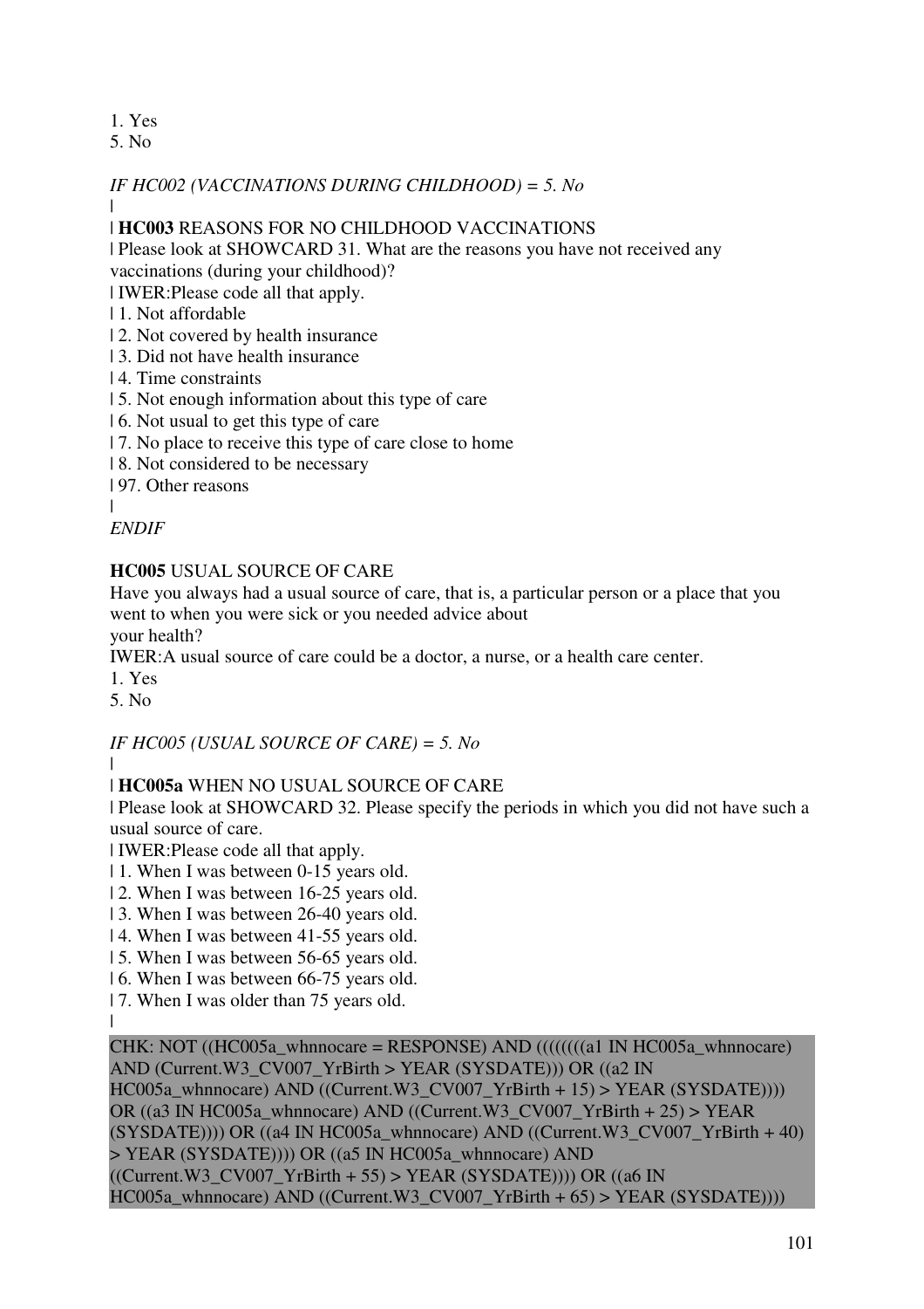1. Yes
5. No

*IF HC002 (VACCINATIONS DURING CHILDHOOD) = 5. No*

|

| **HC003** REASONS FOR NO CHILDHOOD VACCINATIONS

| Please look at SHOWCARD 31. What are the reasons you have not received any vaccinations (during your childhood)?

| IWER:Please code all that apply.

| 1. Not affordable

| 2. Not covered by health insurance

| 3. Did not have health insurance

| 4. Time constraints

| 5. Not enough information about this type of care

| 6. Not usual to get this type of care

| 7. No place to receive this type of care close to home

| 8. Not considered to be necessary

| 97. Other reasons

|

*ENDIF*

**HC005** USUAL SOURCE OF CARE

Have you always had a usual source of care, that is, a particular person or a place that you went to when you were sick or you needed advice about
your health?

IWER:A usual source of care could be a doctor, a nurse, or a health care center.

1. Yes
5. No

*IF HC005 (USUAL SOURCE OF CARE) = 5. No*

|

| **HC005a** WHEN NO USUAL SOURCE OF CARE

| Please look at SHOWCARD 32. Please specify the periods in which you did not have such a usual source of care.

| IWER:Please code all that apply.

| 1. When I was between 0-15 years old.

| 2. When I was between 16-25 years old.

| 3. When I was between 26-40 years old.

| 4. When I was between 41-55 years old.

| 5. When I was between 56-65 years old.

| 6. When I was between 66-75 years old.

| 7. When I was older than 75 years old.

|

CHK: NOT ((HC005a_whnnocare = RESPONSE) AND ((((((((a1 IN HC005a_whnnocare) AND (Current.W3_CV007_YrBirth > YEAR (SYSDATE))) OR ((a2 IN HC005a_whnnocare) AND ((Current.W3_CV007_YrBirth + 15) > YEAR (SYSDATE)))) OR ((a3 IN HC005a_whnnocare) AND ((Current.W3_CV007_YrBirth + 25) > YEAR (SYSDATE)))) OR ((a4 IN HC005a_whnnocare) AND ((Current.W3_CV007_YrBirth + 40) > YEAR (SYSDATE)))) OR ((a5 IN HC005a_whnnocare) AND ((Current.W3_CV007_YrBirth + 55) > YEAR (SYSDATE)))) OR ((a6 IN HC005a_whnnocare) AND ((Current.W3_CV007_YrBirth + 65) > YEAR (SYSDATE))))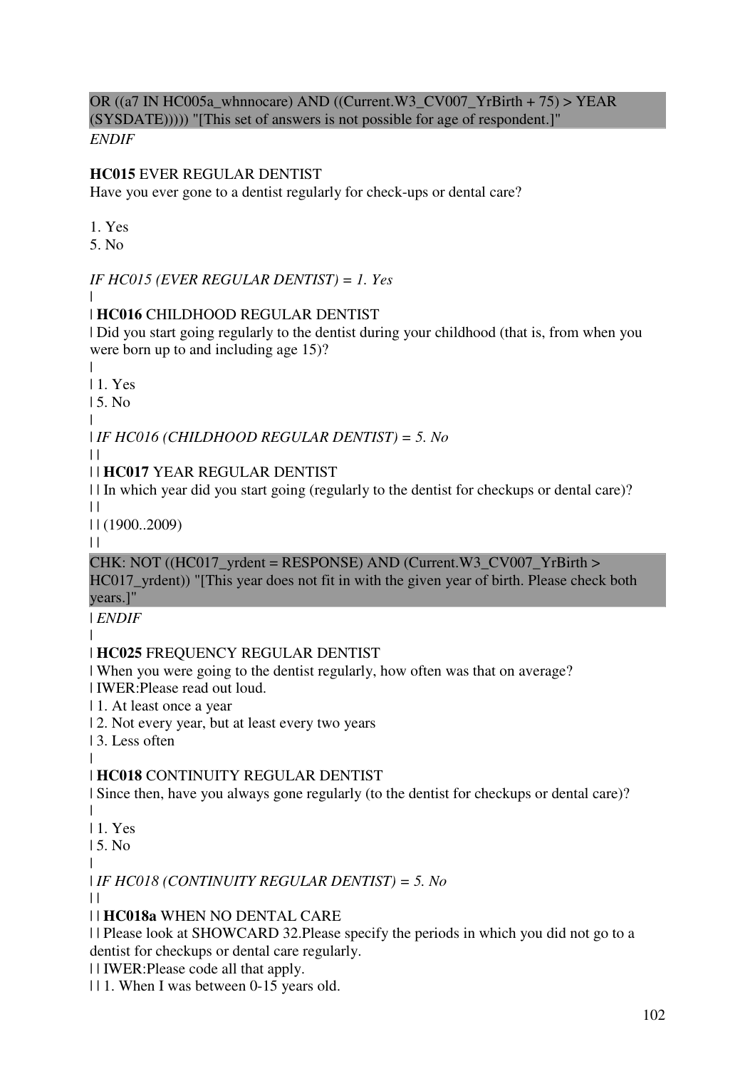OR ((a7 IN HC005a_whnnocare) AND ((Current.W3_CV007_YrBirth + 75) > YEAR (SYSDATE))))) "[This set of answers is not possible for age of respondent.]"
*ENDIF*

**HC015** EVER REGULAR DENTIST
Have you ever gone to a dentist regularly for check-ups or dental care?

1. Yes
5. No

*IF HC015 (EVER REGULAR DENTIST) = 1. Yes*
|
| **HC016** CHILDHOOD REGULAR DENTIST
| Did you start going regularly to the dentist during your childhood (that is, from when you were born up to and including age 15)?
|
| 1. Yes
| 5. No
|
| *IF HC016 (CHILDHOOD REGULAR DENTIST) = 5. No*
| |
| | **HC017** YEAR REGULAR DENTIST
| | In which year did you start going (regularly to the dentist for checkups or dental care)?
| |
| | (1900..2009)
| |
CHK: NOT ((HC017_yrdent = RESPONSE) AND (Current.W3_CV007_YrBirth > HC017_yrdent)) "[This year does not fit in with the given year of birth. Please check both years.]"
| *ENDIF*
|
| **HC025** FREQUENCY REGULAR DENTIST
| When you were going to the dentist regularly, how often was that on average?
| IWER:Please read out loud.
| 1. At least once a year
| 2. Not every year, but at least every two years
| 3. Less often
|
| **HC018** CONTINUITY REGULAR DENTIST
| Since then, have you always gone regularly (to the dentist for checkups or dental care)?
|
| 1. Yes
| 5. No
|
| *IF HC018 (CONTINUITY REGULAR DENTIST) = 5. No*
| |
| | **HC018a** WHEN NO DENTAL CARE
| | Please look at SHOWCARD 32.Please specify the periods in which you did not go to a dentist for checkups or dental care regularly.
| | IWER:Please code all that apply.
| | 1. When I was between 0-15 years old.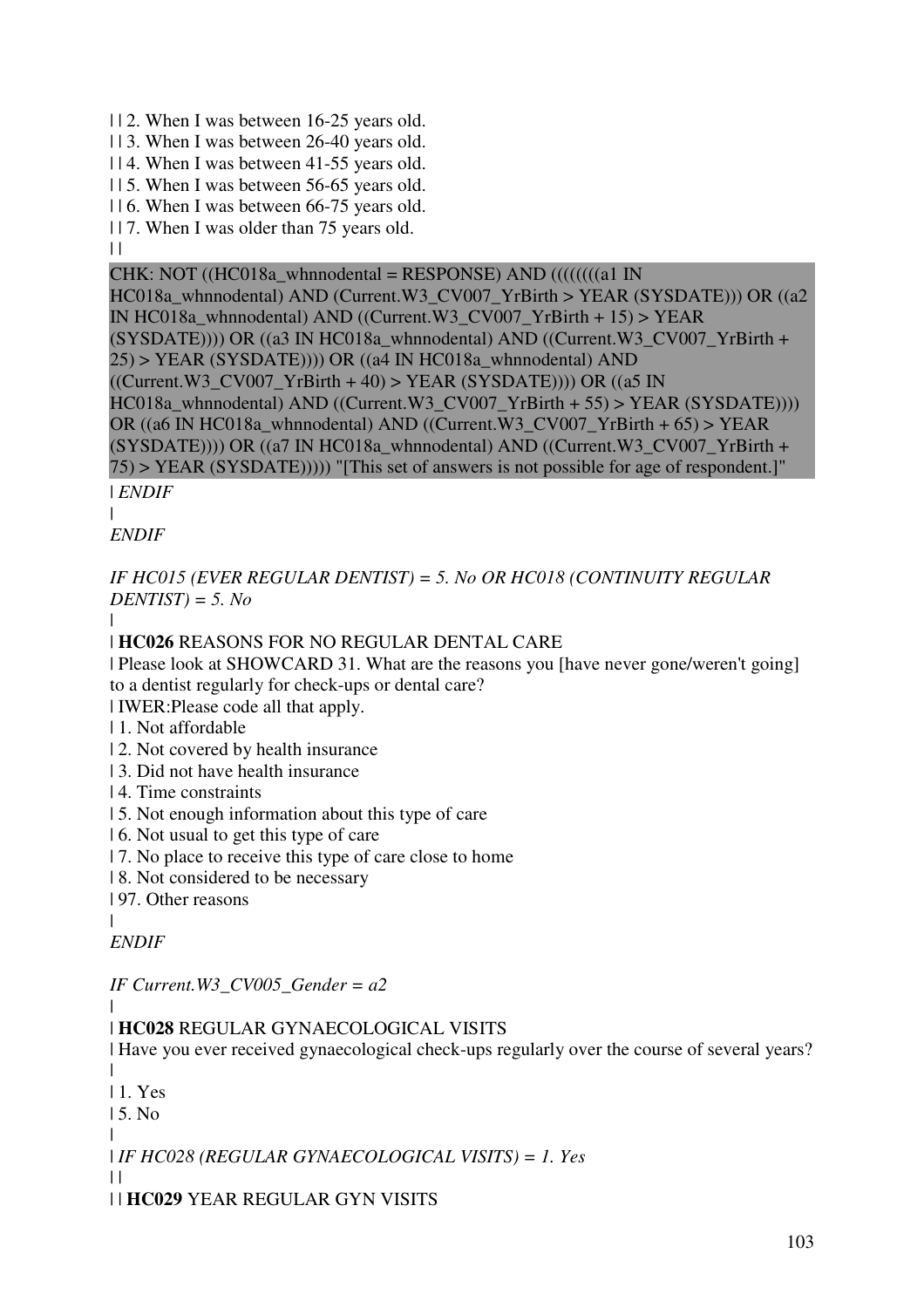| | 2. When I was between 16-25 years old.
| | 3. When I was between 26-40 years old.
| | 4. When I was between 41-55 years old.
| | 5. When I was between 56-65 years old.
| | 6. When I was between 66-75 years old.
| | 7. When I was older than 75 years old.
| |

CHK: NOT ((HC018a_whnnodental = RESPONSE) AND ((((((((a1 IN HC018a_whnnodental) AND (Current.W3_CV007_YrBirth > YEAR (SYSDATE))) OR ((a2 IN HC018a_whnnodental) AND ((Current.W3_CV007_YrBirth + 15) > YEAR (SYSDATE)))) OR ((a3 IN HC018a_whnnodental) AND ((Current.W3_CV007_YrBirth + 25) > YEAR (SYSDATE)))) OR ((a4 IN HC018a_whnnodental) AND ((Current.W3_CV007_YrBirth + 40) > YEAR (SYSDATE)))) OR ((a5 IN HC018a_whnnodental) AND ((Current.W3_CV007_YrBirth + 55) > YEAR (SYSDATE)))) OR ((a6 IN HC018a_whnnodental) AND ((Current.W3_CV007_YrBirth + 65) > YEAR (SYSDATE)))) OR ((a7 IN HC018a_whnnodental) AND ((Current.W3_CV007_YrBirth + 75) > YEAR (SYSDATE))))) "[This set of answers is not possible for age of respondent.]"

| *ENDIF*
|
*ENDIF*

*IF HC015 (EVER REGULAR DENTIST) = 5. No OR HC018 (CONTINUITY REGULAR DENTIST) = 5. No*
|
| **HC026** REASONS FOR NO REGULAR DENTAL CARE
| Please look at SHOWCARD 31. What are the reasons you [have never gone/weren't going] to a dentist regularly for check-ups or dental care?
| IWER:Please code all that apply.
| 1. Not affordable
| 2. Not covered by health insurance
| 3. Did not have health insurance
| 4. Time constraints
| 5. Not enough information about this type of care
| 6. Not usual to get this type of care
| 7. No place to receive this type of care close to home
| 8. Not considered to be necessary
| 97. Other reasons
|
*ENDIF*

*IF Current.W3_CV005_Gender = a2*
|
| **HC028** REGULAR GYNAECOLOGICAL VISITS
| Have you ever received gynaecological check-ups regularly over the course of several years?
|
| 1. Yes
| 5. No
|
| *IF HC028 (REGULAR GYNAECOLOGICAL VISITS) = 1. Yes*
| |
| | **HC029** YEAR REGULAR GYN VISITS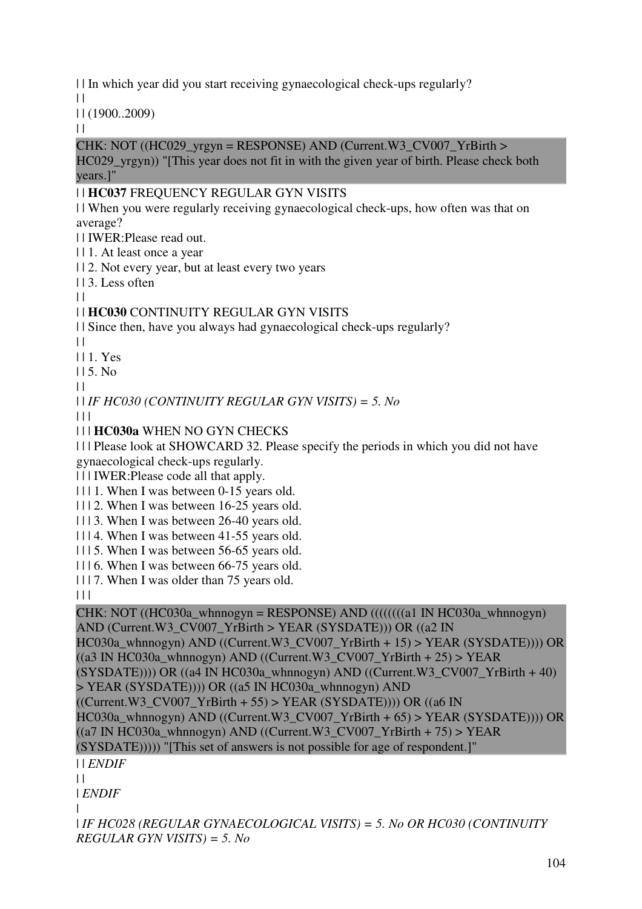| | In which year did you start receiving gynaecological check-ups regularly?

| |

| | (1900..2009)

| |

CHK: NOT ((HC029_yrgyn = RESPONSE) AND (Current.W3_CV007_YrBirth > HC029_yrgyn)) "[This year does not fit in with the given year of birth. Please check both years.]"

| | **HC037** FREQUENCY REGULAR GYN VISITS

| | When you were regularly receiving gynaecological check-ups, how often was that on average?

| | IWER:Please read out.

| | 1. At least once a year

| | 2. Not every year, but at least every two years

| | 3. Less often

| |

| | **HC030** CONTINUITY REGULAR GYN VISITS

| | Since then, have you always had gynaecological check-ups regularly?

| |

| | 1. Yes

| | 5. No

| |

| | *IF HC030 (CONTINUITY REGULAR GYN VISITS) = 5. No*

| | |

| | | **HC030a** WHEN NO GYN CHECKS

| | | Please look at SHOWCARD 32. Please specify the periods in which you did not have gynaecological check-ups regularly.

| | | IWER:Please code all that apply.

| | | 1. When I was between 0-15 years old.

| | | 2. When I was between 16-25 years old.

| | | 3. When I was between 26-40 years old.

| | | 4. When I was between 41-55 years old.

| | | 5. When I was between 56-65 years old.

| | | 6. When I was between 66-75 years old.

| | | 7. When I was older than 75 years old.

| | |

CHK: NOT ((HC030a_whnnogyn = RESPONSE) AND ((((((((a1 IN HC030a_whnnogyn) AND (Current.W3_CV007_YrBirth > YEAR (SYSDATE))) OR ((a2 IN HC030a_whnnogyn) AND ((Current.W3_CV007_YrBirth + 15) > YEAR (SYSDATE)))) OR ((a3 IN HC030a_whnnogyn) AND ((Current.W3_CV007_YrBirth + 25) > YEAR (SYSDATE)))) OR ((a4 IN HC030a_whnnogyn) AND ((Current.W3_CV007_YrBirth + 40) > YEAR (SYSDATE)))) OR ((a5 IN HC030a_whnnogyn) AND ((Current.W3_CV007_YrBirth + 55) > YEAR (SYSDATE)))) OR ((a6 IN HC030a_whnnogyn) AND ((Current.W3_CV007_YrBirth + 65) > YEAR (SYSDATE)))) OR ((a7 IN HC030a_whnnogyn) AND ((Current.W3_CV007_YrBirth + 75) > YEAR (SYSDATE))))) "[This set of answers is not possible for age of respondent.]"

| | *ENDIF*

| |

| *ENDIF*

|

| *IF HC028 (REGULAR GYNAECOLOGICAL VISITS) = 5. No OR HC030 (CONTINUITY REGULAR GYN VISITS) = 5. No*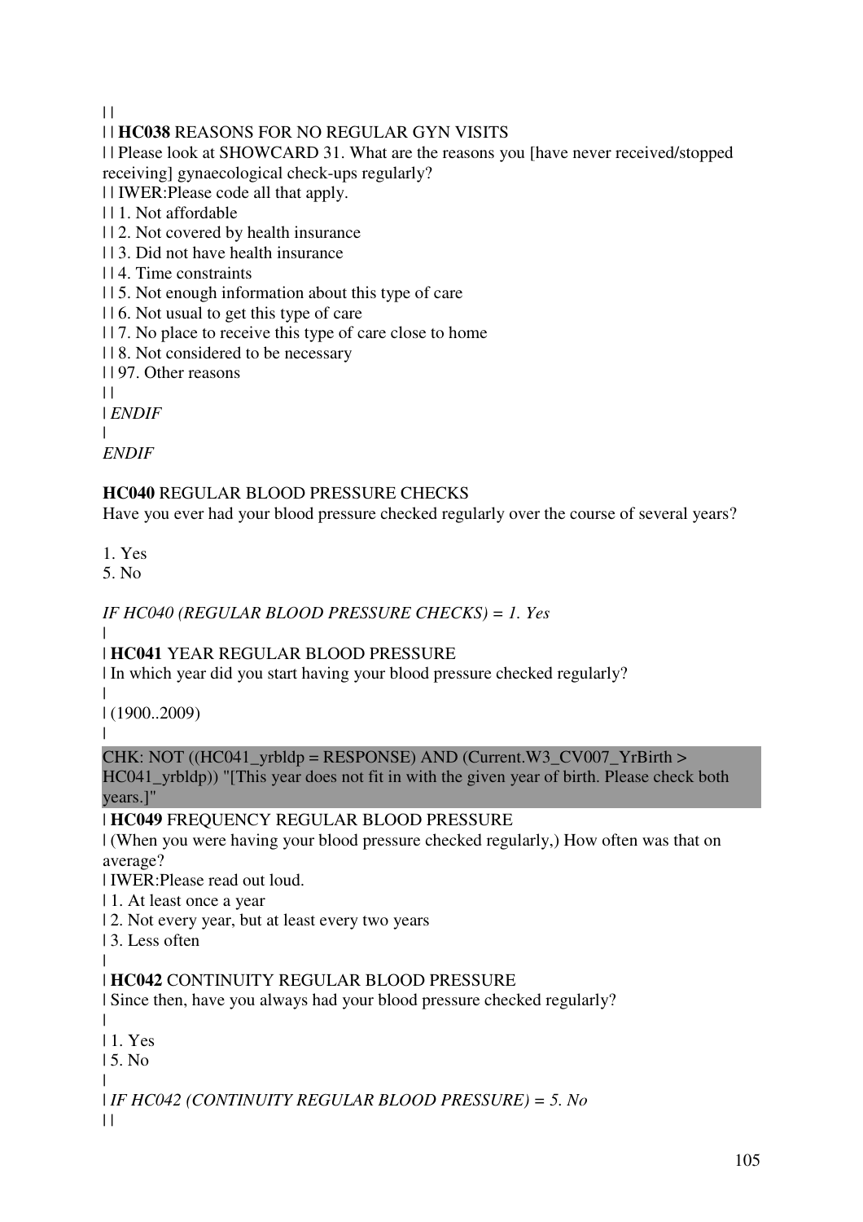| |
| | **HC038** REASONS FOR NO REGULAR GYN VISITS
| | Please look at SHOWCARD 31. What are the reasons you [have never received/stopped receiving] gynaecological check-ups regularly?
| | IWER:Please code all that apply.
| | 1. Not affordable
| | 2. Not covered by health insurance
| | 3. Did not have health insurance
| | 4. Time constraints
| | 5. Not enough information about this type of care
| | 6. Not usual to get this type of care
| | 7. No place to receive this type of care close to home
| | 8. Not considered to be necessary
| | 97. Other reasons
| |
| *ENDIF*
|
*ENDIF*

**HC040** REGULAR BLOOD PRESSURE CHECKS
Have you ever had your blood pressure checked regularly over the course of several years?

1. Yes
5. No

*IF HC040 (REGULAR BLOOD PRESSURE CHECKS) = 1. Yes*
|
| **HC041** YEAR REGULAR BLOOD PRESSURE
| In which year did you start having your blood pressure checked regularly?
|
| (1900..2009)
|
CHK: NOT ((HC041_yrbldp = RESPONSE) AND (Current.W3_CV007_YrBirth > HC041_yrbldp)) "[This year does not fit in with the given year of birth. Please check both years.]"
| **HC049** FREQUENCY REGULAR BLOOD PRESSURE
| (When you were having your blood pressure checked regularly,) How often was that on average?
| IWER:Please read out loud.
| 1. At least once a year
| 2. Not every year, but at least every two years
| 3. Less often
|
| **HC042** CONTINUITY REGULAR BLOOD PRESSURE
| Since then, have you always had your blood pressure checked regularly?
|
| 1. Yes
| 5. No
|
| *IF HC042 (CONTINUITY REGULAR BLOOD PRESSURE) = 5. No*
| |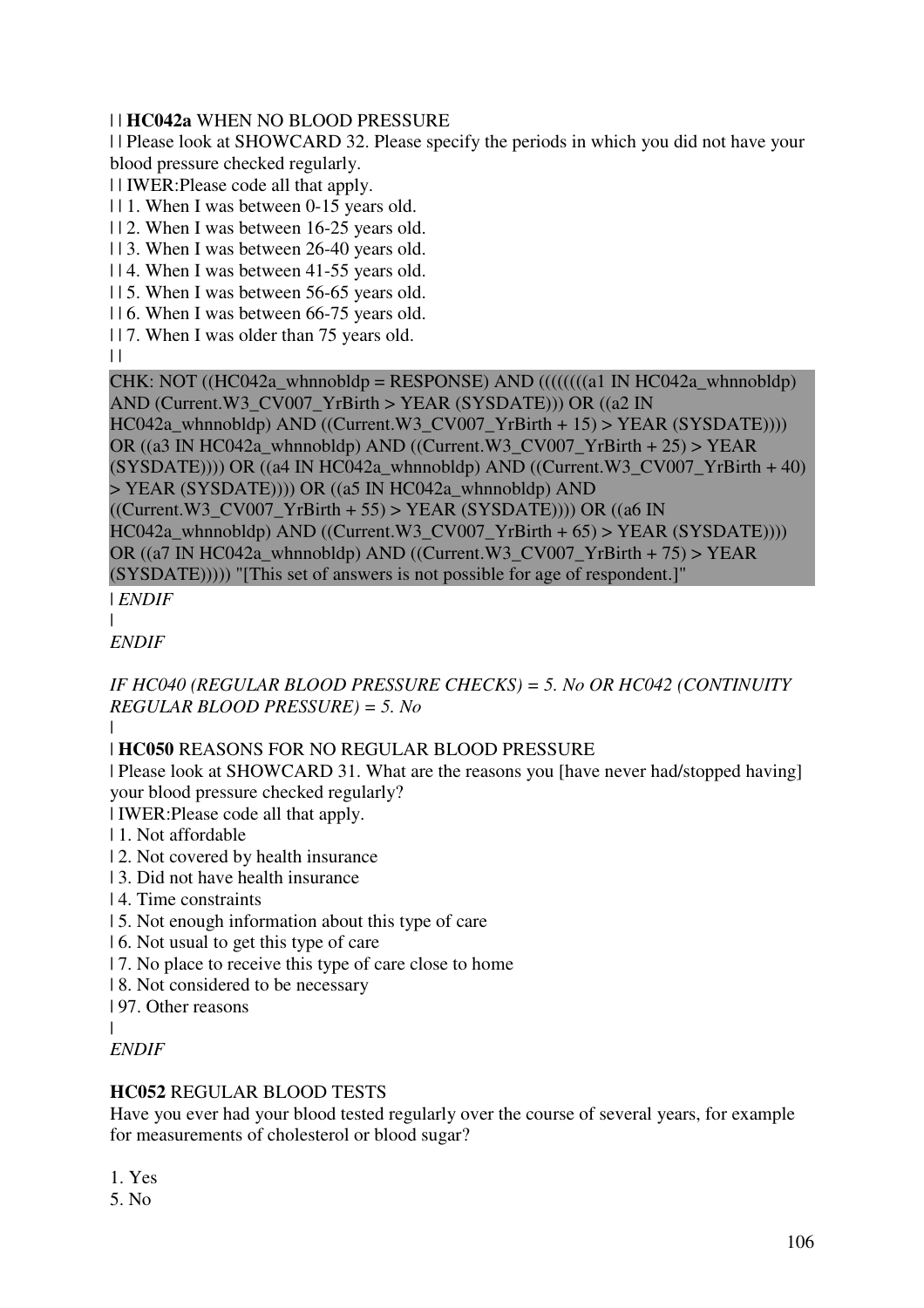| | **HC042a** WHEN NO BLOOD PRESSURE

| | Please look at SHOWCARD 32. Please specify the periods in which you did not have your blood pressure checked regularly.

| | IWER:Please code all that apply.

| | 1. When I was between 0-15 years old.
| | 2. When I was between 16-25 years old.
| | 3. When I was between 26-40 years old.
| | 4. When I was between 41-55 years old.
| | 5. When I was between 56-65 years old.
| | 6. When I was between 66-75 years old.
| | 7. When I was older than 75 years old.
| |

CHK: NOT ((HC042a_whnnobldp = RESPONSE) AND ((((((((a1 IN HC042a_whnnobldp) AND (Current.W3_CV007_YrBirth > YEAR (SYSDATE))) OR ((a2 IN HC042a_whnnobldp) AND ((Current.W3_CV007_YrBirth + 15) > YEAR (SYSDATE)))) OR ((a3 IN HC042a_whnnobldp) AND ((Current.W3_CV007_YrBirth + 25) > YEAR (SYSDATE)))) OR ((a4 IN HC042a_whnnobldp) AND ((Current.W3_CV007_YrBirth + 40) > YEAR (SYSDATE)))) OR ((a5 IN HC042a_whnnobldp) AND ((Current.W3_CV007_YrBirth + 55) > YEAR (SYSDATE)))) OR ((a6 IN HC042a_whnnobldp) AND ((Current.W3_CV007_YrBirth + 65) > YEAR (SYSDATE)))) OR ((a7 IN HC042a_whnnobldp) AND ((Current.W3_CV007_YrBirth + 75) > YEAR (SYSDATE))))) "[This set of answers is not possible for age of respondent.]"

| *ENDIF*
|
*ENDIF*

*IF HC040 (REGULAR BLOOD PRESSURE CHECKS) = 5. No OR HC042 (CONTINUITY REGULAR BLOOD PRESSURE) = 5. No*
|
| **HC050** REASONS FOR NO REGULAR BLOOD PRESSURE

| Please look at SHOWCARD 31. What are the reasons you [have never had/stopped having] your blood pressure checked regularly?

| IWER:Please code all that apply.

| 1. Not affordable
| 2. Not covered by health insurance
| 3. Did not have health insurance
| 4. Time constraints
| 5. Not enough information about this type of care
| 6. Not usual to get this type of care
| 7. No place to receive this type of care close to home
| 8. Not considered to be necessary
| 97. Other reasons
|
*ENDIF*

**HC052** REGULAR BLOOD TESTS

Have you ever had your blood tested regularly over the course of several years, for example for measurements of cholesterol or blood sugar?

1. Yes
5. No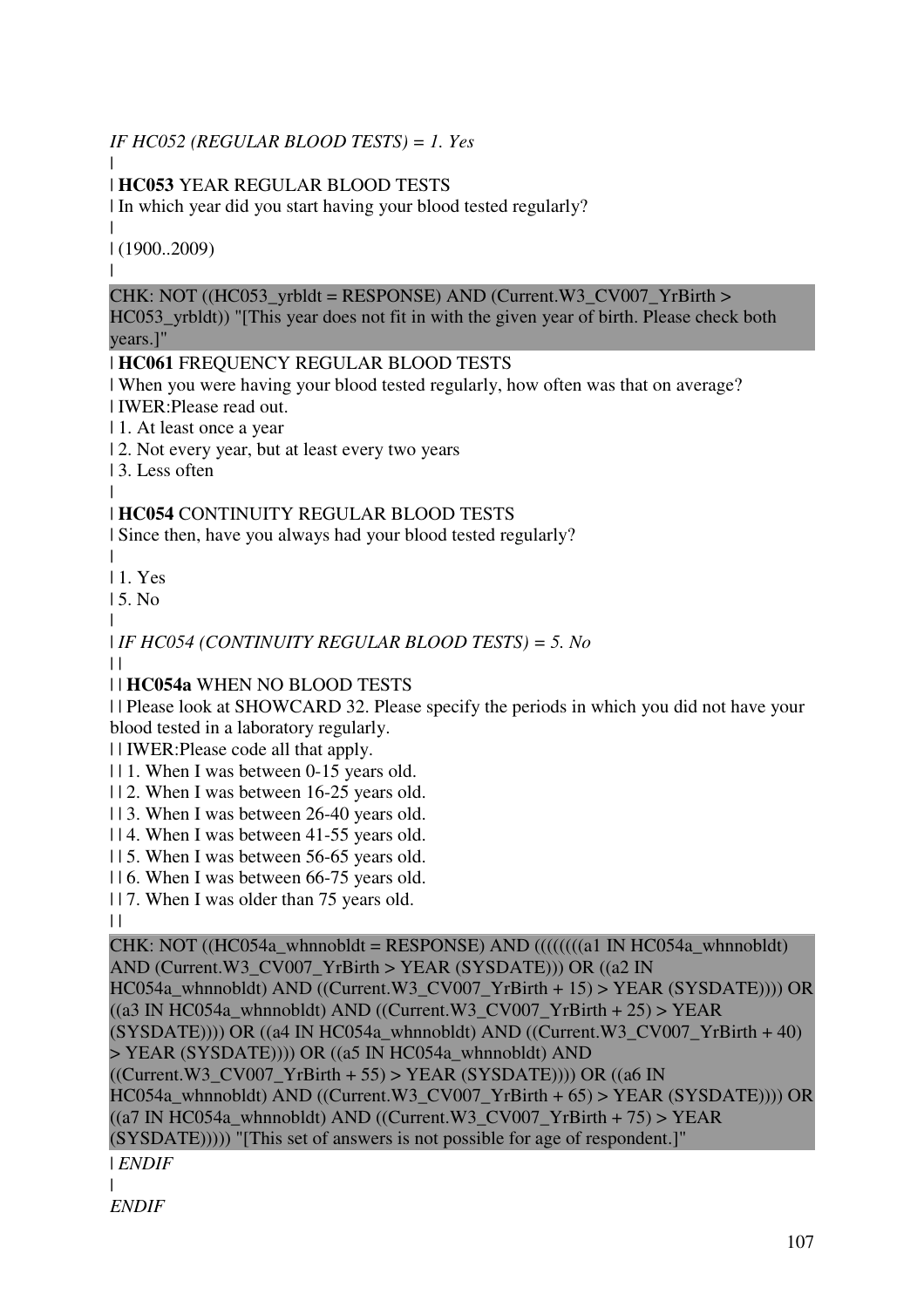*IF HC052 (REGULAR BLOOD TESTS) = 1. Yes*

|

| **HC053** YEAR REGULAR BLOOD TESTS

| In which year did you start having your blood tested regularly?

|

| (1900..2009)

|

CHK: NOT ((HC053_yrbldt = RESPONSE) AND (Current.W3_CV007_YrBirth > HC053_yrbldt)) "[This year does not fit in with the given year of birth. Please check both years.]"

| **HC061** FREQUENCY REGULAR BLOOD TESTS

| When you were having your blood tested regularly, how often was that on average?

| IWER:Please read out.

| 1. At least once a year

| 2. Not every year, but at least every two years

| 3. Less often

|

| **HC054** CONTINUITY REGULAR BLOOD TESTS

| Since then, have you always had your blood tested regularly?

|

| 1. Yes

| 5. No

|

| *IF HC054 (CONTINUITY REGULAR BLOOD TESTS) = 5. No*

| |

| | **HC054a** WHEN NO BLOOD TESTS

| | Please look at SHOWCARD 32. Please specify the periods in which you did not have your blood tested in a laboratory regularly.

| | IWER:Please code all that apply.

| | 1. When I was between 0-15 years old.

| | 2. When I was between 16-25 years old.

| | 3. When I was between 26-40 years old.

| | 4. When I was between 41-55 years old.

| | 5. When I was between 56-65 years old.

| | 6. When I was between 66-75 years old.

| | 7. When I was older than 75 years old.

| |

CHK: NOT ((HC054a_whnnobldt = RESPONSE) AND ((((((((a1 IN HC054a_whnnobldt) AND (Current.W3_CV007_YrBirth > YEAR (SYSDATE))) OR ((a2 IN HC054a_whnnobldt) AND ((Current.W3_CV007_YrBirth + 15) > YEAR (SYSDATE)))) OR ((a3 IN HC054a_whnnobldt) AND ((Current.W3_CV007_YrBirth + 25) > YEAR (SYSDATE)))) OR ((a4 IN HC054a_whnnobldt) AND ((Current.W3_CV007_YrBirth + 40) > YEAR (SYSDATE)))) OR ((a5 IN HC054a_whnnobldt) AND ((Current.W3_CV007_YrBirth + 55) > YEAR (SYSDATE)))) OR ((a6 IN HC054a_whnnobldt) AND ((Current.W3_CV007_YrBirth + 65) > YEAR (SYSDATE)))) OR ((a7 IN HC054a_whnnobldt) AND ((Current.W3_CV007_YrBirth + 75) > YEAR (SYSDATE))))) "[This set of answers is not possible for age of respondent.]"

| *ENDIF*

|

*ENDIF*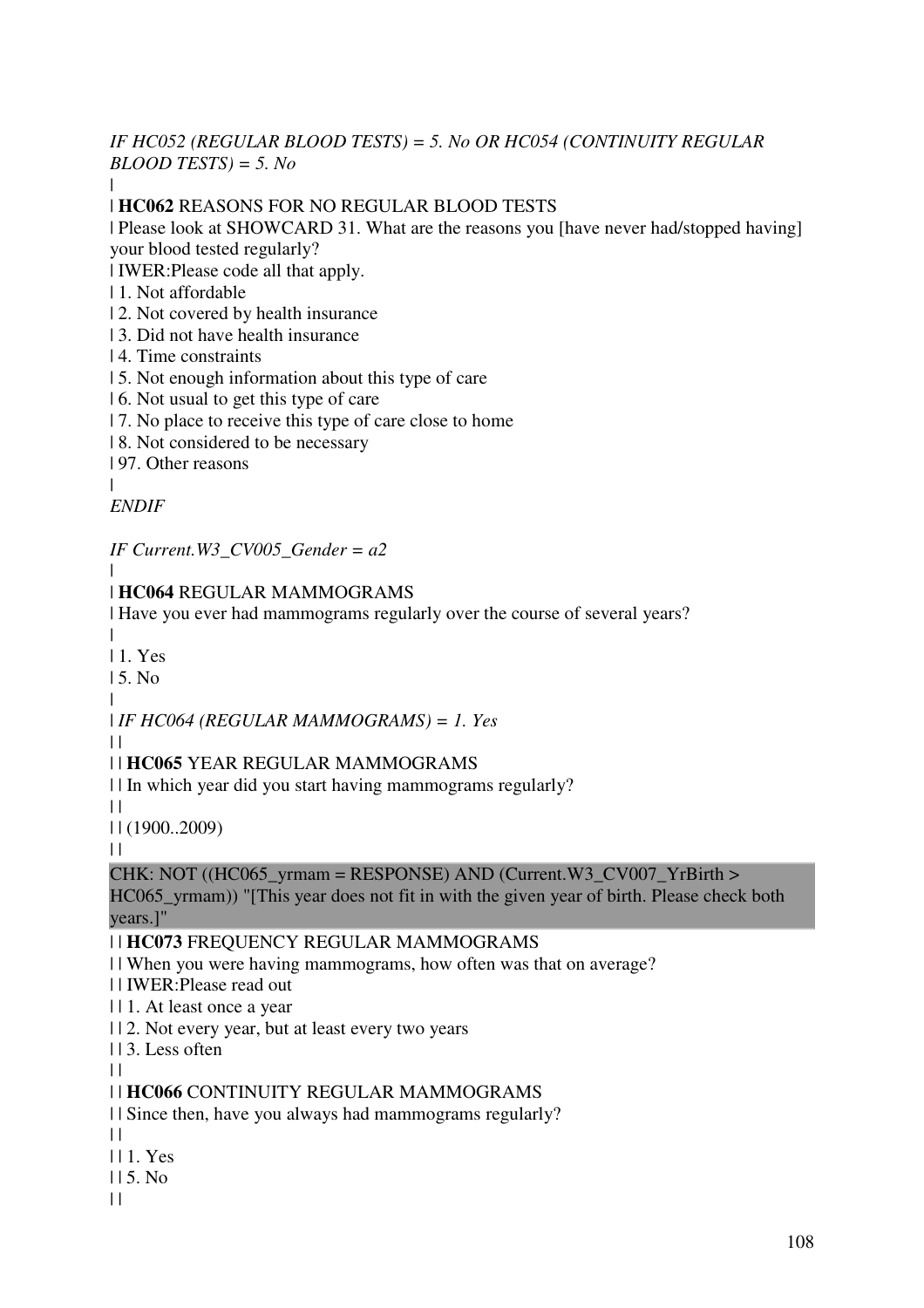*IF HC052 (REGULAR BLOOD TESTS) = 5. No OR HC054 (CONTINUITY REGULAR BLOOD TESTS) = 5. No*

|

| **HC062** REASONS FOR NO REGULAR BLOOD TESTS

| Please look at SHOWCARD 31. What are the reasons you [have never had/stopped having] your blood tested regularly?

| IWER:Please code all that apply.

| 1. Not affordable

| 2. Not covered by health insurance

| 3. Did not have health insurance

| 4. Time constraints

| 5. Not enough information about this type of care

| 6. Not usual to get this type of care

| 7. No place to receive this type of care close to home

| 8. Not considered to be necessary

| 97. Other reasons

|

*ENDIF*

*IF Current.W3_CV005_Gender = a2*

|

| **HC064** REGULAR MAMMOGRAMS

| Have you ever had mammograms regularly over the course of several years?

|

| 1. Yes

| 5. No

|

| *IF HC064 (REGULAR MAMMOGRAMS) = 1. Yes*

| |

| | **HC065** YEAR REGULAR MAMMOGRAMS

| | In which year did you start having mammograms regularly?

| |

| | (1900..2009)

| |

CHK: NOT ((HC065_yrmam = RESPONSE) AND (Current.W3_CV007_YrBirth > HC065_yrmam)) "[This year does not fit in with the given year of birth. Please check both years.]"

| | **HC073** FREQUENCY REGULAR MAMMOGRAMS

| | When you were having mammograms, how often was that on average?

| | IWER:Please read out

| | 1. At least once a year

| | 2. Not every year, but at least every two years

| | 3. Less often

| |

| | **HC066** CONTINUITY REGULAR MAMMOGRAMS

| | Since then, have you always had mammograms regularly?

| |

| | 1. Yes

| | 5. No

| |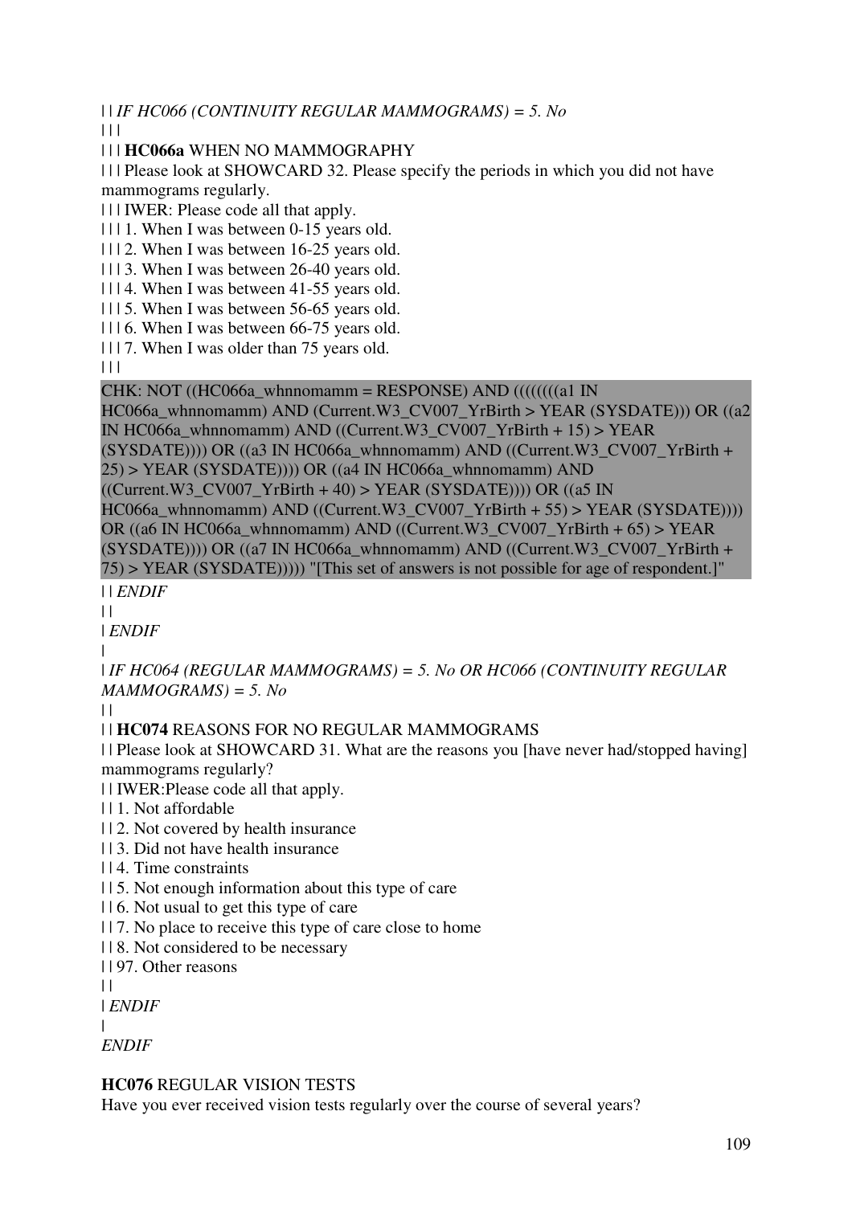| | *IF HC066 (CONTINUITY REGULAR MAMMOGRAMS) = 5. No*

| | |

| | | **HC066a** WHEN NO MAMMOGRAPHY

| | | Please look at SHOWCARD 32. Please specify the periods in which you did not have mammograms regularly.

| | | IWER: Please code all that apply.

| | | 1. When I was between 0-15 years old.

| | | 2. When I was between 16-25 years old.

| | | 3. When I was between 26-40 years old.

| | | 4. When I was between 41-55 years old.

| | | 5. When I was between 56-65 years old.

| | | 6. When I was between 66-75 years old.

| | | 7. When I was older than 75 years old.

| | |

CHK: NOT ((HC066a_whnnomamm = RESPONSE) AND ((((((((a1 IN HC066a_whnnomamm) AND (Current.W3_CV007_YrBirth > YEAR (SYSDATE))) OR ((a2 IN HC066a_whnnomamm) AND ((Current.W3_CV007_YrBirth + 15) > YEAR (SYSDATE)))) OR ((a3 IN HC066a_whnnomamm) AND ((Current.W3_CV007_YrBirth + 25) > YEAR (SYSDATE)))) OR ((a4 IN HC066a_whnnomamm) AND ((Current.W3_CV007_YrBirth + 40) > YEAR (SYSDATE)))) OR ((a5 IN HC066a_whnnomamm) AND ((Current.W3_CV007_YrBirth + 55) > YEAR (SYSDATE)))) OR ((a6 IN HC066a_whnnomamm) AND ((Current.W3_CV007_YrBirth + 65) > YEAR (SYSDATE)))) OR ((a7 IN HC066a_whnnomamm) AND ((Current.W3_CV007_YrBirth + 75) > YEAR (SYSDATE))))) "[This set of answers is not possible for age of respondent.]"

| | *ENDIF*

| |

| *ENDIF*

|

| *IF HC064 (REGULAR MAMMOGRAMS) = 5. No OR HC066 (CONTINUITY REGULAR MAMMOGRAMS) = 5. No*

| |

| | **HC074** REASONS FOR NO REGULAR MAMMOGRAMS

| | Please look at SHOWCARD 31. What are the reasons you [have never had/stopped having] mammograms regularly?

| | IWER:Please code all that apply.

| | 1. Not affordable

| | 2. Not covered by health insurance

| | 3. Did not have health insurance

| | 4. Time constraints

| | 5. Not enough information about this type of care

| | 6. Not usual to get this type of care

| | 7. No place to receive this type of care close to home

| | 8. Not considered to be necessary

| | 97. Other reasons

| |

| *ENDIF*

|

*ENDIF*

**HC076** REGULAR VISION TESTS

Have you ever received vision tests regularly over the course of several years?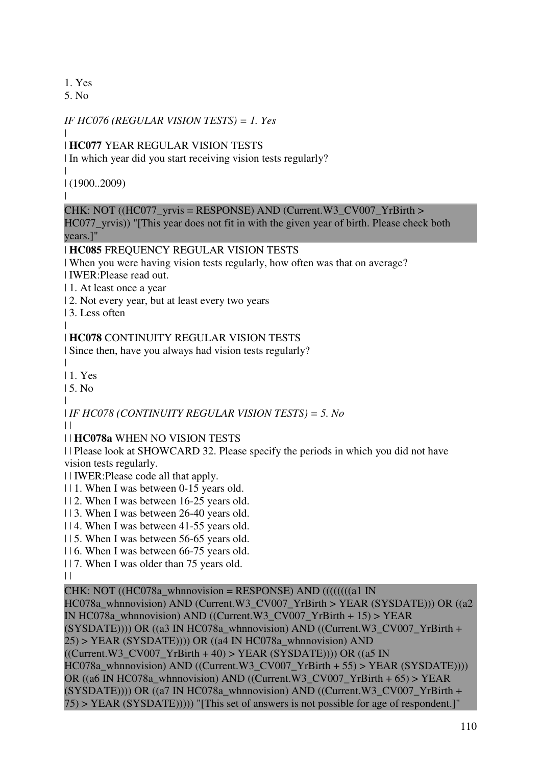1. Yes
5. No

*IF HC076 (REGULAR VISION TESTS) = 1. Yes*
|
| **HC077** YEAR REGULAR VISION TESTS
| In which year did you start receiving vision tests regularly?
|
| (1900..2009)
|

CHK: NOT ((HC077_yrvis = RESPONSE) AND (Current.W3_CV007_YrBirth > HC077_yrvis)) "[This year does not fit in with the given year of birth. Please check both years.]"

| **HC085** FREQUENCY REGULAR VISION TESTS
| When you were having vision tests regularly, how often was that on average?
| IWER:Please read out.
| 1. At least once a year
| 2. Not every year, but at least every two years
| 3. Less often
|
| **HC078** CONTINUITY REGULAR VISION TESTS
| Since then, have you always had vision tests regularly?
|
| 1. Yes
| 5. No
|
| *IF HC078 (CONTINUITY REGULAR VISION TESTS) = 5. No*
| |
| | **HC078a** WHEN NO VISION TESTS
| | Please look at SHOWCARD 32. Please specify the periods in which you did not have vision tests regularly.
| | IWER:Please code all that apply.
| | 1. When I was between 0-15 years old.
| | 2. When I was between 16-25 years old.
| | 3. When I was between 26-40 years old.
| | 4. When I was between 41-55 years old.
| | 5. When I was between 56-65 years old.
| | 6. When I was between 66-75 years old.
| | 7. When I was older than 75 years old.
| |

CHK: NOT ((HC078a_whnnovision = RESPONSE) AND ((((((((a1 IN HC078a_whnnovision) AND (Current.W3_CV007_YrBirth > YEAR (SYSDATE))) OR ((a2 IN HC078a_whnnovision) AND ((Current.W3_CV007_YrBirth + 15) > YEAR (SYSDATE)))) OR ((a3 IN HC078a_whnnovision) AND ((Current.W3_CV007_YrBirth + 25) > YEAR (SYSDATE)))) OR ((a4 IN HC078a_whnnovision) AND ((Current.W3_CV007_YrBirth + 40) > YEAR (SYSDATE)))) OR ((a5 IN HC078a_whnnovision) AND ((Current.W3_CV007_YrBirth + 55) > YEAR (SYSDATE)))) OR ((a6 IN HC078a_whnnovision) AND ((Current.W3_CV007_YrBirth + 65) > YEAR (SYSDATE)))) OR ((a7 IN HC078a_whnnovision) AND ((Current.W3_CV007_YrBirth + 75) > YEAR (SYSDATE))))) "[This set of answers is not possible for age of respondent.]"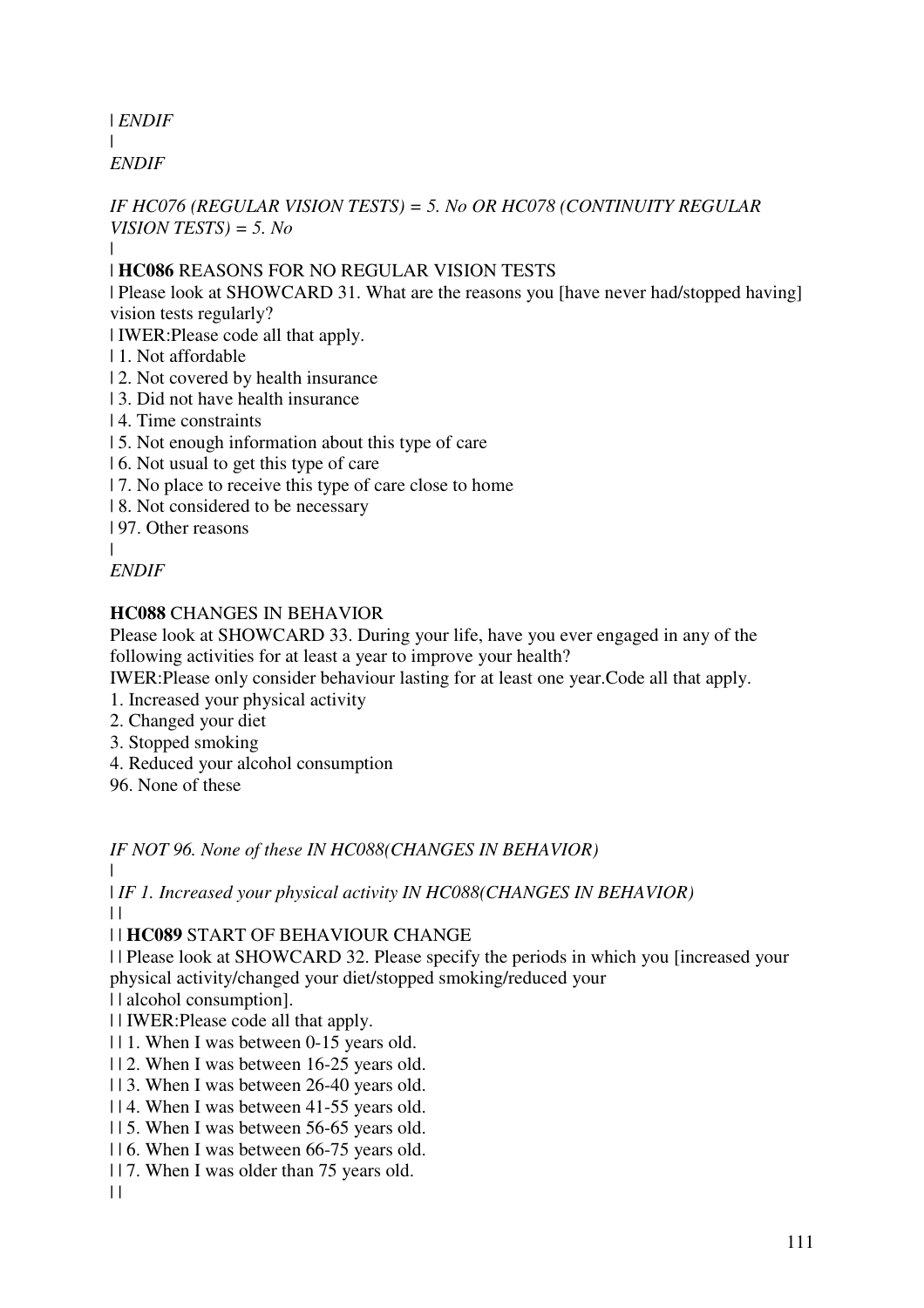| *ENDIF*
|
*ENDIF*

*IF HC076 (REGULAR VISION TESTS) = 5. No OR HC078 (CONTINUITY REGULAR VISION TESTS) = 5. No*
|
| **HC086** REASONS FOR NO REGULAR VISION TESTS
| Please look at SHOWCARD 31. What are the reasons you [have never had/stopped having] vision tests regularly?
| IWER:Please code all that apply.
| 1. Not affordable
| 2. Not covered by health insurance
| 3. Did not have health insurance
| 4. Time constraints
| 5. Not enough information about this type of care
| 6. Not usual to get this type of care
| 7. No place to receive this type of care close to home
| 8. Not considered to be necessary
| 97. Other reasons
|
*ENDIF*

**HC088** CHANGES IN BEHAVIOR
Please look at SHOWCARD 33. During your life, have you ever engaged in any of the following activities for at least a year to improve your health?
IWER:Please only consider behaviour lasting for at least one year.Code all that apply.
1. Increased your physical activity
2. Changed your diet
3. Stopped smoking
4. Reduced your alcohol consumption
96. None of these

*IF NOT 96. None of these IN HC088(CHANGES IN BEHAVIOR)*
|
| *IF 1. Increased your physical activity IN HC088(CHANGES IN BEHAVIOR)*
| |
| | **HC089** START OF BEHAVIOUR CHANGE
| | Please look at SHOWCARD 32. Please specify the periods in which you [increased your physical activity/changed your diet/stopped smoking/reduced your
| | alcohol consumption].
| | IWER:Please code all that apply.
| | 1. When I was between 0-15 years old.
| | 2. When I was between 16-25 years old.
| | 3. When I was between 26-40 years old.
| | 4. When I was between 41-55 years old.
| | 5. When I was between 56-65 years old.
| | 6. When I was between 66-75 years old.
| | 7. When I was older than 75 years old.
| |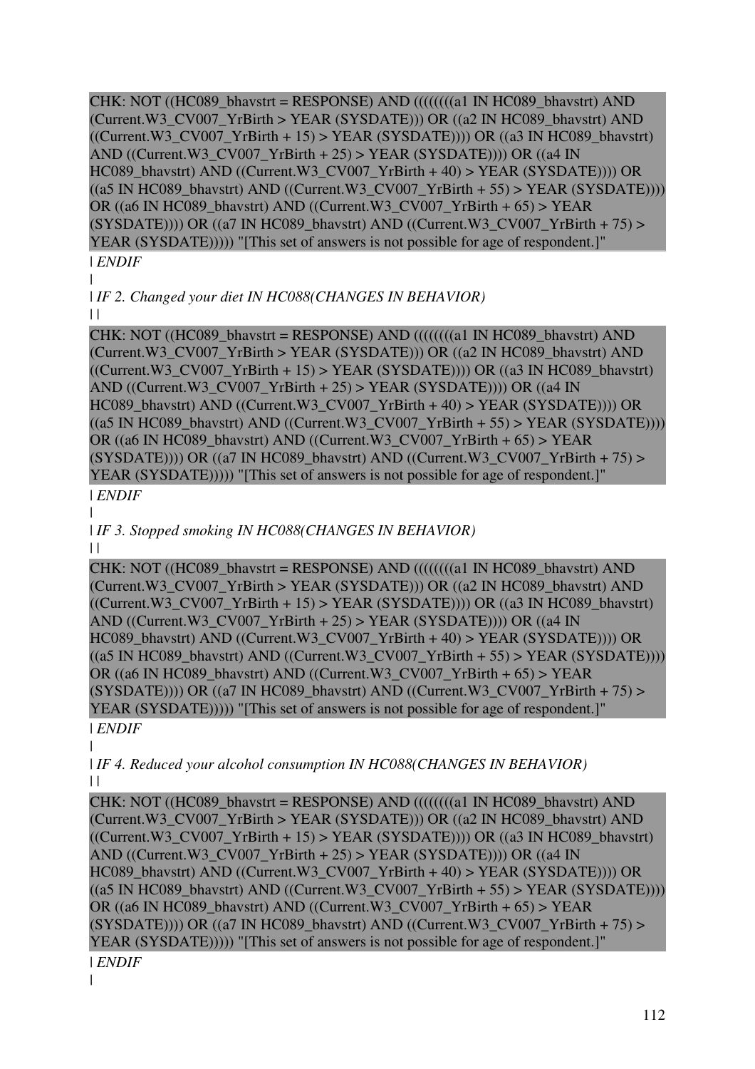CHK: NOT ((HC089_bhavstrt = RESPONSE) AND ((((((((a1 IN HC089_bhavstrt) AND (Current.W3_CV007_YrBirth > YEAR (SYSDATE))) OR ((a2 IN HC089_bhavstrt) AND ((Current.W3_CV007_YrBirth + 15) > YEAR (SYSDATE)))) OR ((a3 IN HC089_bhavstrt) AND ((Current.W3_CV007_YrBirth + 25) > YEAR (SYSDATE)))) OR ((a4 IN HC089_bhavstrt) AND ((Current.W3_CV007_YrBirth + 40) > YEAR (SYSDATE)))) OR ((a5 IN HC089_bhavstrt) AND ((Current.W3_CV007_YrBirth + 55) > YEAR (SYSDATE)))) OR ((a6 IN HC089_bhavstrt) AND ((Current.W3_CV007_YrBirth + 65) > YEAR (SYSDATE)))) OR ((a7 IN HC089_bhavstrt) AND ((Current.W3_CV007_YrBirth + 75) > YEAR (SYSDATE))))) "[This set of answers is not possible for age of respondent.]"

| *ENDIF*

|

| *IF 2. Changed your diet IN HC088(CHANGES IN BEHAVIOR)*

| |

CHK: NOT ((HC089_bhavstrt = RESPONSE) AND ((((((((a1 IN HC089_bhavstrt) AND (Current.W3_CV007_YrBirth > YEAR (SYSDATE))) OR ((a2 IN HC089_bhavstrt) AND ((Current.W3_CV007_YrBirth + 15) > YEAR (SYSDATE)))) OR ((a3 IN HC089_bhavstrt) AND ((Current.W3_CV007_YrBirth + 25) > YEAR (SYSDATE)))) OR ((a4 IN HC089_bhavstrt) AND ((Current.W3_CV007_YrBirth + 40) > YEAR (SYSDATE)))) OR ((a5 IN HC089_bhavstrt) AND ((Current.W3_CV007_YrBirth + 55) > YEAR (SYSDATE)))) OR ((a6 IN HC089_bhavstrt) AND ((Current.W3_CV007_YrBirth + 65) > YEAR (SYSDATE)))) OR ((a7 IN HC089_bhavstrt) AND ((Current.W3_CV007_YrBirth + 75) > YEAR (SYSDATE))))) "[This set of answers is not possible for age of respondent.]"

| *ENDIF*

|

| *IF 3. Stopped smoking IN HC088(CHANGES IN BEHAVIOR)*

| |

CHK: NOT ((HC089_bhavstrt = RESPONSE) AND ((((((((a1 IN HC089_bhavstrt) AND (Current.W3_CV007_YrBirth > YEAR (SYSDATE))) OR ((a2 IN HC089_bhavstrt) AND ((Current.W3_CV007_YrBirth + 15) > YEAR (SYSDATE)))) OR ((a3 IN HC089_bhavstrt) AND ((Current.W3_CV007_YrBirth + 25) > YEAR (SYSDATE)))) OR ((a4 IN HC089_bhavstrt) AND ((Current.W3_CV007_YrBirth + 40) > YEAR (SYSDATE)))) OR ((a5 IN HC089_bhavstrt) AND ((Current.W3_CV007_YrBirth + 55) > YEAR (SYSDATE)))) OR ((a6 IN HC089_bhavstrt) AND ((Current.W3_CV007_YrBirth + 65) > YEAR (SYSDATE)))) OR ((a7 IN HC089_bhavstrt) AND ((Current.W3_CV007_YrBirth + 75) > YEAR (SYSDATE))))) "[This set of answers is not possible for age of respondent.]"

| *ENDIF*

|

| *IF 4. Reduced your alcohol consumption IN HC088(CHANGES IN BEHAVIOR)*

| |

CHK: NOT ((HC089_bhavstrt = RESPONSE) AND ((((((((a1 IN HC089_bhavstrt) AND (Current.W3_CV007_YrBirth > YEAR (SYSDATE))) OR ((a2 IN HC089_bhavstrt) AND ((Current.W3_CV007_YrBirth + 15) > YEAR (SYSDATE)))) OR ((a3 IN HC089_bhavstrt) AND ((Current.W3_CV007_YrBirth + 25) > YEAR (SYSDATE)))) OR ((a4 IN HC089_bhavstrt) AND ((Current.W3_CV007_YrBirth + 40) > YEAR (SYSDATE)))) OR ((a5 IN HC089_bhavstrt) AND ((Current.W3_CV007_YrBirth + 55) > YEAR (SYSDATE)))) OR ((a6 IN HC089_bhavstrt) AND ((Current.W3_CV007_YrBirth + 65) > YEAR (SYSDATE)))) OR ((a7 IN HC089_bhavstrt) AND ((Current.W3_CV007_YrBirth + 75) > YEAR (SYSDATE))))) "[This set of answers is not possible for age of respondent.]"

| *ENDIF*

|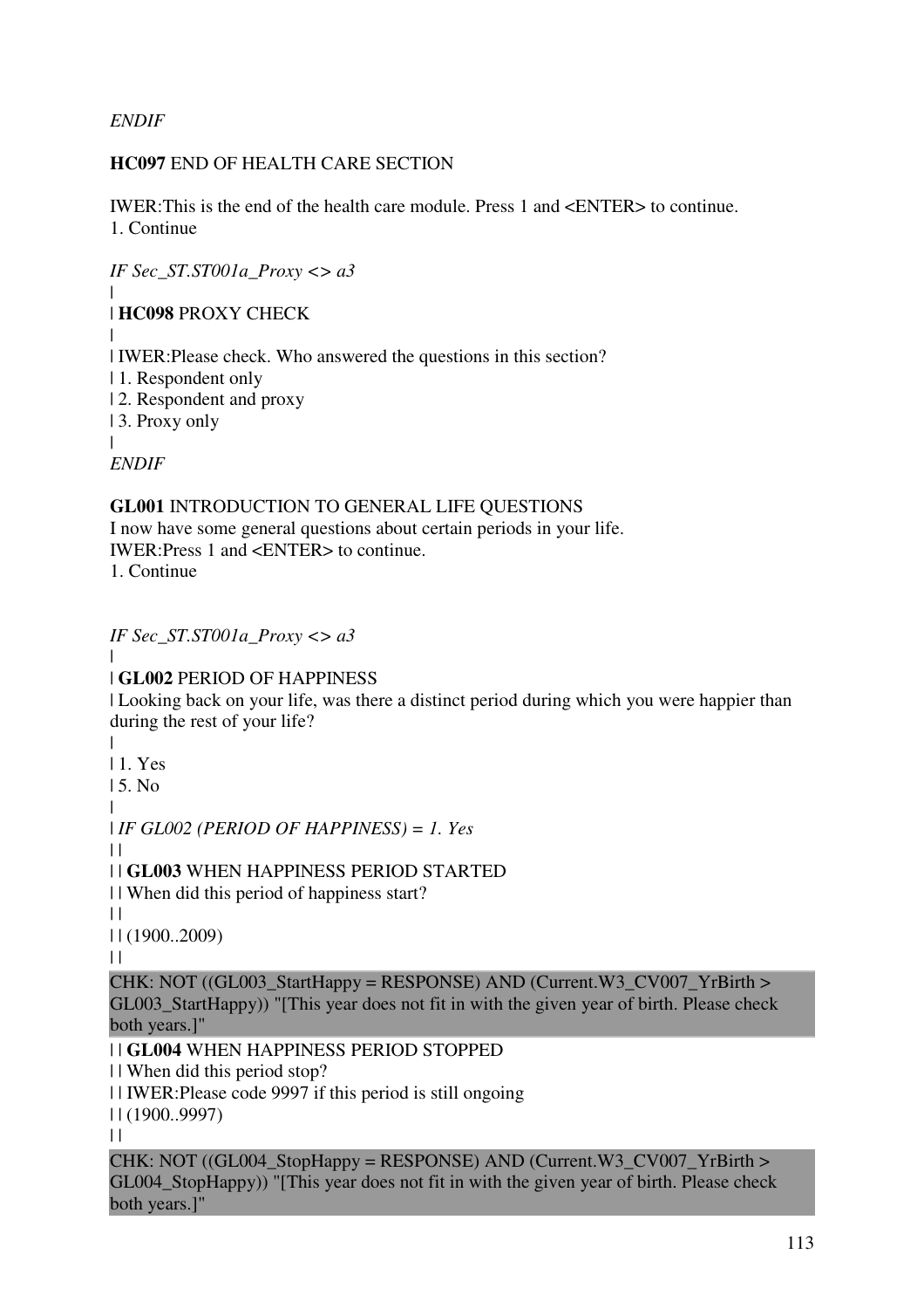*ENDIF*

**HC097** END OF HEALTH CARE SECTION

IWER:This is the end of the health care module. Press 1 and <ENTER> to continue.
1. Continue

*IF Sec_ST.ST001a_Proxy <> a3*
|
| **HC098** PROXY CHECK
|
| IWER:Please check. Who answered the questions in this section?
| 1. Respondent only
| 2. Respondent and proxy
| 3. Proxy only
|
*ENDIF*

**GL001** INTRODUCTION TO GENERAL LIFE QUESTIONS
I now have some general questions about certain periods in your life.
IWER:Press 1 and <ENTER> to continue.
1. Continue

*IF Sec_ST.ST001a_Proxy <> a3*
|
| **GL002** PERIOD OF HAPPINESS
| Looking back on your life, was there a distinct period during which you were happier than during the rest of your life?
|
| 1. Yes
| 5. No
|
| *IF GL002 (PERIOD OF HAPPINESS) = 1. Yes*
| |
| | **GL003** WHEN HAPPINESS PERIOD STARTED
| | When did this period of happiness start?
| |
| | (1900..2009)
| |

CHK: NOT ((GL003_StartHappy = RESPONSE) AND (Current.W3_CV007_YrBirth > GL003_StartHappy)) "[This year does not fit in with the given year of birth. Please check both years.]"

| | **GL004** WHEN HAPPINESS PERIOD STOPPED
| | When did this period stop?
| | IWER:Please code 9997 if this period is still ongoing
| | (1900..9997)
| |

CHK: NOT ((GL004_StopHappy = RESPONSE) AND (Current.W3_CV007_YrBirth > GL004_StopHappy)) "[This year does not fit in with the given year of birth. Please check both years.]"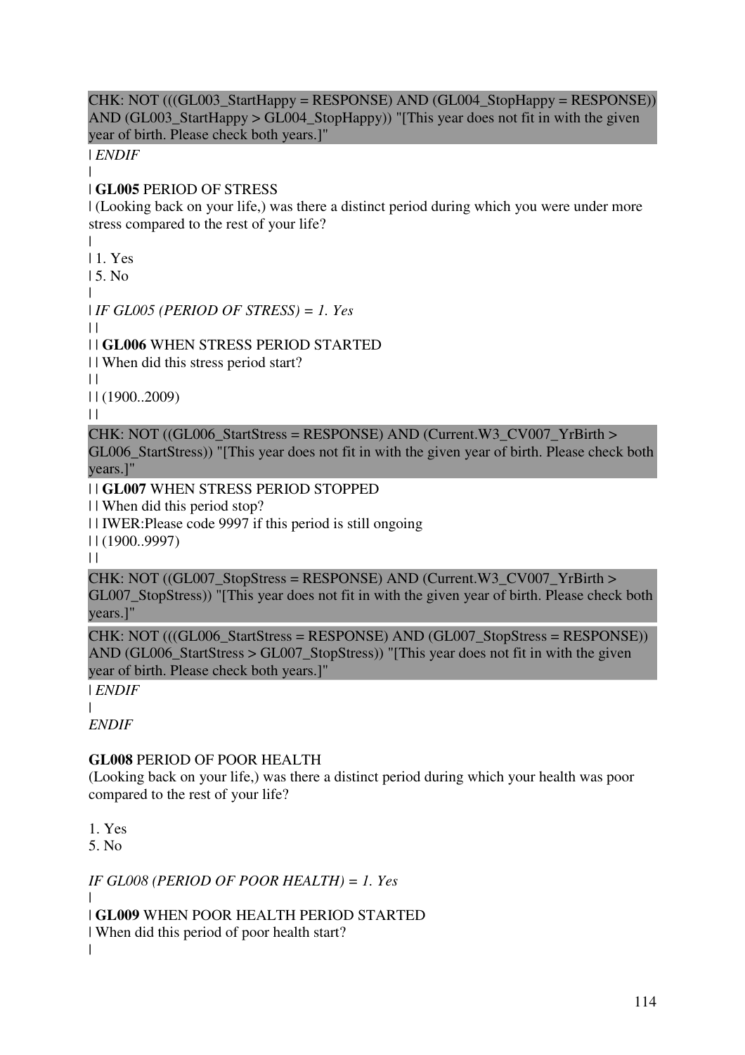CHK: NOT (((GL003_StartHappy = RESPONSE) AND (GL004_StopHappy = RESPONSE)) AND (GL003_StartHappy > GL004_StopHappy)) "[This year does not fit in with the given year of birth. Please check both years.]"

| *ENDIF*

|

| **GL005** PERIOD OF STRESS

| (Looking back on your life,) was there a distinct period during which you were under more stress compared to the rest of your life?

|

| 1. Yes

| 5. No

|

| *IF GL005 (PERIOD OF STRESS) = 1. Yes*

| |

| | **GL006** WHEN STRESS PERIOD STARTED

| | When did this stress period start?

| |

| | (1900..2009)

| |

CHK: NOT ((GL006_StartStress = RESPONSE) AND (Current.W3_CV007_YrBirth > GL006_StartStress)) "[This year does not fit in with the given year of birth. Please check both years.]"

| | **GL007** WHEN STRESS PERIOD STOPPED

| | When did this period stop?

| | IWER:Please code 9997 if this period is still ongoing

| | (1900..9997)

| |

CHK: NOT ((GL007_StopStress = RESPONSE) AND (Current.W3_CV007_YrBirth > GL007_StopStress)) "[This year does not fit in with the given year of birth. Please check both years.]"

CHK: NOT (((GL006_StartStress = RESPONSE) AND (GL007_StopStress = RESPONSE)) AND (GL006_StartStress > GL007_StopStress)) "[This year does not fit in with the given year of birth. Please check both years.]"

| *ENDIF*

|

*ENDIF*

**GL008** PERIOD OF POOR HEALTH

(Looking back on your life,) was there a distinct period during which your health was poor compared to the rest of your life?

1. Yes
5. No

*IF GL008 (PERIOD OF POOR HEALTH) = 1. Yes*

|

| **GL009** WHEN POOR HEALTH PERIOD STARTED

| When did this period of poor health start?

|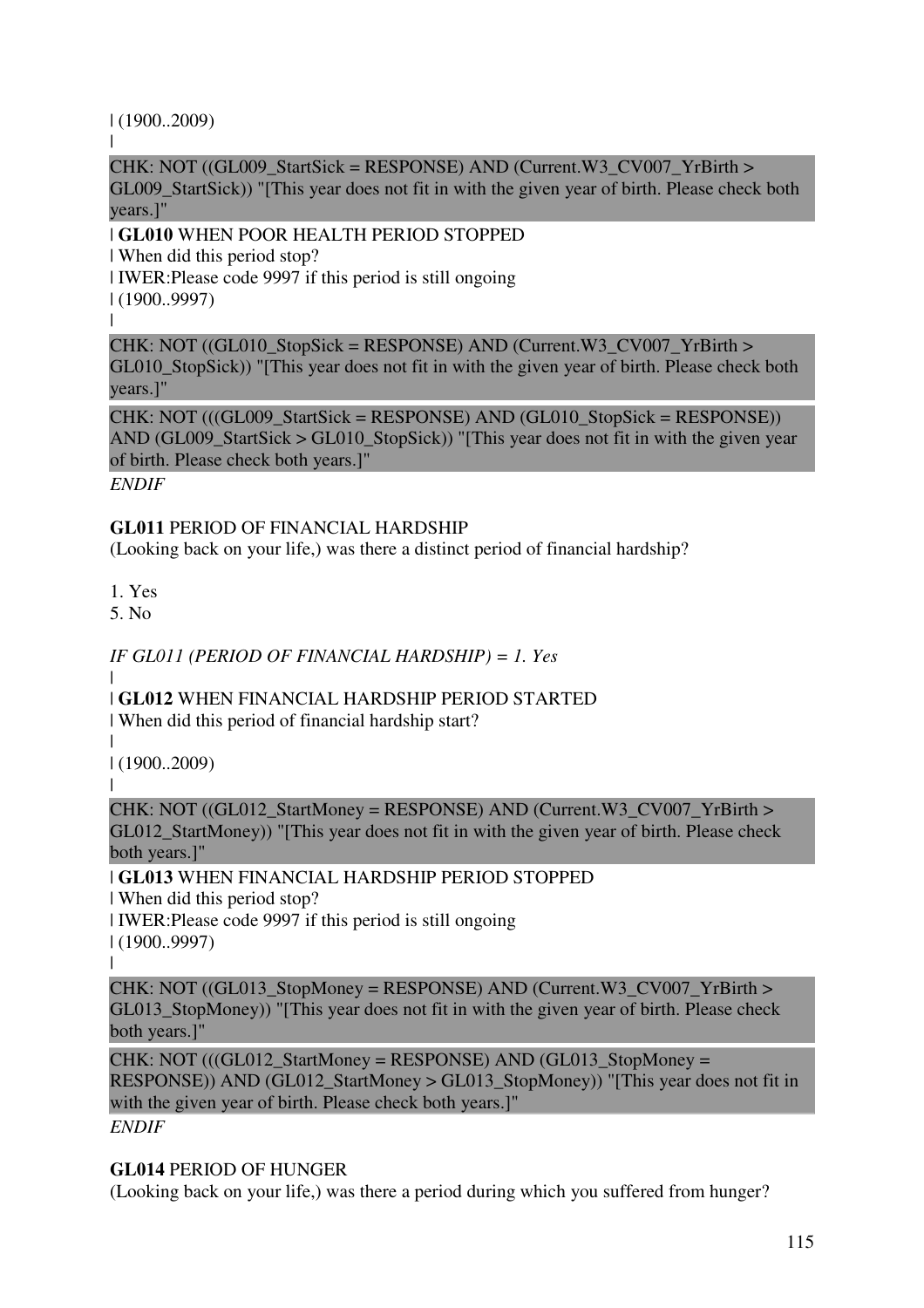| (1900..2009)
|

CHK: NOT ((GL009_StartSick = RESPONSE) AND (Current.W3_CV007_YrBirth > GL009_StartSick)) "[This year does not fit in with the given year of birth. Please check both years.]"

| **GL010** WHEN POOR HEALTH PERIOD STOPPED
| When did this period stop?
| IWER:Please code 9997 if this period is still ongoing
| (1900..9997)
|

CHK: NOT ((GL010_StopSick = RESPONSE) AND (Current.W3_CV007_YrBirth > GL010_StopSick)) "[This year does not fit in with the given year of birth. Please check both years.]"

CHK: NOT (((GL009_StartSick = RESPONSE) AND (GL010_StopSick = RESPONSE)) AND (GL009_StartSick > GL010_StopSick)) "[This year does not fit in with the given year of birth. Please check both years.]"

*ENDIF*

**GL011** PERIOD OF FINANCIAL HARDSHIP
(Looking back on your life,) was there a distinct period of financial hardship?

1. Yes
5. No

*IF GL011 (PERIOD OF FINANCIAL HARDSHIP) = 1. Yes*
|
| **GL012** WHEN FINANCIAL HARDSHIP PERIOD STARTED
| When did this period of financial hardship start?
|
| (1900..2009)
|

CHK: NOT ((GL012_StartMoney = RESPONSE) AND (Current.W3_CV007_YrBirth > GL012_StartMoney)) "[This year does not fit in with the given year of birth. Please check both years.]"

| **GL013** WHEN FINANCIAL HARDSHIP PERIOD STOPPED
| When did this period stop?
| IWER:Please code 9997 if this period is still ongoing
| (1900..9997)
|

CHK: NOT ((GL013_StopMoney = RESPONSE) AND (Current.W3_CV007_YrBirth > GL013_StopMoney)) "[This year does not fit in with the given year of birth. Please check both years.]"

CHK: NOT (((GL012_StartMoney = RESPONSE) AND (GL013_StopMoney = RESPONSE)) AND (GL012_StartMoney > GL013_StopMoney)) "[This year does not fit in with the given year of birth. Please check both years.]"

*ENDIF*

**GL014** PERIOD OF HUNGER
(Looking back on your life,) was there a period during which you suffered from hunger?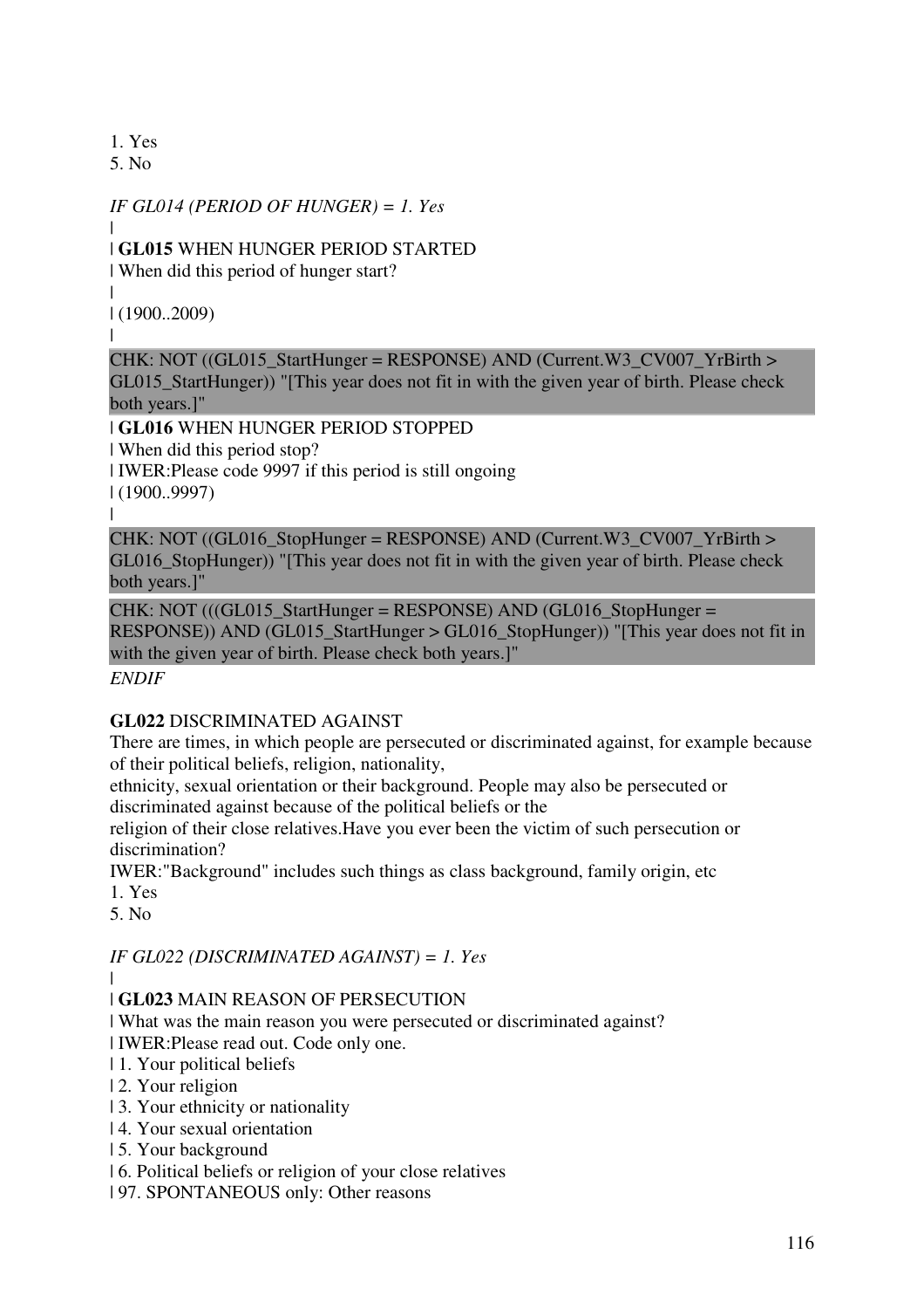1. Yes
5. No

*IF GL014 (PERIOD OF HUNGER) = 1. Yes*

|
| **GL015** WHEN HUNGER PERIOD STARTED
| When did this period of hunger start?
|
| (1900..2009)
|

CHK: NOT ((GL015_StartHunger = RESPONSE) AND (Current.W3_CV007_YrBirth > GL015_StartHunger)) "[This year does not fit in with the given year of birth. Please check both years.]"

| **GL016** WHEN HUNGER PERIOD STOPPED
| When did this period stop?
| IWER:Please code 9997 if this period is still ongoing
| (1900..9997)
|

CHK: NOT ((GL016_StopHunger = RESPONSE) AND (Current.W3_CV007_YrBirth > GL016_StopHunger)) "[This year does not fit in with the given year of birth. Please check both years.]"

CHK: NOT (((GL015_StartHunger = RESPONSE) AND (GL016_StopHunger = RESPONSE)) AND (GL015_StartHunger > GL016_StopHunger)) "[This year does not fit in with the given year of birth. Please check both years.]"

*ENDIF*

**GL022** DISCRIMINATED AGAINST
There are times, in which people are persecuted or discriminated against, for example because of their political beliefs, religion, nationality,
ethnicity, sexual orientation or their background. People may also be persecuted or discriminated against because of the political beliefs or the
religion of their close relatives.Have you ever been the victim of such persecution or discrimination?
IWER:"Background" includes such things as class background, family origin, etc
1. Yes
5. No

*IF GL022 (DISCRIMINATED AGAINST) = 1. Yes*

|
| **GL023** MAIN REASON OF PERSECUTION
| What was the main reason you were persecuted or discriminated against?
| IWER:Please read out. Code only one.
| 1. Your political beliefs
| 2. Your religion
| 3. Your ethnicity or nationality
| 4. Your sexual orientation
| 5. Your background
| 6. Political beliefs or religion of your close relatives
| 97. SPONTANEOUS only: Other reasons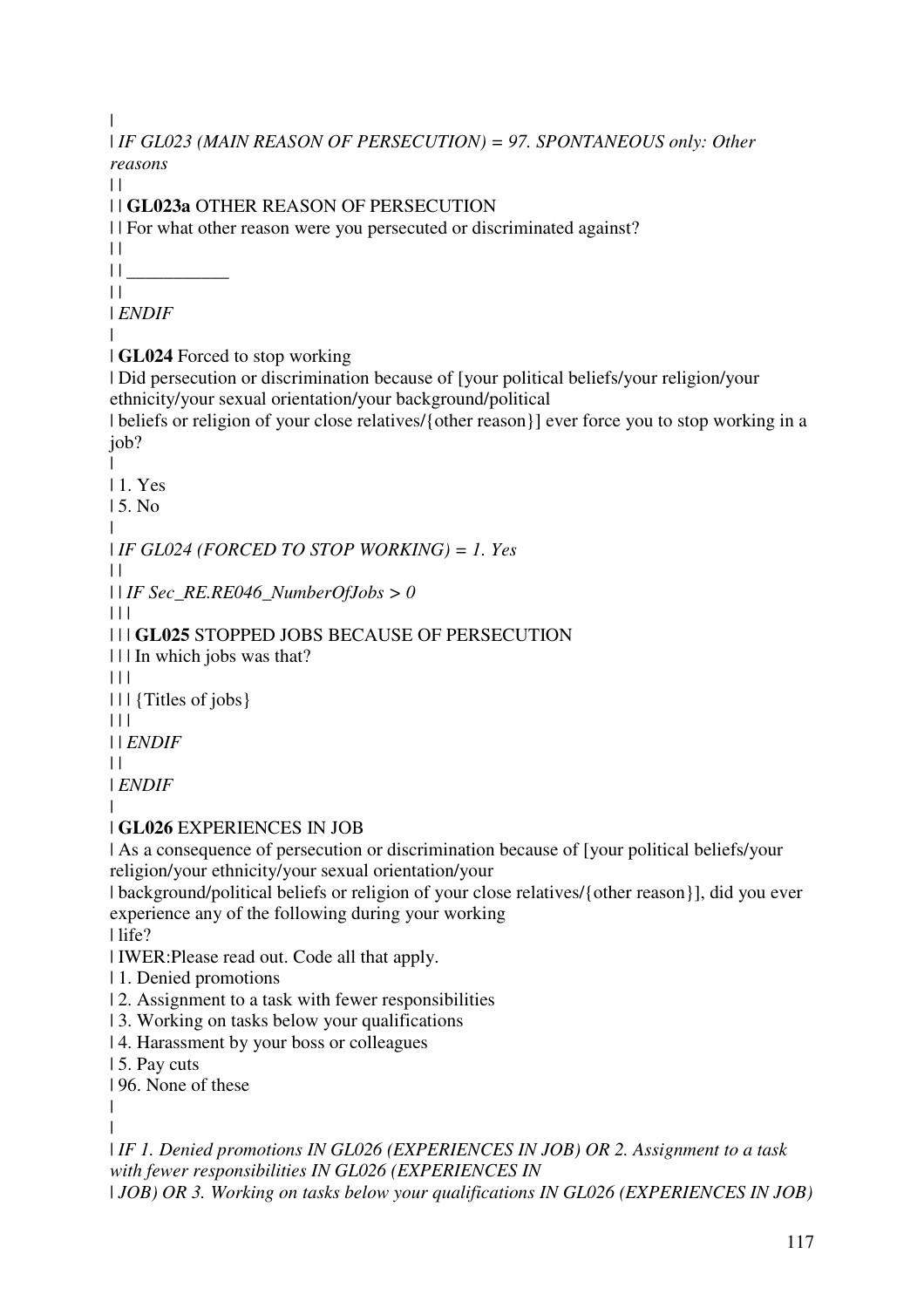|
| *IF GL023 (MAIN REASON OF PERSECUTION) = 97. SPONTANEOUS only: Other reasons*
| |
| | **GL023a** OTHER REASON OF PERSECUTION
| | For what other reason were you persecuted or discriminated against?
| |
| | ___________
| |
| *ENDIF*
|
| **GL024** Forced to stop working
| Did persecution or discrimination because of [your political beliefs/your religion/your ethnicity/your sexual orientation/your background/political
| beliefs or religion of your close relatives/{other reason}] ever force you to stop working in a job?
|
| 1. Yes
| 5. No
|
| *IF GL024 (FORCED TO STOP WORKING) = 1. Yes*
| |
| | *IF Sec_RE.RE046_NumberOfJobs > 0*
| | |
| | | **GL025** STOPPED JOBS BECAUSE OF PERSECUTION
| | | In which jobs was that?
| | |
| | | {Titles of jobs}
| | |
| | *ENDIF*
| |
| *ENDIF*
|
| **GL026** EXPERIENCES IN JOB
| As a consequence of persecution or discrimination because of [your political beliefs/your religion/your ethnicity/your sexual orientation/your
| background/political beliefs or religion of your close relatives/{other reason}], did you ever experience any of the following during your working
| life?
| IWER:Please read out. Code all that apply.
| 1. Denied promotions
| 2. Assignment to a task with fewer responsibilities
| 3. Working on tasks below your qualifications
| 4. Harassment by your boss or colleagues
| 5. Pay cuts
| 96. None of these
|
|
| *IF 1. Denied promotions IN GL026 (EXPERIENCES IN JOB) OR 2. Assignment to a task with fewer responsibilities IN GL026 (EXPERIENCES IN*
| *JOB) OR 3. Working on tasks below your qualifications IN GL026 (EXPERIENCES IN JOB)*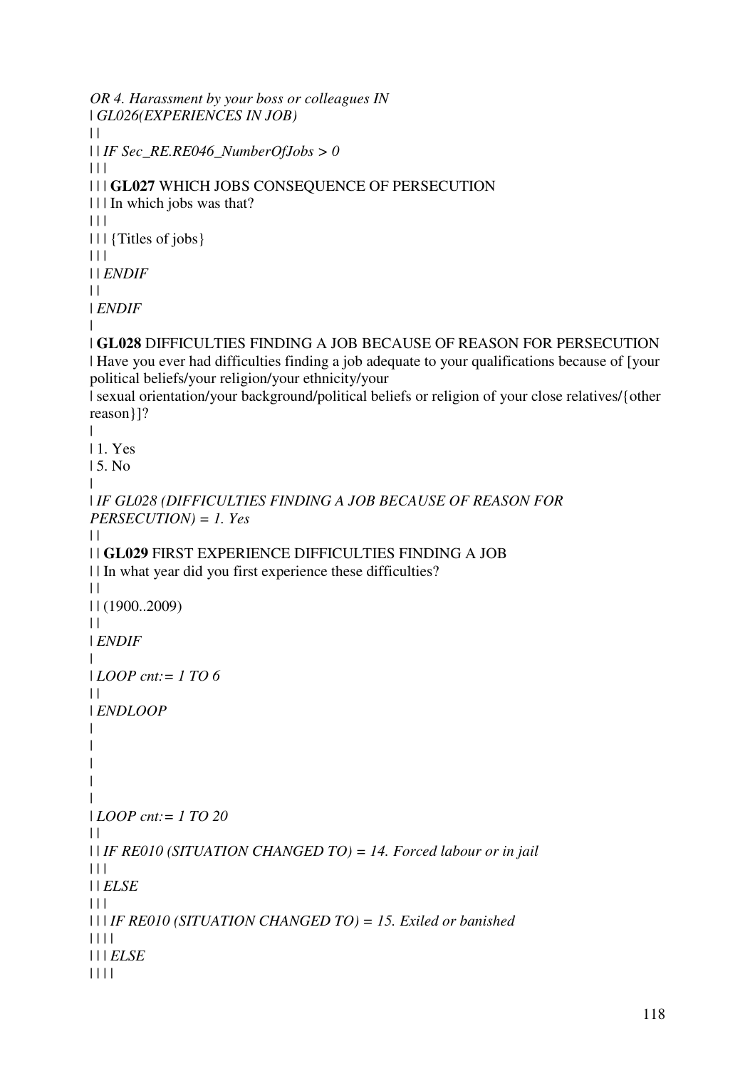*OR 4. Harassment by your boss or colleagues IN*
| *GL026(EXPERIENCES IN JOB)*
| |
| | *IF Sec_RE.RE046_NumberOfJobs > 0*
| | |
| | | **GL027** WHICH JOBS CONSEQUENCE OF PERSECUTION
| | | In which jobs was that?
| | |
| | | {Titles of jobs}
| | |
| | *ENDIF*
| |
| *ENDIF*
|
| **GL028** DIFFICULTIES FINDING A JOB BECAUSE OF REASON FOR PERSECUTION
| Have you ever had difficulties finding a job adequate to your qualifications because of [your political beliefs/your religion/your ethnicity/your
| sexual orientation/your background/political beliefs or religion of your close relatives/{other reason}]?
|
| 1. Yes
| 5. No
|
| *IF GL028 (DIFFICULTIES FINDING A JOB BECAUSE OF REASON FOR PERSECUTION) = 1. Yes*
| |
| | **GL029** FIRST EXPERIENCE DIFFICULTIES FINDING A JOB
| | In what year did you first experience these difficulties?
| |
| | (1900..2009)
| |
| *ENDIF*
|
| *LOOP cnt:= 1 TO 6*
| |
| *ENDLOOP*
|
|
|
|
|
| *LOOP cnt:= 1 TO 20*
| |
| | *IF RE010 (SITUATION CHANGED TO) = 14. Forced labour or in jail*
| | |
| | *ELSE*
| | |
| | | *IF RE010 (SITUATION CHANGED TO) = 15. Exiled or banished*
| | | |
| | | *ELSE*
| | | |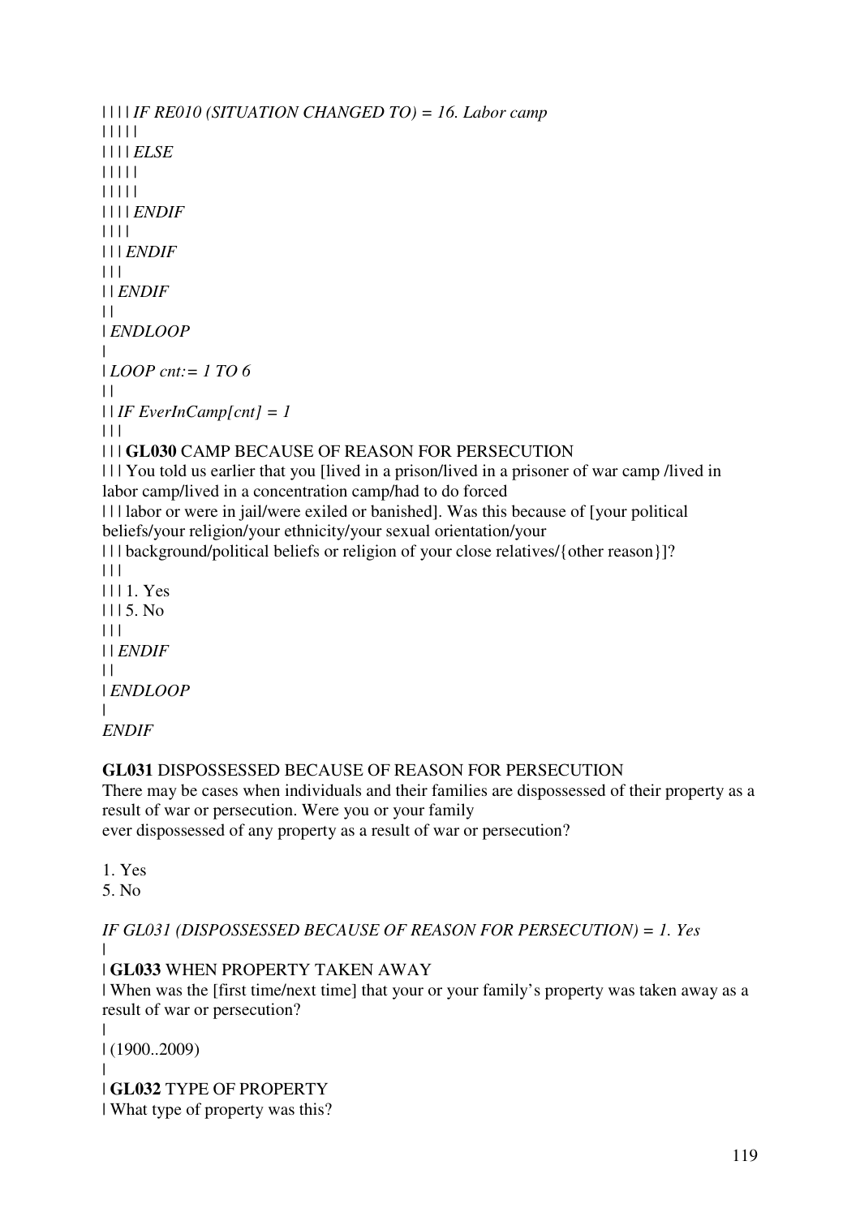| | | | *IF RE010 (SITUATION CHANGED TO) = 16. Labor camp*
| | | | |
| | | | *ELSE*
| | | | |
| | | | |
| | | | *ENDIF*
| | | |
| | | *ENDIF*
| | |
| | *ENDIF*
| |
| *ENDLOOP*
|
| *LOOP cnt:= 1 TO 6*
| |
| | *IF EverInCamp[cnt] = 1*
| | |
| | | **GL030** CAMP BECAUSE OF REASON FOR PERSECUTION
| | | You told us earlier that you [lived in a prison/lived in a prisoner of war camp /lived in labor camp/lived in a concentration camp/had to do forced
| | | labor or were in jail/were exiled or banished]. Was this because of [your political beliefs/your religion/your ethnicity/your sexual orientation/your
| | | background/political beliefs or religion of your close relatives/{other reason}]?
| | |
| | | 1. Yes
| | | 5. No
| | |
| | *ENDIF*
| |
| *ENDLOOP*
|
*ENDIF*

**GL031** DISPOSSESSED BECAUSE OF REASON FOR PERSECUTION
There may be cases when individuals and their families are dispossessed of their property as a result of war or persecution. Were you or your family
ever dispossessed of any property as a result of war or persecution?

1. Yes
5. No

*IF GL031 (DISPOSSESSED BECAUSE OF REASON FOR PERSECUTION) = 1. Yes*
|
| **GL033** WHEN PROPERTY TAKEN AWAY
| When was the [first time/next time] that your or your family's property was taken away as a result of war or persecution?
|
| (1900..2009)
|
| **GL032** TYPE OF PROPERTY
| What type of property was this?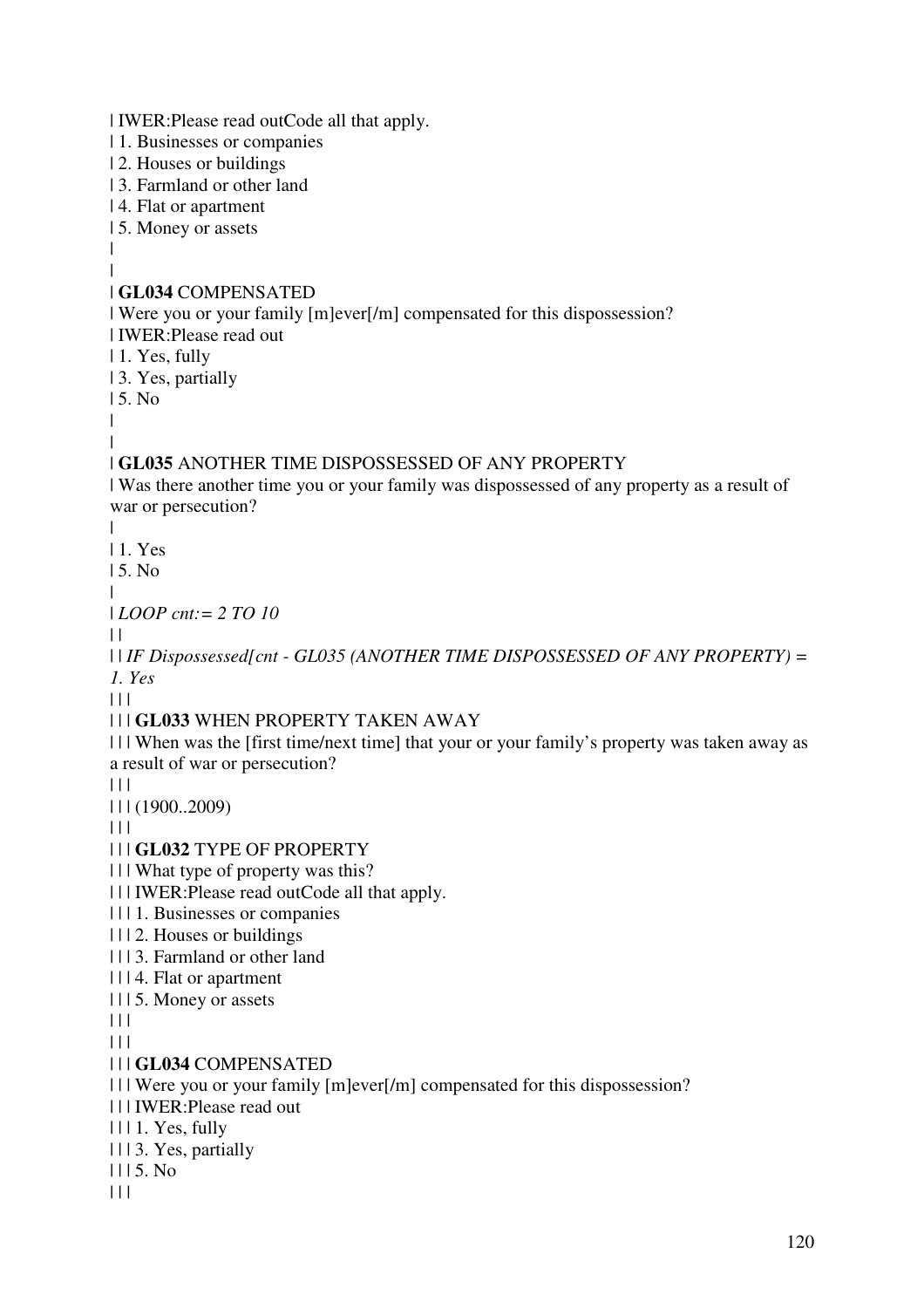| IWER:Please read outCode all that apply.
| 1. Businesses or companies
| 2. Houses or buildings
| 3. Farmland or other land
| 4. Flat or apartment
| 5. Money or assets
|
|
| **GL034** COMPENSATED
| Were you or your family [m]ever[/m] compensated for this dispossession?
| IWER:Please read out
| 1. Yes, fully
| 3. Yes, partially
| 5. No
|
|
| **GL035** ANOTHER TIME DISPOSSESSED OF ANY PROPERTY
| Was there another time you or your family was dispossessed of any property as a result of war or persecution?
|
| 1. Yes
| 5. No
|
| *LOOP cnt:= 2 TO 10*
| |
| | *IF Dispossessed[cnt - GL035 (ANOTHER TIME DISPOSSESSED OF ANY PROPERTY) = 1. Yes*
| | |
| | | **GL033** WHEN PROPERTY TAKEN AWAY
| | | When was the [first time/next time] that your or your family's property was taken away as a result of war or persecution?
| | |
| | | (1900..2009)
| | |
| | | **GL032** TYPE OF PROPERTY
| | | What type of property was this?
| | | IWER:Please read outCode all that apply.
| | | 1. Businesses or companies
| | | 2. Houses or buildings
| | | 3. Farmland or other land
| | | 4. Flat or apartment
| | | 5. Money or assets
| | |
| | |
| | | **GL034** COMPENSATED
| | | Were you or your family [m]ever[/m] compensated for this dispossession?
| | | IWER:Please read out
| | | 1. Yes, fully
| | | 3. Yes, partially
| | | 5. No
| | |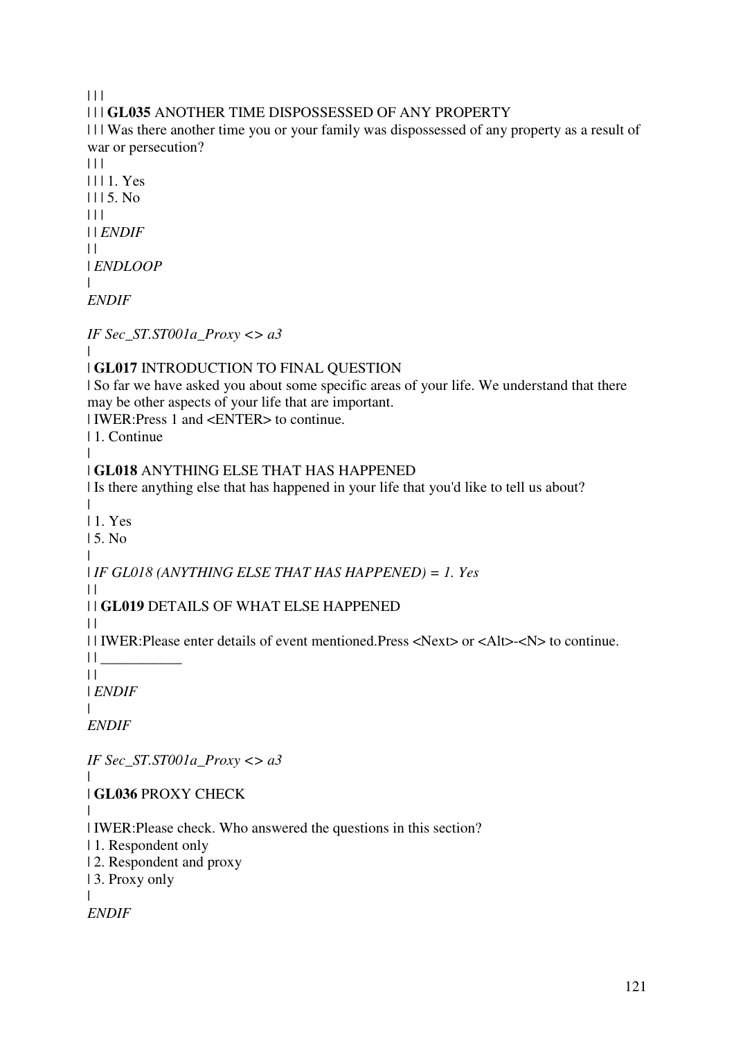| | |
| | | **GL035** ANOTHER TIME DISPOSSESSED OF ANY PROPERTY
| | | Was there another time you or your family was dispossessed of any property as a result of war or persecution?
| | |
| | | 1. Yes
| | | 5. No
| | |
| | *ENDIF*
| |
| *ENDLOOP*
|
*ENDIF*

*IF Sec_ST.ST001a_Proxy <> a3*
|
| **GL017** INTRODUCTION TO FINAL QUESTION
| So far we have asked you about some specific areas of your life. We understand that there may be other aspects of your life that are important.
| IWER:Press 1 and <ENTER> to continue.
| 1. Continue
|
| **GL018** ANYTHING ELSE THAT HAS HAPPENED
| Is there anything else that has happened in your life that you'd like to tell us about?
|
| 1. Yes
| 5. No
|
| *IF GL018 (ANYTHING ELSE THAT HAS HAPPENED) = 1. Yes*
| |
| | **GL019** DETAILS OF WHAT ELSE HAPPENED
| |
| | IWER:Please enter details of event mentioned.Press <Next> or <Alt>-<N> to continue.
| | ___________
| |
| *ENDIF*
|
*ENDIF*

*IF Sec_ST.ST001a_Proxy <> a3*
|
| **GL036** PROXY CHECK
|
| IWER:Please check. Who answered the questions in this section?
| 1. Respondent only
| 2. Respondent and proxy
| 3. Proxy only
|
*ENDIF*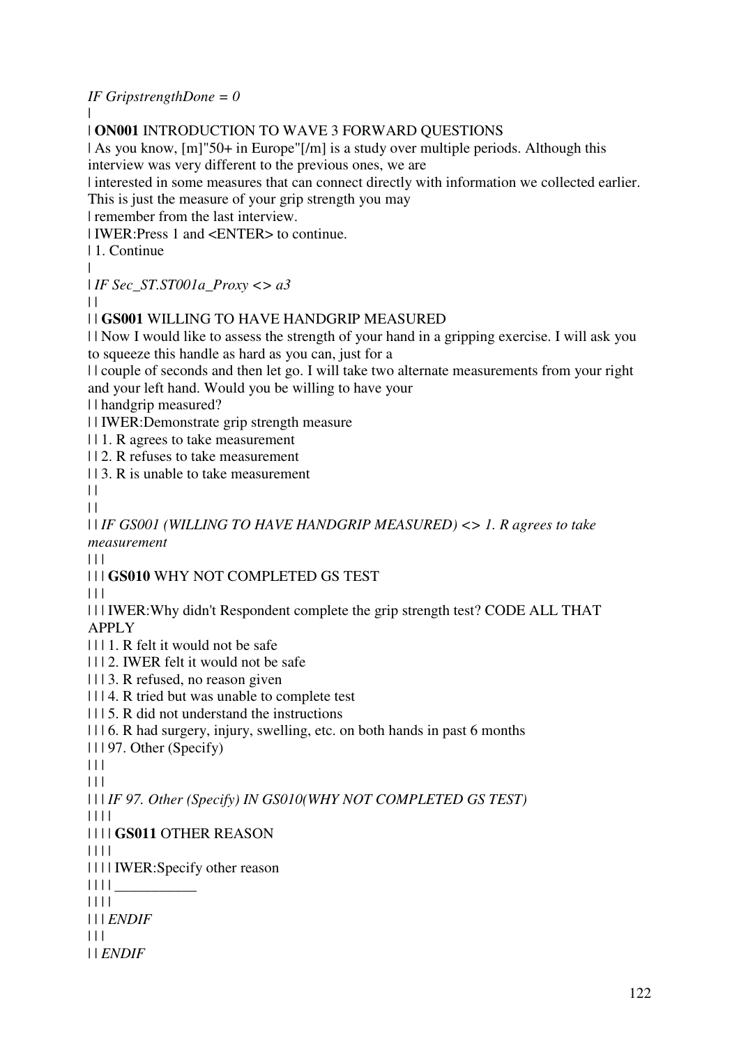*IF GripstrengthDone = 0*

|

| **ON001** INTRODUCTION TO WAVE 3 FORWARD QUESTIONS

| As you know, [m]"50+ in Europe"[/m] is a study over multiple periods. Although this interview was very different to the previous ones, we are

| interested in some measures that can connect directly with information we collected earlier. This is just the measure of your grip strength you may

| remember from the last interview.

| IWER:Press 1 and <ENTER> to continue.

| 1. Continue

|

| *IF Sec_ST.ST001a_Proxy <> a3*

| |

| | **GS001** WILLING TO HAVE HANDGRIP MEASURED

| | Now I would like to assess the strength of your hand in a gripping exercise. I will ask you to squeeze this handle as hard as you can, just for a

| | couple of seconds and then let go. I will take two alternate measurements from your right and your left hand. Would you be willing to have your

| | handgrip measured?

| | IWER:Demonstrate grip strength measure

| | 1. R agrees to take measurement

| | 2. R refuses to take measurement

| | 3. R is unable to take measurement

| |

| |

| | *IF GS001 (WILLING TO HAVE HANDGRIP MEASURED) <> 1. R agrees to take measurement*

| | |

| | | **GS010** WHY NOT COMPLETED GS TEST

| | |

| | | IWER:Why didn't Respondent complete the grip strength test? CODE ALL THAT APPLY

| | | 1. R felt it would not be safe

| | | 2. IWER felt it would not be safe

| | | 3. R refused, no reason given

| | | 4. R tried but was unable to complete test

| | | 5. R did not understand the instructions

| | | 6. R had surgery, injury, swelling, etc. on both hands in past 6 months

| | | 97. Other (Specify)

| | |

| | |

| | | *IF 97. Other (Specify) IN GS010(WHY NOT COMPLETED GS TEST)*

| | | |

| | | | **GS011** OTHER REASON

| | | |

| | | | IWER:Specify other reason

| | | | ___________

| | | |

| | | *ENDIF*

| | |

| | *ENDIF*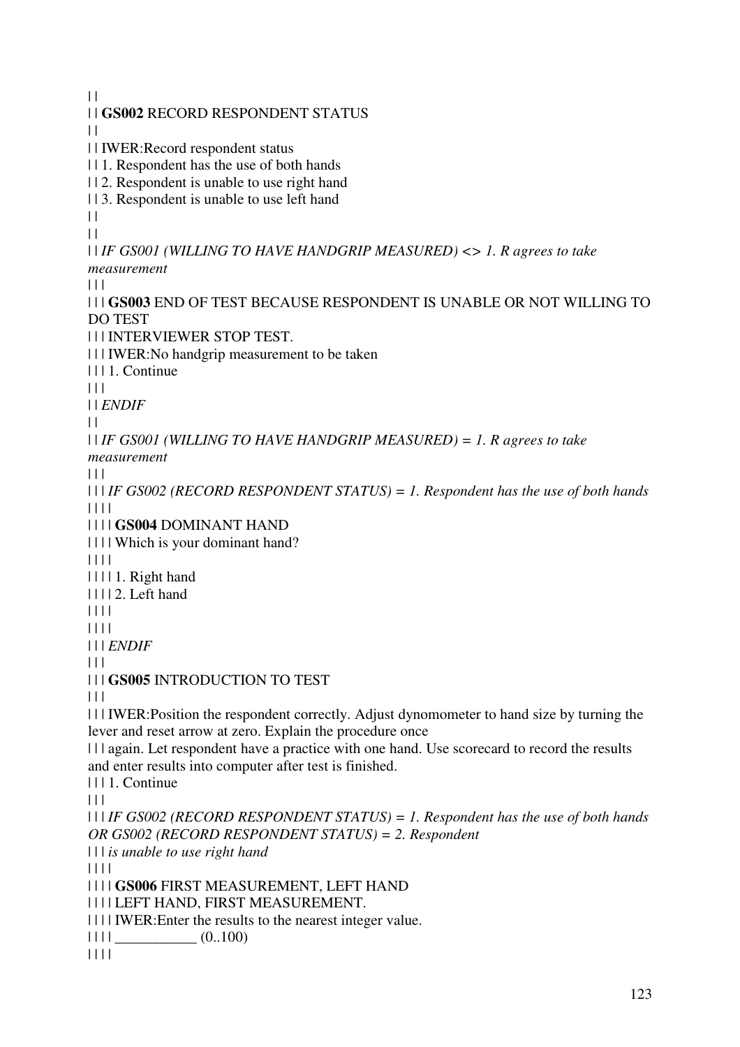| |
| | **GS002** RECORD RESPONDENT STATUS
| |
| | IWER:Record respondent status
| | 1. Respondent has the use of both hands
| | 2. Respondent is unable to use right hand
| | 3. Respondent is unable to use left hand
| |
| |
| | *IF GS001 (WILLING TO HAVE HANDGRIP MEASURED) <> 1. R agrees to take measurement*
| | |
| | | **GS003** END OF TEST BECAUSE RESPONDENT IS UNABLE OR NOT WILLING TO DO TEST
| | | INTERVIEWER STOP TEST.
| | | IWER:No handgrip measurement to be taken
| | | 1. Continue
| | |
| | *ENDIF*
| |
| | *IF GS001 (WILLING TO HAVE HANDGRIP MEASURED) = 1. R agrees to take measurement*
| | |
| | | *IF GS002 (RECORD RESPONDENT STATUS) = 1. Respondent has the use of both hands*
| | | |
| | | | **GS004** DOMINANT HAND
| | | | Which is your dominant hand?
| | | |
| | | | 1. Right hand
| | | | 2. Left hand
| | | |
| | | |
| | | *ENDIF*
| | |
| | | **GS005** INTRODUCTION TO TEST
| | |
| | | IWER:Position the respondent correctly. Adjust dynomometer to hand size by turning the lever and reset arrow at zero. Explain the procedure once
| | | again. Let respondent have a practice with one hand. Use scorecard to record the results and enter results into computer after test is finished.
| | | 1. Continue
| | |
| | | *IF GS002 (RECORD RESPONDENT STATUS) = 1. Respondent has the use of both hands OR GS002 (RECORD RESPONDENT STATUS) = 2. Respondent*
| | | *is unable to use right hand*
| | | |
| | | | **GS006** FIRST MEASUREMENT, LEFT HAND
| | | | LEFT HAND, FIRST MEASUREMENT.
| | | | IWER:Enter the results to the nearest integer value.
| | | | ___________ (0..100)
| | | |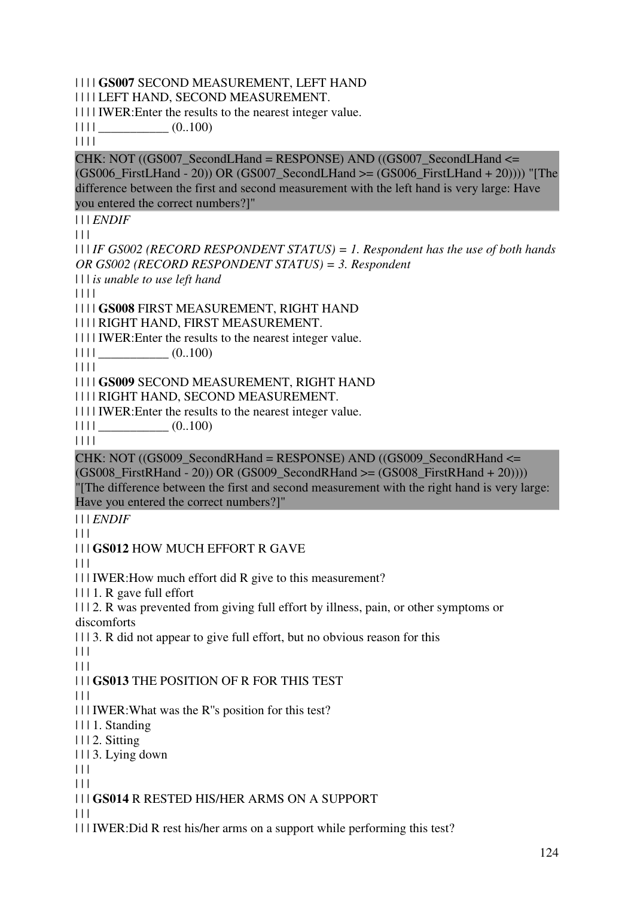| | | | **GS007** SECOND MEASUREMENT, LEFT HAND
| | | | LEFT HAND, SECOND MEASUREMENT.
| | | | IWER:Enter the results to the nearest integer value.
| | | | ___________ (0..100)
| | | |

CHK: NOT ((GS007_SecondLHand = RESPONSE) AND ((GS007_SecondLHand <= (GS006_FirstLHand - 20)) OR (GS007_SecondLHand >= (GS006_FirstLHand + 20)))) "[The difference between the first and second measurement with the left hand is very large: Have you entered the correct numbers?]"

| | | *ENDIF*
| | |
| | | *IF GS002 (RECORD RESPONDENT STATUS) = 1. Respondent has the use of both hands OR GS002 (RECORD RESPONDENT STATUS) = 3. Respondent*
| | | *is unable to use left hand*
| | | |
| | | | **GS008** FIRST MEASUREMENT, RIGHT HAND
| | | | RIGHT HAND, FIRST MEASUREMENT.
| | | | IWER:Enter the results to the nearest integer value.
| | | | ___________ (0..100)
| | | |
| | | | **GS009** SECOND MEASUREMENT, RIGHT HAND
| | | | RIGHT HAND, SECOND MEASUREMENT.
| | | | IWER:Enter the results to the nearest integer value.
| | | | ___________ (0..100)
| | | |

CHK: NOT ((GS009_SecondRHand = RESPONSE) AND ((GS009_SecondRHand <= (GS008_FirstRHand - 20)) OR (GS009_SecondRHand >= (GS008_FirstRHand + 20)))) "[The difference between the first and second measurement with the right hand is very large: Have you entered the correct numbers?]"

| | | *ENDIF*
| | |
| | | **GS012** HOW MUCH EFFORT R GAVE
| | |
| | | IWER:How much effort did R give to this measurement?
| | | 1. R gave full effort
| | | 2. R was prevented from giving full effort by illness, pain, or other symptoms or discomforts
| | | 3. R did not appear to give full effort, but no obvious reason for this
| | |
| | |
| | | **GS013** THE POSITION OF R FOR THIS TEST
| | |
| | | IWER:What was the R''s position for this test?
| | | 1. Standing
| | | 2. Sitting
| | | 3. Lying down
| | |
| | |
| | | **GS014** R RESTED HIS/HER ARMS ON A SUPPORT
| | |
| | | IWER:Did R rest his/her arms on a support while performing this test?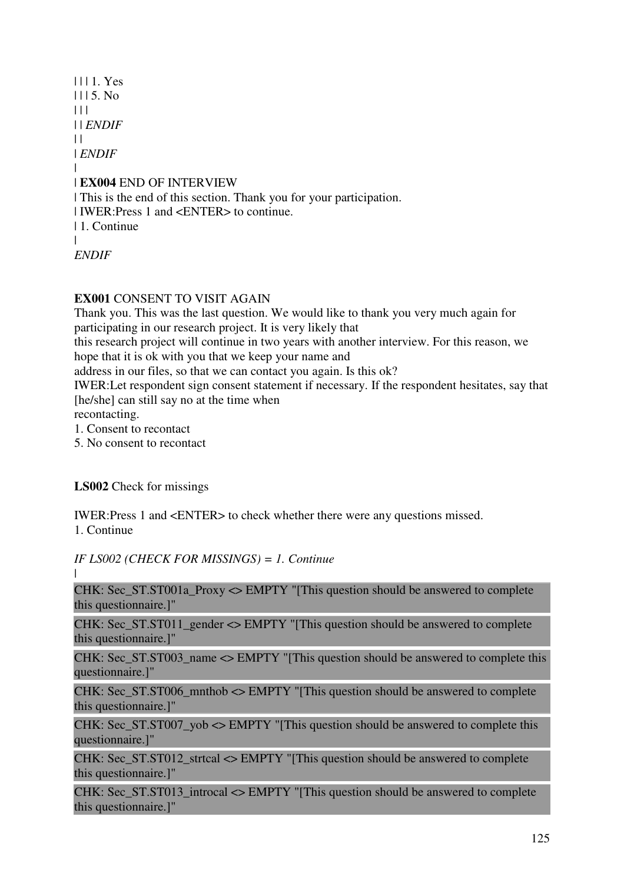| | | 1. Yes
| | | 5. No
| | |
| | *ENDIF*
| |
| *ENDIF*
|
| **EX004** END OF INTERVIEW
| This is the end of this section. Thank you for your participation.
| IWER:Press 1 and <ENTER> to continue.
| 1. Continue
|
*ENDIF*

**EX001** CONSENT TO VISIT AGAIN
Thank you. This was the last question. We would like to thank you very much again for participating in our research project. It is very likely that
this research project will continue in two years with another interview. For this reason, we hope that it is ok with you that we keep your name and
address in our files, so that we can contact you again. Is this ok?
IWER:Let respondent sign consent statement if necessary. If the respondent hesitates, say that [he/she] can still say no at the time when
recontacting.
1. Consent to recontact
5. No consent to recontact

**LS002** Check for missings

IWER:Press 1 and <ENTER> to check whether there were any questions missed.
1. Continue

*IF LS002 (CHECK FOR MISSINGS) = 1. Continue*
|

CHK: Sec_ST.ST001a_Proxy <> EMPTY "[This question should be answered to complete this questionnaire.]"

CHK: Sec_ST.ST011_gender <> EMPTY "[This question should be answered to complete this questionnaire.]"

CHK: Sec_ST.ST003_name <> EMPTY "[This question should be answered to complete this questionnaire.]"

CHK: Sec_ST.ST006_mnthob <> EMPTY "[This question should be answered to complete this questionnaire.]"

CHK: Sec_ST.ST007_yob <> EMPTY "[This question should be answered to complete this questionnaire.]"

CHK: Sec_ST.ST012_strtcal <> EMPTY "[This question should be answered to complete this questionnaire.]"

CHK: Sec_ST.ST013_introcal <> EMPTY "[This question should be answered to complete this questionnaire.]"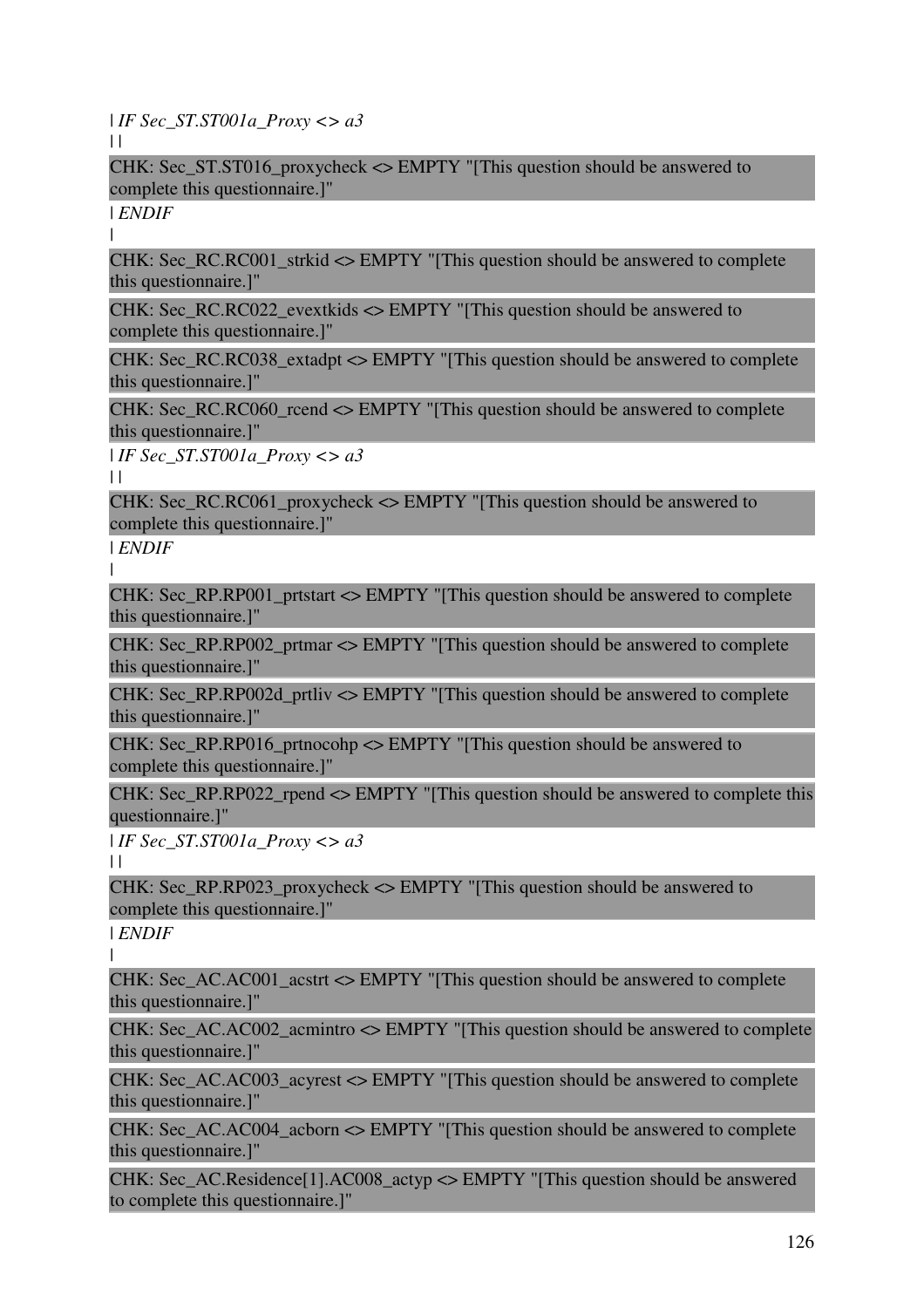| *IF Sec_ST.ST001a_Proxy <> a3*

| |

CHK: Sec_ST.ST016_proxycheck <> EMPTY "[This question should be answered to complete this questionnaire.]"

| *ENDIF*

|

CHK: Sec_RC.RC001_strkid <> EMPTY "[This question should be answered to complete this questionnaire.]"

CHK: Sec_RC.RC022_evextkids <> EMPTY "[This question should be answered to complete this questionnaire.]"

CHK: Sec_RC.RC038_extadpt <> EMPTY "[This question should be answered to complete this questionnaire.]"

CHK: Sec_RC.RC060_rcend <> EMPTY "[This question should be answered to complete this questionnaire.]"

| *IF Sec_ST.ST001a_Proxy <> a3*

| |

CHK: Sec_RC.RC061_proxycheck <> EMPTY "[This question should be answered to complete this questionnaire.]"

| *ENDIF*

|

CHK: Sec_RP.RP001_prtstart <> EMPTY "[This question should be answered to complete this questionnaire.]"

CHK: Sec_RP.RP002_prtmar <> EMPTY "[This question should be answered to complete this questionnaire.]"

CHK: Sec_RP.RP002d_prtliv <> EMPTY "[This question should be answered to complete this questionnaire.]"

CHK: Sec_RP.RP016_prtnocohp <> EMPTY "[This question should be answered to complete this questionnaire.]"

CHK: Sec_RP.RP022_rpend <> EMPTY "[This question should be answered to complete this questionnaire.]"

| *IF Sec_ST.ST001a_Proxy <> a3*

| |

CHK: Sec_RP.RP023_proxycheck <> EMPTY "[This question should be answered to complete this questionnaire.]"

| *ENDIF*

|

CHK: Sec_AC.AC001_acstrt <> EMPTY "[This question should be answered to complete this questionnaire.]"

CHK: Sec_AC.AC002_acmintro <> EMPTY "[This question should be answered to complete this questionnaire.]"

CHK: Sec_AC.AC003_acyrest <> EMPTY "[This question should be answered to complete this questionnaire.]"

CHK: Sec_AC.AC004_acborn <> EMPTY "[This question should be answered to complete this questionnaire.]"

CHK: Sec_AC.Residence[1].AC008_actyp <> EMPTY "[This question should be answered to complete this questionnaire.]"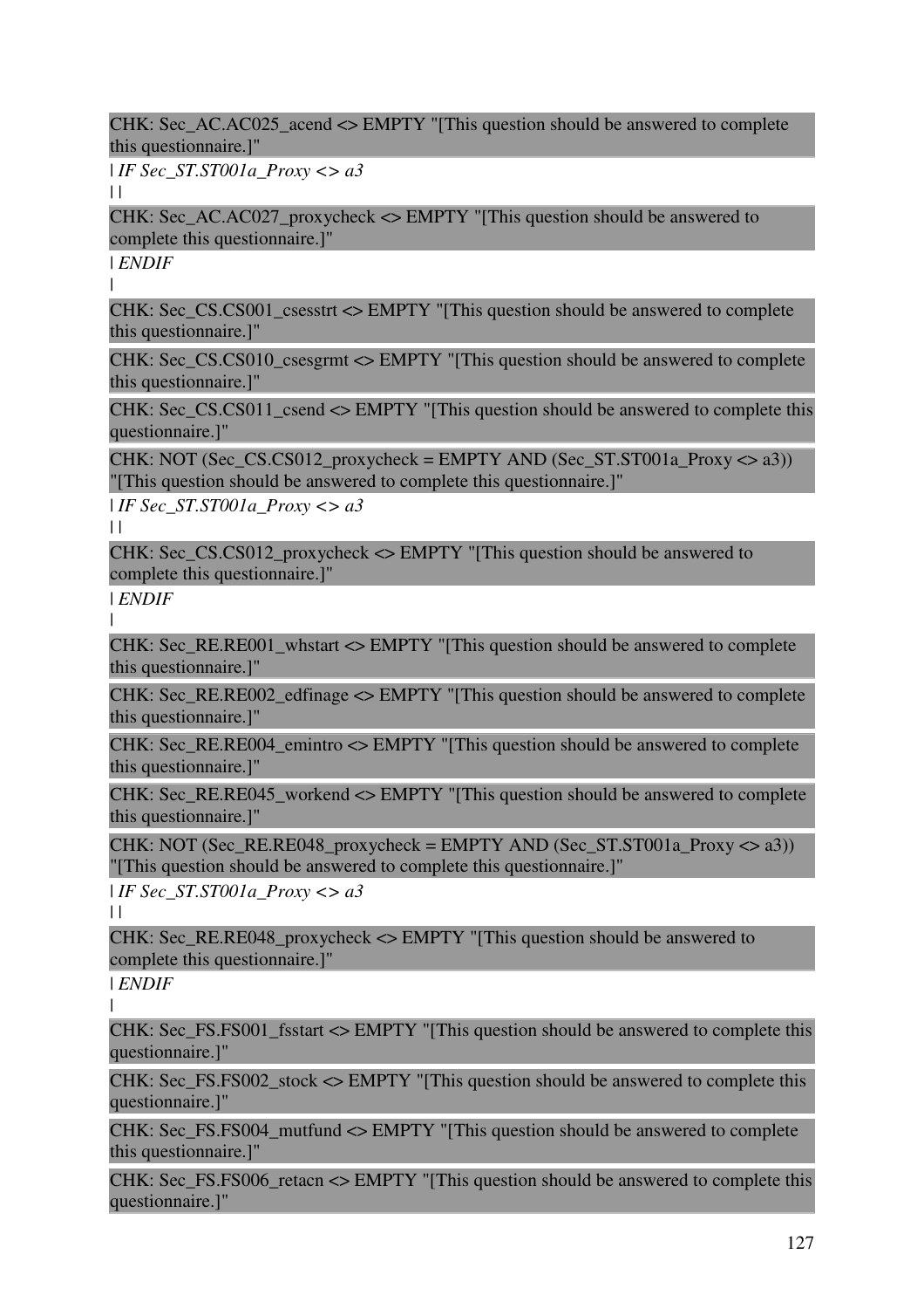CHK: Sec_AC.AC025_acend <> EMPTY "[This question should be answered to complete this questionnaire.]"

| *IF Sec_ST.ST001a_Proxy <> a3*

| |

CHK: Sec_AC.AC027_proxycheck <> EMPTY "[This question should be answered to complete this questionnaire.]"

| *ENDIF*

|

CHK: Sec_CS.CS001_csesstrt <> EMPTY "[This question should be answered to complete this questionnaire.]"

CHK: Sec_CS.CS010_csesgrmt <> EMPTY "[This question should be answered to complete this questionnaire.]"

CHK: Sec_CS.CS011_csend <> EMPTY "[This question should be answered to complete this questionnaire.]"

CHK: NOT (Sec_CS.CS012_proxycheck = EMPTY AND (Sec_ST.ST001a_Proxy <> a3)) "[This question should be answered to complete this questionnaire.]"

| *IF Sec_ST.ST001a_Proxy <> a3*

| |

CHK: Sec_CS.CS012_proxycheck <> EMPTY "[This question should be answered to complete this questionnaire.]"

| *ENDIF*

|

CHK: Sec_RE.RE001_whstart <> EMPTY "[This question should be answered to complete this questionnaire.]"

CHK: Sec_RE.RE002_edfinage <> EMPTY "[This question should be answered to complete this questionnaire.]"

CHK: Sec_RE.RE004_emintro <> EMPTY "[This question should be answered to complete this questionnaire.]"

CHK: Sec_RE.RE045_workend <> EMPTY "[This question should be answered to complete this questionnaire.]"

CHK: NOT (Sec_RE.RE048_proxycheck = EMPTY AND (Sec_ST.ST001a_Proxy <> a3)) "[This question should be answered to complete this questionnaire.]"

| *IF Sec_ST.ST001a_Proxy <> a3*

| |

CHK: Sec_RE.RE048_proxycheck <> EMPTY "[This question should be answered to complete this questionnaire.]"

| *ENDIF*

|

CHK: Sec_FS.FS001_fsstart <> EMPTY "[This question should be answered to complete this questionnaire.]"

CHK: Sec_FS.FS002_stock <> EMPTY "[This question should be answered to complete this questionnaire.]"

CHK: Sec_FS.FS004_mutfund <> EMPTY "[This question should be answered to complete this questionnaire.]"

CHK: Sec_FS.FS006_retacn <> EMPTY "[This question should be answered to complete this questionnaire.]"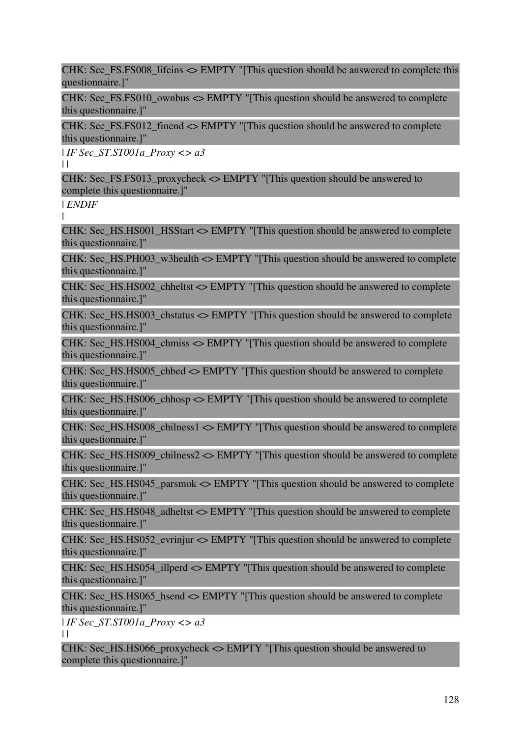CHK: Sec_FS.FS008_lifeins <> EMPTY "[This question should be answered to complete this questionnaire.]"

CHK: Sec_FS.FS010_ownbus <> EMPTY "[This question should be answered to complete this questionnaire.]"

CHK: Sec_FS.FS012_finend <> EMPTY "[This question should be answered to complete this questionnaire.]"

| *IF Sec_ST.ST001a_Proxy <> a3*
| |

CHK: Sec_FS.FS013_proxycheck <> EMPTY "[This question should be answered to complete this questionnaire.]"

| *ENDIF*
|

CHK: Sec_HS.HS001_HSStart <> EMPTY "[This question should be answered to complete this questionnaire.]"

CHK: Sec_HS.PH003_w3health <> EMPTY "[This question should be answered to complete this questionnaire.]"

CHK: Sec_HS.HS002_chheltst <> EMPTY "[This question should be answered to complete this questionnaire.]"

CHK: Sec_HS.HS003_chstatus <> EMPTY "[This question should be answered to complete this questionnaire.]"

CHK: Sec_HS.HS004_chmiss <> EMPTY "[This question should be answered to complete this questionnaire.]"

CHK: Sec_HS.HS005_chbed <> EMPTY "[This question should be answered to complete this questionnaire.]"

CHK: Sec_HS.HS006_chhosp <> EMPTY "[This question should be answered to complete this questionnaire.]"

CHK: Sec_HS.HS008_chilness1 <> EMPTY "[This question should be answered to complete this questionnaire.]"

CHK: Sec_HS.HS009_chilness2 <> EMPTY "[This question should be answered to complete this questionnaire.]"

CHK: Sec_HS.HS045_parsmok <> EMPTY "[This question should be answered to complete this questionnaire.]"

CHK: Sec_HS.HS048_adheltst <> EMPTY "[This question should be answered to complete this questionnaire.]"

CHK: Sec_HS.HS052_evrinjur <> EMPTY "[This question should be answered to complete this questionnaire.]"

CHK: Sec_HS.HS054_illperd <> EMPTY "[This question should be answered to complete this questionnaire.]"

CHK: Sec_HS.HS065_hsend <> EMPTY "[This question should be answered to complete this questionnaire.]"

| *IF Sec_ST.ST001a_Proxy <> a3*
| |

CHK: Sec_HS.HS066_proxycheck <> EMPTY "[This question should be answered to complete this questionnaire.]"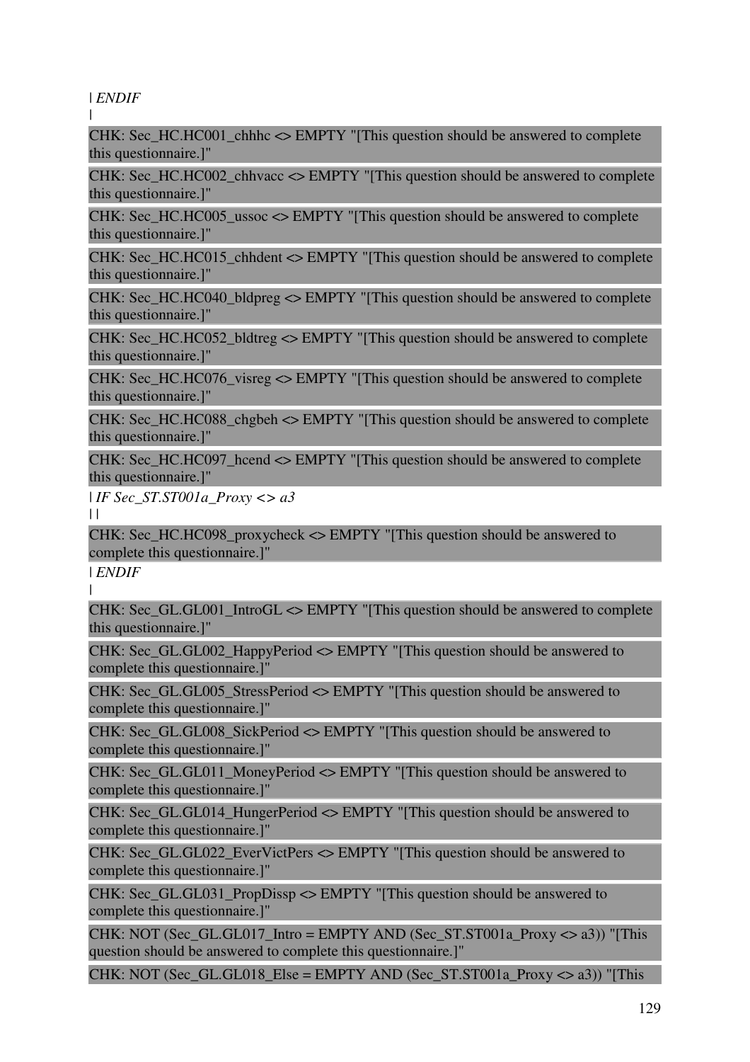| *ENDIF*
|

CHK: Sec_HC.HC001_chhhc <> EMPTY "[This question should be answered to complete this questionnaire.]"

CHK: Sec_HC.HC002_chhvacc <> EMPTY "[This question should be answered to complete this questionnaire.]"

CHK: Sec_HC.HC005_ussoc <> EMPTY "[This question should be answered to complete this questionnaire.]"

CHK: Sec_HC.HC015_chhdent <> EMPTY "[This question should be answered to complete this questionnaire.]"

CHK: Sec_HC.HC040_bldpreg <> EMPTY "[This question should be answered to complete this questionnaire.]"

CHK: Sec_HC.HC052_bldtreg <> EMPTY "[This question should be answered to complete this questionnaire.]"

CHK: Sec_HC.HC076_visreg <> EMPTY "[This question should be answered to complete this questionnaire.]"

CHK: Sec_HC.HC088_chgbeh <> EMPTY "[This question should be answered to complete this questionnaire.]"

CHK: Sec_HC.HC097_hcend <> EMPTY "[This question should be answered to complete this questionnaire.]"

| *IF Sec_ST.ST001a_Proxy <> a3*
| |

CHK: Sec_HC.HC098_proxycheck <> EMPTY "[This question should be answered to complete this questionnaire.]"

| *ENDIF*
|

CHK: Sec_GL.GL001_IntroGL <> EMPTY "[This question should be answered to complete this questionnaire.]"

CHK: Sec_GL.GL002_HappyPeriod <> EMPTY "[This question should be answered to complete this questionnaire.]"

CHK: Sec_GL.GL005_StressPeriod <> EMPTY "[This question should be answered to complete this questionnaire.]"

CHK: Sec_GL.GL008_SickPeriod <> EMPTY "[This question should be answered to complete this questionnaire.]"

CHK: Sec_GL.GL011_MoneyPeriod <> EMPTY "[This question should be answered to complete this questionnaire.]"

CHK: Sec_GL.GL014_HungerPeriod <> EMPTY "[This question should be answered to complete this questionnaire.]"

CHK: Sec_GL.GL022_EverVictPers <> EMPTY "[This question should be answered to complete this questionnaire.]"

CHK: Sec_GL.GL031_PropDissp <> EMPTY "[This question should be answered to complete this questionnaire.]"

CHK: NOT (Sec_GL.GL017_Intro = EMPTY AND (Sec_ST.ST001a_Proxy <> a3)) "[This question should be answered to complete this questionnaire.]"

CHK: NOT (Sec_GL.GL018_Else = EMPTY AND (Sec_ST.ST001a_Proxy <> a3)) "[This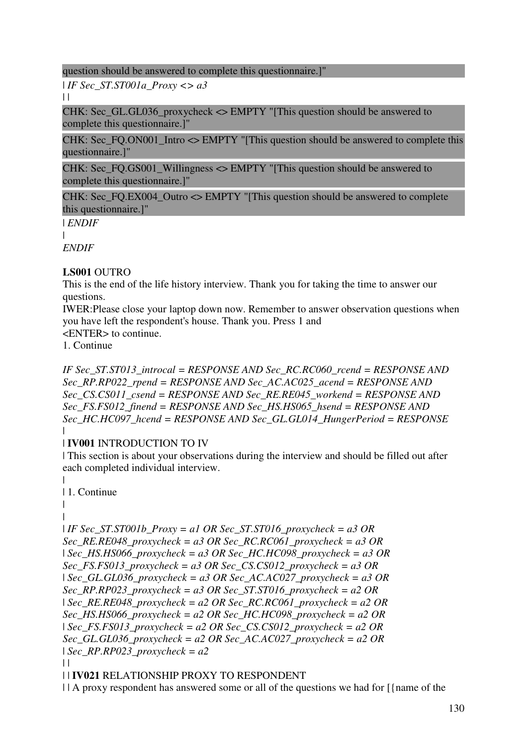question should be answered to complete this questionnaire.]"

| *IF Sec_ST.ST001a_Proxy <> a3*

| |

CHK: Sec_GL.GL036_proxycheck <> EMPTY "[This question should be answered to complete this questionnaire.]"

CHK: Sec_FQ.ON001_Intro <> EMPTY "[This question should be answered to complete this questionnaire.]"

CHK: Sec_FQ.GS001_Willingness <> EMPTY "[This question should be answered to complete this questionnaire.]"

CHK: Sec_FQ.EX004_Outro <> EMPTY "[This question should be answered to complete this questionnaire.]"

| *ENDIF*

|

*ENDIF*

**LS001** OUTRO
This is the end of the life history interview. Thank you for taking the time to answer our questions.
IWER:Please close your laptop down now. Remember to answer observation questions when you have left the respondent's house. Thank you. Press 1 and
<ENTER> to continue.
1. Continue

*IF Sec_ST.ST013_introcal = RESPONSE AND Sec_RC.RC060_rcend = RESPONSE AND Sec_RP.RP022_rpend = RESPONSE AND Sec_AC.AC025_acend = RESPONSE AND Sec_CS.CS011_csend = RESPONSE AND Sec_RE.RE045_workend = RESPONSE AND Sec_FS.FS012_finend = RESPONSE AND Sec_HS.HS065_hsend = RESPONSE AND Sec_HC.HC097_hcend = RESPONSE AND Sec_GL.GL014_HungerPeriod = RESPONSE*

|

| **IV001** INTRODUCTION TO IV

| This section is about your observations during the interview and should be filled out after each completed individual interview.

|

| 1. Continue

|

|

| *IF Sec_ST.ST001b_Proxy = a1 OR Sec_ST.ST016_proxycheck = a3 OR Sec_RE.RE048_proxycheck = a3 OR Sec_RC.RC061_proxycheck = a3 OR*
| *Sec_HS.HS066_proxycheck = a3 OR Sec_HC.HC098_proxycheck = a3 OR Sec_FS.FS013_proxycheck = a3 OR Sec_CS.CS012_proxycheck = a3 OR*
| *Sec_GL.GL036_proxycheck = a3 OR Sec_AC.AC027_proxycheck = a3 OR Sec_RP.RP023_proxycheck = a3 OR Sec_ST.ST016_proxycheck = a2 OR*
| *Sec_RE.RE048_proxycheck = a2 OR Sec_RC.RC061_proxycheck = a2 OR Sec_HS.HS066_proxycheck = a2 OR Sec_HC.HC098_proxycheck = a2 OR*
| *Sec_FS.FS013_proxycheck = a2 OR Sec_CS.CS012_proxycheck = a2 OR Sec_GL.GL036_proxycheck = a2 OR Sec_AC.AC027_proxycheck = a2 OR*
| *Sec_RP.RP023_proxycheck = a2*

| |

| | **IV021** RELATIONSHIP PROXY TO RESPONDENT

| | A proxy respondent has answered some or all of the questions we had for [{name of the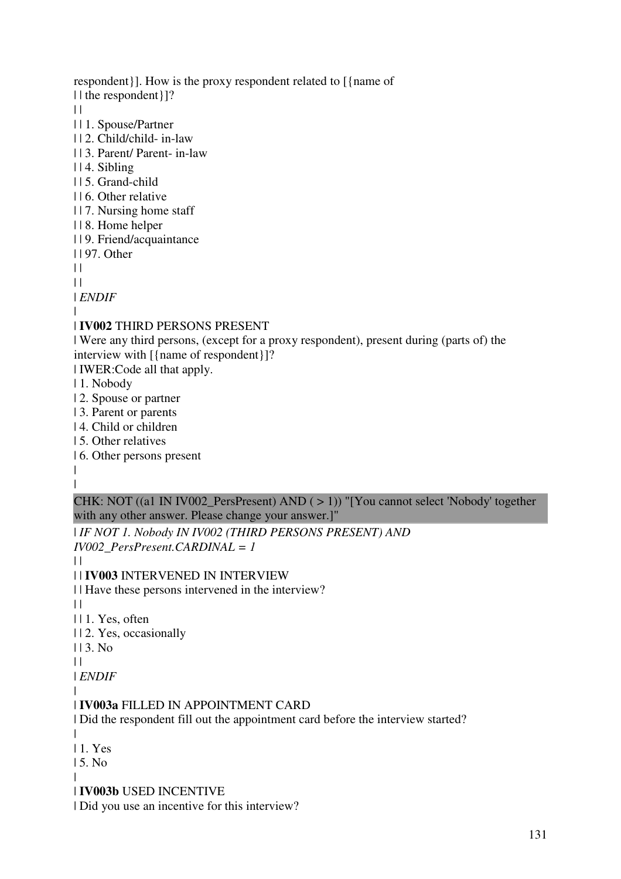respondent}]. How is the proxy respondent related to [{name of
| | the respondent}]?
| |
| | 1. Spouse/Partner
| | 2. Child/child- in-law
| | 3. Parent/ Parent- in-law
| | 4. Sibling
| | 5. Grand-child
| | 6. Other relative
| | 7. Nursing home staff
| | 8. Home helper
| | 9. Friend/acquaintance
| | 97. Other
| |
| |
| *ENDIF*
|
| **IV002** THIRD PERSONS PRESENT
| Were any third persons, (except for a proxy respondent), present during (parts of) the interview with [{name of respondent}]?
| IWER:Code all that apply.
| 1. Nobody
| 2. Spouse or partner
| 3. Parent or parents
| 4. Child or children
| 5. Other relatives
| 6. Other persons present
|
|

CHK: NOT ((a1 IN IV002_PersPresent) AND ( > 1)) "[You cannot select 'Nobody' together with any other answer. Please change your answer.]"

| *IF NOT 1. Nobody IN IV002 (THIRD PERSONS PRESENT) AND IV002_PersPresent.CARDINAL = 1*
| |
| | **IV003** INTERVENED IN INTERVIEW
| | Have these persons intervened in the interview?
| |
| | 1. Yes, often
| | 2. Yes, occasionally
| | 3. No
| |
| *ENDIF*
|
| **IV003a** FILLED IN APPOINTMENT CARD
| Did the respondent fill out the appointment card before the interview started?
|
| 1. Yes
| 5. No
|
| **IV003b** USED INCENTIVE
| Did you use an incentive for this interview?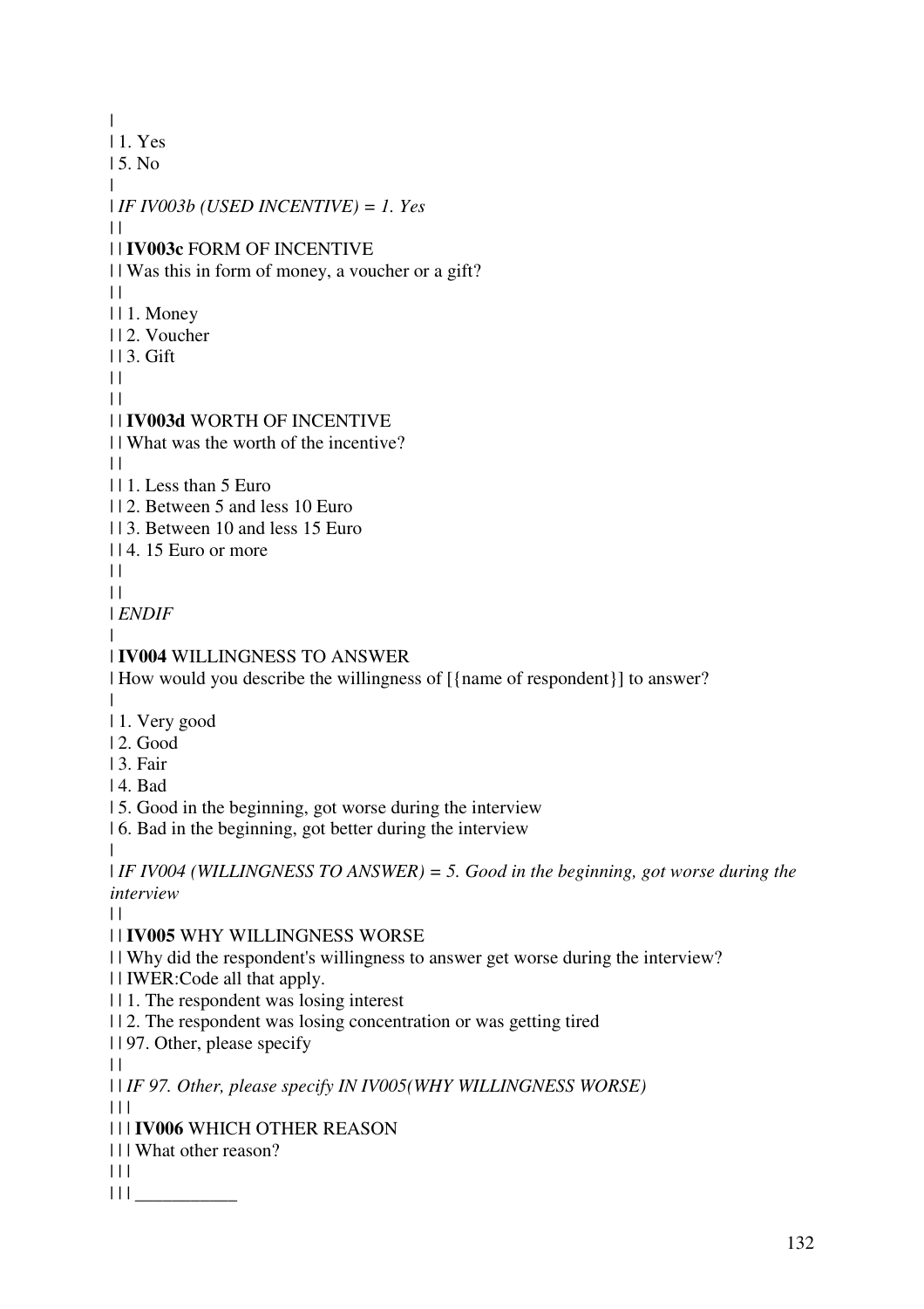|
| 1. Yes
| 5. No
|
| *IF IV003b (USED INCENTIVE) = 1. Yes*
| |
| | **IV003c** FORM OF INCENTIVE
| | Was this in form of money, a voucher or a gift?
| |
| | 1. Money
| | 2. Voucher
| | 3. Gift
| |
| |
| | **IV003d** WORTH OF INCENTIVE
| | What was the worth of the incentive?
| |
| | 1. Less than 5 Euro
| | 2. Between 5 and less 10 Euro
| | 3. Between 10 and less 15 Euro
| | 4. 15 Euro or more
| |
| |
| *ENDIF*
|
| **IV004** WILLINGNESS TO ANSWER
| How would you describe the willingness of [{name of respondent}] to answer?
|
| 1. Very good
| 2. Good
| 3. Fair
| 4. Bad
| 5. Good in the beginning, got worse during the interview
| 6. Bad in the beginning, got better during the interview
|
| *IF IV004 (WILLINGNESS TO ANSWER) = 5. Good in the beginning, got worse during the interview*
| |
| | **IV005** WHY WILLINGNESS WORSE
| | Why did the respondent's willingness to answer get worse during the interview?
| | IWER:Code all that apply.
| | 1. The respondent was losing interest
| | 2. The respondent was losing concentration or was getting tired
| | 97. Other, please specify
| |
| | *IF 97. Other, please specify IN IV005(WHY WILLINGNESS WORSE)*
| | |
| | | **IV006** WHICH OTHER REASON
| | | What other reason?
| | |
| | | ___________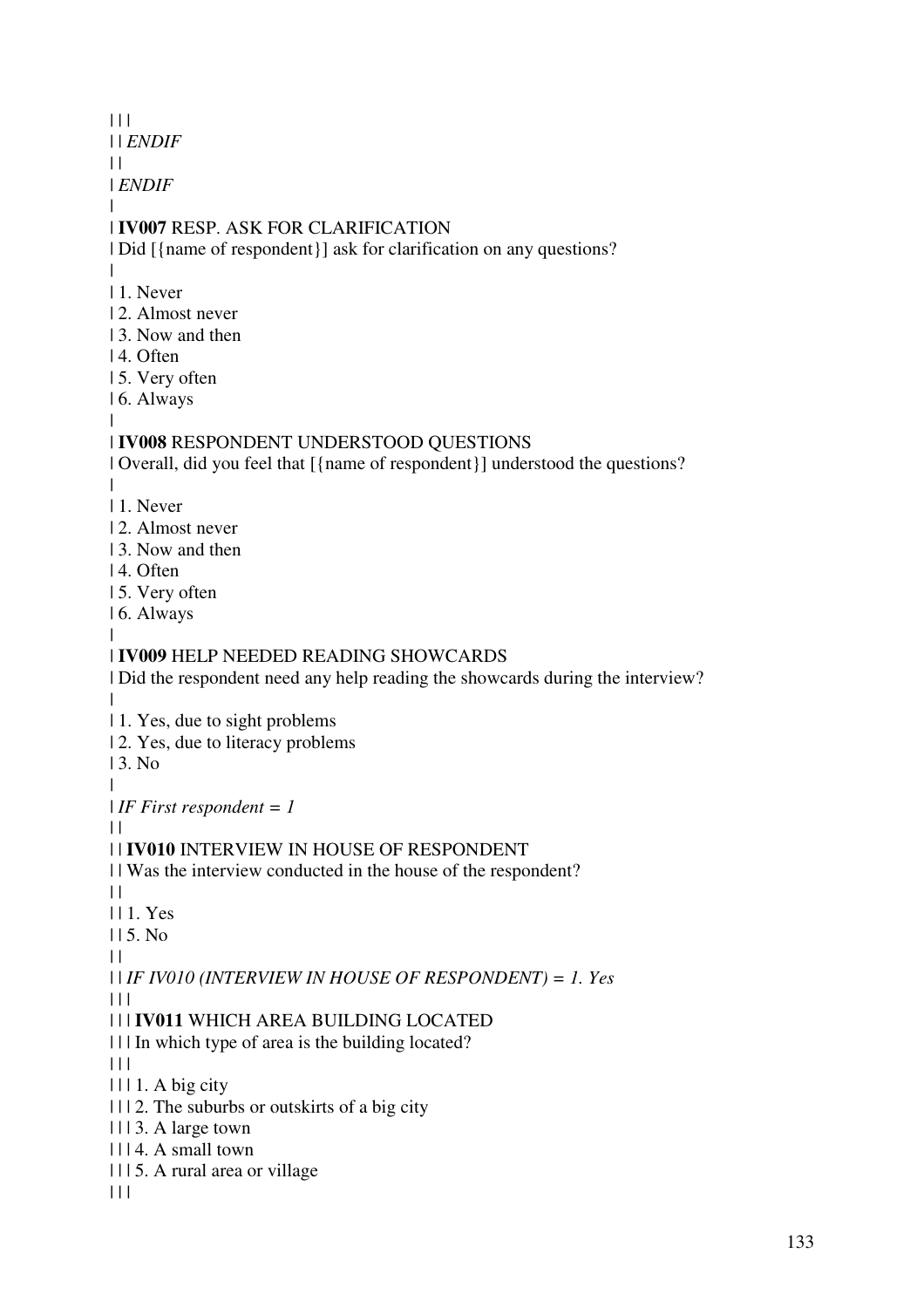| | |
| | *ENDIF*
| |
| *ENDIF*
|
| **IV007** RESP. ASK FOR CLARIFICATION
| Did [{name of respondent}] ask for clarification on any questions?
|
| 1. Never
| 2. Almost never
| 3. Now and then
| 4. Often
| 5. Very often
| 6. Always
|
| **IV008** RESPONDENT UNDERSTOOD QUESTIONS
| Overall, did you feel that [{name of respondent}] understood the questions?
|
| 1. Never
| 2. Almost never
| 3. Now and then
| 4. Often
| 5. Very often
| 6. Always
|
| **IV009** HELP NEEDED READING SHOWCARDS
| Did the respondent need any help reading the showcards during the interview?
|
| 1. Yes, due to sight problems
| 2. Yes, due to literacy problems
| 3. No
|
| *IF First respondent = 1*
| |
| | **IV010** INTERVIEW IN HOUSE OF RESPONDENT
| | Was the interview conducted in the house of the respondent?
| |
| | 1. Yes
| | 5. No
| |
| | *IF IV010 (INTERVIEW IN HOUSE OF RESPONDENT) = 1. Yes*
| | |
| | | **IV011** WHICH AREA BUILDING LOCATED
| | | In which type of area is the building located?
| | |
| | | 1. A big city
| | | 2. The suburbs or outskirts of a big city
| | | 3. A large town
| | | 4. A small town
| | | 5. A rural area or village
| | |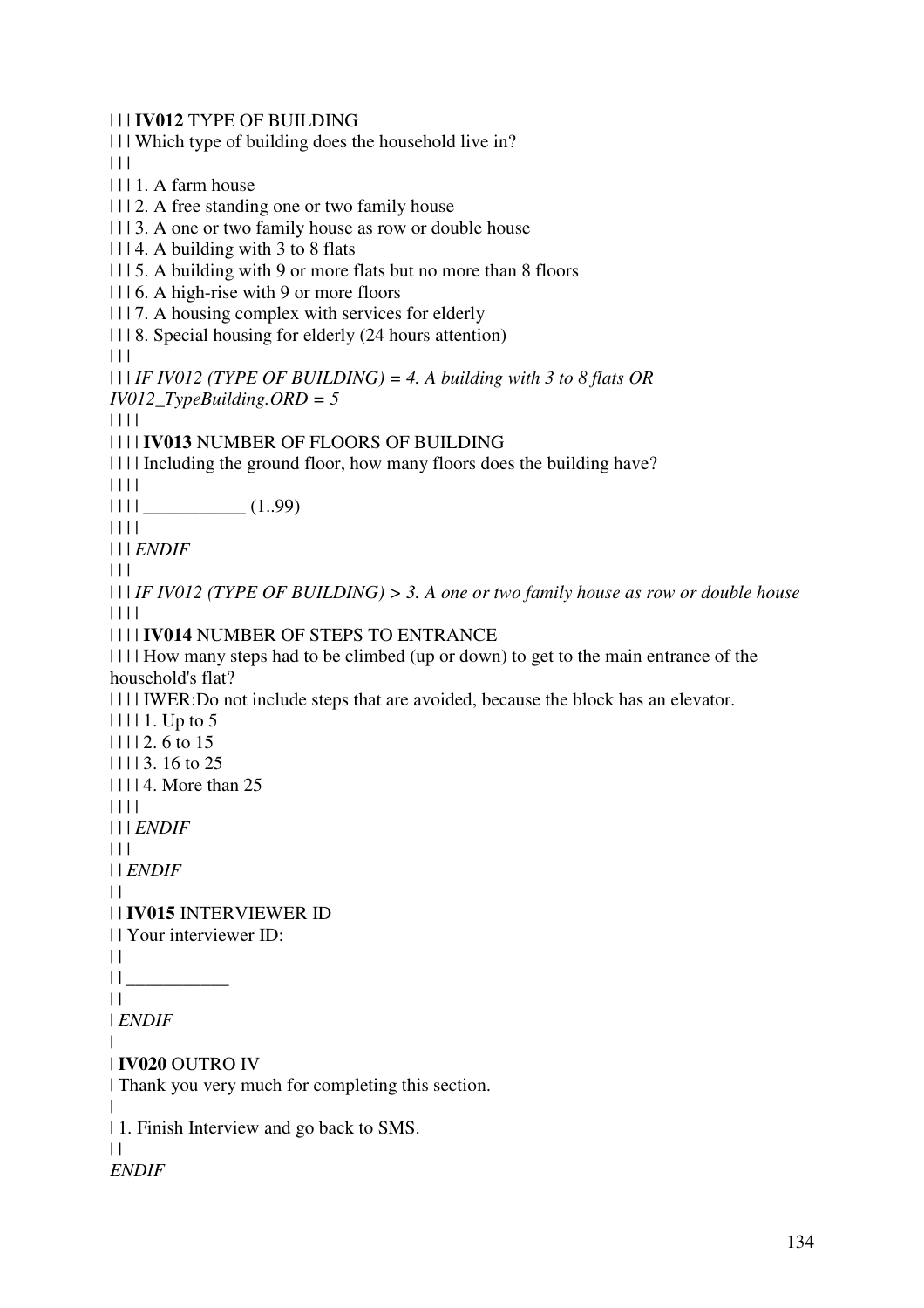| | | **IV012** TYPE OF BUILDING
| | | Which type of building does the household live in?
| | |
| | | 1. A farm house
| | | 2. A free standing one or two family house
| | | 3. A one or two family house as row or double house
| | | 4. A building with 3 to 8 flats
| | | 5. A building with 9 or more flats but no more than 8 floors
| | | 6. A high-rise with 9 or more floors
| | | 7. A housing complex with services for elderly
| | | 8. Special housing for elderly (24 hours attention)
| | |
| | | *IF IV012 (TYPE OF BUILDING) = 4. A building with 3 to 8 flats OR IV012_TypeBuilding.ORD = 5*
| | | |
| | | | **IV013** NUMBER OF FLOORS OF BUILDING
| | | | Including the ground floor, how many floors does the building have?
| | | |
| | | | ___________ (1..99)
| | | |
| | | *ENDIF*
| | |
| | | *IF IV012 (TYPE OF BUILDING) > 3. A one or two family house as row or double house*
| | | |
| | | | **IV014** NUMBER OF STEPS TO ENTRANCE
| | | | How many steps had to be climbed (up or down) to get to the main entrance of the household's flat?
| | | | IWER:Do not include steps that are avoided, because the block has an elevator.
| | | | 1. Up to 5
| | | | 2. 6 to 15
| | | | 3. 16 to 25
| | | | 4. More than 25
| | | |
| | | *ENDIF*
| | |
| | *ENDIF*
| |
| | **IV015** INTERVIEWER ID
| | Your interviewer ID:
| |
| | ___________
| |
| *ENDIF*
|
| **IV020** OUTRO IV
| Thank you very much for completing this section.
|
| 1. Finish Interview and go back to SMS.
| |
*ENDIF*